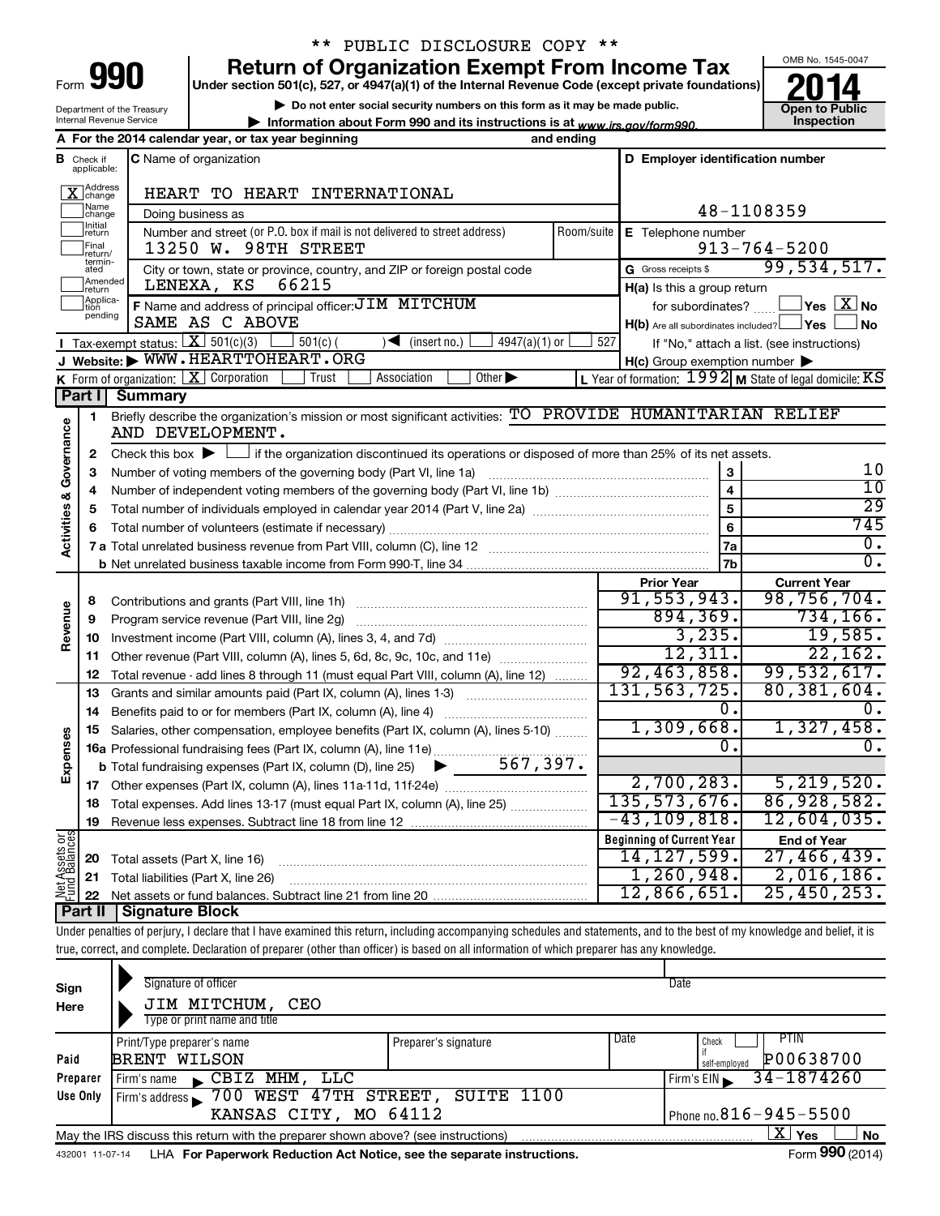\*\* PUBLIC DISCLOSURE COPY \*\*

# Form 990 — Return of Organization Exempt From Income Tax — 2014

Under section 501(c), 527, or 4947(a)(1) of the Internal Revenue Code (except private foundations)

▶ Do not enter social security numbers on this form as it may be made public.

▶ Information about Form 990 and its instructions is at www.irs.gov/form990.

Department of the Treasury
Internal Revenue Service

OMB No. 1545-0047

Open to Public Inspection

**A** For the 2014 calendar year, or tax year beginning and ending

**B** Check if applicable: [X] Address change; [ ] Name change; [ ] Initial return; [ ] Final return/terminated; [ ] Amended return; [ ] Application pending

**C** Name of organization: HEART TO HEART INTERNATIONAL

Doing business as

Number and street (or P.O. box if mail is not delivered to street address): 13250 W. 98TH STREET — Room/suite

City or town, state or province, country, and ZIP or foreign postal code: LENEXA, KS 66215

**D** Employer identification number: 48-1108359

**E** Telephone number: 913-764-5200

**G** Gross receipts $ 99,534,517.

**F** Name and address of principal officer: JIM MITCHUM, SAME AS C ABOVE

**H(a)** Is this a group return for subordinates? [ ] Yes [X] No

**H(b)** Are all subordinates included? [ ] Yes [ ] No — If "No," attach a list. (see instructions)

**H(c)** Group exemption number ▶

**I** Tax-exempt status: [X] 501(c)(3) [ ] 501(c) ( ) ◀ (insert no.) [ ] 4947(a)(1) or [ ] 527

**J** Website: ▶ WWW.HEARTTOHEART.ORG

**K** Form of organization: [X] Corporation [ ] Trust [ ] Association [ ] Other ▶

**L** Year of formation: 1992 **M** State of legal domicile: KS

## Part I Summary

### Activities & Governance

1. Briefly describe the organization's mission or most significant activities: TO PROVIDE HUMANITARIAN RELIEF AND DEVELOPMENT.
2. Check this box ▶ [ ] if the organization discontinued its operations or disposed of more than 25% of its net assets.

| Line | Description | | Value |
|---|---|---|---|
| 3 | Number of voting members of the governing body (Part VI, line 1a) | 3 | 10 |
| 4 | Number of independent voting members of the governing body (Part VI, line 1b) | 4 | 10 |
| 5 | Total number of individuals employed in calendar year 2014 (Part V, line 2a) | 5 | 29 |
| 6 | Total number of volunteers (estimate if necessary) | 6 | 745 |
| 7a | Total unrelated business revenue from Part VIII, column (C), line 12 | 7a | 0. |
| 7b | Net unrelated business taxable income from Form 990-T, line 34 | 7b | 0. |

### Revenue / Expenses / Net Assets

| Line | Description | Prior Year | Current Year |
|---|---|---|---|
| 8 | Contributions and grants (Part VIII, line 1h) | 91,553,943. | 98,756,704. |
| 9 | Program service revenue (Part VIII, line 2g) | 894,369. | 734,166. |
| 10 | Investment income (Part VIII, column (A), lines 3, 4, and 7d) | 3,235. | 19,585. |
| 11 | Other revenue (Part VIII, column (A), lines 5, 6d, 8c, 9c, 10c, and 11e) | 12,311. | 22,162. |
| 12 | Total revenue - add lines 8 through 11 (must equal Part VIII, column (A), line 12) | 92,463,858. | 99,532,617. |
| 13 | Grants and similar amounts paid (Part IX, column (A), lines 1-3) | 131,563,725. | 80,381,604. |
| 14 | Benefits paid to or for members (Part IX, column (A), line 4) | 0. | 0. |
| 15 | Salaries, other compensation, employee benefits (Part IX, column (A), lines 5-10) | 1,309,668. | 1,327,458. |
| 16a | Professional fundraising fees (Part IX, column (A), line 11e) | 0. | 0. |
| b | Total fundraising expenses (Part IX, column (D), line 25) ▶ 567,397. | | |
| 17 | Other expenses (Part IX, column (A), lines 11a-11d, 11f-24e) | 2,700,283. | 5,219,520. |
| 18 | Total expenses. Add lines 13-17 (must equal Part IX, column (A), line 25) | 135,573,676. | 86,928,582. |
| 19 | Revenue less expenses. Subtract line 18 from line 12 | -43,109,818. | 12,604,035. |

| Line | Description | Beginning of Current Year | End of Year |
|---|---|---|---|
| 20 | Total assets (Part X, line 16) | 14,127,599. | 27,466,439. |
| 21 | Total liabilities (Part X, line 26) | 1,260,948. | 2,016,186. |
| 22 | Net assets or fund balances. Subtract line 21 from line 20 | 12,866,651. | 25,450,253. |

## Part II Signature Block

Under penalties of perjury, I declare that I have examined this return, including accompanying schedules and statements, and to the best of my knowledge and belief, it is true, correct, and complete. Declaration of preparer (other than officer) is based on all information of which preparer has any knowledge.

**Sign Here**

Signature of officer — Date

JIM MITCHUM, CEO
Type or print name and title

**Paid Preparer Use Only**

| Print/Type preparer's name | Preparer's signature | Date | Check if self-employed | PTIN |
|---|---|---|---|---|
| BRENT WILSON | | | | P00638700 |

Firm's name ▶ CBIZ MHM, LLC — Firm's EIN ▶ 34-1874260

Firm's address ▶ 700 WEST 47TH STREET, SUITE 1100, KANSAS CITY, MO 64112 — Phone no. 816-945-5500

May the IRS discuss this return with the preparer shown above? (see instructions) [X] Yes [ ] No

432001 11-07-14 LHA For Paperwork Reduction Act Notice, see the separate instructions. Form 990 (2014)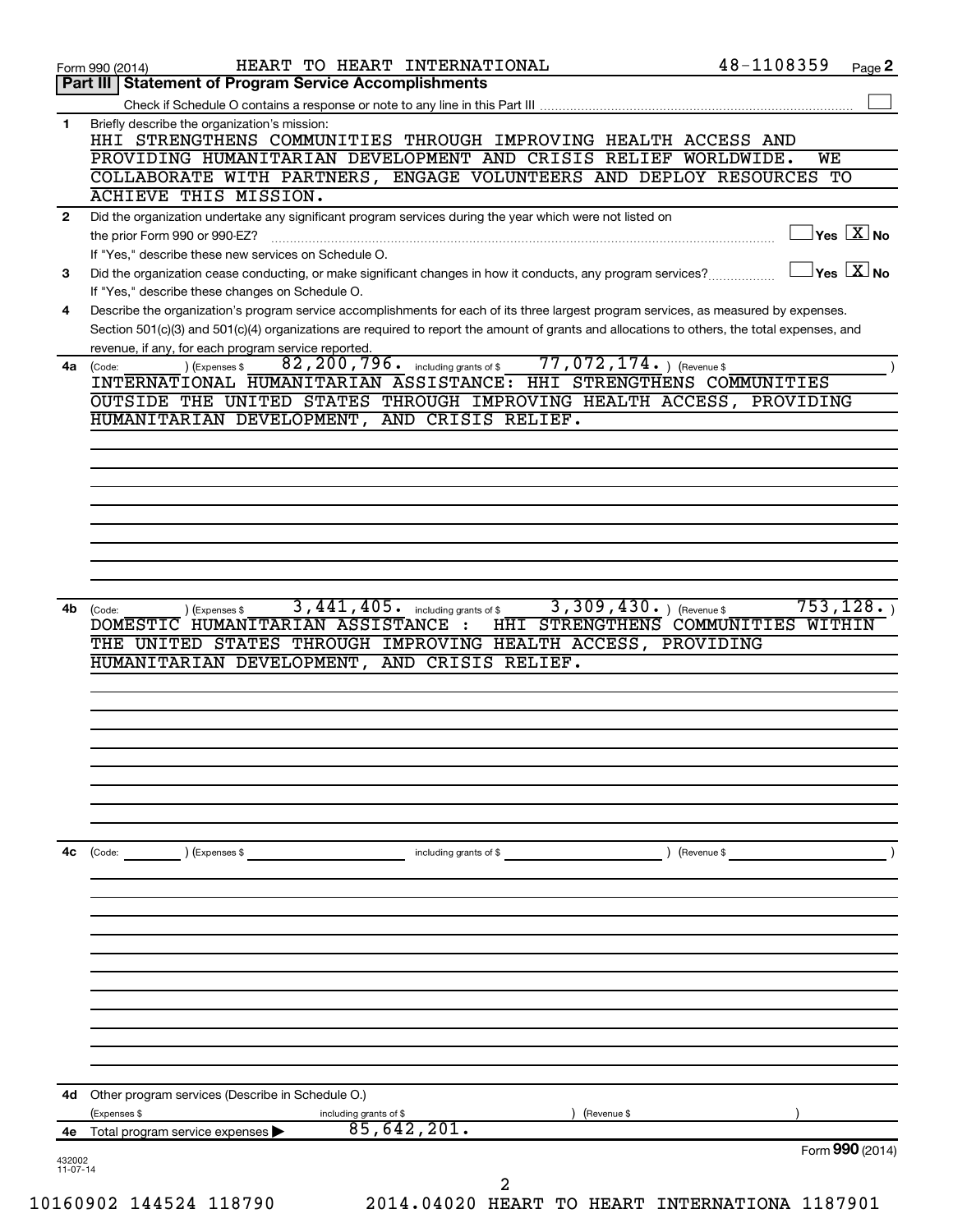Form 990 (2014) HEART TO HEART INTERNATIONAL 48-1108359 Page **2**

## Part III | Statement of Program Service Accomplishments

Check if Schedule O contains a response or note to any line in this Part III ☐

**1** Briefly describe the organization's mission:

HHI STRENGTHENS COMMUNITIES THROUGH IMPROVING HEALTH ACCESS AND PROVIDING HUMANITARIAN DEVELOPMENT AND CRISIS RELIEF WORLDWIDE. WE COLLABORATE WITH PARTNERS, ENGAGE VOLUNTEERS AND DEPLOY RESOURCES TO ACHIEVE THIS MISSION.

**2** Did the organization undertake any significant program services during the year which were not listed on the prior Form 990 or 990-EZ? ☐ Yes ☒ No

If "Yes," describe these new services on Schedule O.

**3** Did the organization cease conducting, or make significant changes in how it conducts, any program services? ☐ Yes ☒ No

If "Yes," describe these changes on Schedule O.

**4** Describe the organization's program service accomplishments for each of its three largest program services, as measured by expenses. Section 501(c)(3) and 501(c)(4) organizations are required to report the amount of grants and allocations to others, the total expenses, and revenue, if any, for each program service reported.

**4a** (Code: ) (Expenses $ 82,200,796. including grants of $ 77,072,174. ) (Revenue $ )

INTERNATIONAL HUMANITARIAN ASSISTANCE: HHI STRENGTHENS COMMUNITIES OUTSIDE THE UNITED STATES THROUGH IMPROVING HEALTH ACCESS, PROVIDING HUMANITARIAN DEVELOPMENT, AND CRISIS RELIEF.

**4b** (Code: ) (Expenses $ 3,441,405. including grants of $ 3,309,430. ) (Revenue $ 753,128. )

DOMESTIC HUMANITARIAN ASSISTANCE : HHI STRENGTHENS COMMUNITIES WITHIN THE UNITED STATES THROUGH IMPROVING HEALTH ACCESS, PROVIDING HUMANITARIAN DEVELOPMENT, AND CRISIS RELIEF.

**4c** (Code: ) (Expenses $ including grants of $ ) (Revenue $ )

**4d** Other program services (Describe in Schedule O.)

(Expenses $ including grants of $ ) (Revenue $ )

**4e** Total program service expenses ▶ 85,642,201.

Form **990** (2014)

432002 11-07-14

10160902 144524 118790 2014.04020 HEART TO HEART INTERNATIONA 1187901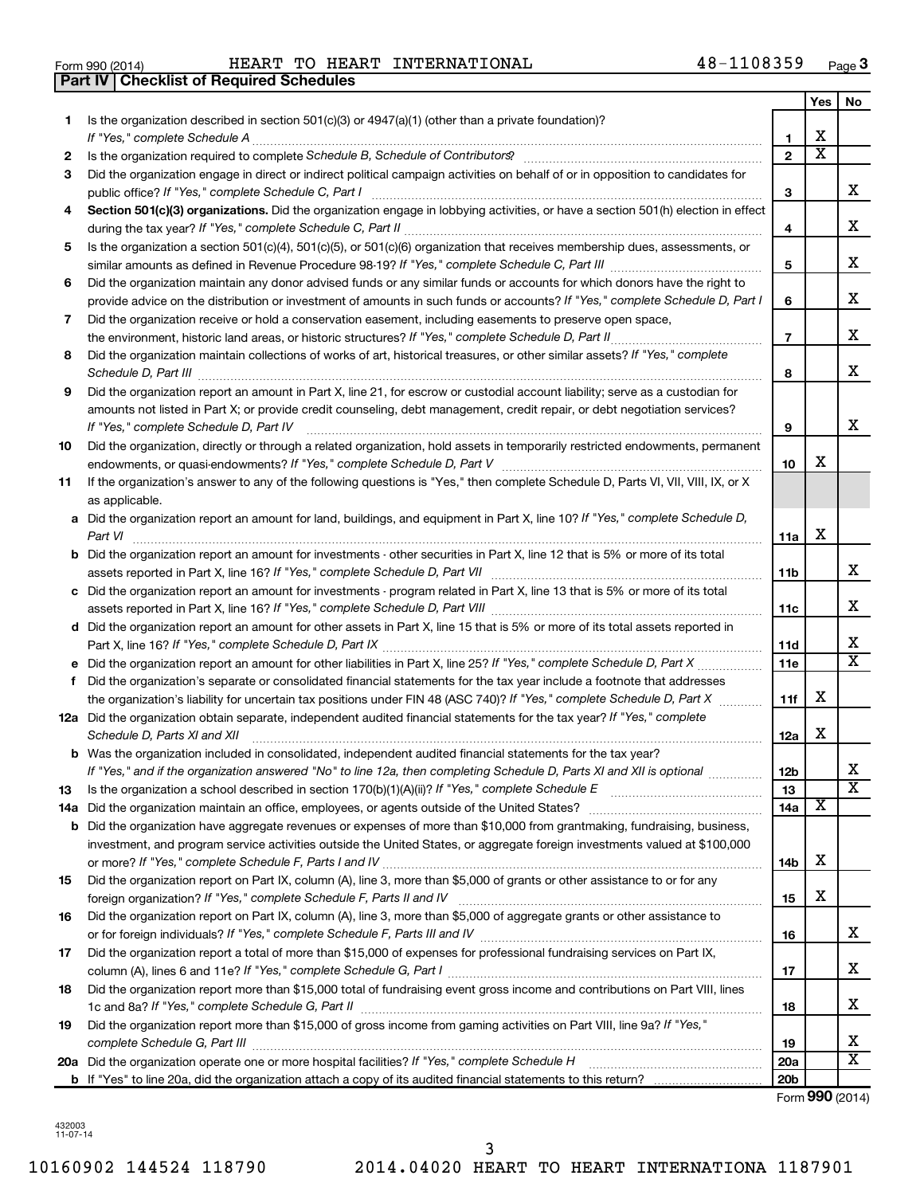Form 990 (2014) HEART TO HEART INTERNATIONAL 48-1108359

## Part IV | Checklist of Required Schedules

| | | | Yes | No |
|---|---|---|---|---|
| 1 | Is the organization described in section 501(c)(3) or 4947(a)(1) (other than a private foundation)? *If "Yes," complete Schedule A* | 1 | X | |
| 2 | Is the organization required to complete *Schedule B, Schedule of Contributors*? | 2 | X | |
| 3 | Did the organization engage in direct or indirect political campaign activities on behalf of or in opposition to candidates for public office? *If "Yes," complete Schedule C, Part I* | 3 | | X |
| 4 | **Section 501(c)(3) organizations.** Did the organization engage in lobbying activities, or have a section 501(h) election in effect during the tax year? *If "Yes," complete Schedule C, Part II* | 4 | | X |
| 5 | Is the organization a section 501(c)(4), 501(c)(5), or 501(c)(6) organization that receives membership dues, assessments, or similar amounts as defined in Revenue Procedure 98-19? *If "Yes," complete Schedule C, Part III* | 5 | | X |
| 6 | Did the organization maintain any donor advised funds or any similar funds or accounts for which donors have the right to provide advice on the distribution or investment of amounts in such funds or accounts? *If "Yes," complete Schedule D, Part I* | 6 | | X |
| 7 | Did the organization receive or hold a conservation easement, including easements to preserve open space, the environment, historic land areas, or historic structures? *If "Yes," complete Schedule D, Part II* | 7 | | X |
| 8 | Did the organization maintain collections of works of art, historical treasures, or other similar assets? *If "Yes," complete Schedule D, Part III* | 8 | | X |
| 9 | Did the organization report an amount in Part X, line 21, for escrow or custodial account liability; serve as a custodian for amounts not listed in Part X; or provide credit counseling, debt management, credit repair, or debt negotiation services? *If "Yes," complete Schedule D, Part IV* | 9 | | X |
| 10 | Did the organization, directly or through a related organization, hold assets in temporarily restricted endowments, permanent endowments, or quasi-endowments? *If "Yes," complete Schedule D, Part V* | 10 | X | |
| 11 | If the organization's answer to any of the following questions is "Yes," then complete Schedule D, Parts VI, VII, VIII, IX, or X as applicable. | | | |
| a | Did the organization report an amount for land, buildings, and equipment in Part X, line 10? *If "Yes," complete Schedule D, Part VI* | 11a | X | |
| b | Did the organization report an amount for investments - other securities in Part X, line 12 that is 5% or more of its total assets reported in Part X, line 16? *If "Yes," complete Schedule D, Part VII* | 11b | | X |
| c | Did the organization report an amount for investments - program related in Part X, line 13 that is 5% or more of its total assets reported in Part X, line 16? *If "Yes," complete Schedule D, Part VIII* | 11c | | X |
| d | Did the organization report an amount for other assets in Part X, line 15 that is 5% or more of its total assets reported in Part X, line 16? *If "Yes," complete Schedule D, Part IX* | 11d | | X |
| e | Did the organization report an amount for other liabilities in Part X, line 25? *If "Yes," complete Schedule D, Part X* | 11e | | X |
| f | Did the organization's separate or consolidated financial statements for the tax year include a footnote that addresses the organization's liability for uncertain tax positions under FIN 48 (ASC 740)? *If "Yes," complete Schedule D, Part X* | 11f | X | |
| 12a | Did the organization obtain separate, independent audited financial statements for the tax year? *If "Yes," complete Schedule D, Parts XI and XII* | 12a | X | |
| b | Was the organization included in consolidated, independent audited financial statements for the tax year? *If "Yes," and if the organization answered "No" to line 12a, then completing Schedule D, Parts XI and XII is optional* | 12b | | X |
| 13 | Is the organization a school described in section 170(b)(1)(A)(ii)? *If "Yes," complete Schedule E* | 13 | | X |
| 14a | Did the organization maintain an office, employees, or agents outside of the United States? | 14a | X | |
| b | Did the organization have aggregate revenues or expenses of more than $10,000 from grantmaking, fundraising, business, investment, and program service activities outside the United States, or aggregate foreign investments valued at $100,000 or more? *If "Yes," complete Schedule F, Parts I and IV* | 14b | X | |
| 15 | Did the organization report on Part IX, column (A), line 3, more than $5,000 of grants or other assistance to or for any foreign organization? *If "Yes," complete Schedule F, Parts II and IV* | 15 | X | |
| 16 | Did the organization report on Part IX, column (A), line 3, more than $5,000 of aggregate grants or other assistance to or for foreign individuals? *If "Yes," complete Schedule F, Parts III and IV* | 16 | | X |
| 17 | Did the organization report a total of more than $15,000 of expenses for professional fundraising services on Part IX, column (A), lines 6 and 11e? *If "Yes," complete Schedule G, Part I* | 17 | | X |
| 18 | Did the organization report more than $15,000 total of fundraising event gross income and contributions on Part VIII, lines 1c and 8a? *If "Yes," complete Schedule G, Part II* | 18 | | X |
| 19 | Did the organization report more than $15,000 of gross income from gaming activities on Part VIII, line 9a? *If "Yes," complete Schedule G, Part III* | 19 | | X |
| 20a | Did the organization operate one or more hospital facilities? *If "Yes," complete Schedule H* | 20a | | X |
| b | If "Yes" to line 20a, did the organization attach a copy of its audited financial statements to this return? | 20b | | |

Form **990** (2014)

432003 11-07-14

10160902 144524 118790 2014.04020 HEART TO HEART INTERNATIONA 1187901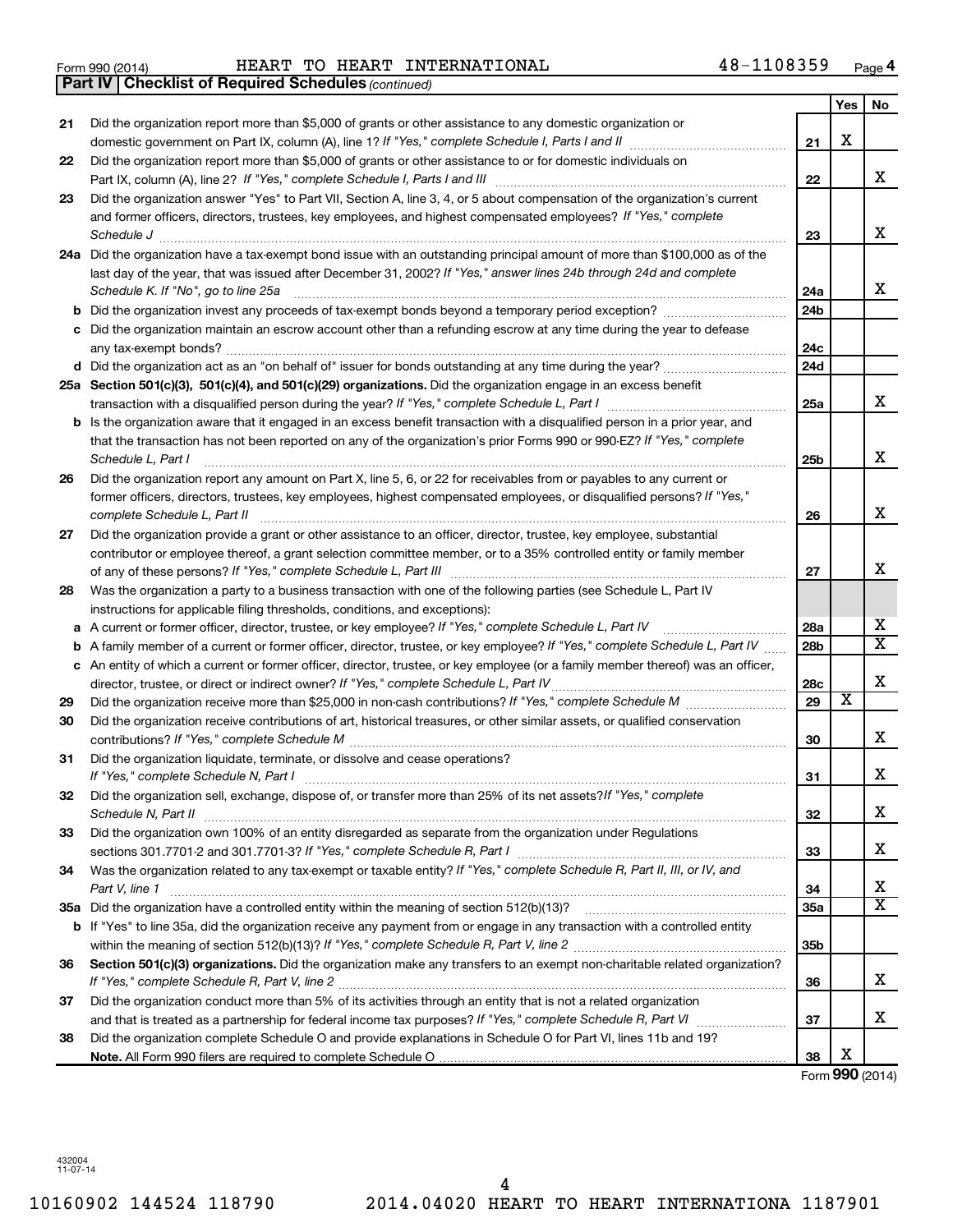Form 990 (2014) HEART TO HEART INTERNATIONAL 48-1108359 Page 4

**Part IV | Checklist of Required Schedules** *(continued)*

| | | | Yes | No |
|---|---|---|---|---|
| 21 | Did the organization report more than $5,000 of grants or other assistance to any domestic organization or domestic government on Part IX, column (A), line 1? *If "Yes," complete Schedule I, Parts I and II* | 21 | X | |
| 22 | Did the organization report more than $5,000 of grants or other assistance to or for domestic individuals on Part IX, column (A), line 2? *If "Yes," complete Schedule I, Parts I and III* | 22 | | X |
| 23 | Did the organization answer "Yes" to Part VII, Section A, line 3, 4, or 5 about compensation of the organization's current and former officers, directors, trustees, key employees, and highest compensated employees? *If "Yes," complete Schedule J* | 23 | | X |
| 24a | Did the organization have a tax-exempt bond issue with an outstanding principal amount of more than $100,000 as of the last day of the year, that was issued after December 31, 2002? *If "Yes," answer lines 24b through 24d and complete Schedule K. If "No", go to line 25a* | 24a | | X |
| b | Did the organization invest any proceeds of tax-exempt bonds beyond a temporary period exception? | 24b | | |
| c | Did the organization maintain an escrow account other than a refunding escrow at any time during the year to defease any tax-exempt bonds? | 24c | | |
| d | Did the organization act as an "on behalf of" issuer for bonds outstanding at any time during the year? | 24d | | |
| 25a | **Section 501(c)(3), 501(c)(4), and 501(c)(29) organizations.** Did the organization engage in an excess benefit transaction with a disqualified person during the year? *If "Yes," complete Schedule L, Part I* | 25a | | X |
| b | Is the organization aware that it engaged in an excess benefit transaction with a disqualified person in a prior year, and that the transaction has not been reported on any of the organization's prior Forms 990 or 990-EZ? *If "Yes," complete Schedule L, Part I* | 25b | | X |
| 26 | Did the organization report any amount on Part X, line 5, 6, or 22 for receivables from or payables to any current or former officers, directors, trustees, key employees, highest compensated employees, or disqualified persons? *If "Yes," complete Schedule L, Part II* | 26 | | X |
| 27 | Did the organization provide a grant or other assistance to an officer, director, trustee, key employee, substantial contributor or employee thereof, a grant selection committee member, or to a 35% controlled entity or family member of any of these persons? *If "Yes," complete Schedule L, Part III* | 27 | | X |
| 28 | Was the organization a party to a business transaction with one of the following parties (see Schedule L, Part IV instructions for applicable filing thresholds, conditions, and exceptions): | | | |
| a | A current or former officer, director, trustee, or key employee? *If "Yes," complete Schedule L, Part IV* | 28a | | X |
| b | A family member of a current or former officer, director, trustee, or key employee? *If "Yes," complete Schedule L, Part IV* | 28b | | X |
| c | An entity of which a current or former officer, director, trustee, or key employee (or a family member thereof) was an officer, director, trustee, or direct or indirect owner? *If "Yes," complete Schedule L, Part IV* | 28c | | X |
| 29 | Did the organization receive more than $25,000 in non-cash contributions? *If "Yes," complete Schedule M* | 29 | X | |
| 30 | Did the organization receive contributions of art, historical treasures, or other similar assets, or qualified conservation contributions? *If "Yes," complete Schedule M* | 30 | | X |
| 31 | Did the organization liquidate, terminate, or dissolve and cease operations? *If "Yes," complete Schedule N, Part I* | 31 | | X |
| 32 | Did the organization sell, exchange, dispose of, or transfer more than 25% of its net assets? *If "Yes," complete Schedule N, Part II* | 32 | | X |
| 33 | Did the organization own 100% of an entity disregarded as separate from the organization under Regulations sections 301.7701-2 and 301.7701-3? *If "Yes," complete Schedule R, Part I* | 33 | | X |
| 34 | Was the organization related to any tax-exempt or taxable entity? *If "Yes," complete Schedule R, Part II, III, or IV, and Part V, line 1* | 34 | | X |
| 35a | Did the organization have a controlled entity within the meaning of section 512(b)(13)? | 35a | | X |
| b | If "Yes" to line 35a, did the organization receive any payment from or engage in any transaction with a controlled entity within the meaning of section 512(b)(13)? *If "Yes," complete Schedule R, Part V, line 2* | 35b | | |
| 36 | **Section 501(c)(3) organizations.** Did the organization make any transfers to an exempt non-charitable related organization? *If "Yes," complete Schedule R, Part V, line 2* | 36 | | X |
| 37 | Did the organization conduct more than 5% of its activities through an entity that is not a related organization and that is treated as a partnership for federal income tax purposes? *If "Yes," complete Schedule R, Part VI* | 37 | | X |
| 38 | Did the organization complete Schedule O and provide explanations in Schedule O for Part VI, lines 11b and 19? **Note.** All Form 990 filers are required to complete Schedule O | 38 | X | |

Form **990** (2014)

432004 11-07-14

10160902 144524 118790 2014.04020 HEART TO HEART INTERNATIONA 1187901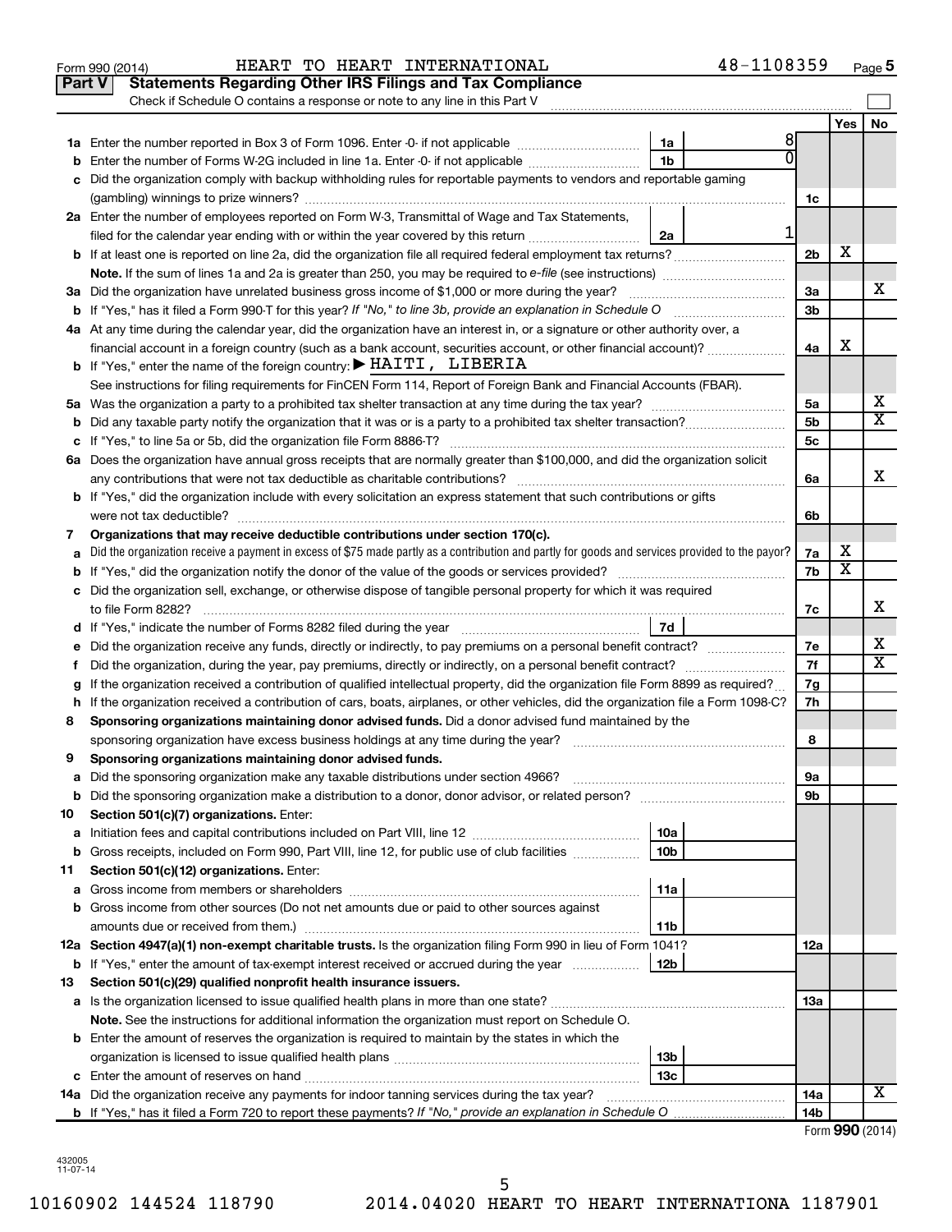Form 990 (2014) HEART TO HEART INTERNATIONAL 48-1108359

## Part V Statements Regarding Other IRS Filings and Tax Compliance

Check if Schedule O contains a response or note to any line in this Part V

| | | | | | Yes | No |
|---|---|---|---|---|---|---|
| **1a** | Enter the number reported in Box 3 of Form 1096. Enter -0- if not applicable | 1a | 8 | | | |
| **b** | Enter the number of Forms W-2G included in line 1a. Enter -0- if not applicable | 1b | 0 | | | |
| **c** | Did the organization comply with backup withholding rules for reportable payments to vendors and reportable gaming (gambling) winnings to prize winners? | | | 1c | | |
| **2a** | Enter the number of employees reported on Form W-3, Transmittal of Wage and Tax Statements, filed for the calendar year ending with or within the year covered by this return | 2a | 1 | | | |
| **b** | If at least one is reported on line 2a, did the organization file all required federal employment tax returns? | | | 2b | X | |
| | **Note.** If the sum of lines 1a and 2a is greater than 250, you may be required to *e-file* (see instructions) | | | | | |
| **3a** | Did the organization have unrelated business gross income of $1,000 or more during the year? | | | 3a | | X |
| **b** | If "Yes," has it filed a Form 990-T for this year? *If "No," to line 3b, provide an explanation in Schedule O* | | | 3b | | |
| **4a** | At any time during the calendar year, did the organization have an interest in, or a signature or other authority over, a financial account in a foreign country (such as a bank account, securities account, or other financial account)? | | | 4a | X | |
| **b** | If "Yes," enter the name of the foreign country: ▶ HAITI, LIBERIA | | | | | |
| | See instructions for filing requirements for FinCEN Form 114, Report of Foreign Bank and Financial Accounts (FBAR). | | | | | |
| **5a** | Was the organization a party to a prohibited tax shelter transaction at any time during the tax year? | | | 5a | | X |
| **b** | Did any taxable party notify the organization that it was or is a party to a prohibited tax shelter transaction? | | | 5b | | X |
| **c** | If "Yes," to line 5a or 5b, did the organization file Form 8886-T? | | | 5c | | |
| **6a** | Does the organization have annual gross receipts that are normally greater than $100,000, and did the organization solicit any contributions that were not tax deductible as charitable contributions? | | | 6a | | X |
| **b** | If "Yes," did the organization include with every solicitation an express statement that such contributions or gifts were not tax deductible? | | | 6b | | |
| **7** | **Organizations that may receive deductible contributions under section 170(c).** | | | | | |
| **a** | Did the organization receive a payment in excess of $75 made partly as a contribution and partly for goods and services provided to the payor? | | | 7a | X | |
| **b** | If "Yes," did the organization notify the donor of the value of the goods or services provided? | | | 7b | X | |
| **c** | Did the organization sell, exchange, or otherwise dispose of tangible personal property for which it was required to file Form 8282? | | | 7c | | X |
| **d** | If "Yes," indicate the number of Forms 8282 filed during the year | 7d | | | | |
| **e** | Did the organization receive any funds, directly or indirectly, to pay premiums on a personal benefit contract? | | | 7e | | X |
| **f** | Did the organization, during the year, pay premiums, directly or indirectly, on a personal benefit contract? | | | 7f | | X |
| **g** | If the organization received a contribution of qualified intellectual property, did the organization file Form 8899 as required? | | | 7g | | |
| **h** | If the organization received a contribution of cars, boats, airplanes, or other vehicles, did the organization file a Form 1098-C? | | | 7h | | |
| **8** | **Sponsoring organizations maintaining donor advised funds.** Did a donor advised fund maintained by the sponsoring organization have excess business holdings at any time during the year? | | | 8 | | |
| **9** | **Sponsoring organizations maintaining donor advised funds.** | | | | | |
| **a** | Did the sponsoring organization make any taxable distributions under section 4966? | | | 9a | | |
| **b** | Did the sponsoring organization make a distribution to a donor, donor advisor, or related person? | | | 9b | | |
| **10** | **Section 501(c)(7) organizations.** Enter: | | | | | |
| **a** | Initiation fees and capital contributions included on Part VIII, line 12 | 10a | | | | |
| **b** | Gross receipts, included on Form 990, Part VIII, line 12, for public use of club facilities | 10b | | | | |
| **11** | **Section 501(c)(12) organizations.** Enter: | | | | | |
| **a** | Gross income from members or shareholders | 11a | | | | |
| **b** | Gross income from other sources (Do not net amounts due or paid to other sources against amounts due or received from them.) | 11b | | | | |
| **12a** | **Section 4947(a)(1) non-exempt charitable trusts.** Is the organization filing Form 990 in lieu of Form 1041? | | | 12a | | |
| **b** | If "Yes," enter the amount of tax-exempt interest received or accrued during the year | 12b | | | | |
| **13** | **Section 501(c)(29) qualified nonprofit health insurance issuers.** | | | | | |
| **a** | Is the organization licensed to issue qualified health plans in more than one state? | | | 13a | | |
| | **Note.** See the instructions for additional information the organization must report on Schedule O. | | | | | |
| **b** | Enter the amount of reserves the organization is required to maintain by the states in which the organization is licensed to issue qualified health plans | 13b | | | | |
| **c** | Enter the amount of reserves on hand | 13c | | | | |
| **14a** | Did the organization receive any payments for indoor tanning services during the tax year? | | | 14a | | X |
| **b** | If "Yes," has it filed a Form 720 to report these payments? *If "No," provide an explanation in Schedule O* | | | 14b | | |

Form **990** (2014)

432005
11-07-14

10160902 144524 118790 2014.04020 HEART TO HEART INTERNATIONA 1187901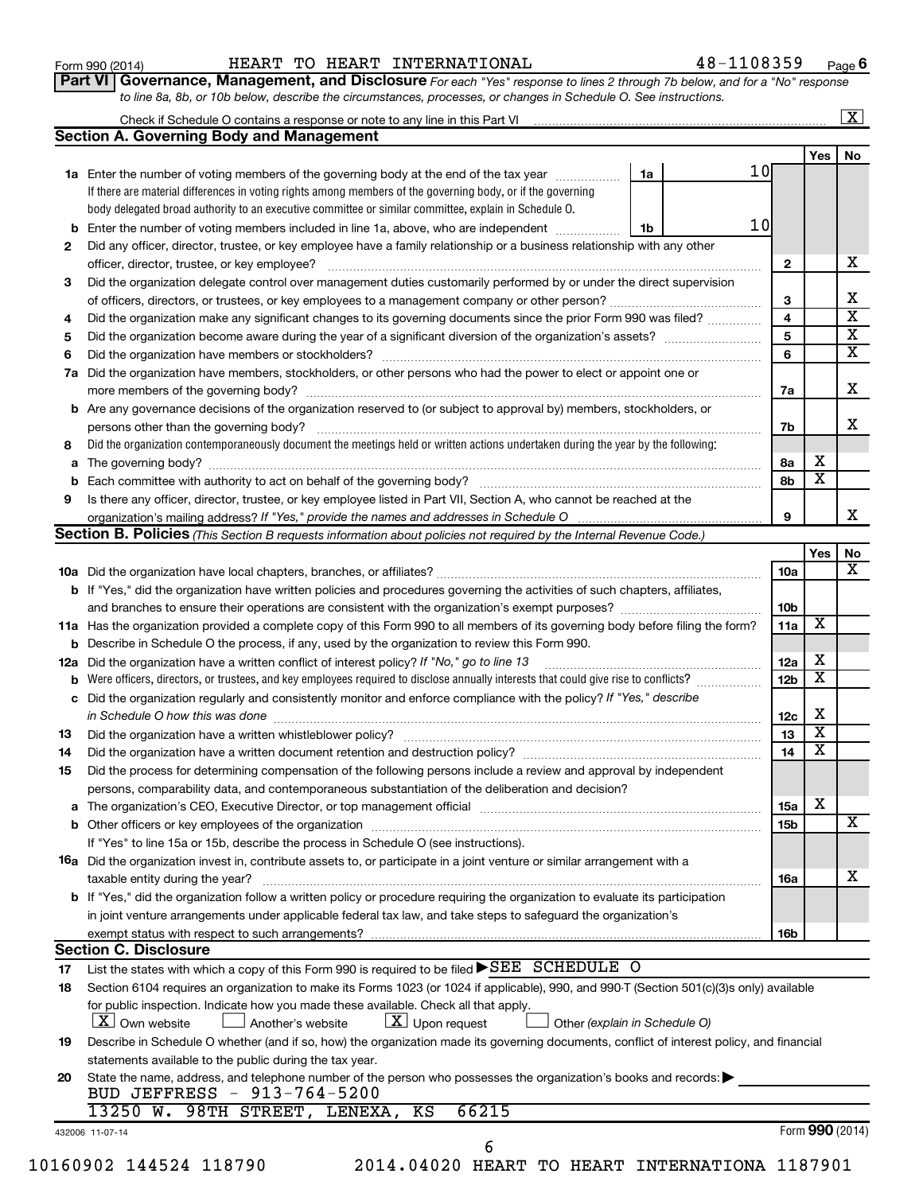Form 990 (2014) HEART TO HEART INTERNATIONAL 48-1108359

## Part VI Governance, Management, and Disclosure

*For each "Yes" response to lines 2 through 7b below, and for a "No" response to line 8a, 8b, or 10b below, describe the circumstances, processes, or changes in Schedule O. See instructions.*

Check if Schedule O contains a response or note to any line in this Part VI [X]

### Section A. Governing Body and Management

| | | | Yes | No |
|---|---|---|---|---|
| **1a** | Enter the number of voting members of the governing body at the end of the tax year (1a) 10. If there are material differences in voting rights among members of the governing body, or if the governing body delegated broad authority to an executive committee or similar committee, explain in Schedule O. | | | |
| **b** | Enter the number of voting members included in line 1a, above, who are independent (1b) 10 | | | |
| **2** | Did any officer, director, trustee, or key employee have a family relationship or a business relationship with any other officer, director, trustee, or key employee? | 2 | | X |
| **3** | Did the organization delegate control over management duties customarily performed by or under the direct supervision of officers, directors, or trustees, or key employees to a management company or other person? | 3 | | X |
| **4** | Did the organization make any significant changes to its governing documents since the prior Form 990 was filed? | 4 | | X |
| **5** | Did the organization become aware during the year of a significant diversion of the organization's assets? | 5 | | X |
| **6** | Did the organization have members or stockholders? | 6 | | X |
| **7a** | Did the organization have members, stockholders, or other persons who had the power to elect or appoint one or more members of the governing body? | 7a | | X |
| **b** | Are any governance decisions of the organization reserved to (or subject to approval by) members, stockholders, or persons other than the governing body? | 7b | | X |
| **8** | Did the organization contemporaneously document the meetings held or written actions undertaken during the year by the following: | | | |
| **a** | The governing body? | 8a | X | |
| **b** | Each committee with authority to act on behalf of the governing body? | 8b | X | |
| **9** | Is there any officer, director, trustee, or key employee listed in Part VII, Section A, who cannot be reached at the organization's mailing address? *If "Yes," provide the names and addresses in Schedule O* | 9 | | X |

### Section B. Policies *(This Section B requests information about policies not required by the Internal Revenue Code.)*

| | | | Yes | No |
|---|---|---|---|---|
| **10a** | Did the organization have local chapters, branches, or affiliates? | 10a | | X |
| **b** | If "Yes," did the organization have written policies and procedures governing the activities of such chapters, affiliates, and branches to ensure their operations are consistent with the organization's exempt purposes? | 10b | | |
| **11a** | Has the organization provided a complete copy of this Form 990 to all members of its governing body before filing the form? | 11a | X | |
| **b** | Describe in Schedule O the process, if any, used by the organization to review this Form 990. | | | |
| **12a** | Did the organization have a written conflict of interest policy? *If "No," go to line 13* | 12a | X | |
| **b** | Were officers, directors, or trustees, and key employees required to disclose annually interests that could give rise to conflicts? | 12b | X | |
| **c** | Did the organization regularly and consistently monitor and enforce compliance with the policy? *If "Yes," describe in Schedule O how this was done* | 12c | X | |
| **13** | Did the organization have a written whistleblower policy? | 13 | X | |
| **14** | Did the organization have a written document retention and destruction policy? | 14 | X | |
| **15** | Did the process for determining compensation of the following persons include a review and approval by independent persons, comparability data, and contemporaneous substantiation of the deliberation and decision? | | | |
| **a** | The organization's CEO, Executive Director, or top management official | 15a | X | |
| **b** | Other officers or key employees of the organization | 15b | | X |
| | If "Yes" to line 15a or 15b, describe the process in Schedule O (see instructions). | | | |
| **16a** | Did the organization invest in, contribute assets to, or participate in a joint venture or similar arrangement with a taxable entity during the year? | 16a | | X |
| **b** | If "Yes," did the organization follow a written policy or procedure requiring the organization to evaluate its participation in joint venture arrangements under applicable federal tax law, and take steps to safeguard the organization's exempt status with respect to such arrangements? | 16b | | |

### Section C. Disclosure

**17** List the states with which a copy of this Form 990 is required to be filed ▶SEE SCHEDULE O

**18** Section 6104 requires an organization to make its Forms 1023 (or 1024 if applicable), 990, and 990-T (Section 501(c)(3)s only) available for public inspection. Indicate how you made these available. Check all that apply.

[X] Own website [ ] Another's website [X] Upon request [ ] Other *(explain in Schedule O)*

**19** Describe in Schedule O whether (and if so, how) the organization made its governing documents, conflict of interest policy, and financial statements available to the public during the tax year.

**20** State the name, address, and telephone number of the person who possesses the organization's books and records: ▶

BUD JEFFRESS - 913-764-5200
13250 W. 98TH STREET, LENEXA, KS 66215

432006 11-07-14 Form **990** (2014)

10160902 144524 118790 2014.04020 HEART TO HEART INTERNATIONA 1187901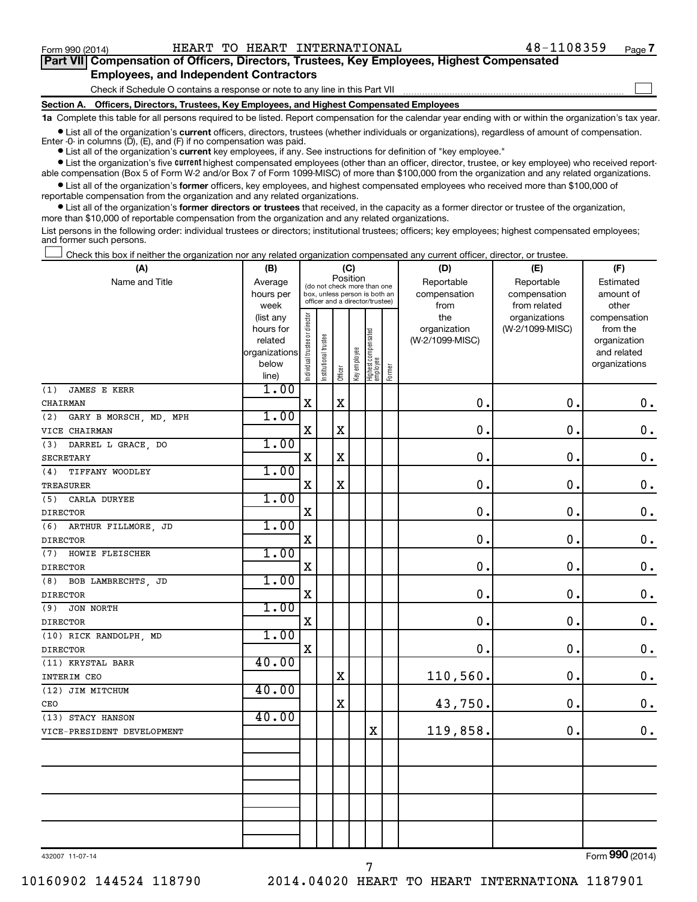Form 990 (2014) HEART TO HEART INTERNATIONAL 48-1108359

## Part VII Compensation of Officers, Directors, Trustees, Key Employees, Highest Compensated Employees, and Independent Contractors

Check if Schedule O contains a response or note to any line in this Part VII ☐

### Section A. Officers, Directors, Trustees, Key Employees, and Highest Compensated Employees

**1a** Complete this table for all persons required to be listed. Report compensation for the calendar year ending with or within the organization's tax year.

- List all of the organization's **current** officers, directors, trustees (whether individuals or organizations), regardless of amount of compensation. Enter -0- in columns (D), (E), and (F) if no compensation was paid.
- List all of the organization's **current** key employees, if any. See instructions for definition of "key employee."
- List the organization's five **current** highest compensated employees (other than an officer, director, trustee, or key employee) who received reportable compensation (Box 5 of Form W-2 and/or Box 7 of Form 1099-MISC) of more than $100,000 from the organization and any related organizations.
- List all of the organization's **former** officers, key employees, and highest compensated employees who received more than $100,000 of reportable compensation from the organization and any related organizations.
- List all of the organization's **former directors or trustees** that received, in the capacity as a former director or trustee of the organization, more than $10,000 of reportable compensation from the organization and any related organizations.

List persons in the following order: individual trustees or directors; institutional trustees; officers; key employees; highest compensated employees; and former such persons.

☐ Check this box if neither the organization nor any related organization compensated any current officer, director, or trustee.

| (A) Name and Title | (B) Average hours per week (list any hours for related organizations below line) | (C) Position: Individual trustee or director | Institutional trustee | Officer | Key employee | Highest compensated employee | Former | (D) Reportable compensation from the organization (W-2/1099-MISC) | (E) Reportable compensation from related organizations (W-2/1099-MISC) | (F) Estimated amount of other compensation from the organization and related organizations |
|---|---|---|---|---|---|---|---|---|---|---|
| (1) JAMES E KERR<br>CHAIRMAN | 1.00 | X | | X | | | | 0. | 0. | 0. |
| (2) GARY B MORSCH, MD, MPH<br>VICE CHAIRMAN | 1.00 | X | | X | | | | 0. | 0. | 0. |
| (3) DARREL L GRACE, DO<br>SECRETARY | 1.00 | X | | X | | | | 0. | 0. | 0. |
| (4) TIFFANY WOODLEY<br>TREASURER | 1.00 | X | | X | | | | 0. | 0. | 0. |
| (5) CARLA DURYEE<br>DIRECTOR | 1.00 | X | | | | | | 0. | 0. | 0. |
| (6) ARTHUR FILLMORE, JD<br>DIRECTOR | 1.00 | X | | | | | | 0. | 0. | 0. |
| (7) HOWIE FLEISCHER<br>DIRECTOR | 1.00 | X | | | | | | 0. | 0. | 0. |
| (8) BOB LAMBRECHTS, JD<br>DIRECTOR | 1.00 | X | | | | | | 0. | 0. | 0. |
| (9) JON NORTH<br>DIRECTOR | 1.00 | X | | | | | | 0. | 0. | 0. |
| (10) RICK RANDOLPH, MD<br>DIRECTOR | 1.00 | X | | | | | | 0. | 0. | 0. |
| (11) KRYSTAL BARR<br>INTERIM CEO | 40.00 | | | X | | | | 110,560. | 0. | 0. |
| (12) JIM MITCHUM<br>CEO | 40.00 | | | X | | | | 43,750. | 0. | 0. |
| (13) STACY HANSON<br>VICE-PRESIDENT DEVELOPMENT | 40.00 | | | | | X | | 119,858. | 0. | 0. |

432007 11-07-14

Form **990** (2014)

10160902 144524 118790 2014.04020 HEART TO HEART INTERNATIONA 1187901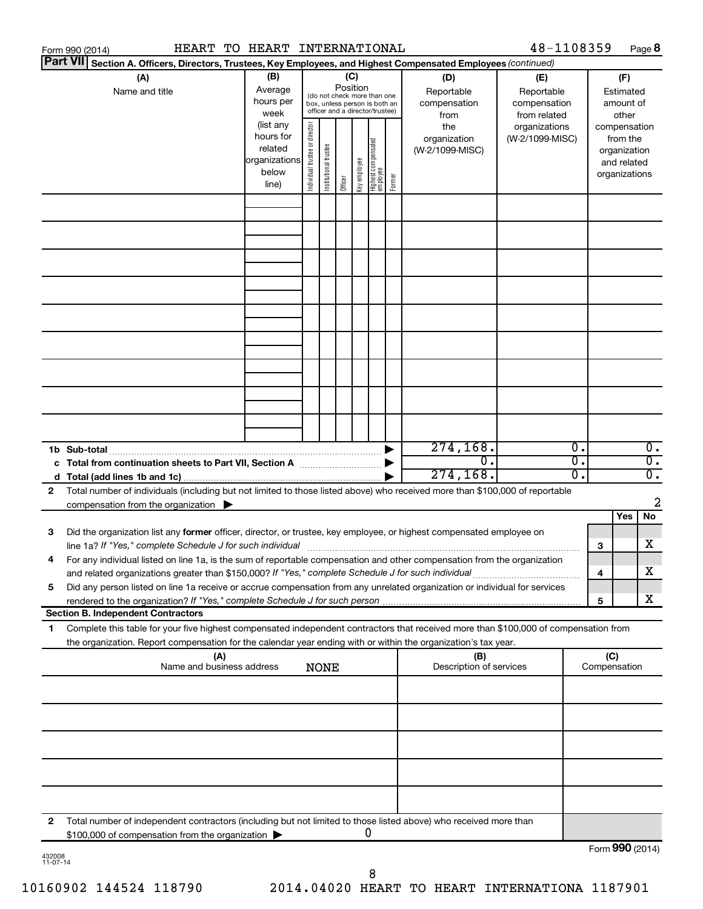Form 990 (2014) HEART TO HEART INTERNATIONAL 48-1108359 Page 8

**Part VII Section A. Officers, Directors, Trustees, Key Employees, and Highest Compensated Employees** *(continued)*

| (A) Name and title | (B) Average hours per week (list any hours for related organizations below line) | (C) Position (do not check more than one box, unless person is both an officer and a director/trustee): Individual trustee or director | Institutional trustee | Officer | Key employee | Highest compensated employee | Former | (D) Reportable compensation from the organization (W-2/1099-MISC) | (E) Reportable compensation from related organizations (W-2/1099-MISC) | (F) Estimated amount of other compensation from the organization and related organizations |
|---|---|---|---|---|---|---|---|---|---|---|
| | | | | | | | | | | |
| | | | | | | | | | | |
| | | | | | | | | | | |
| | | | | | | | | | | |
| | | | | | | | | | | |
| | | | | | | | | | | |
| | | | | | | | | | | |
| | | | | | | | | | | |
| | | | | | | | | | | |
| **1b Sub-total** | | | | | | | | 274,168. | 0. | 0. |
| **c Total from continuation sheets to Part VII, Section A** | | | | | | | | 0. | 0. | 0. |
| **d Total (add lines 1b and 1c)** | | | | | | | | 274,168. | 0. | 0. |

**2** Total number of individuals (including but not limited to those listed above) who received more than $100,000 of reportable compensation from the organization ▶ 2

| | | Yes | No |
|---|---|---|---|
| **3** Did the organization list any **former** officer, director, or trustee, key employee, or highest compensated employee on line 1a? *If "Yes," complete Schedule J for such individual* | 3 | | X |
| **4** For any individual listed on line 1a, is the sum of reportable compensation and other compensation from the organization and related organizations greater than $150,000? *If "Yes," complete Schedule J for such individual* | 4 | | X |
| **5** Did any person listed on line 1a receive or accrue compensation from any unrelated organization or individual for services rendered to the organization? *If "Yes," complete Schedule J for such person* | 5 | | X |

**Section B. Independent Contractors**

**1** Complete this table for your five highest compensated independent contractors that received more than $100,000 of compensation from the organization. Report compensation for the calendar year ending with or within the organization's tax year.

| (A) Name and business address | (B) Description of services | (C) Compensation |
|---|---|---|
| NONE | | |
| | | |
| | | |
| | | |
| | | |

**2** Total number of independent contractors (including but not limited to those listed above) who received more than $100,000 of compensation from the organization ▶ 0

Form **990** (2014)

432008 11-07-14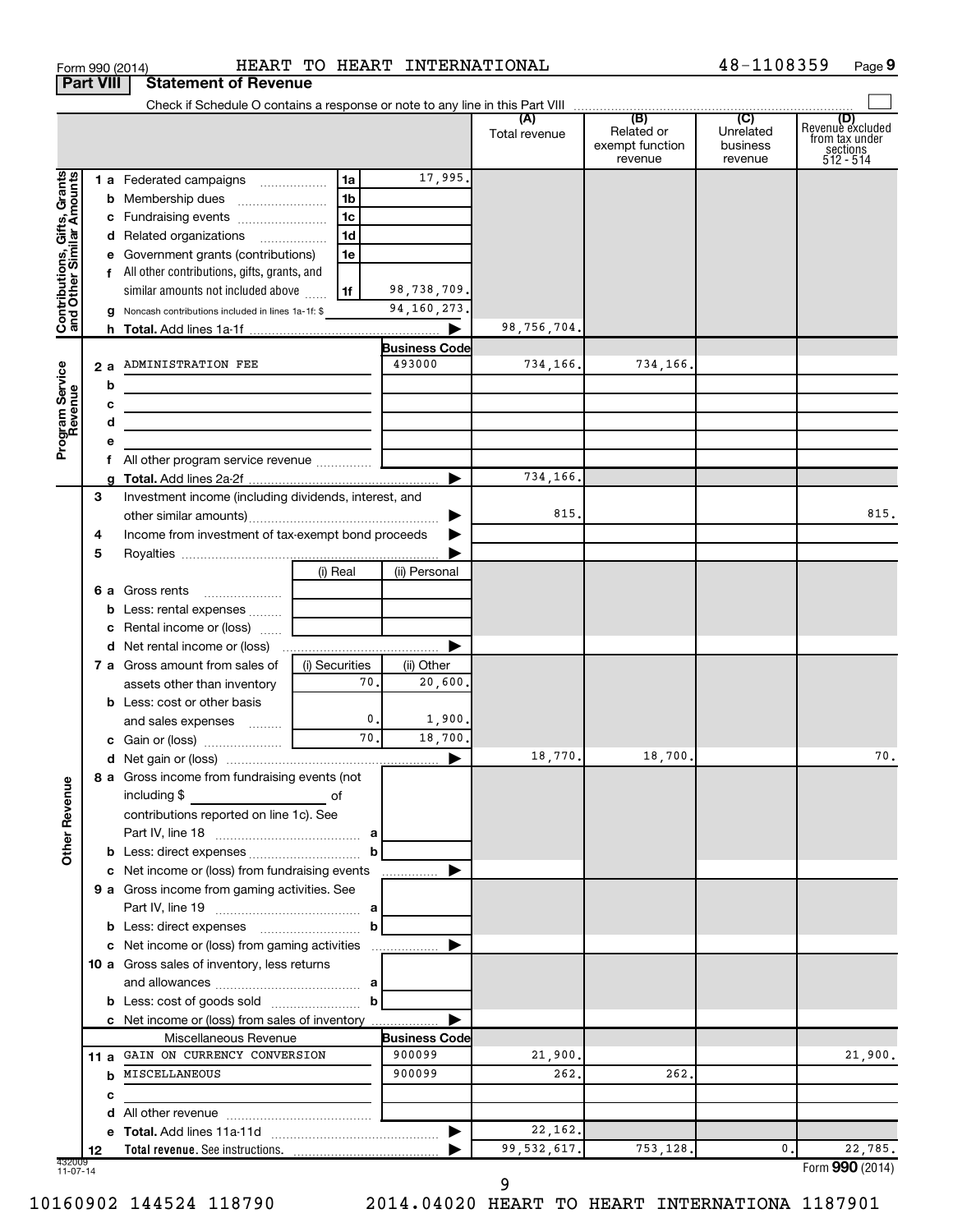Form 990 (2014) HEART TO HEART INTERNATIONAL 48-1108359

## Part VIII Statement of Revenue

Check if Schedule O contains a response or note to any line in this Part VIII

| | | | | (A) Total revenue | (B) Related or exempt function revenue | (C) Unrelated business revenue | (D) Revenue excluded from tax under sections 512 - 514 |
|---|---|---|---|---|---|---|---|
| **Contributions, Gifts, Grants and Other Similar Amounts** | 1a Federated campaigns | 1a | 17,995. | | | | |
| | b Membership dues | 1b | | | | | |
| | c Fundraising events | 1c | | | | | |
| | d Related organizations | 1d | | | | | |
| | e Government grants (contributions) | 1e | | | | | |
| | f All other contributions, gifts, grants, and similar amounts not included above | 1f | 98,738,709. | | | | |
| | g Noncash contributions included in lines 1a-1f: $ | | 94,160,273. | | | | |
| | h Total. Add lines 1a-1f | | | 98,756,704. | | | |
| **Program Service Revenue** | | | **Business Code** | | | | |
| | 2a ADMINISTRATION FEE | | 493000 | 734,166. | 734,166. | | |
| | b | | | | | | |
| | c | | | | | | |
| | d | | | | | | |
| | e | | | | | | |
| | f All other program service revenue | | | | | | |
| | g Total. Add lines 2a-2f | | | 734,166. | | | |
| **Other Revenue** | 3 Investment income (including dividends, interest, and other similar amounts) | | | 815. | | | 815. |
| | 4 Income from investment of tax-exempt bond proceeds | | | | | | |
| | 5 Royalties | | | | | | |
| | | (i) Real | (ii) Personal | | | | |
| | 6a Gross rents | | | | | | |
| | b Less: rental expenses | | | | | | |
| | c Rental income or (loss) | | | | | | |
| | d Net rental income or (loss) | | | | | | |
| | | (i) Securities | (ii) Other | | | | |
| | 7a Gross amount from sales of assets other than inventory | 70. | 20,600. | | | | |
| | b Less: cost or other basis and sales expenses | 0. | 1,900. | | | | |
| | c Gain or (loss) | 70. | 18,700. | | | | |
| | d Net gain or (loss) | | | 18,770. | 18,700. | | 70. |
| | 8a Gross income from fundraising events (not including $ of contributions reported on line 1c). See Part IV, line 18 | a | | | | | |
| | b Less: direct expenses | b | | | | | |
| | c Net income or (loss) from fundraising events | | | | | | |
| | 9a Gross income from gaming activities. See Part IV, line 19 | a | | | | | |
| | b Less: direct expenses | b | | | | | |
| | c Net income or (loss) from gaming activities | | | | | | |
| | 10a Gross sales of inventory, less returns and allowances | a | | | | | |
| | b Less: cost of goods sold | b | | | | | |
| | c Net income or (loss) from sales of inventory | | | | | | |
| | Miscellaneous Revenue | | **Business Code** | | | | |
| | 11a GAIN ON CURRENCY CONVERSION | | 900099 | 21,900. | | | 21,900. |
| | b MISCELLANEOUS | | 900099 | 262. | 262. | | |
| | c | | | | | | |
| | d All other revenue | | | | | | |
| | e Total. Add lines 11a-11d | | | 22,162. | | | |
| | 12 Total revenue. See instructions. | | | 99,532,617. | 753,128. | 0. | 22,785. |

432009 11-07-14

Form **990** (2014)

10160902 144524 118790 2014.04020 HEART TO HEART INTERNATIONA 1187901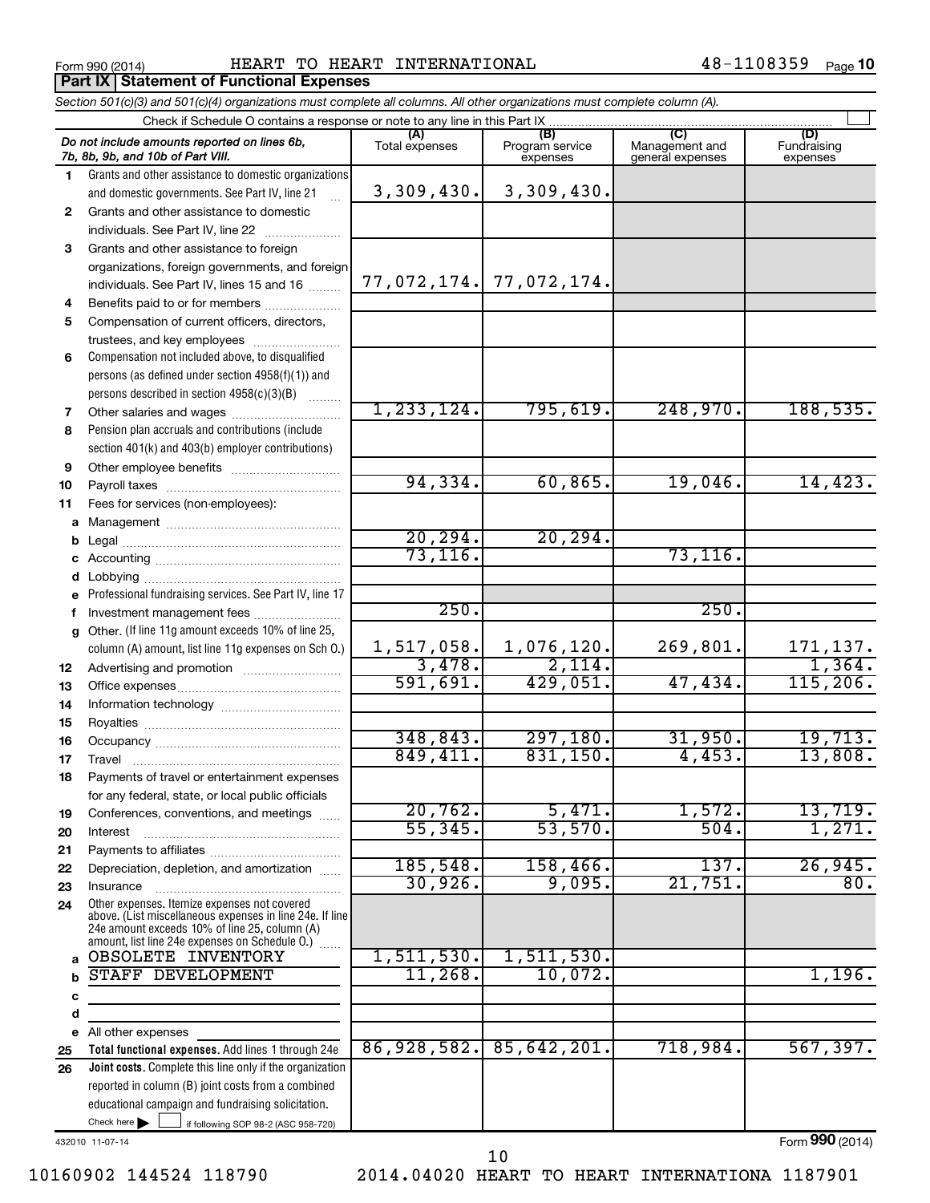Form 990 (2014) HEART TO HEART INTERNATIONAL 48-1108359

## Part IX Statement of Functional Expenses

*Section 501(c)(3) and 501(c)(4) organizations must complete all columns. All other organizations must complete column (A).*

Check if Schedule O contains a response or note to any line in this Part IX

| | *Do not include amounts reported on lines 6b, 7b, 8b, 9b, and 10b of Part VIII.* | (A) Total expenses | (B) Program service expenses | (C) Management and general expenses | (D) Fundraising expenses |
|---|---|---|---|---|---|
| 1 | Grants and other assistance to domestic organizations and domestic governments. See Part IV, line 21 | 3,309,430. | 3,309,430. | | |
| 2 | Grants and other assistance to domestic individuals. See Part IV, line 22 | | | | |
| 3 | Grants and other assistance to foreign organizations, foreign governments, and foreign individuals. See Part IV, lines 15 and 16 | 77,072,174. | 77,072,174. | | |
| 4 | Benefits paid to or for members | | | | |
| 5 | Compensation of current officers, directors, trustees, and key employees | | | | |
| 6 | Compensation not included above, to disqualified persons (as defined under section 4958(f)(1)) and persons described in section 4958(c)(3)(B) | | | | |
| 7 | Other salaries and wages | 1,233,124. | 795,619. | 248,970. | 188,535. |
| 8 | Pension plan accruals and contributions (include section 401(k) and 403(b) employer contributions) | | | | |
| 9 | Other employee benefits | | | | |
| 10 | Payroll taxes | 94,334. | 60,865. | 19,046. | 14,423. |
| 11 | Fees for services (non-employees): | | | | |
| a | Management | | | | |
| b | Legal | 20,294. | 20,294. | | |
| c | Accounting | 73,116. | | 73,116. | |
| d | Lobbying | | | | |
| e | Professional fundraising services. See Part IV, line 17 | | | | |
| f | Investment management fees | 250. | | 250. | |
| g | Other. (If line 11g amount exceeds 10% of line 25, column (A) amount, list line 11g expenses on Sch O.) | 1,517,058. | 1,076,120. | 269,801. | 171,137. |
| 12 | Advertising and promotion | 3,478. | 2,114. | | 1,364. |
| 13 | Office expenses | 591,691. | 429,051. | 47,434. | 115,206. |
| 14 | Information technology | | | | |
| 15 | Royalties | | | | |
| 16 | Occupancy | 348,843. | 297,180. | 31,950. | 19,713. |
| 17 | Travel | 849,411. | 831,150. | 4,453. | 13,808. |
| 18 | Payments of travel or entertainment expenses for any federal, state, or local public officials | | | | |
| 19 | Conferences, conventions, and meetings | 20,762. | 5,471. | 1,572. | 13,719. |
| 20 | Interest | 55,345. | 53,570. | 504. | 1,271. |
| 21 | Payments to affiliates | | | | |
| 22 | Depreciation, depletion, and amortization | 185,548. | 158,466. | 137. | 26,945. |
| 23 | Insurance | 30,926. | 9,095. | 21,751. | 80. |
| 24 | Other expenses. Itemize expenses not covered above. (List miscellaneous expenses in line 24e. If line 24e amount exceeds 10% of line 25, column (A) amount, list line 24e expenses on Schedule O.) | | | | |
| a | OBSOLETE INVENTORY | 1,511,530. | 1,511,530. | | |
| b | STAFF DEVELOPMENT | 11,268. | 10,072. | | 1,196. |
| c | | | | | |
| d | | | | | |
| e | All other expenses | | | | |
| 25 | **Total functional expenses.** Add lines 1 through 24e | 86,928,582. | 85,642,201. | 718,984. | 567,397. |
| 26 | **Joint costs.** Complete this line only if the organization reported in column (B) joint costs from a combined educational campaign and fundraising solicitation. Check here ☐ if following SOP 98-2 (ASC 958-720) | | | | |

432010 11-07-14

Form **990** (2014)

10160902 144524 118790 2014.04020 HEART TO HEART INTERNATIONA 1187901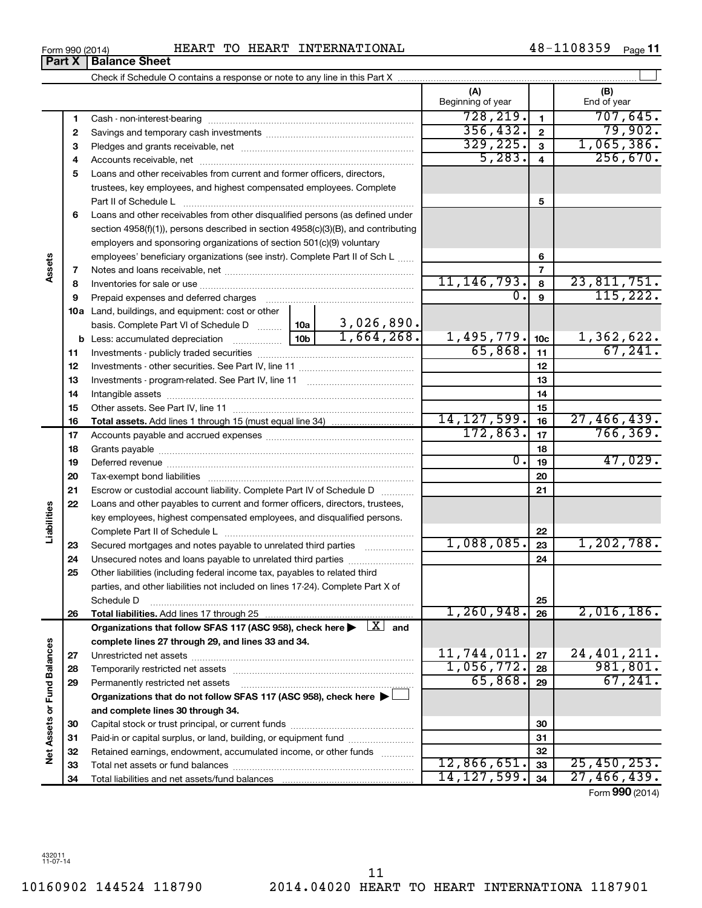Form 990 (2014) HEART TO HEART INTERNATIONAL 48-1108359

## Part X | Balance Sheet

Check if Schedule O contains a response or note to any line in this Part X ☐

| Section | Line | Description | | | (A) Beginning of year | Line | (B) End of year |
|---|---|---|---|---|---|---|---|
| Assets | 1 | Cash - non-interest-bearing | | | 728,219. | 1 | 707,645. |
| | 2 | Savings and temporary cash investments | | | 356,432. | 2 | 79,902. |
| | 3 | Pledges and grants receivable, net | | | 329,225. | 3 | 1,065,386. |
| | 4 | Accounts receivable, net | | | 5,283. | 4 | 256,670. |
| | 5 | Loans and other receivables from current and former officers, directors, trustees, key employees, and highest compensated employees. Complete Part II of Schedule L | | | | 5 | |
| | 6 | Loans and other receivables from other disqualified persons (as defined under section 4958(f)(1)), persons described in section 4958(c)(3)(B), and contributing employers and sponsoring organizations of section 501(c)(9) voluntary employees' beneficiary organizations (see instr). Complete Part II of Sch L | | | | 6 | |
| | 7 | Notes and loans receivable, net | | | | 7 | |
| | 8 | Inventories for sale or use | | | 11,146,793. | 8 | 23,811,751. |
| | 9 | Prepaid expenses and deferred charges | | | 0. | 9 | 115,222. |
| | 10a | Land, buildings, and equipment: cost or other basis. Complete Part VI of Schedule D | 10a | 3,026,890. | | | |
| | b | Less: accumulated depreciation | 10b | 1,664,268. | 1,495,779. | 10c | 1,362,622. |
| | 11 | Investments - publicly traded securities | | | 65,868. | 11 | 67,241. |
| | 12 | Investments - other securities. See Part IV, line 11 | | | | 12 | |
| | 13 | Investments - program-related. See Part IV, line 11 | | | | 13 | |
| | 14 | Intangible assets | | | | 14 | |
| | 15 | Other assets. See Part IV, line 11 | | | | 15 | |
| | 16 | **Total assets.** Add lines 1 through 15 (must equal line 34) | | | 14,127,599. | 16 | 27,466,439. |
| Liabilities | 17 | Accounts payable and accrued expenses | | | 172,863. | 17 | 766,369. |
| | 18 | Grants payable | | | | 18 | |
| | 19 | Deferred revenue | | | 0. | 19 | 47,029. |
| | 20 | Tax-exempt bond liabilities | | | | 20 | |
| | 21 | Escrow or custodial account liability. Complete Part IV of Schedule D | | | | 21 | |
| | 22 | Loans and other payables to current and former officers, directors, trustees, key employees, highest compensated employees, and disqualified persons. Complete Part II of Schedule L | | | | 22 | |
| | 23 | Secured mortgages and notes payable to unrelated third parties | | | 1,088,085. | 23 | 1,202,788. |
| | 24 | Unsecured notes and loans payable to unrelated third parties | | | | 24 | |
| | 25 | Other liabilities (including federal income tax, payables to related third parties, and other liabilities not included on lines 17-24). Complete Part X of Schedule D | | | | 25 | |
| | 26 | **Total liabilities.** Add lines 17 through 25 | | | 1,260,948. | 26 | 2,016,186. |
| Net Assets or Fund Balances | | **Organizations that follow SFAS 117 (ASC 958), check here ▶ [X] and complete lines 27 through 29, and lines 33 and 34.** | | | | | |
| | 27 | Unrestricted net assets | | | 11,744,011. | 27 | 24,401,211. |
| | 28 | Temporarily restricted net assets | | | 1,056,772. | 28 | 981,801. |
| | 29 | Permanently restricted net assets | | | 65,868. | 29 | 67,241. |
| | | **Organizations that do not follow SFAS 117 (ASC 958), check here ▶ ☐ and complete lines 30 through 34.** | | | | | |
| | 30 | Capital stock or trust principal, or current funds | | | | 30 | |
| | 31 | Paid-in or capital surplus, or land, building, or equipment fund | | | | 31 | |
| | 32 | Retained earnings, endowment, accumulated income, or other funds | | | | 32 | |
| | 33 | Total net assets or fund balances | | | 12,866,651. | 33 | 25,450,253. |
| | 34 | Total liabilities and net assets/fund balances | | | 14,127,599. | 34 | 27,466,439. |

Form **990** (2014)

432011 11-07-14

10160902 144524 118790 2014.04020 HEART TO HEART INTERNATIONA 1187901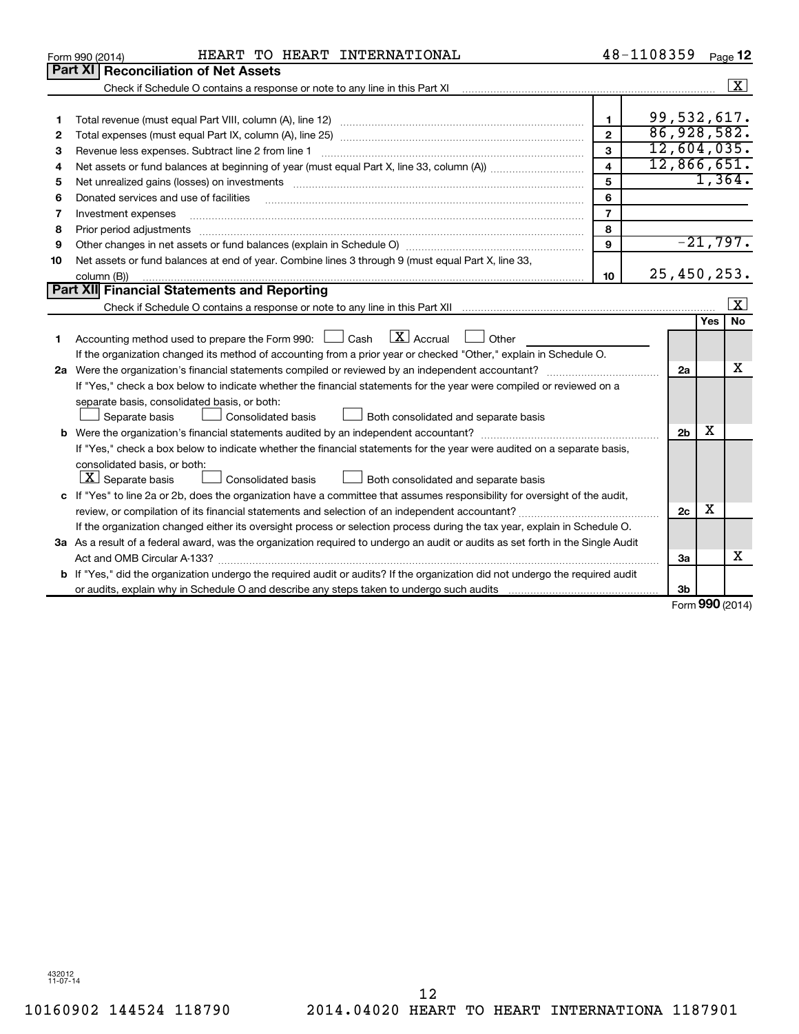Form 990 (2014) HEART TO HEART INTERNATIONAL 48-1108359 Page 12

## Part XI Reconciliation of Net Assets

Check if Schedule O contains a response or note to any line in this Part XI [X]

| | | | |
|---|---|---|---|
| 1 | Total revenue (must equal Part VIII, column (A), line 12) | 1 | 99,532,617. |
| 2 | Total expenses (must equal Part IX, column (A), line 25) | 2 | 86,928,582. |
| 3 | Revenue less expenses. Subtract line 2 from line 1 | 3 | 12,604,035. |
| 4 | Net assets or fund balances at beginning of year (must equal Part X, line 33, column (A)) | 4 | 12,866,651. |
| 5 | Net unrealized gains (losses) on investments | 5 | 1,364. |
| 6 | Donated services and use of facilities | 6 | |
| 7 | Investment expenses | 7 | |
| 8 | Prior period adjustments | 8 | |
| 9 | Other changes in net assets or fund balances (explain in Schedule O) | 9 | -21,797. |
| 10 | Net assets or fund balances at end of year. Combine lines 3 through 9 (must equal Part X, line 33, column (B)) | 10 | 25,450,253. |

## Part XII Financial Statements and Reporting

Check if Schedule O contains a response or note to any line in this Part XII [X]

| | | | Yes | No |
|---|---|---|---|---|
| 1 | Accounting method used to prepare the Form 990: [ ] Cash [X] Accrual [ ] Other ________ <br> If the organization changed its method of accounting from a prior year or checked "Other," explain in Schedule O. | | | |
| 2a | Were the organization's financial statements compiled or reviewed by an independent accountant? | 2a | | X |
| | If "Yes," check a box below to indicate whether the financial statements for the year were compiled or reviewed on a separate basis, consolidated basis, or both: <br> [ ] Separate basis [ ] Consolidated basis [ ] Both consolidated and separate basis | | | |
| b | Were the organization's financial statements audited by an independent accountant? | 2b | X | |
| | If "Yes," check a box below to indicate whether the financial statements for the year were audited on a separate basis, consolidated basis, or both: <br> [X] Separate basis [ ] Consolidated basis [ ] Both consolidated and separate basis | | | |
| c | If "Yes" to line 2a or 2b, does the organization have a committee that assumes responsibility for oversight of the audit, review, or compilation of its financial statements and selection of an independent accountant? | 2c | X | |
| | If the organization changed either its oversight process or selection process during the tax year, explain in Schedule O. | | | |
| 3a | As a result of a federal award, was the organization required to undergo an audit or audits as set forth in the Single Audit Act and OMB Circular A-133? | 3a | | X |
| b | If "Yes," did the organization undergo the required audit or audits? If the organization did not undergo the required audit or audits, explain why in Schedule O and describe any steps taken to undergo such audits | 3b | | |

Form 990 (2014)

432012 11-07-14

10160902 144524 118790 2014.04020 HEART TO HEART INTERNATIONA 1187901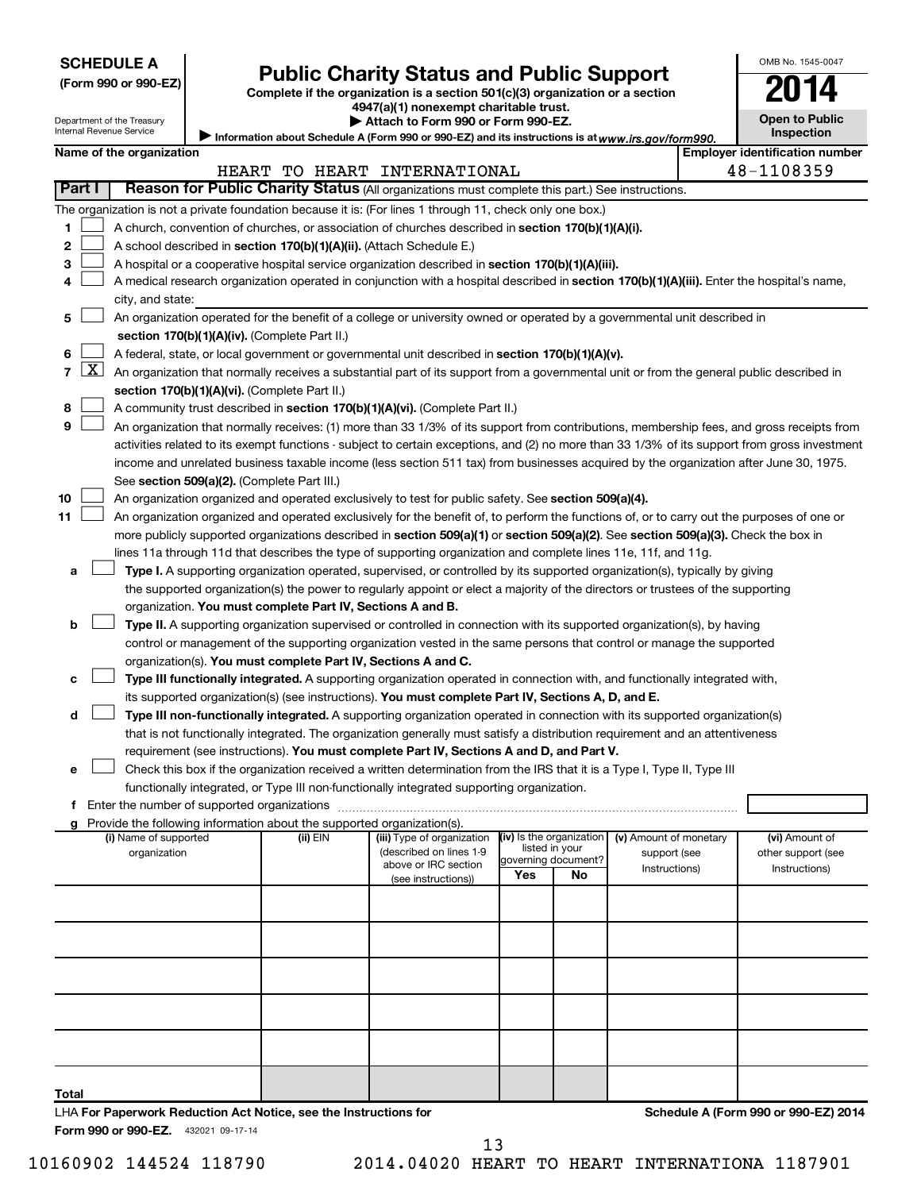**SCHEDULE A**
**(Form 990 or 990-EZ)**

Department of the Treasury
Internal Revenue Service

# Public Charity Status and Public Support

**Complete if the organization is a section 501(c)(3) organization or a section 4947(a)(1) nonexempt charitable trust.**
**▶ Attach to Form 990 or Form 990-EZ.**
▶ Information about Schedule A (Form 990 or 990-EZ) and its instructions is at *www.irs.gov/form990.*

OMB No. 1545-0047
**2014**
**Open to Public Inspection**

**Name of the organization:** HEART TO HEART INTERNATIONAL
**Employer identification number:** 48-1108359

## Part I — Reason for Public Charity Status (All organizations must complete this part.) See instructions.

The organization is not a private foundation because it is: (For lines 1 through 11, check only one box.)

1. ☐ A church, convention of churches, or association of churches described in **section 170(b)(1)(A)(i).**
2. ☐ A school described in **section 170(b)(1)(A)(ii).** (Attach Schedule E.)
3. ☐ A hospital or a cooperative hospital service organization described in **section 170(b)(1)(A)(iii).**
4. ☐ A medical research organization operated in conjunction with a hospital described in **section 170(b)(1)(A)(iii).** Enter the hospital's name, city, and state:
5. ☐ An organization operated for the benefit of a college or university owned or operated by a governmental unit described in **section 170(b)(1)(A)(iv).** (Complete Part II.)
6. ☐ A federal, state, or local government or governmental unit described in **section 170(b)(1)(A)(v).**
7. ☒ An organization that normally receives a substantial part of its support from a governmental unit or from the general public described in **section 170(b)(1)(A)(vi).** (Complete Part II.)
8. ☐ A community trust described in **section 170(b)(1)(A)(vi).** (Complete Part II.)
9. ☐ An organization that normally receives: (1) more than 33 1/3% of its support from contributions, membership fees, and gross receipts from activities related to its exempt functions - subject to certain exceptions, and (2) no more than 33 1/3% of its support from gross investment income and unrelated business taxable income (less section 511 tax) from businesses acquired by the organization after June 30, 1975. See **section 509(a)(2).** (Complete Part III.)
10. ☐ An organization organized and operated exclusively to test for public safety. See **section 509(a)(4).**
11. ☐ An organization organized and operated exclusively for the benefit of, to perform the functions of, or to carry out the purposes of one or more publicly supported organizations described in **section 509(a)(1)** or **section 509(a)(2)**. See **section 509(a)(3).** Check the box in lines 11a through 11d that describes the type of supporting organization and complete lines 11e, 11f, and 11g.
   - **a** ☐ **Type I.** A supporting organization operated, supervised, or controlled by its supported organization(s), typically by giving the supported organization(s) the power to regularly appoint or elect a majority of the directors or trustees of the supporting organization. **You must complete Part IV, Sections A and B.**
   - **b** ☐ **Type II.** A supporting organization supervised or controlled in connection with its supported organization(s), by having control or management of the supporting organization vested in the same persons that control or manage the supported organization(s). **You must complete Part IV, Sections A and C.**
   - **c** ☐ **Type III functionally integrated.** A supporting organization operated in connection with, and functionally integrated with, its supported organization(s) (see instructions). **You must complete Part IV, Sections A, D, and E.**
   - **d** ☐ **Type III non-functionally integrated.** A supporting organization operated in connection with its supported organization(s) that is not functionally integrated. The organization generally must satisfy a distribution requirement and an attentiveness requirement (see instructions). **You must complete Part IV, Sections A and D, and Part V.**
   - **e** ☐ Check this box if the organization received a written determination from the IRS that it is a Type I, Type II, Type III functionally integrated, or Type III non-functionally integrated supporting organization.
   - **f** Enter the number of supported organizations
   - **g** Provide the following information about the supported organization(s).

| (i) Name of supported organization | (ii) EIN | (iii) Type of organization (described on lines 1-9 above or IRC section (see instructions)) | (iv) Is the organization listed in your governing document? Yes | No | (v) Amount of monetary support (see Instructions) | (vi) Amount of other support (see Instructions) |
|---|---|---|---|---|---|---|
| | | | | | | |
| | | | | | | |
| | | | | | | |
| | | | | | | |
| | | | | | | |
| **Total** | | | | | | |

LHA **For Paperwork Reduction Act Notice, see the Instructions for Form 990 or 990-EZ.** 432021 09-17-14

**Schedule A (Form 990 or 990-EZ) 2014**

10160902 144524 118790 2014.04020 HEART TO HEART INTERNATIONA 1187901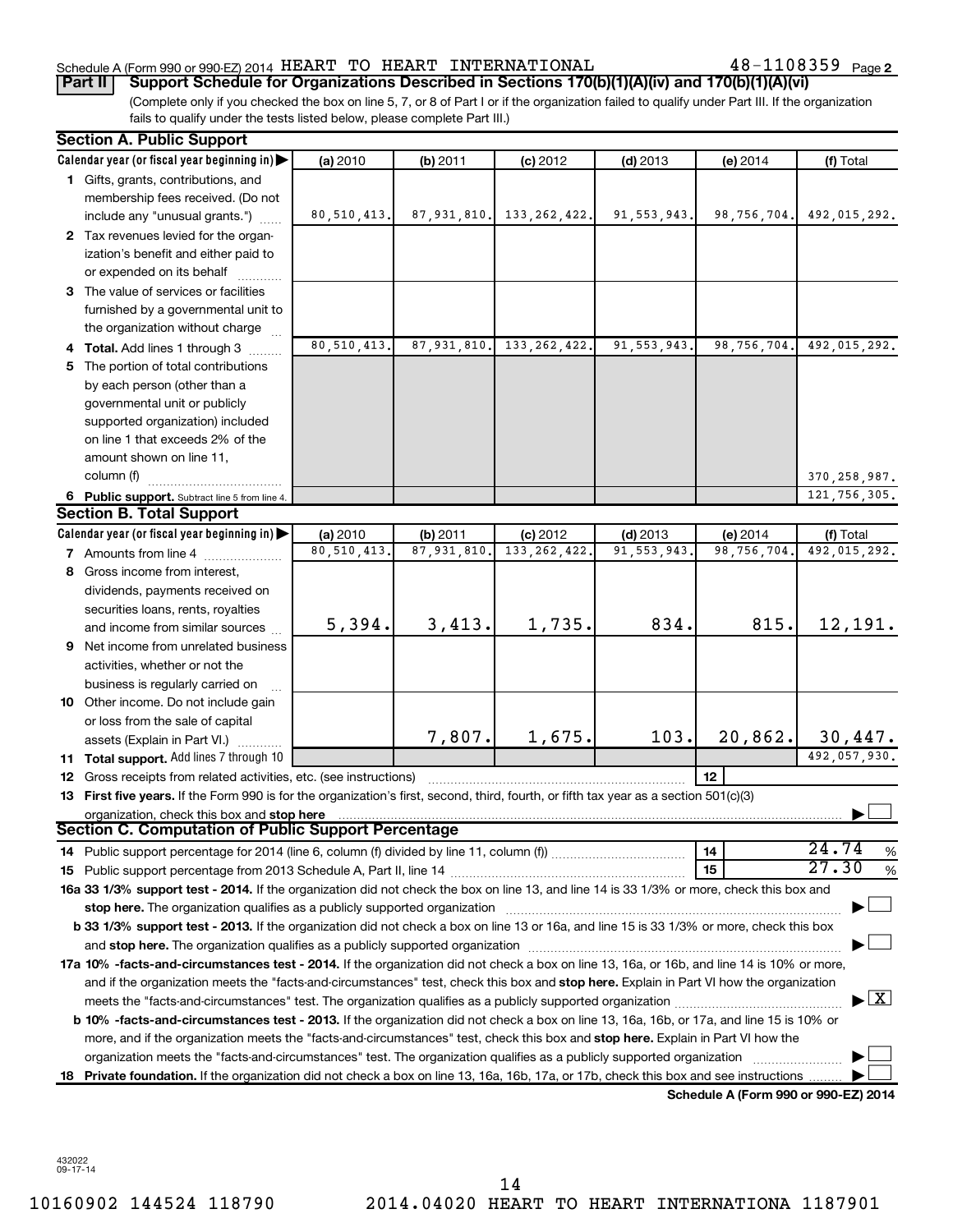Schedule A (Form 990 or 990-EZ) 2014 HEART TO HEART INTERNATIONAL 48-1108359 Page 2

**Part II Support Schedule for Organizations Described in Sections 170(b)(1)(A)(iv) and 170(b)(1)(A)(vi)**

(Complete only if you checked the box on line 5, 7, or 8 of Part I or if the organization failed to qualify under Part III. If the organization fails to qualify under the tests listed below, please complete Part III.)

**Section A. Public Support**

| Calendar year (or fiscal year beginning in) | (a) 2010 | (b) 2011 | (c) 2012 | (d) 2013 | (e) 2014 | (f) Total |
|---|---|---|---|---|---|---|
| 1 Gifts, grants, contributions, and membership fees received. (Do not include any "unusual grants.") | 80,510,413. | 87,931,810. | 133,262,422. | 91,553,943. | 98,756,704. | 492,015,292. |
| 2 Tax revenues levied for the organization's benefit and either paid to or expended on its behalf | | | | | | |
| 3 The value of services or facilities furnished by a governmental unit to the organization without charge | | | | | | |
| 4 Total. Add lines 1 through 3 | 80,510,413. | 87,931,810. | 133,262,422. | 91,553,943. | 98,756,704. | 492,015,292. |
| 5 The portion of total contributions by each person (other than a governmental unit or publicly supported organization) included on line 1 that exceeds 2% of the amount shown on line 11, column (f) | | | | | | 370,258,987. |
| 6 Public support. Subtract line 5 from line 4. | | | | | | 121,756,305. |

**Section B. Total Support**

| Calendar year (or fiscal year beginning in) | (a) 2010 | (b) 2011 | (c) 2012 | (d) 2013 | (e) 2014 | (f) Total |
|---|---|---|---|---|---|---|
| 7 Amounts from line 4 | 80,510,413. | 87,931,810. | 133,262,422. | 91,553,943. | 98,756,704. | 492,015,292. |
| 8 Gross income from interest, dividends, payments received on securities loans, rents, royalties and income from similar sources | 5,394. | 3,413. | 1,735. | 834. | 815. | 12,191. |
| 9 Net income from unrelated business activities, whether or not the business is regularly carried on | | | | | | |
| 10 Other income. Do not include gain or loss from the sale of capital assets (Explain in Part VI.) | | 7,807. | 1,675. | 103. | 20,862. | 30,447. |
| 11 Total support. Add lines 7 through 10 | | | | | | 492,057,930. |

12 Gross receipts from related activities, etc. (see instructions) | 12 |

13 **First five years.** If the Form 990 is for the organization's first, second, third, fourth, or fifth tax year as a section 501(c)(3) organization, check this box and **stop here** ☐

**Section C. Computation of Public Support Percentage**

14 Public support percentage for 2014 (line 6, column (f) divided by line 11, column (f)) | 14 | 24.74 %

15 Public support percentage from 2013 Schedule A, Part II, line 14 | 15 | 27.30 %

**16a 33 1/3% support test - 2014.** If the organization did not check the box on line 13, and line 14 is 33 1/3% or more, check this box and **stop here.** The organization qualifies as a publicly supported organization ☐

**b 33 1/3% support test - 2013.** If the organization did not check a box on line 13 or 16a, and line 15 is 33 1/3% or more, check this box and **stop here.** The organization qualifies as a publicly supported organization ☐

**17a 10% -facts-and-circumstances test - 2014.** If the organization did not check a box on line 13, 16a, or 16b, and line 14 is 10% or more, and if the organization meets the "facts-and-circumstances" test, check this box and **stop here.** Explain in Part VI how the organization meets the "facts-and-circumstances" test. The organization qualifies as a publicly supported organization ☒

**b 10% -facts-and-circumstances test - 2013.** If the organization did not check a box on line 13, 16a, 16b, or 17a, and line 15 is 10% or more, and if the organization meets the "facts-and-circumstances" test, check this box and **stop here.** Explain in Part VI how the organization meets the "facts-and-circumstances" test. The organization qualifies as a publicly supported organization ☐

**18 Private foundation.** If the organization did not check a box on line 13, 16a, 16b, 17a, or 17b, check this box and see instructions ☐

**Schedule A (Form 990 or 990-EZ) 2014**

432022 09-17-14

10160902 144524 118790 2014.04020 HEART TO HEART INTERNATIONA 1187901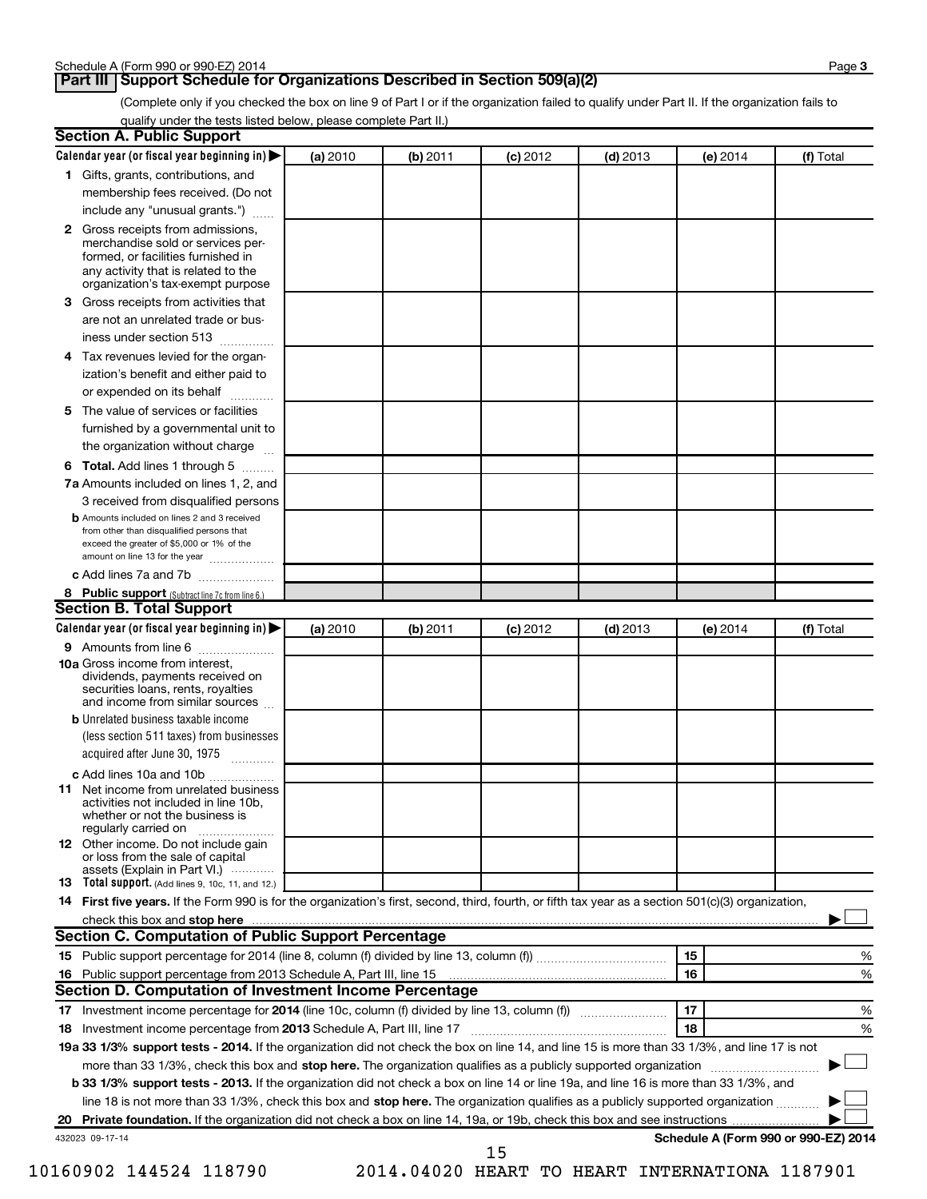## Part III Support Schedule for Organizations Described in Section 509(a)(2)

(Complete only if you checked the box on line 9 of Part I or if the organization failed to qualify under Part II. If the organization fails to qualify under the tests listed below, please complete Part II.)

### Section A. Public Support

| Calendar year (or fiscal year beginning in) ▶ | (a) 2010 | (b) 2011 | (c) 2012 | (d) 2013 | (e) 2014 | (f) Total |
|---|---|---|---|---|---|---|
| **1** Gifts, grants, contributions, and membership fees received. (Do not include any "unusual grants.") | | | | | | |
| **2** Gross receipts from admissions, merchandise sold or services performed, or facilities furnished in any activity that is related to the organization's tax-exempt purpose | | | | | | |
| **3** Gross receipts from activities that are not an unrelated trade or business under section 513 | | | | | | |
| **4** Tax revenues levied for the organization's benefit and either paid to or expended on its behalf | | | | | | |
| **5** The value of services or facilities furnished by a governmental unit to the organization without charge | | | | | | |
| **6 Total.** Add lines 1 through 5 | | | | | | |
| **7a** Amounts included on lines 1, 2, and 3 received from disqualified persons | | | | | | |
| **b** Amounts included on lines 2 and 3 received from other than disqualified persons that exceed the greater of $5,000 or 1% of the amount on line 13 for the year | | | | | | |
| **c** Add lines 7a and 7b | | | | | | |
| **8 Public support** (Subtract line 7c from line 6.) | | | | | | |

### Section B. Total Support

| Calendar year (or fiscal year beginning in) ▶ | (a) 2010 | (b) 2011 | (c) 2012 | (d) 2013 | (e) 2014 | (f) Total |
|---|---|---|---|---|---|---|
| **9** Amounts from line 6 | | | | | | |
| **10a** Gross income from interest, dividends, payments received on securities loans, rents, royalties and income from similar sources | | | | | | |
| **b** Unrelated business taxable income (less section 511 taxes) from businesses acquired after June 30, 1975 | | | | | | |
| **c** Add lines 10a and 10b | | | | | | |
| **11** Net income from unrelated business activities not included in line 10b, whether or not the business is regularly carried on | | | | | | |
| **12** Other income. Do not include gain or loss from the sale of capital assets (Explain in Part VI.) | | | | | | |
| **13 Total support.** (Add lines 9, 10c, 11, and 12.) | | | | | | |

**14 First five years.** If the Form 990 is for the organization's first, second, third, fourth, or fifth tax year as a section 501(c)(3) organization, check this box and **stop here** ▶ ☐

### Section C. Computation of Public Support Percentage

| | | | |
|---|---|---|---|
| **15** Public support percentage for 2014 (line 8, column (f) divided by line 13, column (f)) | 15 | | % |
| **16** Public support percentage from 2013 Schedule A, Part III, line 15 | 16 | | % |

### Section D. Computation of Investment Income Percentage

| | | | |
|---|---|---|---|
| **17** Investment income percentage for **2014** (line 10c, column (f) divided by line 13, column (f)) | 17 | | % |
| **18** Investment income percentage from **2013** Schedule A, Part III, line 17 | 18 | | % |

**19a 33 1/3% support tests - 2014.** If the organization did not check the box on line 14, and line 15 is more than 33 1/3%, and line 17 is not more than 33 1/3%, check this box and **stop here.** The organization qualifies as a publicly supported organization ▶ ☐

**b 33 1/3% support tests - 2013.** If the organization did not check a box on line 14 or line 19a, and line 16 is more than 33 1/3%, and line 18 is not more than 33 1/3%, check this box and **stop here.** The organization qualifies as a publicly supported organization ▶ ☐

**20 Private foundation.** If the organization did not check a box on line 14, 19a, or 19b, check this box and see instructions ▶ ☐

432023 09-17-14

**Schedule A (Form 990 or 990-EZ) 2014**

10160902 144524 118790 2014.04020 HEART TO HEART INTERNATIONA 1187901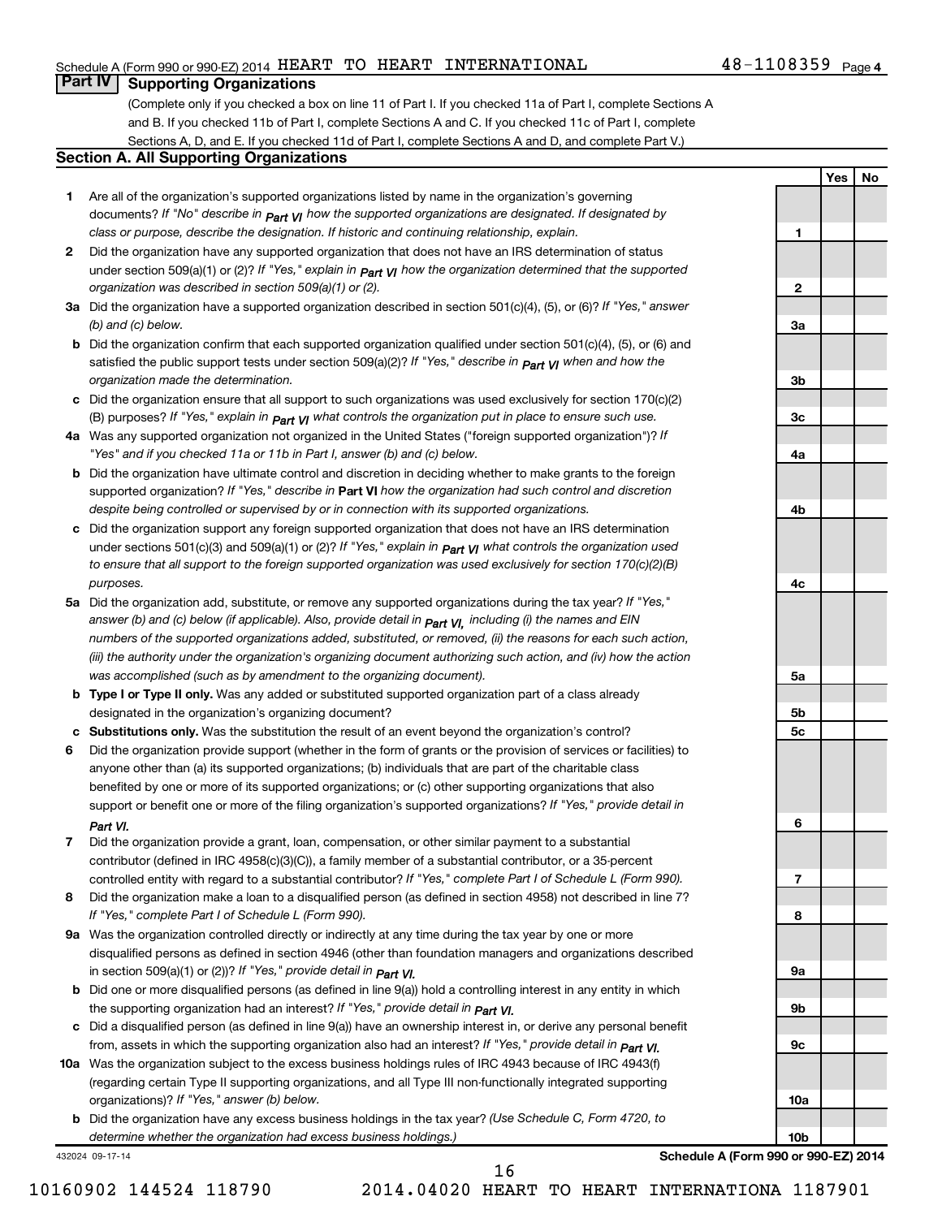Schedule A (Form 990 or 990-EZ) 2014 HEART TO HEART INTERNATIONAL 48-1108359 Page 4

## Part IV Supporting Organizations

(Complete only if you checked a box on line 11 of Part I. If you checked 11a of Part I, complete Sections A and B. If you checked 11b of Part I, complete Sections A and C. If you checked 11c of Part I, complete Sections A, D, and E. If you checked 11d of Part I, complete Sections A and D, and complete Part V.)

### Section A. All Supporting Organizations

| | | Line | Yes | No |
|---|---|---|---|---|
| **1** | Are all of the organization's supported organizations listed by name in the organization's governing documents? *If "No" describe in Part VI how the supported organizations are designated. If designated by class or purpose, describe the designation. If historic and continuing relationship, explain.* | 1 | | |
| **2** | Did the organization have any supported organization that does not have an IRS determination of status under section 509(a)(1) or (2)? *If "Yes," explain in Part VI how the organization determined that the supported organization was described in section 509(a)(1) or (2).* | 2 | | |
| **3a** | Did the organization have a supported organization described in section 501(c)(4), (5), or (6)? *If "Yes," answer (b) and (c) below.* | 3a | | |
| **b** | Did the organization confirm that each supported organization qualified under section 501(c)(4), (5), or (6) and satisfied the public support tests under section 509(a)(2)? *If "Yes," describe in Part VI when and how the organization made the determination.* | 3b | | |
| **c** | Did the organization ensure that all support to such organizations was used exclusively for section 170(c)(2)(B) purposes? *If "Yes," explain in Part VI what controls the organization put in place to ensure such use.* | 3c | | |
| **4a** | Was any supported organization not organized in the United States ("foreign supported organization")? *If "Yes" and if you checked 11a or 11b in Part I, answer (b) and (c) below.* | 4a | | |
| **b** | Did the organization have ultimate control and discretion in deciding whether to make grants to the foreign supported organization? *If "Yes," describe in* **Part VI** *how the organization had such control and discretion despite being controlled or supervised by or in connection with its supported organizations.* | 4b | | |
| **c** | Did the organization support any foreign supported organization that does not have an IRS determination under sections 501(c)(3) and 509(a)(1) or (2)? *If "Yes," explain in Part VI what controls the organization used to ensure that all support to the foreign supported organization was used exclusively for section 170(c)(2)(B) purposes.* | 4c | | |
| **5a** | Did the organization add, substitute, or remove any supported organizations during the tax year? *If "Yes," answer (b) and (c) below (if applicable). Also, provide detail in Part VI, including (i) the names and EIN numbers of the supported organizations added, substituted, or removed, (ii) the reasons for each such action, (iii) the authority under the organization's organizing document authorizing such action, and (iv) how the action was accomplished (such as by amendment to the organizing document).* | 5a | | |
| **b** | **Type I or Type II only.** Was any added or substituted supported organization part of a class already designated in the organization's organizing document? | 5b | | |
| **c** | **Substitutions only.** Was the substitution the result of an event beyond the organization's control? | 5c | | |
| **6** | Did the organization provide support (whether in the form of grants or the provision of services or facilities) to anyone other than (a) its supported organizations; (b) individuals that are part of the charitable class benefited by one or more of its supported organizations; or (c) other supporting organizations that also support or benefit one or more of the filing organization's supported organizations? *If "Yes," provide detail in Part VI.* | 6 | | |
| **7** | Did the organization provide a grant, loan, compensation, or other similar payment to a substantial contributor (defined in IRC 4958(c)(3)(C)), a family member of a substantial contributor, or a 35-percent controlled entity with regard to a substantial contributor? *If "Yes," complete Part I of Schedule L (Form 990).* | 7 | | |
| **8** | Did the organization make a loan to a disqualified person (as defined in section 4958) not described in line 7? *If "Yes," complete Part I of Schedule L (Form 990).* | 8 | | |
| **9a** | Was the organization controlled directly or indirectly at any time during the tax year by one or more disqualified persons as defined in section 4946 (other than foundation managers and organizations described in section 509(a)(1) or (2))? *If "Yes," provide detail in Part VI.* | 9a | | |
| **b** | Did one or more disqualified persons (as defined in line 9(a)) hold a controlling interest in any entity in which the supporting organization had an interest? *If "Yes," provide detail in Part VI.* | 9b | | |
| **c** | Did a disqualified person (as defined in line 9(a)) have an ownership interest in, or derive any personal benefit from, assets in which the supporting organization also had an interest? *If "Yes," provide detail in Part VI.* | 9c | | |
| **10a** | Was the organization subject to the excess business holdings rules of IRC 4943 because of IRC 4943(f) (regarding certain Type II supporting organizations, and all Type III non-functionally integrated supporting organizations)? *If "Yes," answer (b) below.* | 10a | | |
| **b** | Did the organization have any excess business holdings in the tax year? *(Use Schedule C, Form 4720, to determine whether the organization had excess business holdings.)* | 10b | | |

432024 09-17-14 **Schedule A (Form 990 or 990-EZ) 2014**

10160902 144524 118790 2014.04020 HEART TO HEART INTERNATIONA 1187901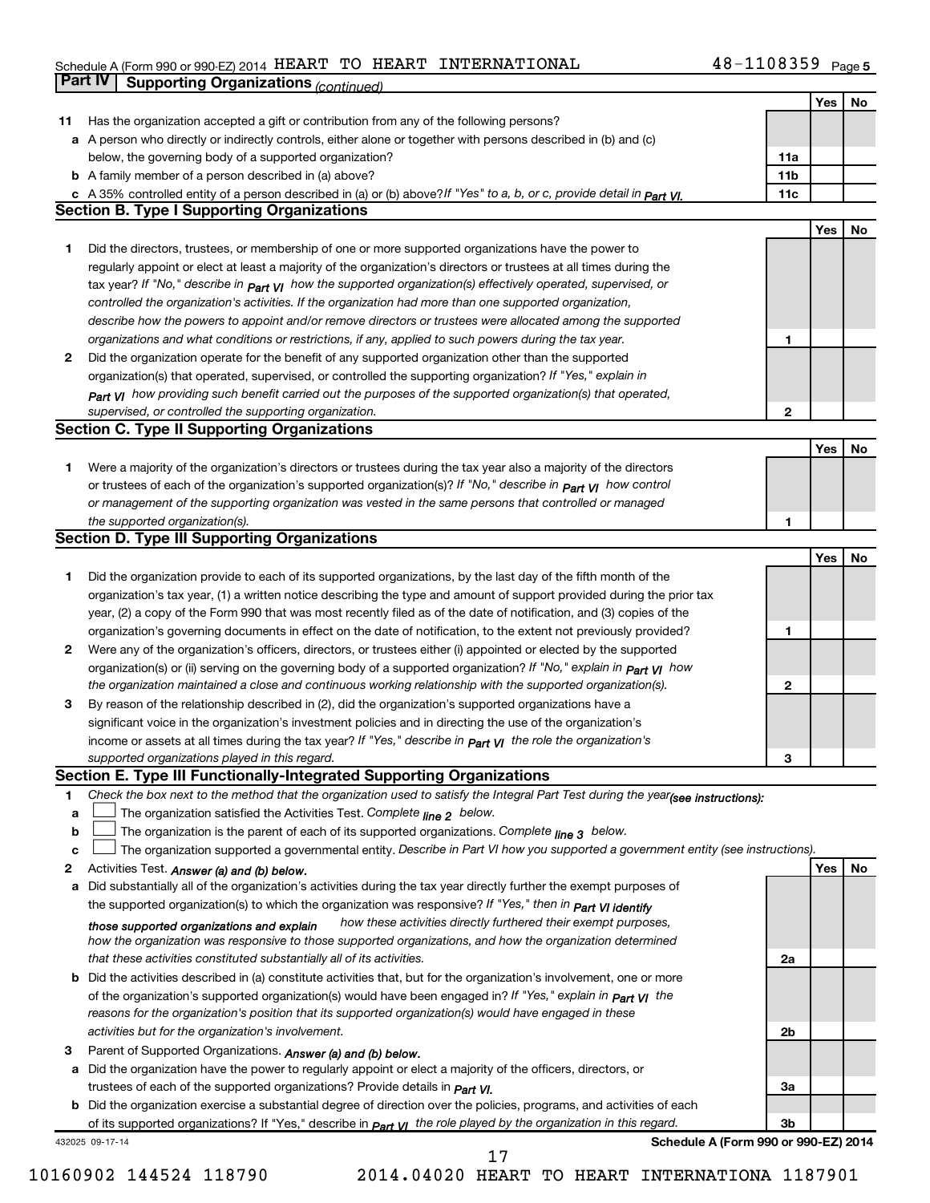Schedule A (Form 990 or 990-EZ) 2014 HEART TO HEART INTERNATIONAL 48-1108359 Page 5

## Part IV Supporting Organizations *(continued)*

| | | | Yes | No |
|---|---|---|---|---|
| **11** | Has the organization accepted a gift or contribution from any of the following persons? | | | |
| **a** | A person who directly or indirectly controls, either alone or together with persons described in (b) and (c) below, the governing body of a supported organization? | **11a** | | |
| **b** | A family member of a person described in (a) above? | **11b** | | |
| **c** | A 35% controlled entity of a person described in (a) or (b) above? *If "Yes" to a, b, or c, provide detail in Part VI.* | **11c** | | |

### Section B. Type I Supporting Organizations

| | | | Yes | No |
|---|---|---|---|---|
| **1** | Did the directors, trustees, or membership of one or more supported organizations have the power to regularly appoint or elect at least a majority of the organization's directors or trustees at all times during the tax year? *If "No," describe in Part VI how the supported organization(s) effectively operated, supervised, or controlled the organization's activities. If the organization had more than one supported organization, describe how the powers to appoint and/or remove directors or trustees were allocated among the supported organizations and what conditions or restrictions, if any, applied to such powers during the tax year.* | **1** | | |
| **2** | Did the organization operate for the benefit of any supported organization other than the supported organization(s) that operated, supervised, or controlled the supporting organization? *If "Yes," explain in Part VI how providing such benefit carried out the purposes of the supported organization(s) that operated, supervised, or controlled the supporting organization.* | **2** | | |

### Section C. Type II Supporting Organizations

| | | | Yes | No |
|---|---|---|---|---|
| **1** | Were a majority of the organization's directors or trustees during the tax year also a majority of the directors or trustees of each of the organization's supported organization(s)? *If "No," describe in Part VI how control or management of the supporting organization was vested in the same persons that controlled or managed the supported organization(s).* | **1** | | |

### Section D. Type III Supporting Organizations

| | | | Yes | No |
|---|---|---|---|---|
| **1** | Did the organization provide to each of its supported organizations, by the last day of the fifth month of the organization's tax year, (1) a written notice describing the type and amount of support provided during the prior tax year, (2) a copy of the Form 990 that was most recently filed as of the date of notification, and (3) copies of the organization's governing documents in effect on the date of notification, to the extent not previously provided? | **1** | | |
| **2** | Were any of the organization's officers, directors, or trustees either (i) appointed or elected by the supported organization(s) or (ii) serving on the governing body of a supported organization? *If "No," explain in Part VI how the organization maintained a close and continuous working relationship with the supported organization(s).* | **2** | | |
| **3** | By reason of the relationship described in (2), did the organization's supported organizations have a significant voice in the organization's investment policies and in directing the use of the organization's income or assets at all times during the tax year? *If "Yes," describe in Part VI the role the organization's supported organizations played in this regard.* | **3** | | |

### Section E. Type III Functionally-Integrated Supporting Organizations

**1** *Check the box next to the method that the organization used to satisfy the Integral Part Test during the year (see instructions):*

- **a** ☐ The organization satisfied the Activities Test. *Complete line 2 below.*
- **b** ☐ The organization is the parent of each of its supported organizations. *Complete line 3 below.*
- **c** ☐ The organization supported a governmental entity. *Describe in Part VI how you supported a government entity (see instructions).*

| | | | Yes | No |
|---|---|---|---|---|
| **2** | Activities Test. *Answer (a) and (b) below.* | | | |
| **a** | Did substantially all of the organization's activities during the tax year directly further the exempt purposes of the supported organization(s) to which the organization was responsive? *If "Yes," then in Part VI identify those supported organizations and explain how these activities directly furthered their exempt purposes, how the organization was responsive to those supported organizations, and how the organization determined that these activities constituted substantially all of its activities.* | **2a** | | |
| **b** | Did the activities described in (a) constitute activities that, but for the organization's involvement, one or more of the organization's supported organization(s) would have been engaged in? *If "Yes," explain in Part VI the reasons for the organization's position that its supported organization(s) would have engaged in these activities but for the organization's involvement.* | **2b** | | |
| **3** | Parent of Supported Organizations. *Answer (a) and (b) below.* | | | |
| **a** | Did the organization have the power to regularly appoint or elect a majority of the officers, directors, or trustees of each of the supported organizations? *Provide details in Part VI.* | **3a** | | |
| **b** | Did the organization exercise a substantial degree of direction over the policies, programs, and activities of each of its supported organizations? If "Yes," describe in *Part VI the role played by the organization in this regard.* | **3b** | | |

432025 09-17-14 **Schedule A (Form 990 or 990-EZ) 2014**

10160902 144524 118790 2014.04020 HEART TO HEART INTERNATIONA 1187901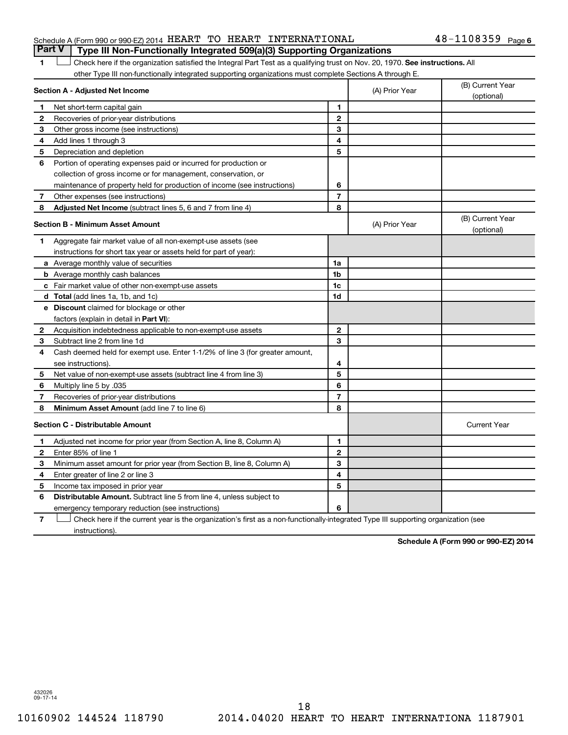Schedule A (Form 990 or 990-EZ) 2014 HEART TO HEART INTERNATIONAL 48-1108359 Page 6

## Part V | Type III Non-Functionally Integrated 509(a)(3) Supporting Organizations

1 ☐ Check here if the organization satisfied the Integral Part Test as a qualifying trust on Nov. 20, 1970. **See instructions.** All other Type III non-functionally integrated supporting organizations must complete Sections A through E.

| **Section A - Adjusted Net Income** | | (A) Prior Year | (B) Current Year (optional) |
|---|---|---|---|
| **1** Net short-term capital gain | **1** | | |
| **2** Recoveries of prior-year distributions | **2** | | |
| **3** Other gross income (see instructions) | **3** | | |
| **4** Add lines 1 through 3 | **4** | | |
| **5** Depreciation and depletion | **5** | | |
| **6** Portion of operating expenses paid or incurred for production or collection of gross income or for management, conservation, or maintenance of property held for production of income (see instructions) | **6** | | |
| **7** Other expenses (see instructions) | **7** | | |
| **8** **Adjusted Net Income** (subtract lines 5, 6 and 7 from line 4) | **8** | | |

| **Section B - Minimum Asset Amount** | | (A) Prior Year | (B) Current Year (optional) |
|---|---|---|---|
| **1** Aggregate fair market value of all non-exempt-use assets (see instructions for short tax year or assets held for part of year): | | | |
| **a** Average monthly value of securities | **1a** | | |
| **b** Average monthly cash balances | **1b** | | |
| **c** Fair market value of other non-exempt-use assets | **1c** | | |
| **d** **Total** (add lines 1a, 1b, and 1c) | **1d** | | |
| **e** **Discount** claimed for blockage or other factors (explain in detail in **Part VI**): | | | |
| **2** Acquisition indebtedness applicable to non-exempt-use assets | **2** | | |
| **3** Subtract line 2 from line 1d | **3** | | |
| **4** Cash deemed held for exempt use. Enter 1-1/2% of line 3 (for greater amount, see instructions). | **4** | | |
| **5** Net value of non-exempt-use assets (subtract line 4 from line 3) | **5** | | |
| **6** Multiply line 5 by .035 | **6** | | |
| **7** Recoveries of prior-year distributions | **7** | | |
| **8** **Minimum Asset Amount** (add line 7 to line 6) | **8** | | |

| **Section C - Distributable Amount** | | | Current Year |
|---|---|---|---|
| **1** Adjusted net income for prior year (from Section A, line 8, Column A) | **1** | | |
| **2** Enter 85% of line 1 | **2** | | |
| **3** Minimum asset amount for prior year (from Section B, line 8, Column A) | **3** | | |
| **4** Enter greater of line 2 or line 3 | **4** | | |
| **5** Income tax imposed in prior year | **5** | | |
| **6** **Distributable Amount.** Subtract line 5 from line 4, unless subject to emergency temporary reduction (see instructions) | **6** | | |

7 ☐ Check here if the current year is the organization's first as a non-functionally-integrated Type III supporting organization (see instructions).

**Schedule A (Form 990 or 990-EZ) 2014**

432026
09-17-14

10160902 144524 118790 2014.04020 HEART TO HEART INTERNATIONA 1187901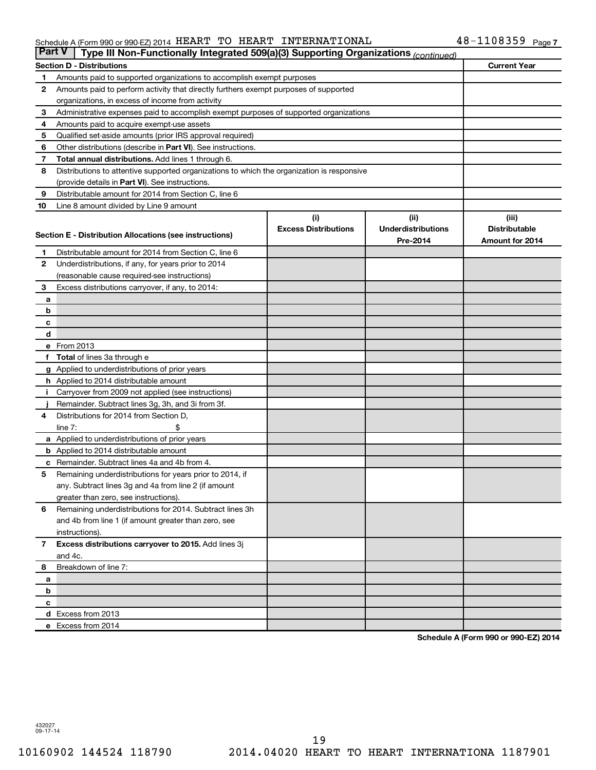Schedule A (Form 990 or 990-EZ) 2014 HEART TO HEART INTERNATIONAL 48-1108359 Page 7

**Part V Type III Non-Functionally Integrated 509(a)(3) Supporting Organizations** *(continued)*

| Section D - Distributions | | Current Year |
|---|---|---|
| 1 | Amounts paid to supported organizations to accomplish exempt purposes | |
| 2 | Amounts paid to perform activity that directly furthers exempt purposes of supported organizations, in excess of income from activity | |
| 3 | Administrative expenses paid to accomplish exempt purposes of supported organizations | |
| 4 | Amounts paid to acquire exempt-use assets | |
| 5 | Qualified set-aside amounts (prior IRS approval required) | |
| 6 | Other distributions (describe in **Part VI**). See instructions. | |
| 7 | **Total annual distributions.** Add lines 1 through 6. | |
| 8 | Distributions to attentive supported organizations to which the organization is responsive (provide details in **Part VI**). See instructions. | |
| 9 | Distributable amount for 2014 from Section C, line 6 | |
| 10 | Line 8 amount divided by Line 9 amount | |

| Section E - Distribution Allocations (see instructions) | | (i) Excess Distributions | (ii) Underdistributions Pre-2014 | (iii) Distributable Amount for 2014 |
|---|---|---|---|---|
| 1 | Distributable amount for 2014 from Section C, line 6 | | | |
| 2 | Underdistributions, if any, for years prior to 2014 (reasonable cause required-see instructions) | | | |
| 3 | Excess distributions carryover, if any, to 2014: | | | |
| a | | | | |
| b | | | | |
| c | | | | |
| d | | | | |
| e | From 2013 | | | |
| f | **Total** of lines 3a through e | | | |
| g | Applied to underdistributions of prior years | | | |
| h | Applied to 2014 distributable amount | | | |
| i | Carryover from 2009 not applied (see instructions) | | | |
| j | Remainder. Subtract lines 3g, 3h, and 3i from 3f. | | | |
| 4 | Distributions for 2014 from Section D, line 7: $ | | | |
| a | Applied to underdistributions of prior years | | | |
| b | Applied to 2014 distributable amount | | | |
| c | Remainder. Subtract lines 4a and 4b from 4. | | | |
| 5 | Remaining underdistributions for years prior to 2014, if any. Subtract lines 3g and 4a from line 2 (if amount greater than zero, see instructions). | | | |
| 6 | Remaining underdistributions for 2014. Subtract lines 3h and 4b from line 1 (if amount greater than zero, see instructions). | | | |
| 7 | **Excess distributions carryover to 2015.** Add lines 3j and 4c. | | | |
| 8 | Breakdown of line 7: | | | |
| a | | | | |
| b | | | | |
| c | | | | |
| d | Excess from 2013 | | | |
| e | Excess from 2014 | | | |

**Schedule A (Form 990 or 990-EZ) 2014**

432027 09-17-14

10160902 144524 118790 2014.04020 HEART TO HEART INTERNATIONA 1187901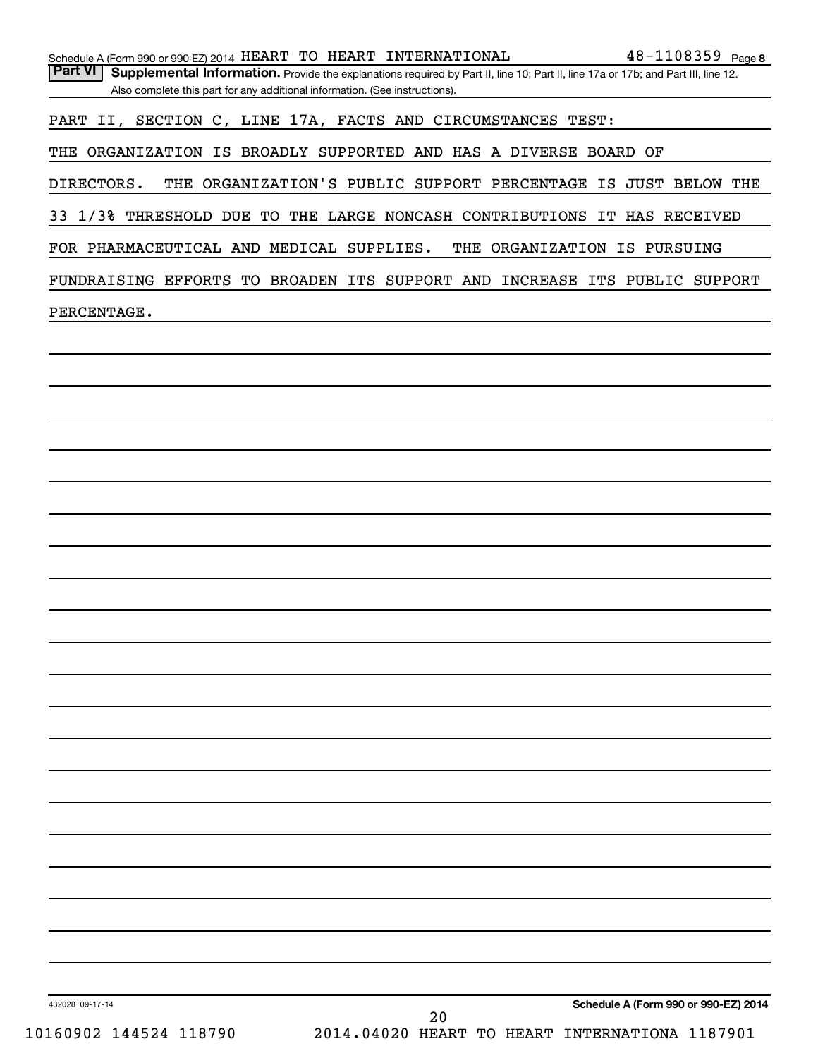Schedule A (Form 990 or 990-EZ) 2014 HEART TO HEART INTERNATIONAL 48-1108359 Page 8

**Part VI** **Supplemental Information.** Provide the explanations required by Part II, line 10; Part II, line 17a or 17b; and Part III, line 12. Also complete this part for any additional information. (See instructions).

PART II, SECTION C, LINE 17A, FACTS AND CIRCUMSTANCES TEST:

THE ORGANIZATION IS BROADLY SUPPORTED AND HAS A DIVERSE BOARD OF DIRECTORS. THE ORGANIZATION'S PUBLIC SUPPORT PERCENTAGE IS JUST BELOW THE 33 1/3% THRESHOLD DUE TO THE LARGE NONCASH CONTRIBUTIONS IT HAS RECEIVED FOR PHARMACEUTICAL AND MEDICAL SUPPLIES. THE ORGANIZATION IS PURSUING FUNDRAISING EFFORTS TO BROADEN ITS SUPPORT AND INCREASE ITS PUBLIC SUPPORT PERCENTAGE.

432028 09-17-14

**Schedule A (Form 990 or 990-EZ) 2014**

10160902 144524 118790 2014.04020 HEART TO HEART INTERNATIONA 1187901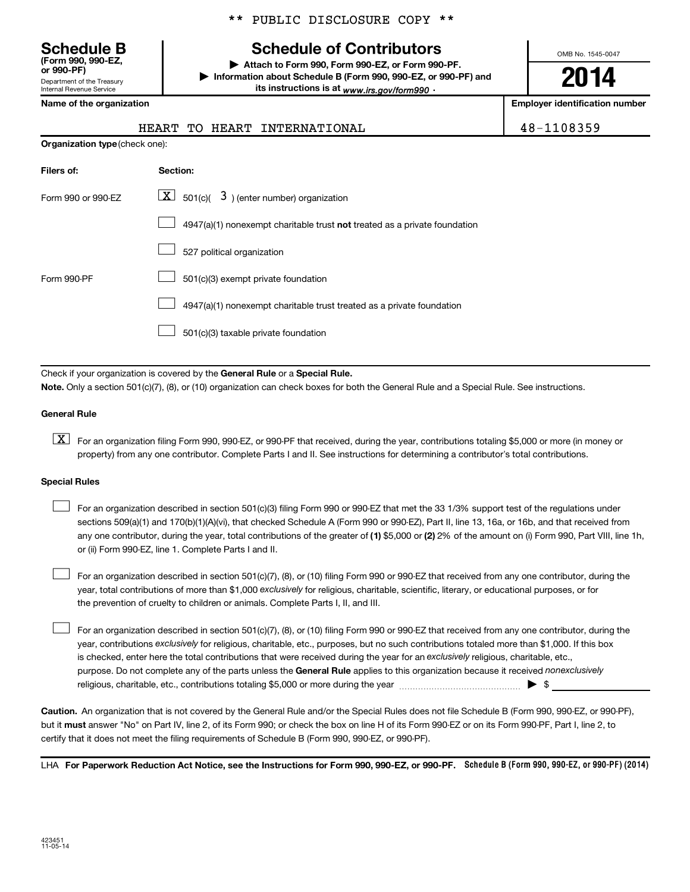** PUBLIC DISCLOSURE COPY **

**Schedule B**
**(Form 990, 990-EZ, or 990-PF)**
Department of the Treasury
Internal Revenue Service

# Schedule of Contributors

▶ **Attach to Form 990, Form 990-EZ, or Form 990-PF.**
▶ **Information about Schedule B (Form 990, 990-EZ, or 990-PF) and its instructions is at** *www.irs.gov/form990* .

OMB No. 1545-0047

**2014**

| **Name of the organization** | **Employer identification number** |
| --- | --- |
| HEART TO HEART INTERNATIONAL | 48-1108359 |

**Organization type** (check one):

| **Filers of:** | **Section:** |
| --- | --- |
| Form 990 or 990-EZ | [X] 501(c)( 3 ) (enter number) organization |
| | [ ] 4947(a)(1) nonexempt charitable trust **not** treated as a private foundation |
| | [ ] 527 political organization |
| Form 990-PF | [ ] 501(c)(3) exempt private foundation |
| | [ ] 4947(a)(1) nonexempt charitable trust treated as a private foundation |
| | [ ] 501(c)(3) taxable private foundation |

Check if your organization is covered by the **General Rule** or a **Special Rule.**

**Note.** Only a section 501(c)(7), (8), or (10) organization can check boxes for both the General Rule and a Special Rule. See instructions.

**General Rule**

[X] For an organization filing Form 990, 990-EZ, or 990-PF that received, during the year, contributions totaling $5,000 or more (in money or property) from any one contributor. Complete Parts I and II. See instructions for determining a contributor's total contributions.

**Special Rules**

[ ] For an organization described in section 501(c)(3) filing Form 990 or 990-EZ that met the 33 1/3% support test of the regulations under sections 509(a)(1) and 170(b)(1)(A)(vi), that checked Schedule A (Form 990 or 990-EZ), Part II, line 13, 16a, or 16b, and that received from any one contributor, during the year, total contributions of the greater of **(1)** $5,000 or **(2)** 2% of the amount on (i) Form 990, Part VIII, line 1h, or (ii) Form 990-EZ, line 1. Complete Parts I and II.

[ ] For an organization described in section 501(c)(7), (8), or (10) filing Form 990 or 990-EZ that received from any one contributor, during the year, total contributions of more than $1,000 *exclusively* for religious, charitable, scientific, literary, or educational purposes, or for the prevention of cruelty to children or animals. Complete Parts I, II, and III.

[ ] For an organization described in section 501(c)(7), (8), or (10) filing Form 990 or 990-EZ that received from any one contributor, during the year, contributions *exclusively* for religious, charitable, etc., purposes, but no such contributions totaled more than $1,000. If this box is checked, enter here the total contributions that were received during the year for an *exclusively* religious, charitable, etc., purpose. Do not complete any of the parts unless the **General Rule** applies to this organization because it received *nonexclusively* religious, charitable, etc., contributions totaling $5,000 or more during the year ▶ $ \_\_\_\_\_\_\_\_\_

**Caution.** An organization that is not covered by the General Rule and/or the Special Rules does not file Schedule B (Form 990, 990-EZ, or 990-PF), but it **must** answer "No" on Part IV, line 2, of its Form 990; or check the box on line H of its Form 990-EZ or on its Form 990-PF, Part I, line 2, to certify that it does not meet the filing requirements of Schedule B (Form 990, 990-EZ, or 990-PF).

LHA **For Paperwork Reduction Act Notice, see the Instructions for Form 990, 990-EZ, or 990-PF.** **Schedule B (Form 990, 990-EZ, or 990-PF) (2014)**

423451
11-05-14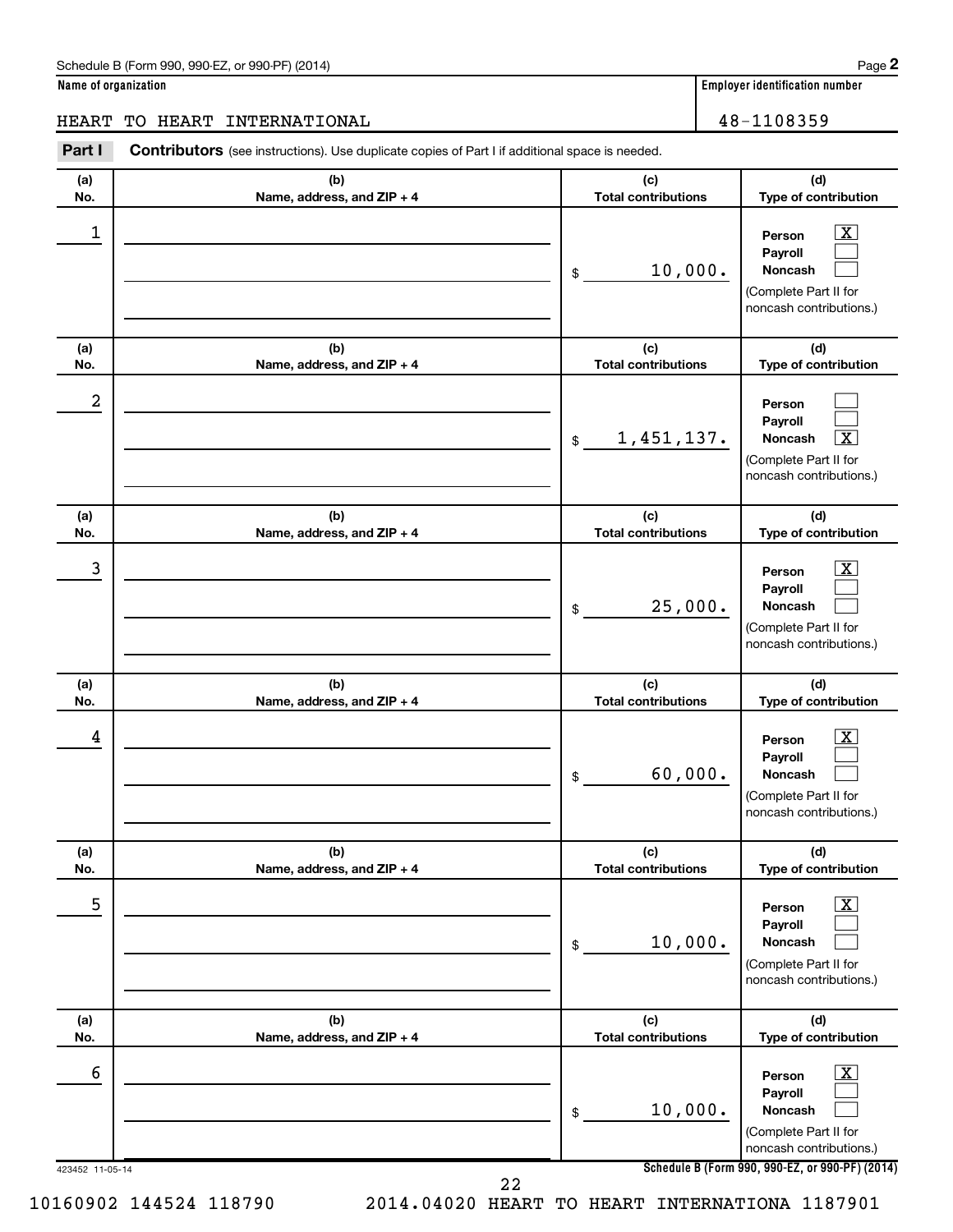Schedule B (Form 990, 990-EZ, or 990-PF) (2014)

**Name of organization**

HEART TO HEART INTERNATIONAL

**Employer identification number**

48-1108359

**Part I** **Contributors** (see instructions). Use duplicate copies of Part I if additional space is needed.

| (a) No. | (b) Name, address, and ZIP + 4 | (c) Total contributions | (d) Type of contribution |
|---|---|---|---|
| 1 | | $ 10,000. | Person [X] Payroll [ ] Noncash [ ] (Complete Part II for noncash contributions.) |
| 2 | | $ 1,451,137. | Person [ ] Payroll [ ] Noncash [X] (Complete Part II for noncash contributions.) |
| 3 | | $ 25,000. | Person [X] Payroll [ ] Noncash [ ] (Complete Part II for noncash contributions.) |
| 4 | | $ 60,000. | Person [X] Payroll [ ] Noncash [ ] (Complete Part II for noncash contributions.) |
| 5 | | $ 10,000. | Person [X] Payroll [ ] Noncash [ ] (Complete Part II for noncash contributions.) |
| 6 | | $ 10,000. | Person [X] Payroll [ ] Noncash [ ] (Complete Part II for noncash contributions.) |

423452 11-05-14

**Schedule B (Form 990, 990-EZ, or 990-PF) (2014)**

10160902 144524 118790 2014.04020 HEART TO HEART INTERNATIONA 1187901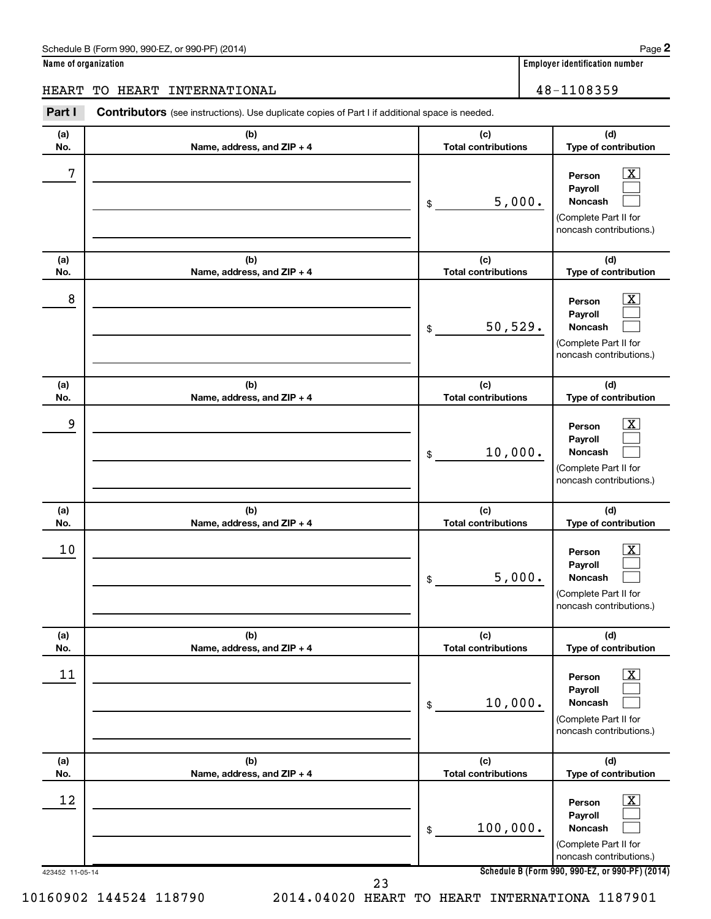Schedule B (Form 990, 990-EZ, or 990-PF) (2014) Page **2**

**Name of organization**: HEART TO HEART INTERNATIONAL

**Employer identification number**: 48-1108359

**Part I** **Contributors** (see instructions). Use duplicate copies of Part I if additional space is needed.

| (a) No. | (b) Name, address, and ZIP + 4 | (c) Total contributions | (d) Type of contribution |
|---|---|---|---|
| 7 | | $ 5,000. | Person [X] Payroll [ ] Noncash [ ] (Complete Part II for noncash contributions.) |
| 8 | | $ 50,529. | Person [X] Payroll [ ] Noncash [ ] (Complete Part II for noncash contributions.) |
| 9 | | $ 10,000. | Person [X] Payroll [ ] Noncash [ ] (Complete Part II for noncash contributions.) |
| 10 | | $ 5,000. | Person [X] Payroll [ ] Noncash [ ] (Complete Part II for noncash contributions.) |
| 11 | | $ 10,000. | Person [X] Payroll [ ] Noncash [ ] (Complete Part II for noncash contributions.) |
| 12 | | $ 100,000. | Person [X] Payroll [ ] Noncash [ ] (Complete Part II for noncash contributions.) |

423452 11-05-14 **Schedule B (Form 990, 990-EZ, or 990-PF) (2014)**

10160902 144524 118790 2014.04020 HEART TO HEART INTERNATIONA 1187901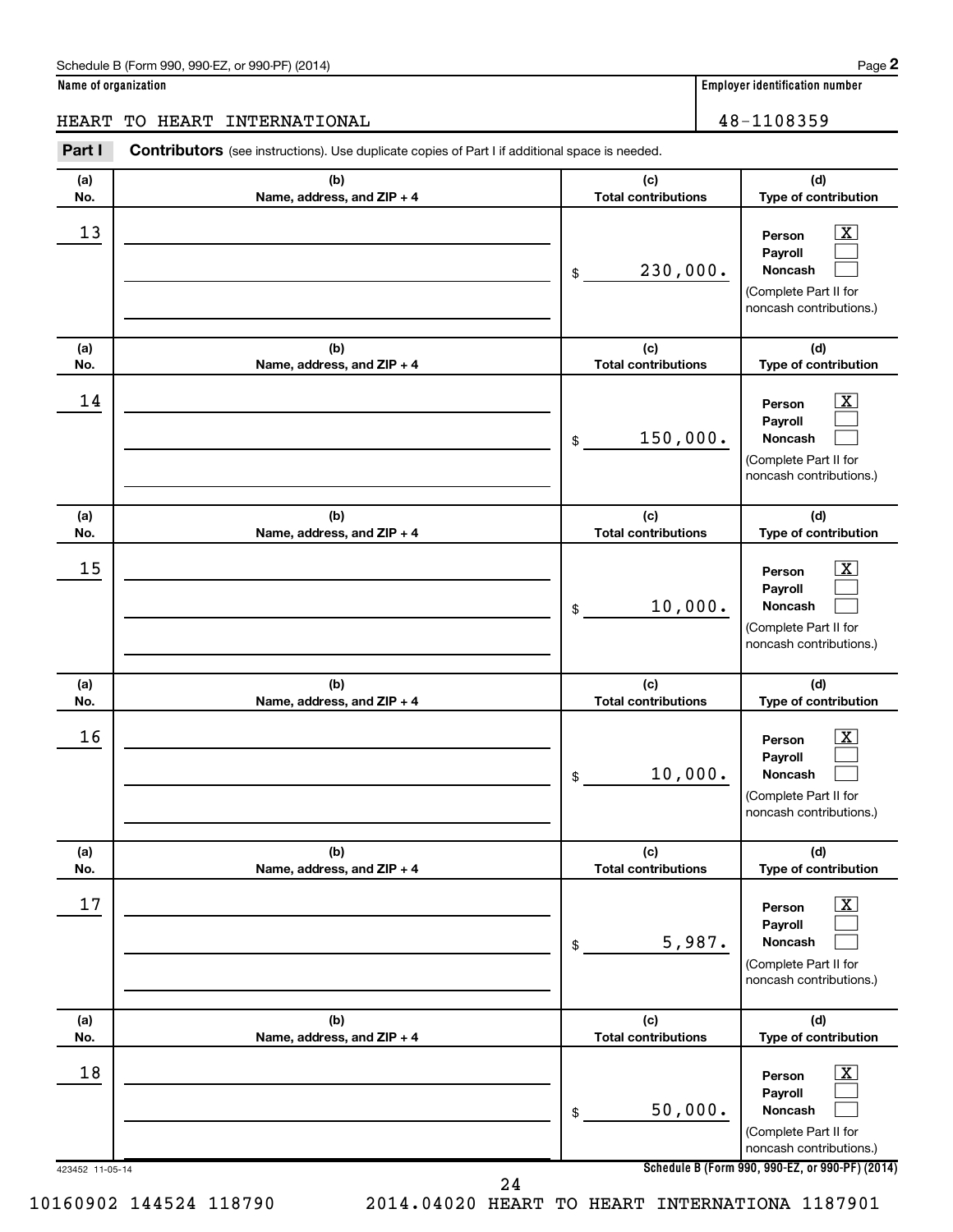Schedule B (Form 990, 990-EZ, or 990-PF) (2014) Page **2**

**Name of organization** HEART TO HEART INTERNATIONAL

**Employer identification number** 48-1108359

**Part I** **Contributors** (see instructions). Use duplicate copies of Part I if additional space is needed.

| (a) No. | (b) Name, address, and ZIP + 4 | (c) Total contributions | (d) Type of contribution |
|---|---|---|---|
| 13 | | $ 230,000. | Person [X] Payroll [ ] Noncash [ ] (Complete Part II for noncash contributions.) |
| 14 | | $ 150,000. | Person [X] Payroll [ ] Noncash [ ] (Complete Part II for noncash contributions.) |
| 15 | | $ 10,000. | Person [X] Payroll [ ] Noncash [ ] (Complete Part II for noncash contributions.) |
| 16 | | $ 10,000. | Person [X] Payroll [ ] Noncash [ ] (Complete Part II for noncash contributions.) |
| 17 | | $ 5,987. | Person [X] Payroll [ ] Noncash [ ] (Complete Part II for noncash contributions.) |
| 18 | | $ 50,000. | Person [X] Payroll [ ] Noncash [ ] (Complete Part II for noncash contributions.) |

423452 11-05-14 **Schedule B (Form 990, 990-EZ, or 990-PF) (2014)**

10160902 144524 118790 2014.04020 HEART TO HEART INTERNATIONA 1187901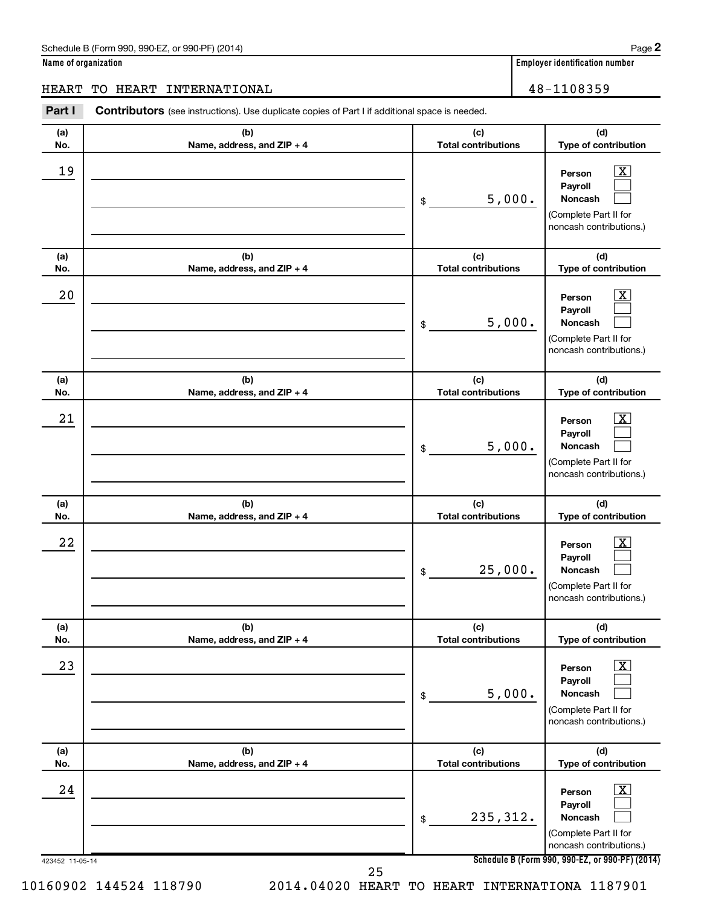Schedule B (Form 990, 990-EZ, or 990-PF) (2014)

**Name of organization**

HEART TO HEART INTERNATIONAL

**Employer identification number**

48-1108359

**Part I** **Contributors** (see instructions). Use duplicate copies of Part I if additional space is needed.

| (a) No. | (b) Name, address, and ZIP + 4 | (c) Total contributions | (d) Type of contribution |
|---|---|---|---|
| 19 | | $ 5,000. | Person [X] Payroll [ ] Noncash [ ] (Complete Part II for noncash contributions.) |
| 20 | | $ 5,000. | Person [X] Payroll [ ] Noncash [ ] (Complete Part II for noncash contributions.) |
| 21 | | $ 5,000. | Person [X] Payroll [ ] Noncash [ ] (Complete Part II for noncash contributions.) |
| 22 | | $ 25,000. | Person [X] Payroll [ ] Noncash [ ] (Complete Part II for noncash contributions.) |
| 23 | | $ 5,000. | Person [X] Payroll [ ] Noncash [ ] (Complete Part II for noncash contributions.) |
| 24 | | $ 235,312. | Person [X] Payroll [ ] Noncash [ ] (Complete Part II for noncash contributions.) |

423452 11-05-14

**Schedule B (Form 990, 990-EZ, or 990-PF) (2014)**

10160902 144524 118790 2014.04020 HEART TO HEART INTERNATIONA 1187901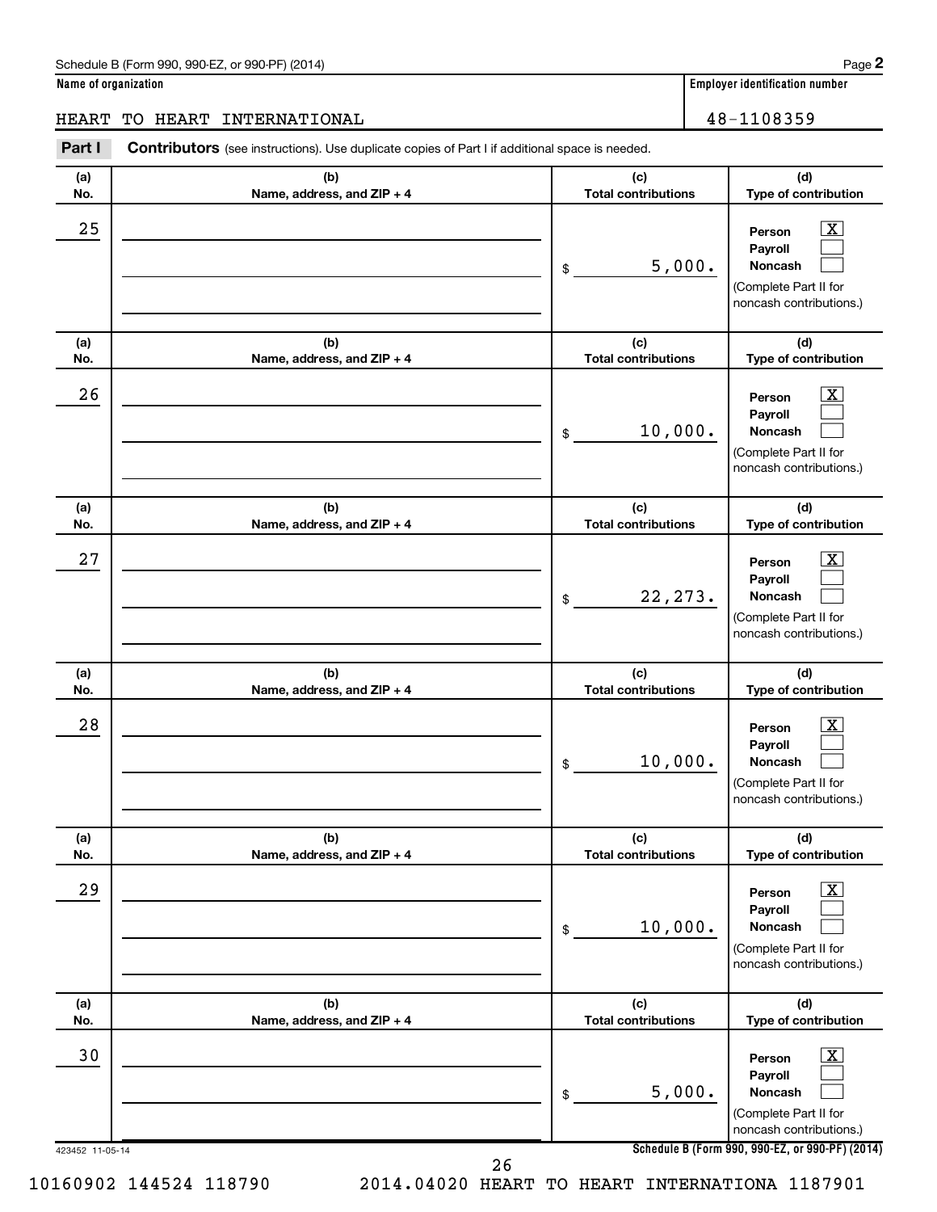Schedule B (Form 990, 990-EZ, or 990-PF) (2014) Page **2**

**Name of organization** | **Employer identification number**

HEART TO HEART INTERNATIONAL | 48-1108359

**Part I** **Contributors** (see instructions). Use duplicate copies of Part I if additional space is needed.

| (a) No. | (b) Name, address, and ZIP + 4 | (c) Total contributions | (d) Type of contribution |
|---|---|---|---|
| 25 | | $ 5,000. | Person [X] Payroll [ ] Noncash [ ] (Complete Part II for noncash contributions.) |
| 26 | | $ 10,000. | Person [X] Payroll [ ] Noncash [ ] (Complete Part II for noncash contributions.) |
| 27 | | $ 22,273. | Person [X] Payroll [ ] Noncash [ ] (Complete Part II for noncash contributions.) |
| 28 | | $ 10,000. | Person [X] Payroll [ ] Noncash [ ] (Complete Part II for noncash contributions.) |
| 29 | | $ 10,000. | Person [X] Payroll [ ] Noncash [ ] (Complete Part II for noncash contributions.) |
| 30 | | $ 5,000. | Person [X] Payroll [ ] Noncash [ ] (Complete Part II for noncash contributions.) |

423452 11-05-14 **Schedule B (Form 990, 990-EZ, or 990-PF) (2014)**

10160902 144524 118790 2014.04020 HEART TO HEART INTERNATIONA 1187901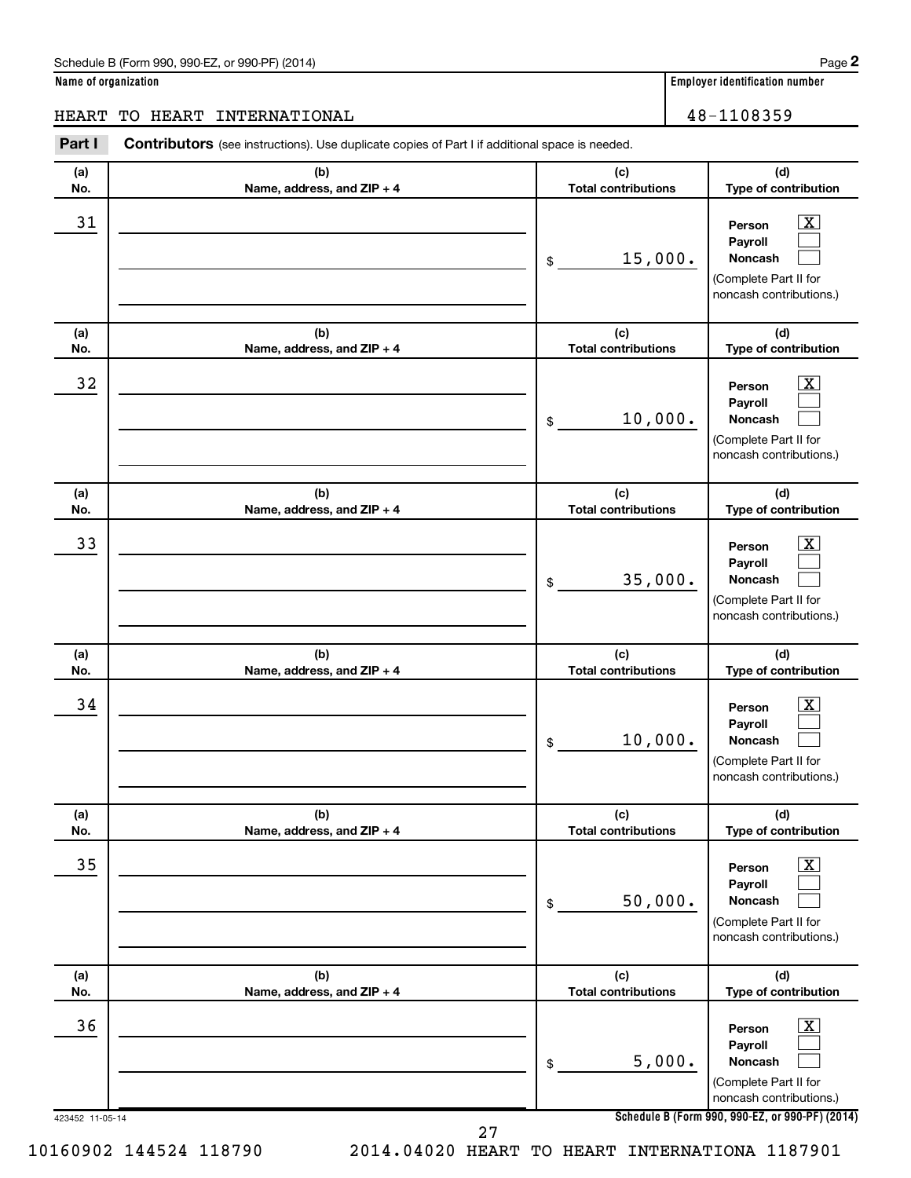Schedule B (Form 990, 990-EZ, or 990-PF) (2014)

**Name of organization**

HEART TO HEART INTERNATIONAL

**Employer identification number**

48-1108359

**Part I** **Contributors** (see instructions). Use duplicate copies of Part I if additional space is needed.

| (a) No. | (b) Name, address, and ZIP + 4 | (c) Total contributions | (d) Type of contribution |
|---|---|---|---|
| 31 | | $ 15,000. | Person [X] Payroll [ ] Noncash [ ] (Complete Part II for noncash contributions.) |
| 32 | | $ 10,000. | Person [X] Payroll [ ] Noncash [ ] (Complete Part II for noncash contributions.) |
| 33 | | $ 35,000. | Person [X] Payroll [ ] Noncash [ ] (Complete Part II for noncash contributions.) |
| 34 | | $ 10,000. | Person [X] Payroll [ ] Noncash [ ] (Complete Part II for noncash contributions.) |
| 35 | | $ 50,000. | Person [X] Payroll [ ] Noncash [ ] (Complete Part II for noncash contributions.) |
| 36 | | $ 5,000. | Person [X] Payroll [ ] Noncash [ ] (Complete Part II for noncash contributions.) |

423452 11-05-14

**Schedule B (Form 990, 990-EZ, or 990-PF) (2014)**

10160902 144524 118790 2014.04020 HEART TO HEART INTERNATIONA 1187901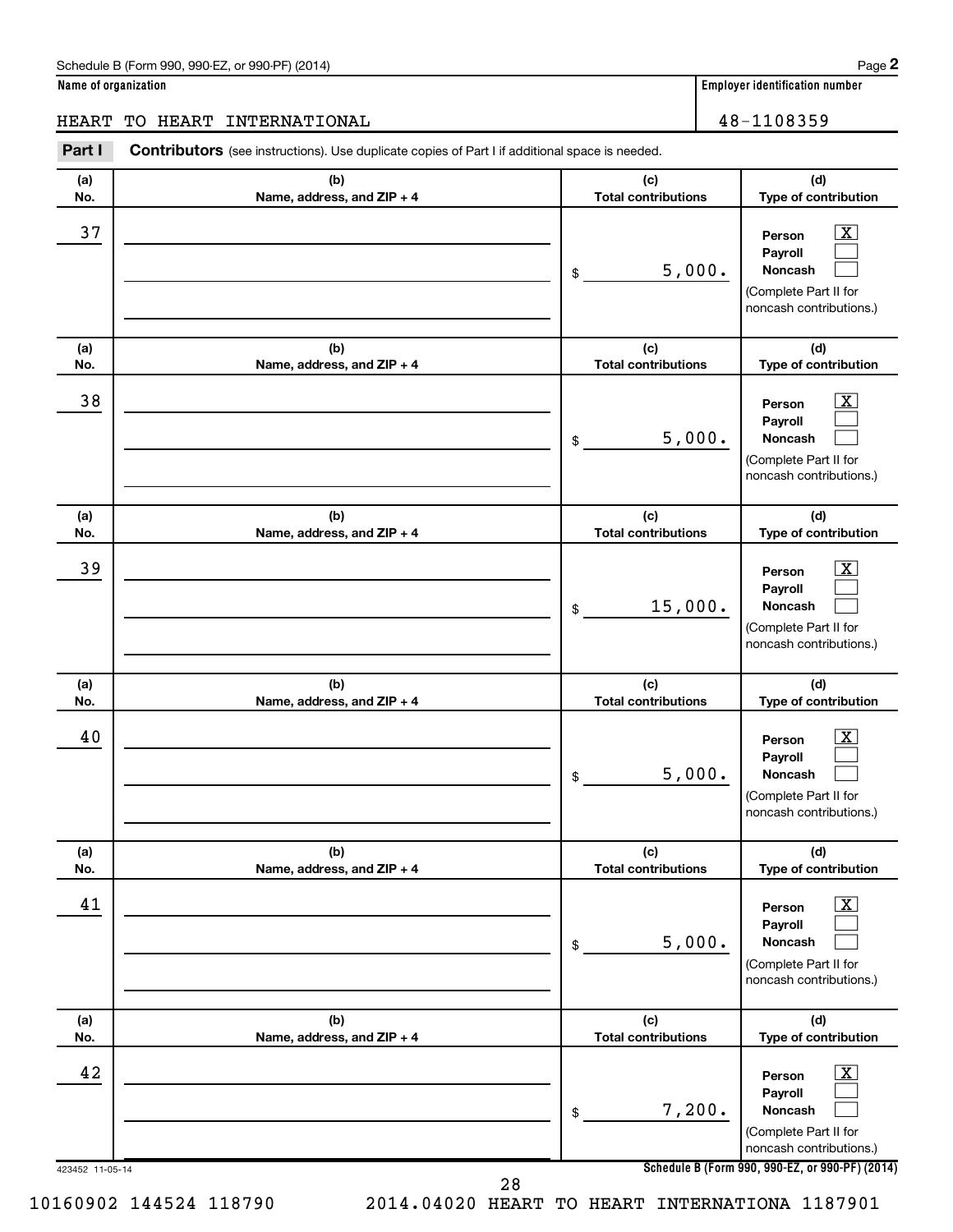Schedule B (Form 990, 990-EZ, or 990-PF) (2014)

**Name of organization**

HEART TO HEART INTERNATIONAL

**Employer identification number**

48-1108359

**Part I** **Contributors** (see instructions). Use duplicate copies of Part I if additional space is needed.

| (a) No. | (b) Name, address, and ZIP + 4 | (c) Total contributions | (d) Type of contribution |
|---|---|---|---|
| 37 | | $ 5,000. | Person [X] Payroll [ ] Noncash [ ] (Complete Part II for noncash contributions.) |
| 38 | | $ 5,000. | Person [X] Payroll [ ] Noncash [ ] (Complete Part II for noncash contributions.) |
| 39 | | $ 15,000. | Person [X] Payroll [ ] Noncash [ ] (Complete Part II for noncash contributions.) |
| 40 | | $ 5,000. | Person [X] Payroll [ ] Noncash [ ] (Complete Part II for noncash contributions.) |
| 41 | | $ 5,000. | Person [X] Payroll [ ] Noncash [ ] (Complete Part II for noncash contributions.) |
| 42 | | $ 7,200. | Person [X] Payroll [ ] Noncash [ ] (Complete Part II for noncash contributions.) |

423452 11-05-14

**Schedule B (Form 990, 990-EZ, or 990-PF) (2014)**

10160902 144524 118790 2014.04020 HEART TO HEART INTERNATIONA 1187901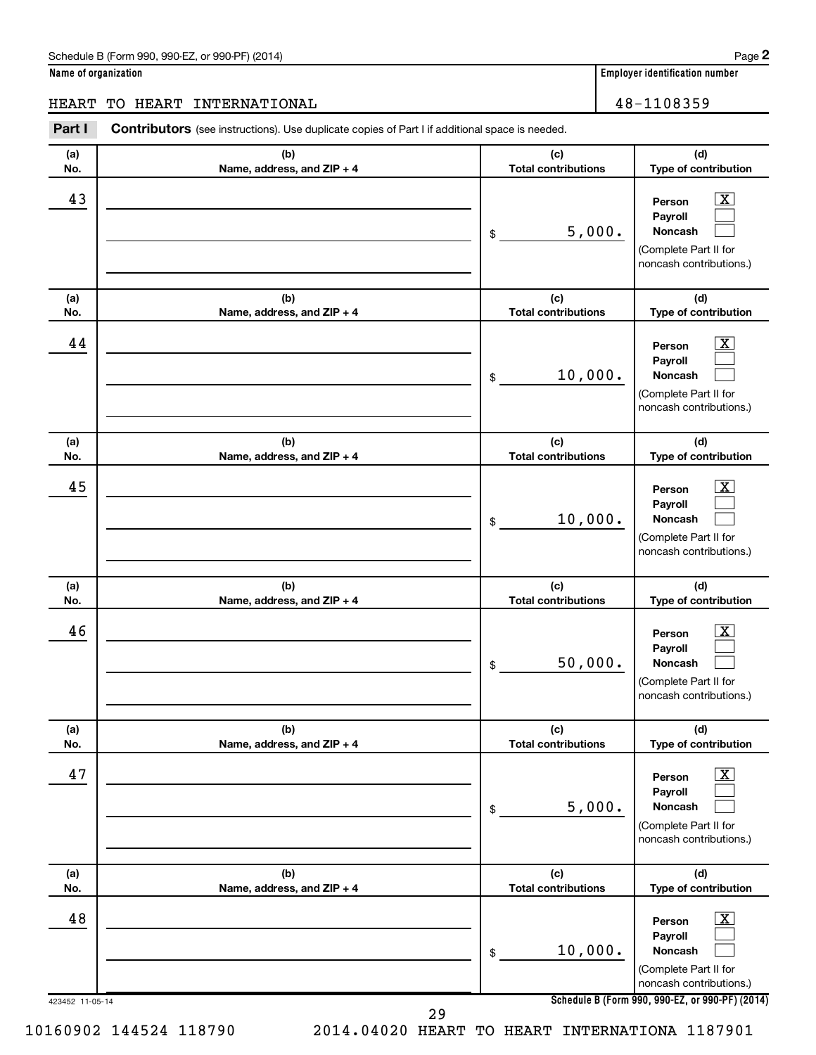Schedule B (Form 990, 990-EZ, or 990-PF) (2014) Page **2**

**Name of organization**: HEART TO HEART INTERNATIONAL

**Employer identification number**: 48-1108359

**Part I** **Contributors** (see instructions). Use duplicate copies of Part I if additional space is needed.

| (a) No. | (b) Name, address, and ZIP + 4 | (c) Total contributions | (d) Type of contribution |
|---|---|---|---|
| 43 | | $ 5,000. | Person [X] Payroll [ ] Noncash [ ] (Complete Part II for noncash contributions.) |
| 44 | | $ 10,000. | Person [X] Payroll [ ] Noncash [ ] (Complete Part II for noncash contributions.) |
| 45 | | $ 10,000. | Person [X] Payroll [ ] Noncash [ ] (Complete Part II for noncash contributions.) |
| 46 | | $ 50,000. | Person [X] Payroll [ ] Noncash [ ] (Complete Part II for noncash contributions.) |
| 47 | | $ 5,000. | Person [X] Payroll [ ] Noncash [ ] (Complete Part II for noncash contributions.) |
| 48 | | $ 10,000. | Person [X] Payroll [ ] Noncash [ ] (Complete Part II for noncash contributions.) |

423452 11-05-14

**Schedule B (Form 990, 990-EZ, or 990-PF) (2014)**

10160902 144524 118790 2014.04020 HEART TO HEART INTERNATIONA 1187901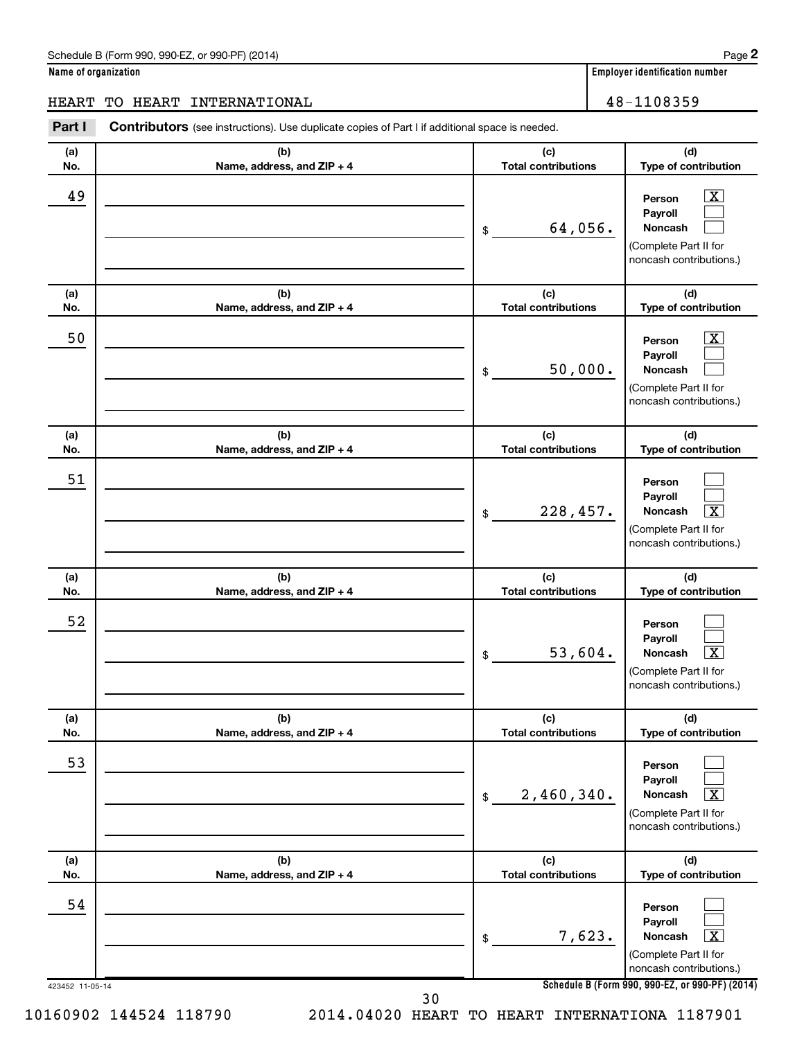Schedule B (Form 990, 990-EZ, or 990-PF) (2014) Page **2**

**Name of organization**

HEART TO HEART INTERNATIONAL

**Employer identification number**

48-1108359

**Part I** **Contributors** (see instructions). Use duplicate copies of Part I if additional space is needed.

| (a) No. | (b) Name, address, and ZIP + 4 | (c) Total contributions | (d) Type of contribution |
|---|---|---|---|
| 49 | | $ 64,056. | Person [X] Payroll [ ] Noncash [ ] (Complete Part II for noncash contributions.) |
| 50 | | $ 50,000. | Person [X] Payroll [ ] Noncash [ ] (Complete Part II for noncash contributions.) |
| 51 | | $ 228,457. | Person [ ] Payroll [ ] Noncash [X] (Complete Part II for noncash contributions.) |
| 52 | | $ 53,604. | Person [ ] Payroll [ ] Noncash [X] (Complete Part II for noncash contributions.) |
| 53 | | $ 2,460,340. | Person [ ] Payroll [ ] Noncash [X] (Complete Part II for noncash contributions.) |
| 54 | | $ 7,623. | Person [ ] Payroll [ ] Noncash [X] (Complete Part II for noncash contributions.) |

423452 11-05-14

**Schedule B (Form 990, 990-EZ, or 990-PF) (2014)**

10160902 144524 118790 2014.04020 HEART TO HEART INTERNATIONA 1187901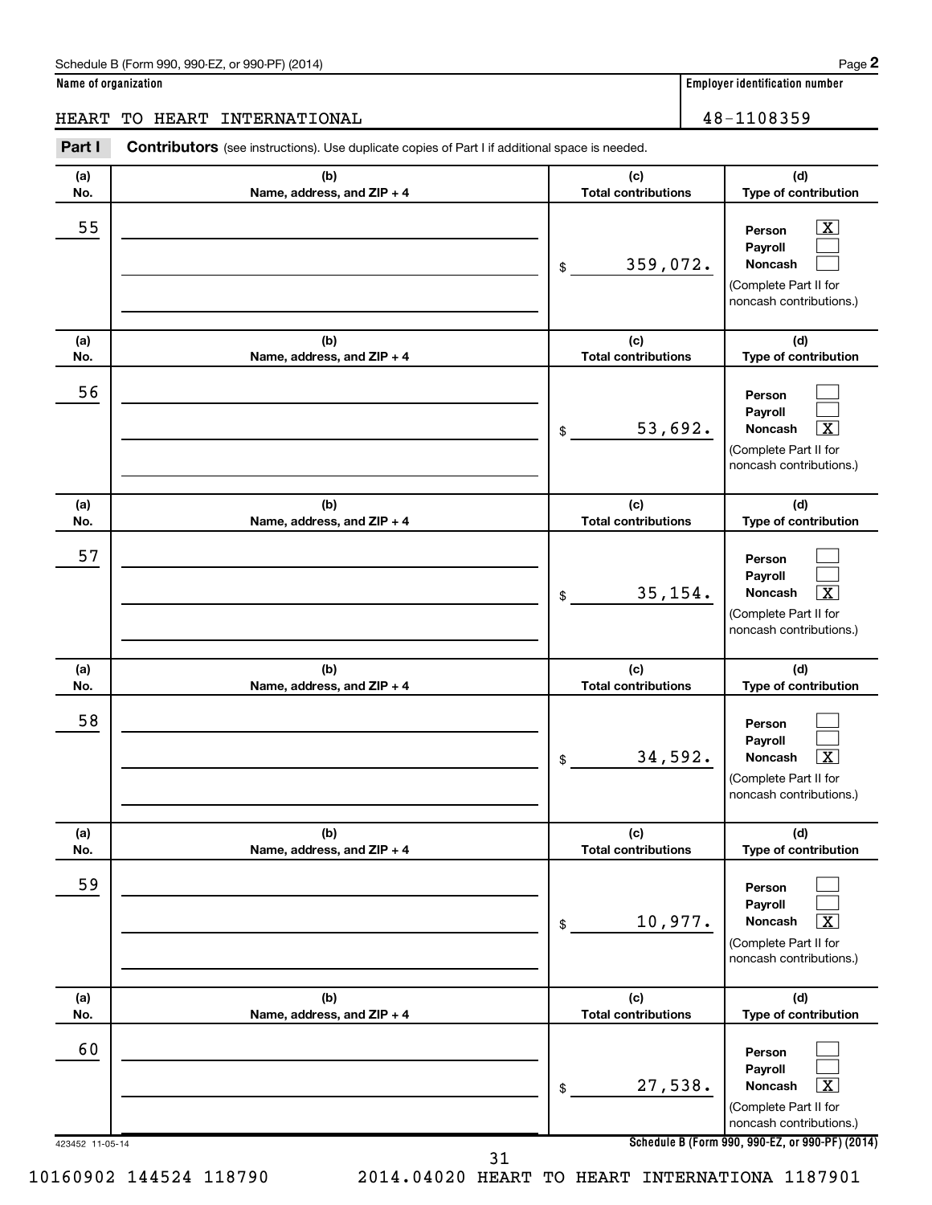Schedule B (Form 990, 990-EZ, or 990-PF) (2014)

**Name of organization**

HEART TO HEART INTERNATIONAL

**Employer identification number**

48-1108359

**Part I** **Contributors** (see instructions). Use duplicate copies of Part I if additional space is needed.

| (a) No. | (b) Name, address, and ZIP + 4 | (c) Total contributions | (d) Type of contribution |
|---|---|---|---|
| 55 | | $ 359,072. | Person [X] Payroll [ ] Noncash [ ] (Complete Part II for noncash contributions.) |
| 56 | | $ 53,692. | Person [ ] Payroll [ ] Noncash [X] (Complete Part II for noncash contributions.) |
| 57 | | $ 35,154. | Person [ ] Payroll [ ] Noncash [X] (Complete Part II for noncash contributions.) |
| 58 | | $ 34,592. | Person [ ] Payroll [ ] Noncash [X] (Complete Part II for noncash contributions.) |
| 59 | | $ 10,977. | Person [ ] Payroll [ ] Noncash [X] (Complete Part II for noncash contributions.) |
| 60 | | $ 27,538. | Person [ ] Payroll [ ] Noncash [X] (Complete Part II for noncash contributions.) |

423452 11-05-14

**Schedule B (Form 990, 990-EZ, or 990-PF) (2014)**

10160902 144524 118790 2014.04020 HEART TO HEART INTERNATIONA 1187901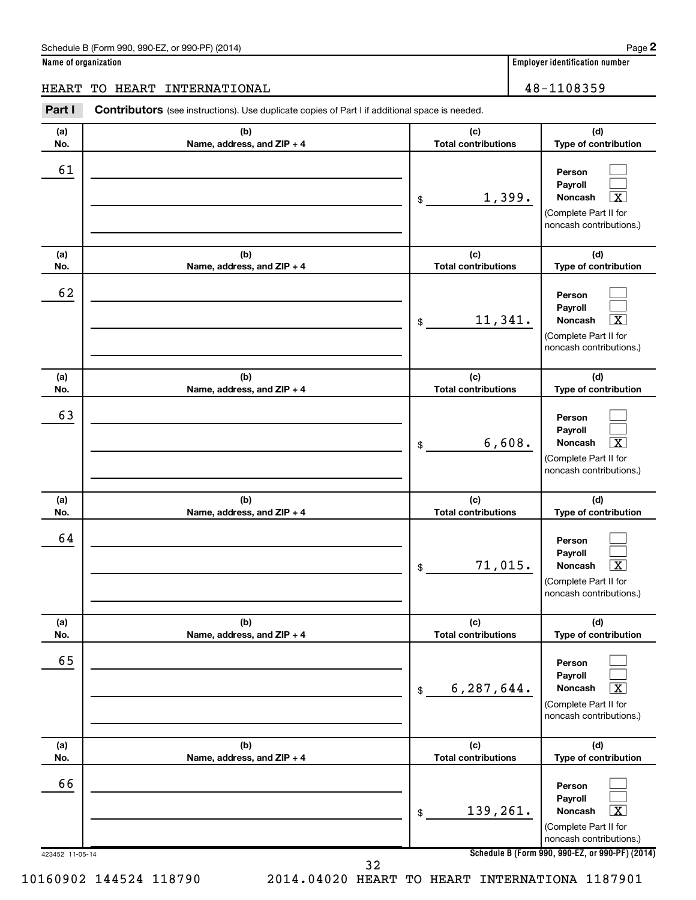Schedule B (Form 990, 990-EZ, or 990-PF) (2014)

**Name of organization**

HEART TO HEART INTERNATIONAL

**Employer identification number**

48-1108359

**Part I** **Contributors** (see instructions). Use duplicate copies of Part I if additional space is needed.

| (a) No. | (b) Name, address, and ZIP + 4 | (c) Total contributions | (d) Type of contribution |
|---|---|---|---|
| 61 | | $ 1,399. | Person [ ] Payroll [ ] Noncash [X] (Complete Part II for noncash contributions.) |
| 62 | | $ 11,341. | Person [ ] Payroll [ ] Noncash [X] (Complete Part II for noncash contributions.) |
| 63 | | $ 6,608. | Person [ ] Payroll [ ] Noncash [X] (Complete Part II for noncash contributions.) |
| 64 | | $ 71,015. | Person [ ] Payroll [ ] Noncash [X] (Complete Part II for noncash contributions.) |
| 65 | | $ 6,287,644. | Person [ ] Payroll [ ] Noncash [X] (Complete Part II for noncash contributions.) |
| 66 | | $ 139,261. | Person [ ] Payroll [ ] Noncash [X] (Complete Part II for noncash contributions.) |

423452 11-05-14

**Schedule B (Form 990, 990-EZ, or 990-PF) (2014)**

10160902 144524 118790 2014.04020 HEART TO HEART INTERNATIONA 1187901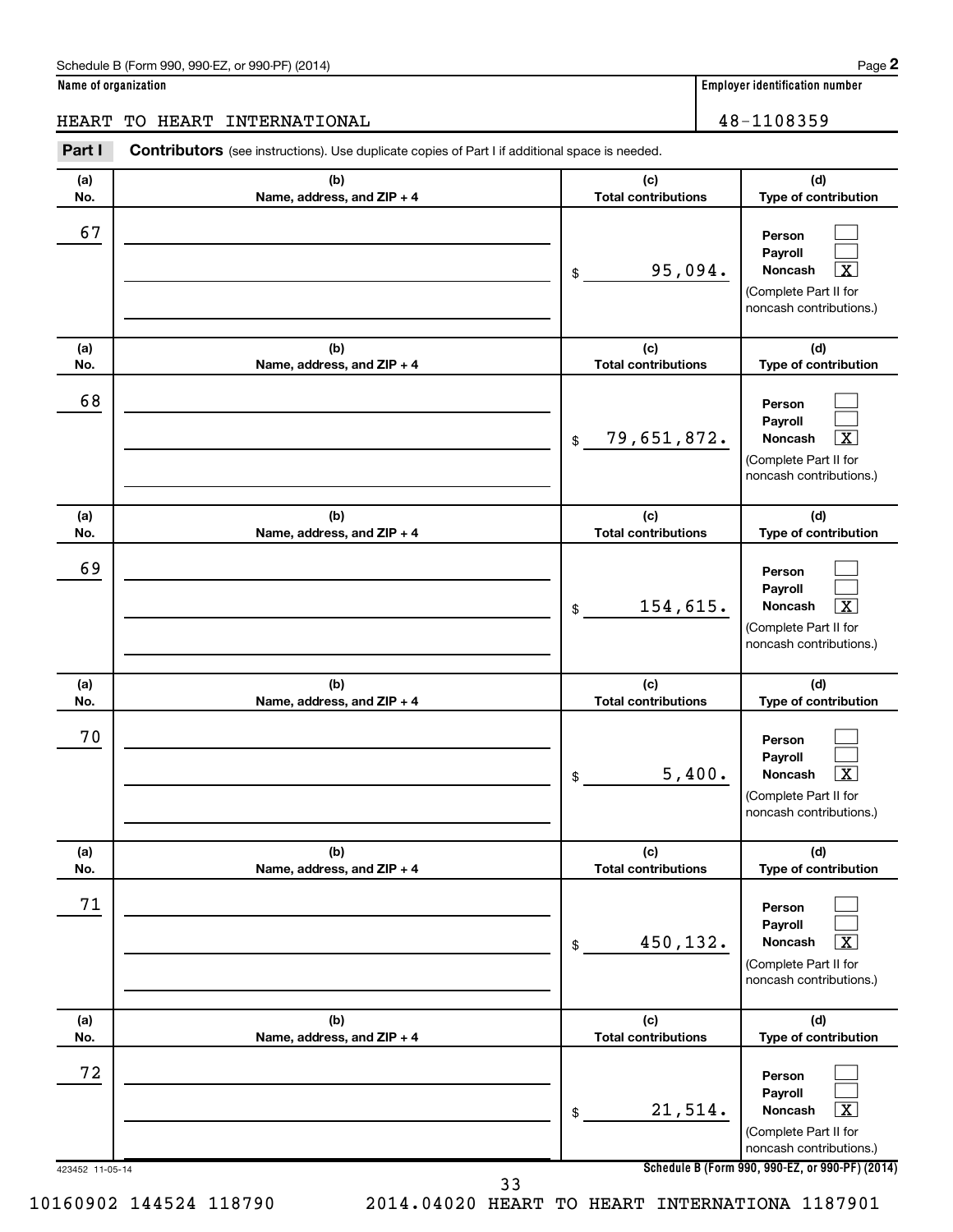Schedule B (Form 990, 990-EZ, or 990-PF) (2014)

**Name of organization**

HEART TO HEART INTERNATIONAL

**Employer identification number**

48-1108359

**Part I** **Contributors** (see instructions). Use duplicate copies of Part I if additional space is needed.

| (a) No. | (b) Name, address, and ZIP + 4 | (c) Total contributions | (d) Type of contribution |
|---|---|---|---|
| 67 | | $ 95,094. | Person [ ] Payroll [ ] Noncash [X] (Complete Part II for noncash contributions.) |
| 68 | | $ 79,651,872. | Person [ ] Payroll [ ] Noncash [X] (Complete Part II for noncash contributions.) |
| 69 | | $ 154,615. | Person [ ] Payroll [ ] Noncash [X] (Complete Part II for noncash contributions.) |
| 70 | | $ 5,400. | Person [ ] Payroll [ ] Noncash [X] (Complete Part II for noncash contributions.) |
| 71 | | $ 450,132. | Person [ ] Payroll [ ] Noncash [X] (Complete Part II for noncash contributions.) |
| 72 | | $ 21,514. | Person [ ] Payroll [ ] Noncash [X] (Complete Part II for noncash contributions.) |

423452 11-05-14

**Schedule B (Form 990, 990-EZ, or 990-PF) (2014)**

10160902 144524 118790 2014.04020 HEART TO HEART INTERNATIONA 1187901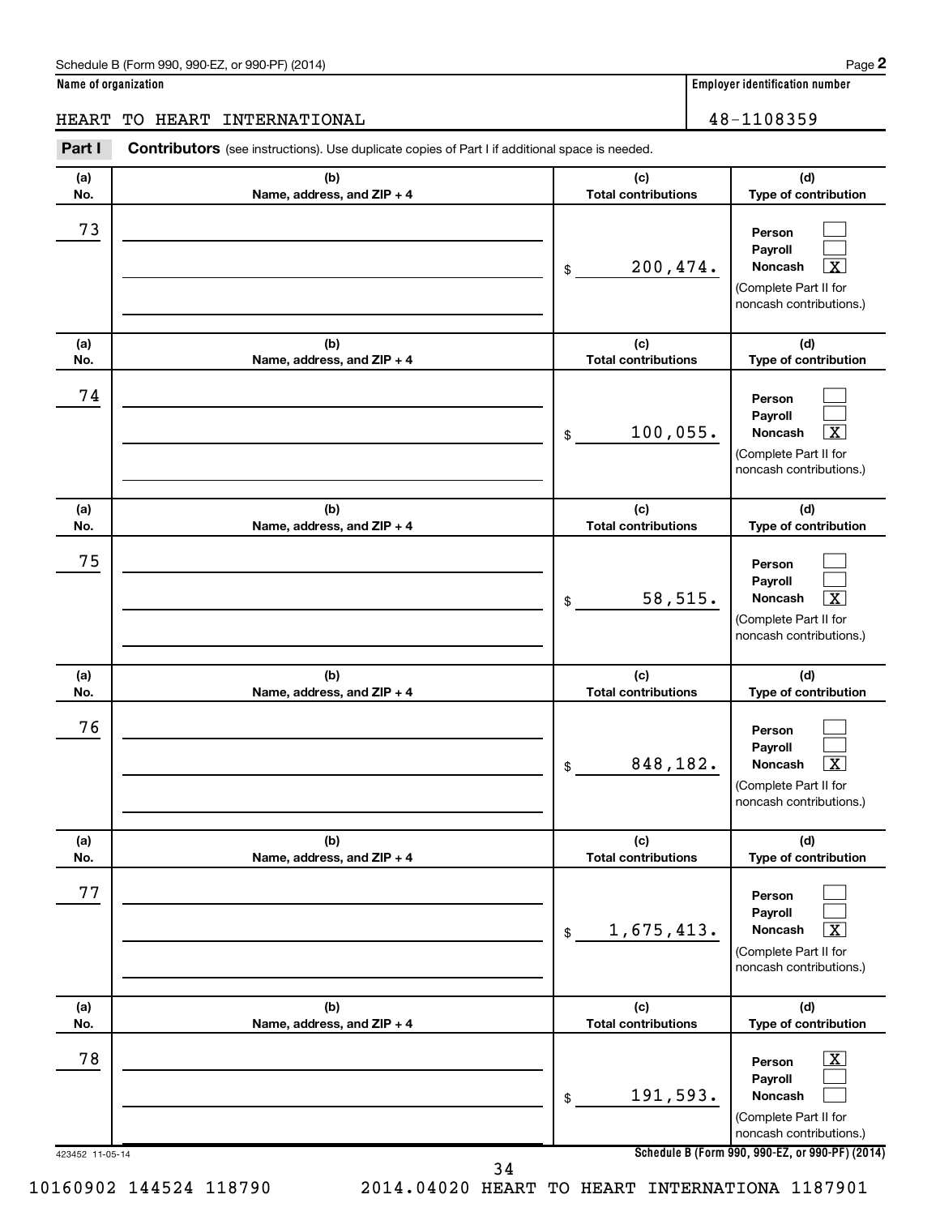Schedule B (Form 990, 990-EZ, or 990-PF) (2014)

**Name of organization**

HEART TO HEART INTERNATIONAL

**Employer identification number**

48-1108359

**Part I** **Contributors** (see instructions). Use duplicate copies of Part I if additional space is needed.

| (a) No. | (b) Name, address, and ZIP + 4 | (c) Total contributions | (d) Type of contribution |
|---|---|---|---|
| 73 | | $ 200,474. | Person [ ] Payroll [ ] Noncash [X] (Complete Part II for noncash contributions.) |
| 74 | | $ 100,055. | Person [ ] Payroll [ ] Noncash [X] (Complete Part II for noncash contributions.) |
| 75 | | $ 58,515. | Person [ ] Payroll [ ] Noncash [X] (Complete Part II for noncash contributions.) |
| 76 | | $ 848,182. | Person [ ] Payroll [ ] Noncash [X] (Complete Part II for noncash contributions.) |
| 77 | | $ 1,675,413. | Person [ ] Payroll [ ] Noncash [X] (Complete Part II for noncash contributions.) |
| 78 | | $ 191,593. | Person [X] Payroll [ ] Noncash [ ] (Complete Part II for noncash contributions.) |

423452 11-05-14

**Schedule B (Form 990, 990-EZ, or 990-PF) (2014)**

10160902 144524 118790 2014.04020 HEART TO HEART INTERNATIONA 1187901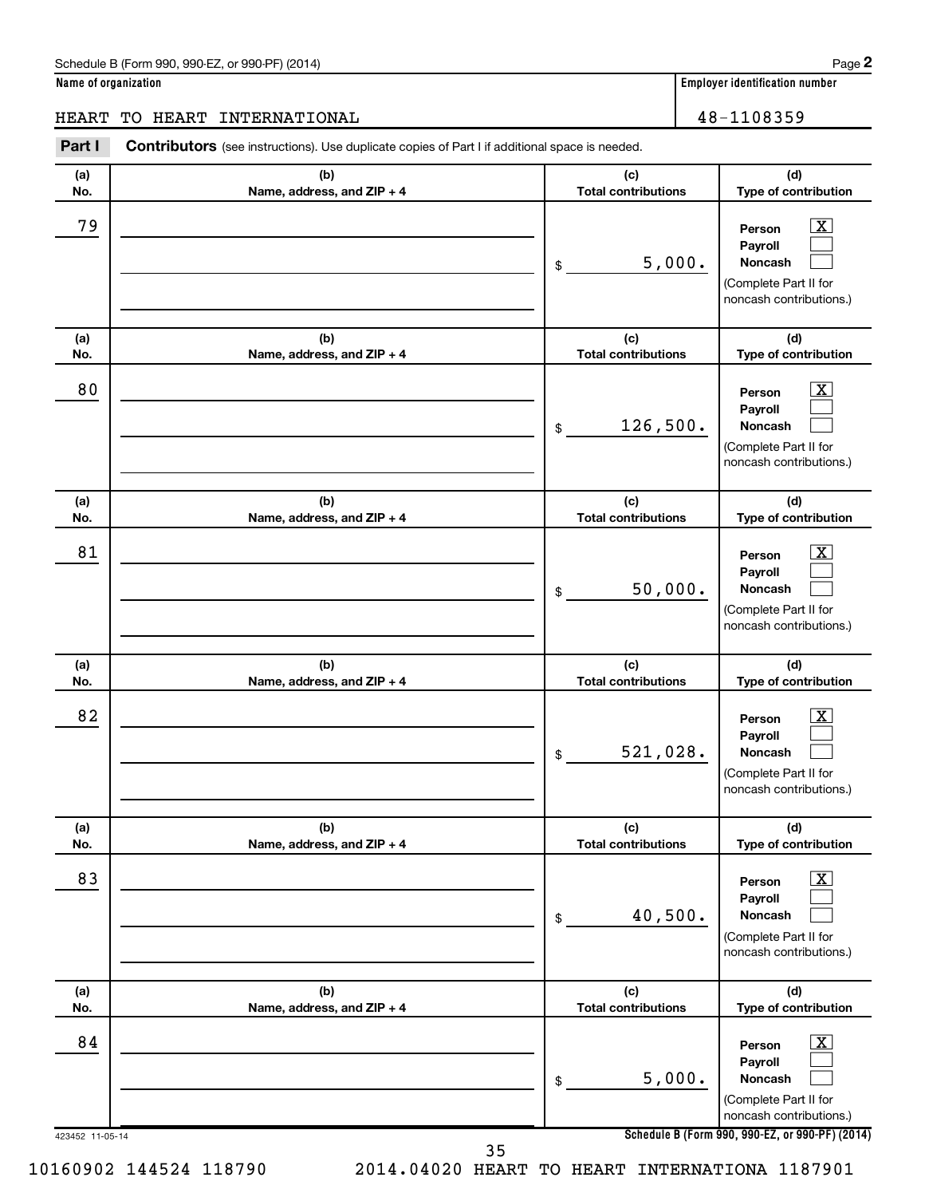Schedule B (Form 990, 990-EZ, or 990-PF) (2014)

**Name of organization**

HEART TO HEART INTERNATIONAL

**Employer identification number**

48-1108359

**Part I** **Contributors** (see instructions). Use duplicate copies of Part I if additional space is needed.

| (a) No. | (b) Name, address, and ZIP + 4 | (c) Total contributions | (d) Type of contribution |
|---|---|---|---|
| 79 | | $ 5,000. | Person [X] Payroll [ ] Noncash [ ] (Complete Part II for noncash contributions.) |
| 80 | | $ 126,500. | Person [X] Payroll [ ] Noncash [ ] (Complete Part II for noncash contributions.) |
| 81 | | $ 50,000. | Person [X] Payroll [ ] Noncash [ ] (Complete Part II for noncash contributions.) |
| 82 | | $ 521,028. | Person [X] Payroll [ ] Noncash [ ] (Complete Part II for noncash contributions.) |
| 83 | | $ 40,500. | Person [X] Payroll [ ] Noncash [ ] (Complete Part II for noncash contributions.) |
| 84 | | $ 5,000. | Person [X] Payroll [ ] Noncash [ ] (Complete Part II for noncash contributions.) |

423452 11-05-14

**Schedule B (Form 990, 990-EZ, or 990-PF) (2014)**

10160902 144524 118790 2014.04020 HEART TO HEART INTERNATIONA 1187901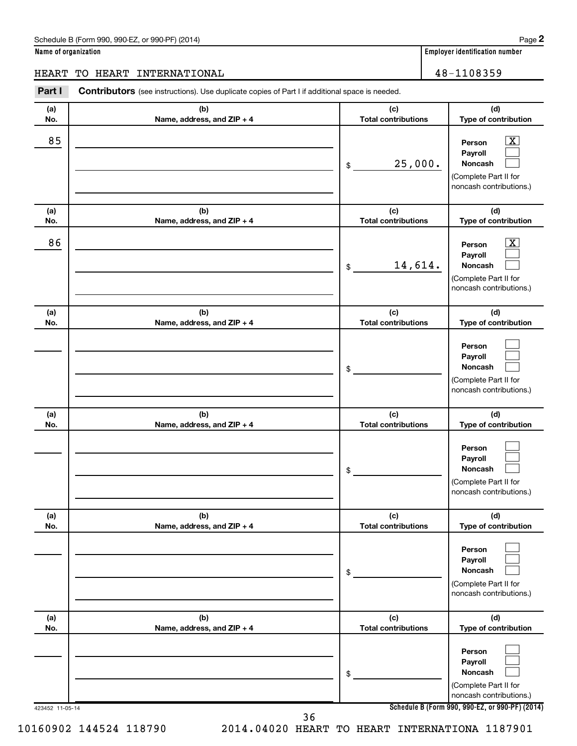Schedule B (Form 990, 990-EZ, or 990-PF) (2014)

**Name of organization**

HEART TO HEART INTERNATIONAL

**Employer identification number**

48-1108359

**Part I** **Contributors** (see instructions). Use duplicate copies of Part I if additional space is needed.

| (a) No. | (b) Name, address, and ZIP + 4 | (c) Total contributions | (d) Type of contribution |
|---|---|---|---|
| 85 | | $ 25,000. | Person [X] Payroll [ ] Noncash [ ] (Complete Part II for noncash contributions.) |
| 86 | | $ 14,614. | Person [X] Payroll [ ] Noncash [ ] (Complete Part II for noncash contributions.) |
| | | $ | Person [ ] Payroll [ ] Noncash [ ] (Complete Part II for noncash contributions.) |
| | | $ | Person [ ] Payroll [ ] Noncash [ ] (Complete Part II for noncash contributions.) |
| | | $ | Person [ ] Payroll [ ] Noncash [ ] (Complete Part II for noncash contributions.) |
| | | $ | Person [ ] Payroll [ ] Noncash [ ] (Complete Part II for noncash contributions.) |

423452 11-05-14

**Schedule B (Form 990, 990-EZ, or 990-PF) (2014)**

10160902 144524 118790 2014.04020 HEART TO HEART INTERNATIONA 1187901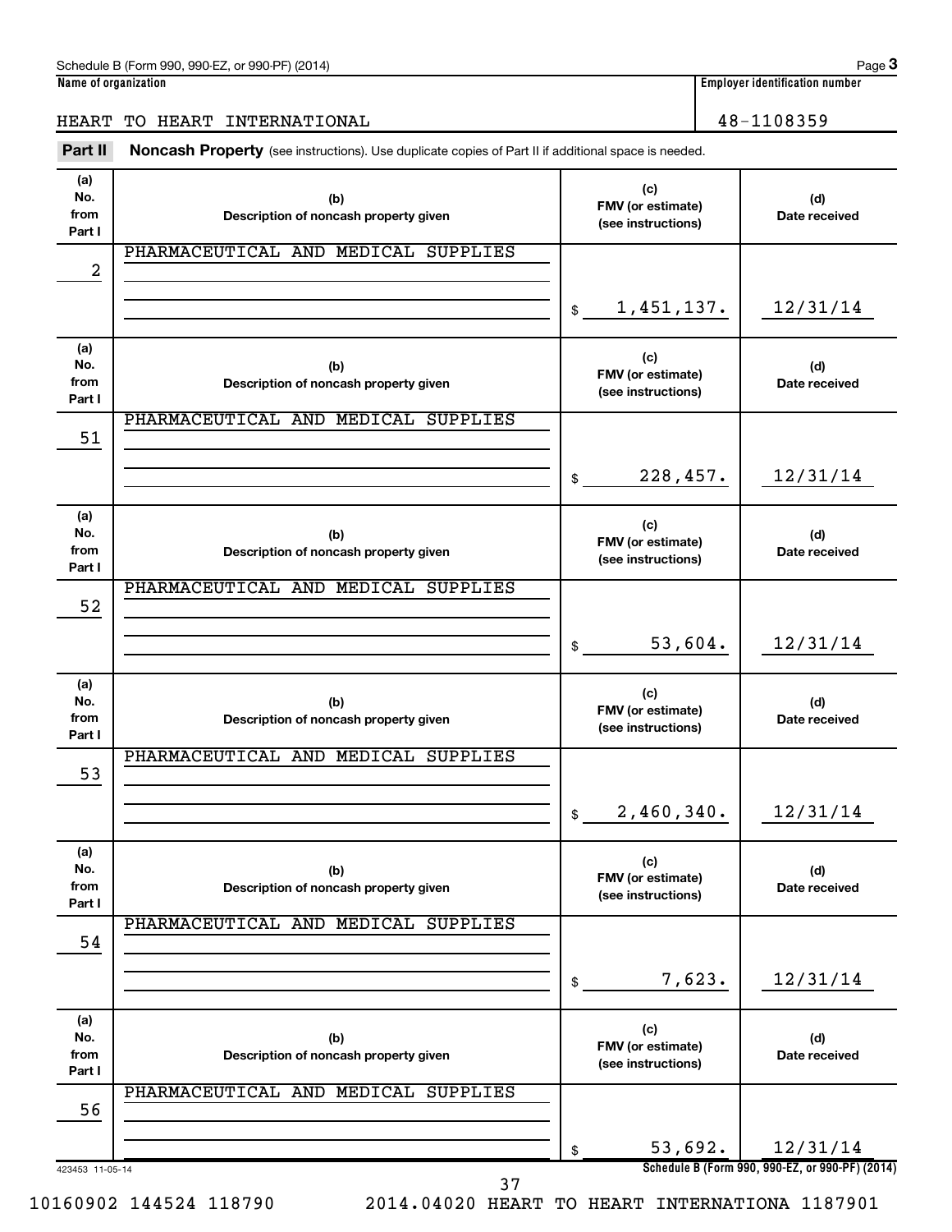Schedule B (Form 990, 990-EZ, or 990-PF) (2014)

**Name of organization**

HEART TO HEART INTERNATIONAL

**Employer identification number**

48-1108359

**Part II** **Noncash Property** (see instructions). Use duplicate copies of Part II if additional space is needed.

| (a) No. from Part I | (b) Description of noncash property given | (c) FMV (or estimate) (see instructions) | (d) Date received |
|---|---|---|---|
| 2 | PHARMACEUTICAL AND MEDICAL SUPPLIES | $ 1,451,137. | 12/31/14 |
| 51 | PHARMACEUTICAL AND MEDICAL SUPPLIES | $ 228,457. | 12/31/14 |
| 52 | PHARMACEUTICAL AND MEDICAL SUPPLIES | $ 53,604. | 12/31/14 |
| 53 | PHARMACEUTICAL AND MEDICAL SUPPLIES | $ 2,460,340. | 12/31/14 |
| 54 | PHARMACEUTICAL AND MEDICAL SUPPLIES | $ 7,623. | 12/31/14 |
| 56 | PHARMACEUTICAL AND MEDICAL SUPPLIES | $ 53,692. | 12/31/14 |

423453 11-05-14

Schedule B (Form 990, 990-EZ, or 990-PF) (2014)

10160902 144524 118790 2014.04020 HEART TO HEART INTERNATIONA 1187901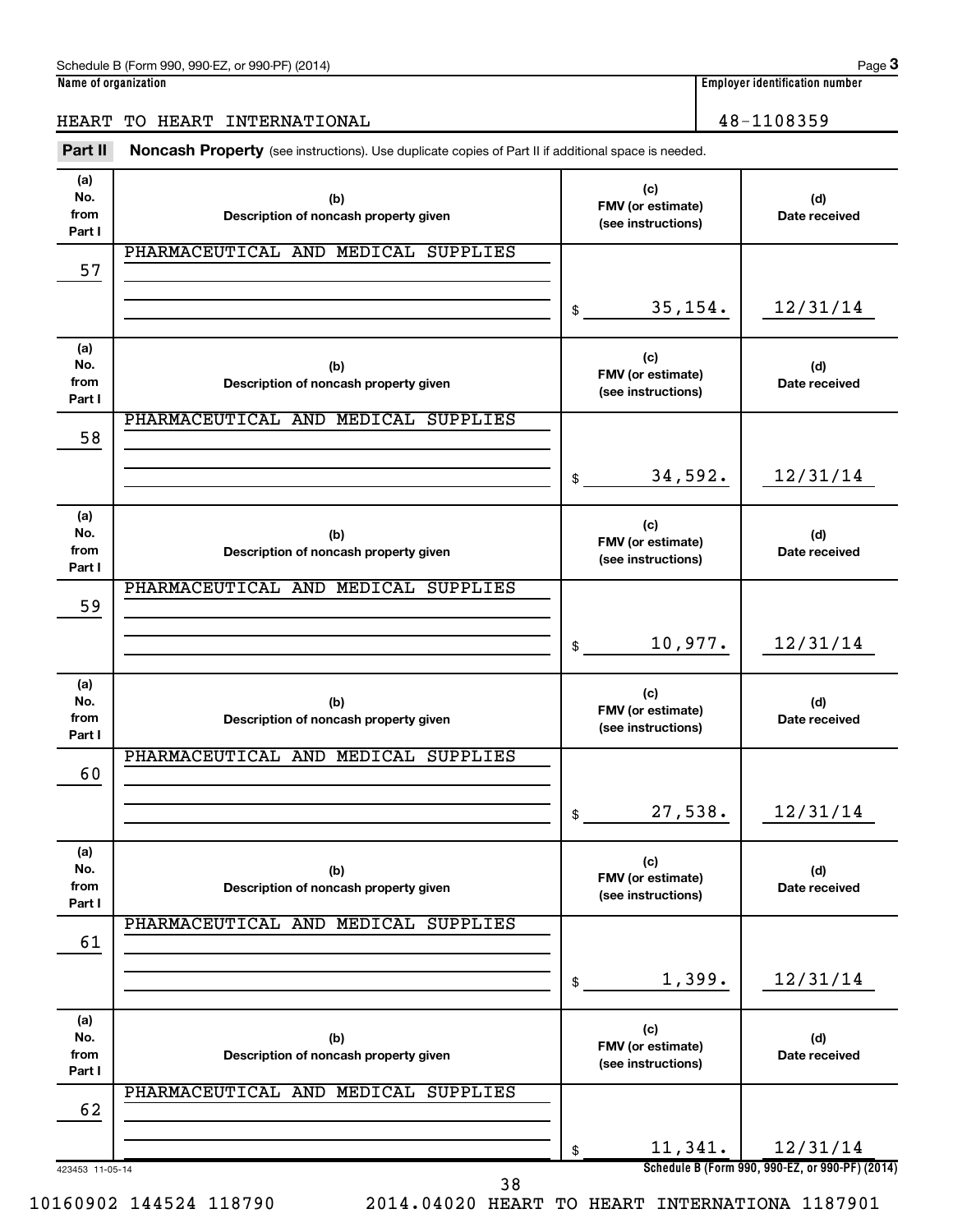Schedule B (Form 990, 990-EZ, or 990-PF) (2014)

| Name of organization | Employer identification number |
|---|---|
| HEART TO HEART INTERNATIONAL | 48-1108359 |

**Part II** **Noncash Property** (see instructions). Use duplicate copies of Part II if additional space is needed.

| (a) No. from Part I | (b) Description of noncash property given | (c) FMV (or estimate) (see instructions) | (d) Date received |
|---|---|---|---|
| 57 | PHARMACEUTICAL AND MEDICAL SUPPLIES | $ 35,154. | 12/31/14 |
| 58 | PHARMACEUTICAL AND MEDICAL SUPPLIES | $ 34,592. | 12/31/14 |
| 59 | PHARMACEUTICAL AND MEDICAL SUPPLIES | $ 10,977. | 12/31/14 |
| 60 | PHARMACEUTICAL AND MEDICAL SUPPLIES | $ 27,538. | 12/31/14 |
| 61 | PHARMACEUTICAL AND MEDICAL SUPPLIES | $ 1,399. | 12/31/14 |
| 62 | PHARMACEUTICAL AND MEDICAL SUPPLIES | $ 11,341. | 12/31/14 |

423453 11-05-14

Schedule B (Form 990, 990-EZ, or 990-PF) (2014)

10160902 144524 118790 2014.04020 HEART TO HEART INTERNATIONA 1187901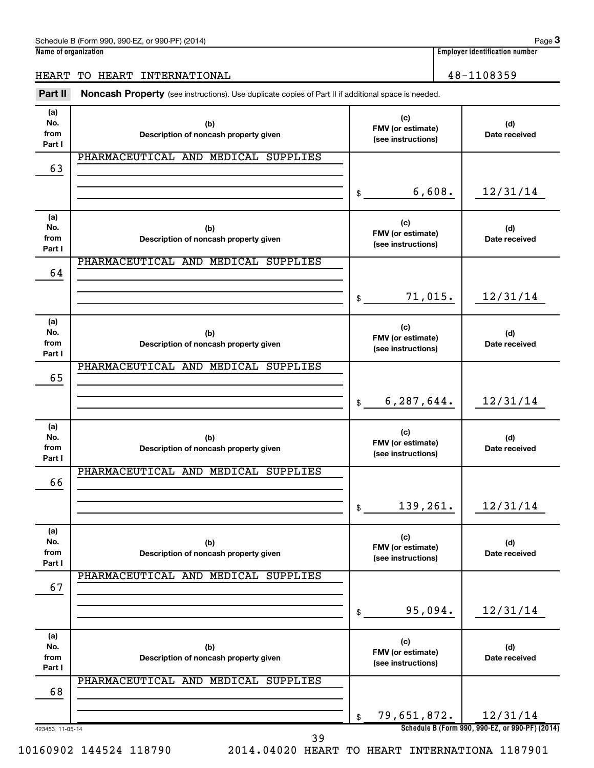Schedule B (Form 990, 990-EZ, or 990-PF) (2014)

**Name of organization**

HEART TO HEART INTERNATIONAL

**Employer identification number**

48-1108359

**Part II** **Noncash Property** (see instructions). Use duplicate copies of Part II if additional space is needed.

| (a) No. from Part I | (b) Description of noncash property given | (c) FMV (or estimate) (see instructions) | (d) Date received |
|---|---|---|---|
| 63 | PHARMACEUTICAL AND MEDICAL SUPPLIES | $ 6,608. | 12/31/14 |
| 64 | PHARMACEUTICAL AND MEDICAL SUPPLIES | $ 71,015. | 12/31/14 |
| 65 | PHARMACEUTICAL AND MEDICAL SUPPLIES | $ 6,287,644. | 12/31/14 |
| 66 | PHARMACEUTICAL AND MEDICAL SUPPLIES | $ 139,261. | 12/31/14 |
| 67 | PHARMACEUTICAL AND MEDICAL SUPPLIES | $ 95,094. | 12/31/14 |
| 68 | PHARMACEUTICAL AND MEDICAL SUPPLIES | $ 79,651,872. | 12/31/14 |

423453 11-05-14

Schedule B (Form 990, 990-EZ, or 990-PF) (2014)

10160902 144524 118790 2014.04020 HEART TO HEART INTERNATIONA 1187901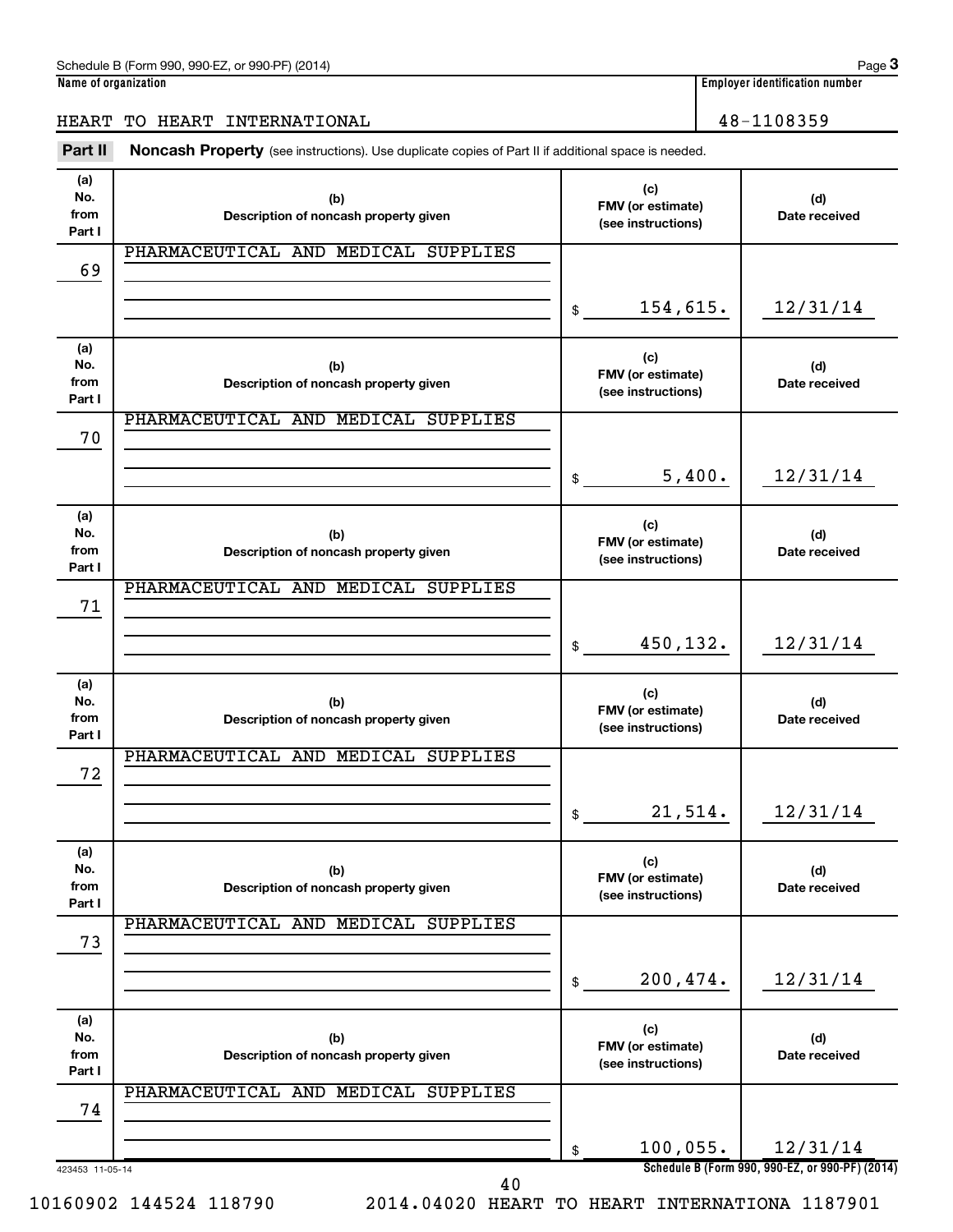Schedule B (Form 990, 990-EZ, or 990-PF) (2014)

**Name of organization**

HEART TO HEART INTERNATIONAL

**Employer identification number**

48-1108359

**Part II** **Noncash Property** (see instructions). Use duplicate copies of Part II if additional space is needed.

| (a) No. from Part I | (b) Description of noncash property given | (c) FMV (or estimate) (see instructions) | (d) Date received |
|---|---|---|---|
| 69 | PHARMACEUTICAL AND MEDICAL SUPPLIES | $ 154,615. | 12/31/14 |
| 70 | PHARMACEUTICAL AND MEDICAL SUPPLIES | $ 5,400. | 12/31/14 |
| 71 | PHARMACEUTICAL AND MEDICAL SUPPLIES | $ 450,132. | 12/31/14 |
| 72 | PHARMACEUTICAL AND MEDICAL SUPPLIES | $ 21,514. | 12/31/14 |
| 73 | PHARMACEUTICAL AND MEDICAL SUPPLIES | $ 200,474. | 12/31/14 |
| 74 | PHARMACEUTICAL AND MEDICAL SUPPLIES | $ 100,055. | 12/31/14 |

423453 11-05-14

Schedule B (Form 990, 990-EZ, or 990-PF) (2014)

10160902 144524 118790 2014.04020 HEART TO HEART INTERNATIONA 1187901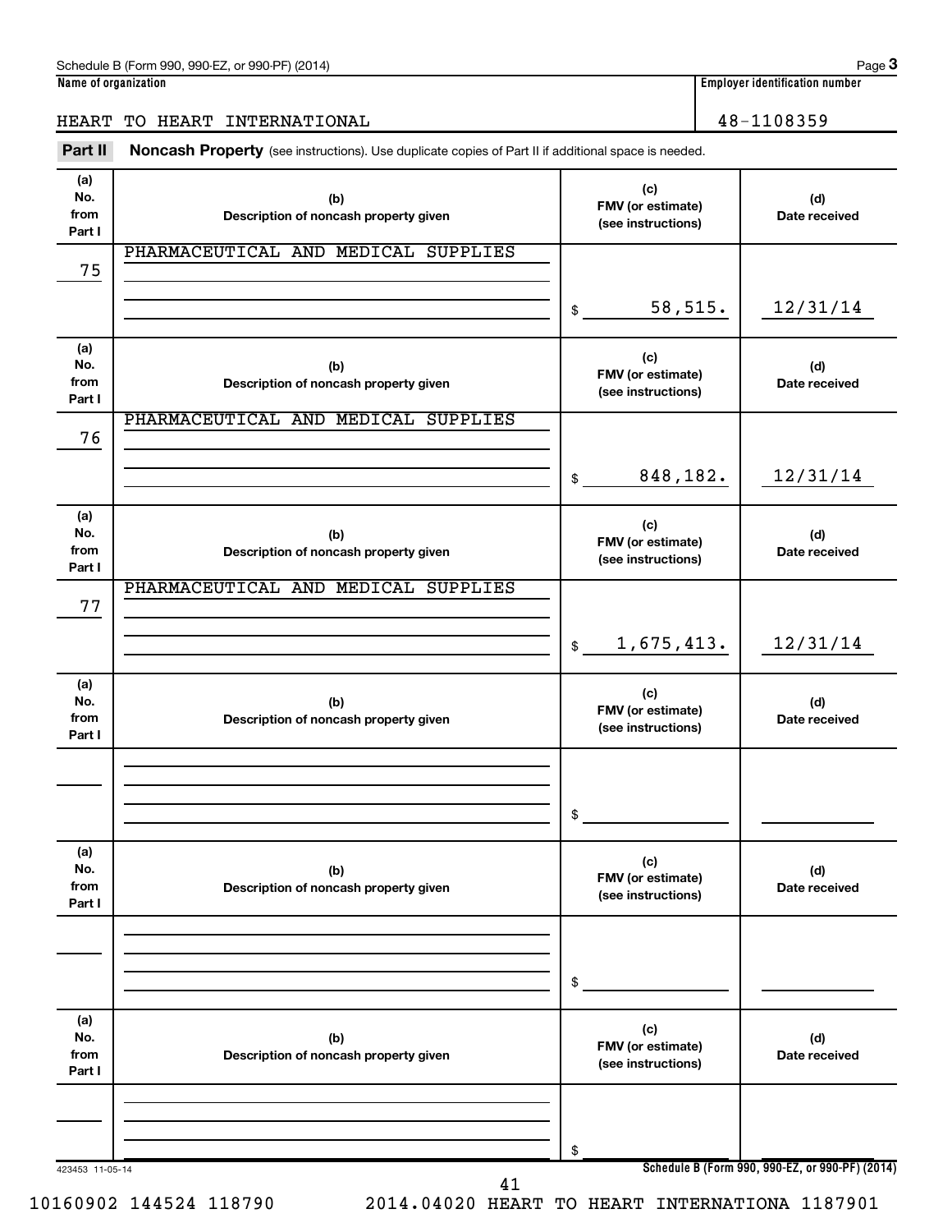Schedule B (Form 990, 990-EZ, or 990-PF) (2014) Page **3**

**Name of organization**: HEART TO HEART INTERNATIONAL

**Employer identification number**: 48-1108359

**Part II** **Noncash Property** (see instructions). Use duplicate copies of Part II if additional space is needed.

| (a) No. from Part I | (b) Description of noncash property given | (c) FMV (or estimate) (see instructions) | (d) Date received |
|---|---|---|---|
| 75 | PHARMACEUTICAL AND MEDICAL SUPPLIES | $ 58,515. | 12/31/14 |
| 76 | PHARMACEUTICAL AND MEDICAL SUPPLIES | $ 848,182. | 12/31/14 |
| 77 | PHARMACEUTICAL AND MEDICAL SUPPLIES | $ 1,675,413. | 12/31/14 |
| | | $ | |
| | | $ | |
| | | $ | |

423453 11-05-14 **Schedule B (Form 990, 990-EZ, or 990-PF) (2014)**

10160902 144524 118790 2014.04020 HEART TO HEART INTERNATIONA 1187901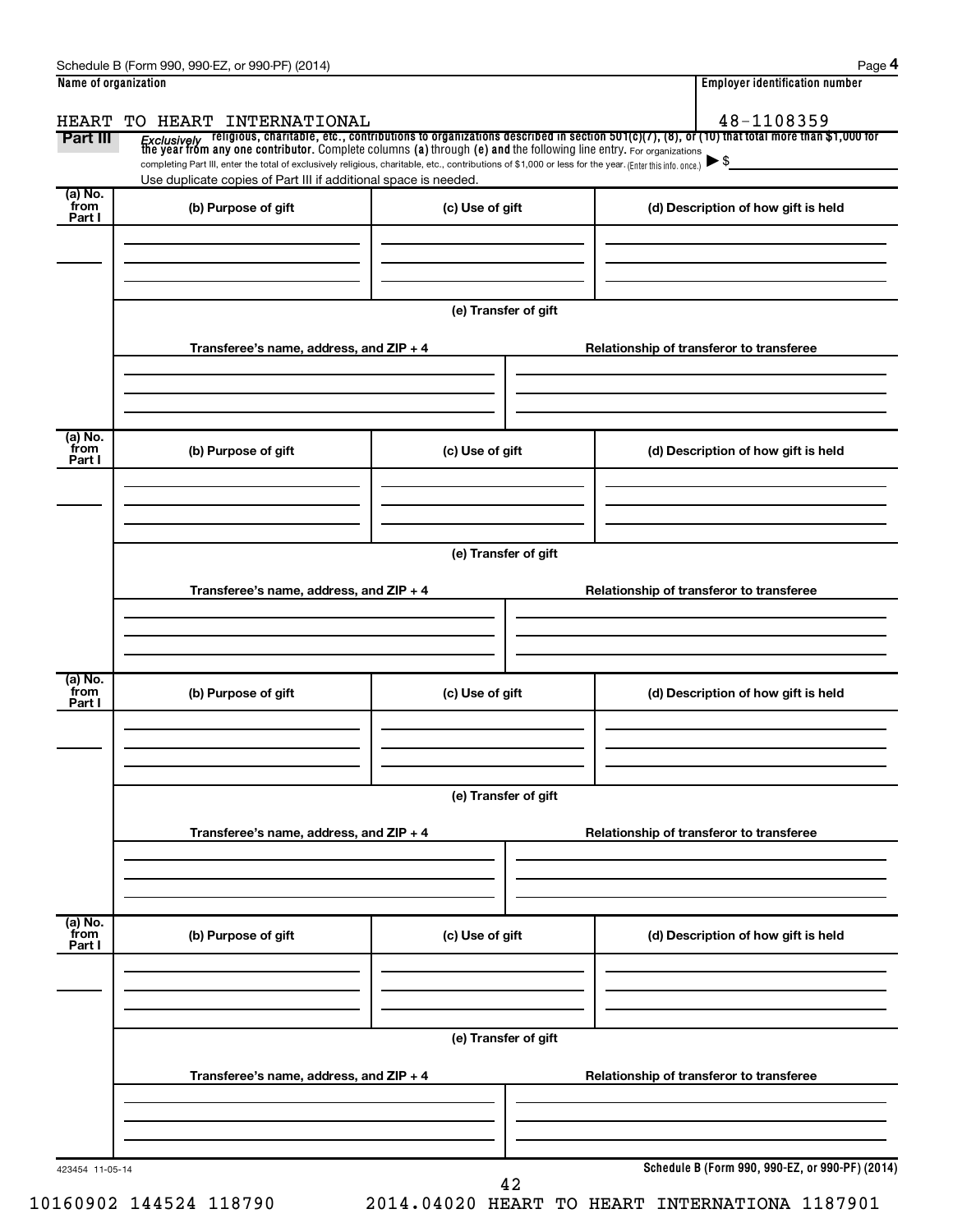Schedule B (Form 990, 990-EZ, or 990-PF) (2014) Page **4**

| Name of organization | Employer identification number |
|---|---|
| HEART TO HEART INTERNATIONAL | 48-1108359 |

**Part III** *Exclusively* religious, charitable, etc., contributions to organizations described in section 501(c)(7), (8), or (10) that total more than $1,000 for the year from any one contributor. Complete columns (a) through (e) and the following line entry. For organizations completing Part III, enter the total of exclusively religious, charitable, etc., contributions of $1,000 or less for the year. (Enter this info. once.) ▶ $

Use duplicate copies of Part III if additional space is needed.

| (a) No. from Part I | (b) Purpose of gift | (c) Use of gift | (d) Description of how gift is held |
|---|---|---|---|
| | | | |

(e) Transfer of gift

| Transferee's name, address, and ZIP + 4 | Relationship of transferor to transferee |
|---|---|
| | |

| (a) No. from Part I | (b) Purpose of gift | (c) Use of gift | (d) Description of how gift is held |
|---|---|---|---|
| | | | |

(e) Transfer of gift

| Transferee's name, address, and ZIP + 4 | Relationship of transferor to transferee |
|---|---|
| | |

| (a) No. from Part I | (b) Purpose of gift | (c) Use of gift | (d) Description of how gift is held |
|---|---|---|---|
| | | | |

(e) Transfer of gift

| Transferee's name, address, and ZIP + 4 | Relationship of transferor to transferee |
|---|---|
| | |

| (a) No. from Part I | (b) Purpose of gift | (c) Use of gift | (d) Description of how gift is held |
|---|---|---|---|
| | | | |

(e) Transfer of gift

| Transferee's name, address, and ZIP + 4 | Relationship of transferor to transferee |
|---|---|
| | |

423454 11-05-14

**Schedule B (Form 990, 990-EZ, or 990-PF) (2014)**

10160902 144524 118790 2014.04020 HEART TO HEART INTERNATIONA 1187901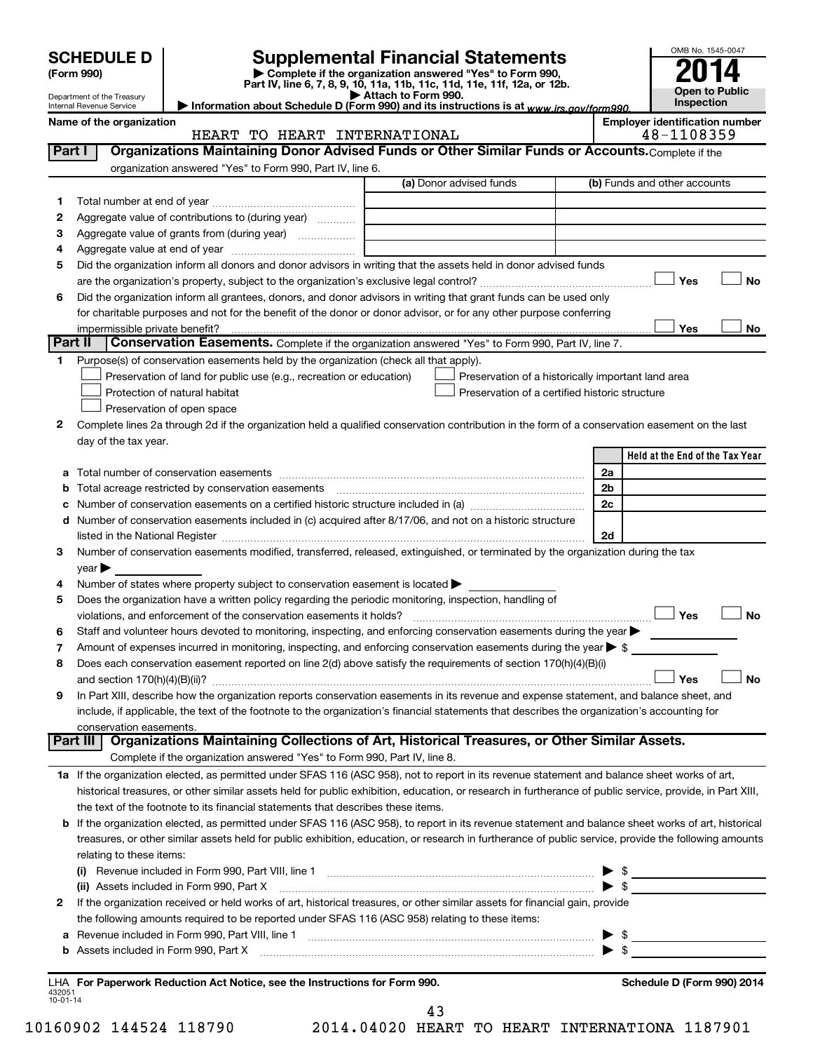# SCHEDULE D (Form 990)

Department of the Treasury
Internal Revenue Service

## Supplemental Financial Statements

▶ Complete if the organization answered "Yes" to Form 990, Part IV, line 6, 7, 8, 9, 10, 11a, 11b, 11c, 11d, 11e, 11f, 12a, or 12b.
▶ Attach to Form 990.
▶ Information about Schedule D (Form 990) and its instructions is at www.irs.gov/form990.

OMB No. 1545-0047
**2014**
**Open to Public Inspection**

**Name of the organization:** HEART TO HEART INTERNATIONAL
**Employer identification number:** 48-1108359

## Part I Organizations Maintaining Donor Advised Funds or Other Similar Funds or Accounts.

Complete if the organization answered "Yes" to Form 990, Part IV, line 6.

| | | (a) Donor advised funds | (b) Funds and other accounts |
|---|---|---|---|
| 1 | Total number at end of year | | |
| 2 | Aggregate value of contributions to (during year) | | |
| 3 | Aggregate value of grants from (during year) | | |
| 4 | Aggregate value at end of year | | |

5 Did the organization inform all donors and donor advisors in writing that the assets held in donor advised funds are the organization's property, subject to the organization's exclusive legal control? ☐ Yes ☐ No

6 Did the organization inform all grantees, donors, and donor advisors in writing that grant funds can be used only for charitable purposes and not for the benefit of the donor or donor advisor, or for any other purpose conferring impermissible private benefit? ☐ Yes ☐ No

## Part II Conservation Easements.

Complete if the organization answered "Yes" to Form 990, Part IV, line 7.

1 Purpose(s) of conservation easements held by the organization (check all that apply).

- ☐ Preservation of land for public use (e.g., recreation or education)
- ☐ Protection of natural habitat
- ☐ Preservation of open space
- ☐ Preservation of a historically important land area
- ☐ Preservation of a certified historic structure

2 Complete lines 2a through 2d if the organization held a qualified conservation contribution in the form of a conservation easement on the last day of the tax year.

| | | | Held at the End of the Tax Year |
|---|---|---|---|
| a | Total number of conservation easements | 2a | |
| b | Total acreage restricted by conservation easements | 2b | |
| c | Number of conservation easements on a certified historic structure included in (a) | 2c | |
| d | Number of conservation easements included in (c) acquired after 8/17/06, and not on a historic structure listed in the National Register | 2d | |

3 Number of conservation easements modified, transferred, released, extinguished, or terminated by the organization during the tax year ▶

4 Number of states where property subject to conservation easement is located ▶

5 Does the organization have a written policy regarding the periodic monitoring, inspection, handling of violations, and enforcement of the conservation easements it holds? ☐ Yes ☐ No

6 Staff and volunteer hours devoted to monitoring, inspecting, and enforcing conservation easements during the year ▶

7 Amount of expenses incurred in monitoring, inspecting, and enforcing conservation easements during the year ▶ $

8 Does each conservation easement reported on line 2(d) above satisfy the requirements of section 170(h)(4)(B)(i) and section 170(h)(4)(B)(ii)? ☐ Yes ☐ No

9 In Part XIII, describe how the organization reports conservation easements in its revenue and expense statement, and balance sheet, and include, if applicable, the text of the footnote to the organization's financial statements that describes the organization's accounting for conservation easements.

## Part III Organizations Maintaining Collections of Art, Historical Treasures, or Other Similar Assets.

Complete if the organization answered "Yes" to Form 990, Part IV, line 8.

1a If the organization elected, as permitted under SFAS 116 (ASC 958), not to report in its revenue statement and balance sheet works of art, historical treasures, or other similar assets held for public exhibition, education, or research in furtherance of public service, provide, in Part XIII, the text of the footnote to its financial statements that describes these items.

b If the organization elected, as permitted under SFAS 116 (ASC 958), to report in its revenue statement and balance sheet works of art, historical treasures, or other similar assets held for public exhibition, education, or research in furtherance of public service, provide the following amounts relating to these items:

(i) Revenue included in Form 990, Part VIII, line 1 ▶ $

(ii) Assets included in Form 990, Part X ▶ $

2 If the organization received or held works of art, historical treasures, or other similar assets for financial gain, provide the following amounts required to be reported under SFAS 116 (ASC 958) relating to these items:

a Revenue included in Form 990, Part VIII, line 1 ▶ $

b Assets included in Form 990, Part X ▶ $

LHA For Paperwork Reduction Act Notice, see the Instructions for Form 990.

Schedule D (Form 990) 2014

432051
10-01-14

10160902 144524 118790 2014.04020 HEART TO HEART INTERNATIONA 1187901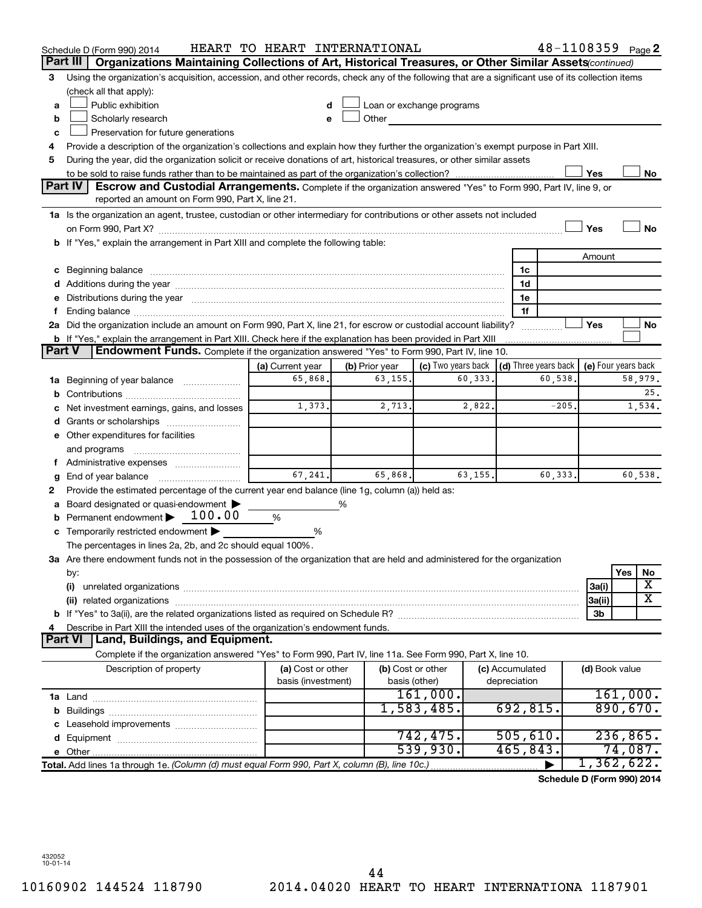Schedule D (Form 990) 2014 HEART TO HEART INTERNATIONAL 48-1108359 Page 2

## Part III Organizations Maintaining Collections of Art, Historical Treasures, or Other Similar Assets *(continued)*

3 Using the organization's acquisition, accession, and other records, check any of the following that are a significant use of its collection items (check all that apply):

- a ☐ Public exhibition
- b ☐ Scholarly research
- c ☐ Preservation for future generations
- d ☐ Loan or exchange programs
- e ☐ Other

4 Provide a description of the organization's collections and explain how they further the organization's exempt purpose in Part XIII.

5 During the year, did the organization solicit or receive donations of art, historical treasures, or other similar assets to be sold to raise funds rather than to be maintained as part of the organization's collection? ☐ Yes ☐ No

## Part IV Escrow and Custodial Arrangements.

Complete if the organization answered "Yes" to Form 990, Part IV, line 9, or reported an amount on Form 990, Part X, line 21.

1a Is the organization an agent, trustee, custodian or other intermediary for contributions or other assets not included on Form 990, Part X? ☐ Yes ☐ No

b If "Yes," explain the arrangement in Part XIII and complete the following table:

| | | Amount |
|---|---|---|
| c Beginning balance | 1c | |
| d Additions during the year | 1d | |
| e Distributions during the year | 1e | |
| f Ending balance | 1f | |

2a Did the organization include an amount on Form 990, Part X, line 21, for escrow or custodial account liability? ☐ Yes ☐ No

b If "Yes," explain the arrangement in Part XIII. Check here if the explanation has been provided in Part XIII ☐

## Part V Endowment Funds.

Complete if the organization answered "Yes" to Form 990, Part IV, line 10.

| | (a) Current year | (b) Prior year | (c) Two years back | (d) Three years back | (e) Four years back |
|---|---|---|---|---|---|
| 1a Beginning of year balance | 65,868. | 63,155. | 60,333. | 60,538. | 58,979. |
| b Contributions | | | | | 25. |
| c Net investment earnings, gains, and losses | 1,373. | 2,713. | 2,822. | -205. | 1,534. |
| d Grants or scholarships | | | | | |
| e Other expenditures for facilities and programs | | | | | |
| f Administrative expenses | | | | | |
| g End of year balance | 67,241. | 65,868. | 63,155. | 60,333. | 60,538. |

2 Provide the estimated percentage of the current year end balance (line 1g, column (a)) held as:

- a Board designated or quasi-endowment ▶ _____ %
- b Permanent endowment ▶ 100.00 %
- c Temporarily restricted endowment ▶ _____ %

The percentages in lines 2a, 2b, and 2c should equal 100%.

3a Are there endowment funds not in the possession of the organization that are held and administered for the organization by:

| | | Yes | No |
|---|---|---|---|
| (i) unrelated organizations | 3a(i) | | X |
| (ii) related organizations | 3a(ii) | | X |
| b If "Yes" to 3a(ii), are the related organizations listed as required on Schedule R? | 3b | | |

4 Describe in Part XIII the intended uses of the organization's endowment funds.

## Part VI Land, Buildings, and Equipment.

Complete if the organization answered "Yes" to Form 990, Part IV, line 11a. See Form 990, Part X, line 10.

| Description of property | (a) Cost or other basis (investment) | (b) Cost or other basis (other) | (c) Accumulated depreciation | (d) Book value |
|---|---|---|---|---|
| 1a Land | | 161,000. | | 161,000. |
| b Buildings | | 1,583,485. | 692,815. | 890,670. |
| c Leasehold improvements | | | | |
| d Equipment | | 742,475. | 505,610. | 236,865. |
| e Other | | 539,930. | 465,843. | 74,087. |
| **Total.** Add lines 1a through 1e. *(Column (d) must equal Form 990, Part X, column (B), line 10c.)* | | | ▶ | 1,362,622. |

**Schedule D (Form 990) 2014**

432052
10-01-14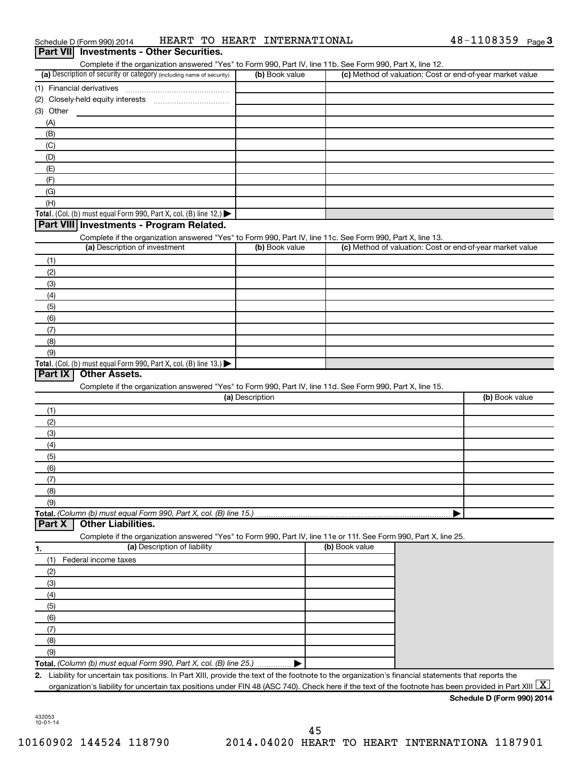Schedule D (Form 990) 2014 HEART TO HEART INTERNATIONAL 48-1108359 Page 3

## Part VII Investments - Other Securities.

Complete if the organization answered "Yes" to Form 990, Part IV, line 11b. See Form 990, Part X, line 12.

| (a) Description of security or category (including name of security) | (b) Book value | (c) Method of valuation: Cost or end-of-year market value |
|---|---|---|
| (1) Financial derivatives | | |
| (2) Closely-held equity interests | | |
| (3) Other | | |
| (A) | | |
| (B) | | |
| (C) | | |
| (D) | | |
| (E) | | |
| (F) | | |
| (G) | | |
| (H) | | |
| **Total.** (Col. (b) must equal Form 990, Part X, col. (B) line 12.) ▶ | | |

## Part VIII Investments - Program Related.

Complete if the organization answered "Yes" to Form 990, Part IV, line 11c. See Form 990, Part X, line 13.

| (a) Description of investment | (b) Book value | (c) Method of valuation: Cost or end-of-year market value |
|---|---|---|
| (1) | | |
| (2) | | |
| (3) | | |
| (4) | | |
| (5) | | |
| (6) | | |
| (7) | | |
| (8) | | |
| (9) | | |
| **Total.** (Col. (b) must equal Form 990, Part X, col. (B) line 13.) ▶ | | |

## Part IX Other Assets.

Complete if the organization answered "Yes" to Form 990, Part IV, line 11d. See Form 990, Part X, line 15.

| (a) Description | (b) Book value |
|---|---|
| (1) | |
| (2) | |
| (3) | |
| (4) | |
| (5) | |
| (6) | |
| (7) | |
| (8) | |
| (9) | |
| **Total.** *(Column (b) must equal Form 990, Part X, col. (B) line 15.)* ▶ | |

## Part X Other Liabilities.

Complete if the organization answered "Yes" to Form 990, Part IV, line 11e or 11f. See Form 990, Part X, line 25.

| 1. (a) Description of liability | (b) Book value |
|---|---|
| (1) Federal income taxes | |
| (2) | |
| (3) | |
| (4) | |
| (5) | |
| (6) | |
| (7) | |
| (8) | |
| (9) | |
| **Total.** *(Column (b) must equal Form 990, Part X, col. (B) line 25.)* ▶ | |

**2.** Liability for uncertain tax positions. In Part XIII, provide the text of the footnote to the organization's financial statements that reports the organization's liability for uncertain tax positions under FIN 48 (ASC 740). Check here if the text of the footnote has been provided in Part XIII [X]

**Schedule D (Form 990) 2014**

432053
10-01-14

10160902 144524 118790 2014.04020 HEART TO HEART INTERNATIONA 1187901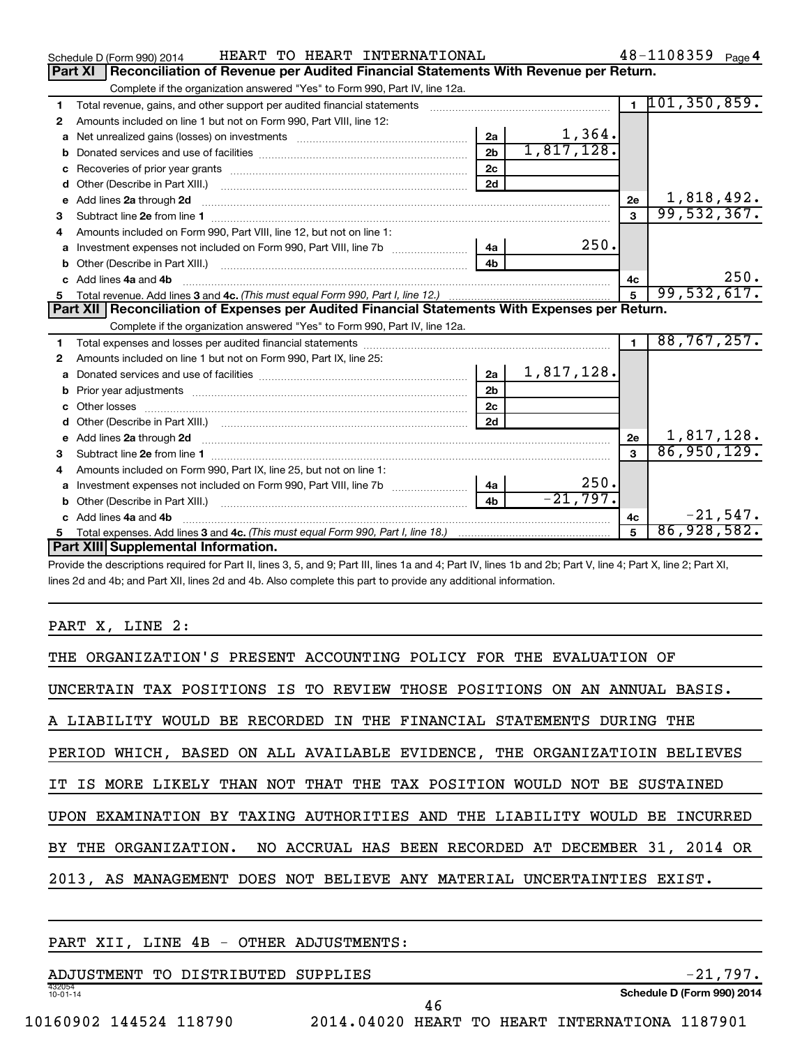Schedule D (Form 990) 2014 HEART TO HEART INTERNATIONAL 48-1108359 Page 4

## Part XI Reconciliation of Revenue per Audited Financial Statements With Revenue per Return.

Complete if the organization answered "Yes" to Form 990, Part IV, line 12a.

| | | | | | |
|---|---|---|---|---|---|
| 1 | Total revenue, gains, and other support per audited financial statements | | | 1 | 101,350,859. |
| 2 | Amounts included on line 1 but not on Form 990, Part VIII, line 12: | | | | |
| a | Net unrealized gains (losses) on investments | 2a | 1,364. | | |
| b | Donated services and use of facilities | 2b | 1,817,128. | | |
| c | Recoveries of prior year grants | 2c | | | |
| d | Other (Describe in Part XIII.) | 2d | | | |
| e | Add lines 2a through 2d | | | 2e | 1,818,492. |
| 3 | Subtract line 2e from line 1 | | | 3 | 99,532,367. |
| 4 | Amounts included on Form 990, Part VIII, line 12, but not on line 1: | | | | |
| a | Investment expenses not included on Form 990, Part VIII, line 7b | 4a | 250. | | |
| b | Other (Describe in Part XIII.) | 4b | | | |
| c | Add lines 4a and 4b | | | 4c | 250. |
| 5 | Total revenue. Add lines 3 and 4c. *(This must equal Form 990, Part I, line 12.)* | | | 5 | 99,532,617. |

## Part XII Reconciliation of Expenses per Audited Financial Statements With Expenses per Return.

Complete if the organization answered "Yes" to Form 990, Part IV, line 12a.

| | | | | | |
|---|---|---|---|---|---|
| 1 | Total expenses and losses per audited financial statements | | | 1 | 88,767,257. |
| 2 | Amounts included on line 1 but not on Form 990, Part IX, line 25: | | | | |
| a | Donated services and use of facilities | 2a | 1,817,128. | | |
| b | Prior year adjustments | 2b | | | |
| c | Other losses | 2c | | | |
| d | Other (Describe in Part XIII.) | 2d | | | |
| e | Add lines 2a through 2d | | | 2e | 1,817,128. |
| 3 | Subtract line 2e from line 1 | | | 3 | 86,950,129. |
| 4 | Amounts included on Form 990, Part IX, line 25, but not on line 1: | | | | |
| a | Investment expenses not included on Form 990, Part VIII, line 7b | 4a | 250. | | |
| b | Other (Describe in Part XIII.) | 4b | -21,797. | | |
| c | Add lines 4a and 4b | | | 4c | -21,547. |
| 5 | Total expenses. Add lines 3 and 4c. *(This must equal Form 990, Part I, line 18.)* | | | 5 | 86,928,582. |

## Part XIII Supplemental Information.

Provide the descriptions required for Part II, lines 3, 5, and 9; Part III, lines 1a and 4; Part IV, lines 1b and 2b; Part V, line 4; Part X, line 2; Part XI, lines 2d and 4b; and Part XII, lines 2d and 4b. Also complete this part to provide any additional information.

PART X, LINE 2:

THE ORGANIZATION'S PRESENT ACCOUNTING POLICY FOR THE EVALUATION OF UNCERTAIN TAX POSITIONS IS TO REVIEW THOSE POSITIONS ON AN ANNUAL BASIS. A LIABILITY WOULD BE RECORDED IN THE FINANCIAL STATEMENTS DURING THE PERIOD WHICH, BASED ON ALL AVAILABLE EVIDENCE, THE ORGANIZATIOIN BELIEVES IT IS MORE LIKELY THAN NOT THAT THE TAX POSITION WOULD NOT BE SUSTAINED UPON EXAMINATION BY TAXING AUTHORITIES AND THE LIABILITY WOULD BE INCURRED BY THE ORGANIZATION. NO ACCRUAL HAS BEEN RECORDED AT DECEMBER 31, 2014 OR 2013, AS MANAGEMENT DOES NOT BELIEVE ANY MATERIAL UNCERTAINTIES EXIST.

PART XII, LINE 4B - OTHER ADJUSTMENTS:

ADJUSTMENT TO DISTRIBUTED SUPPLIES -21,797.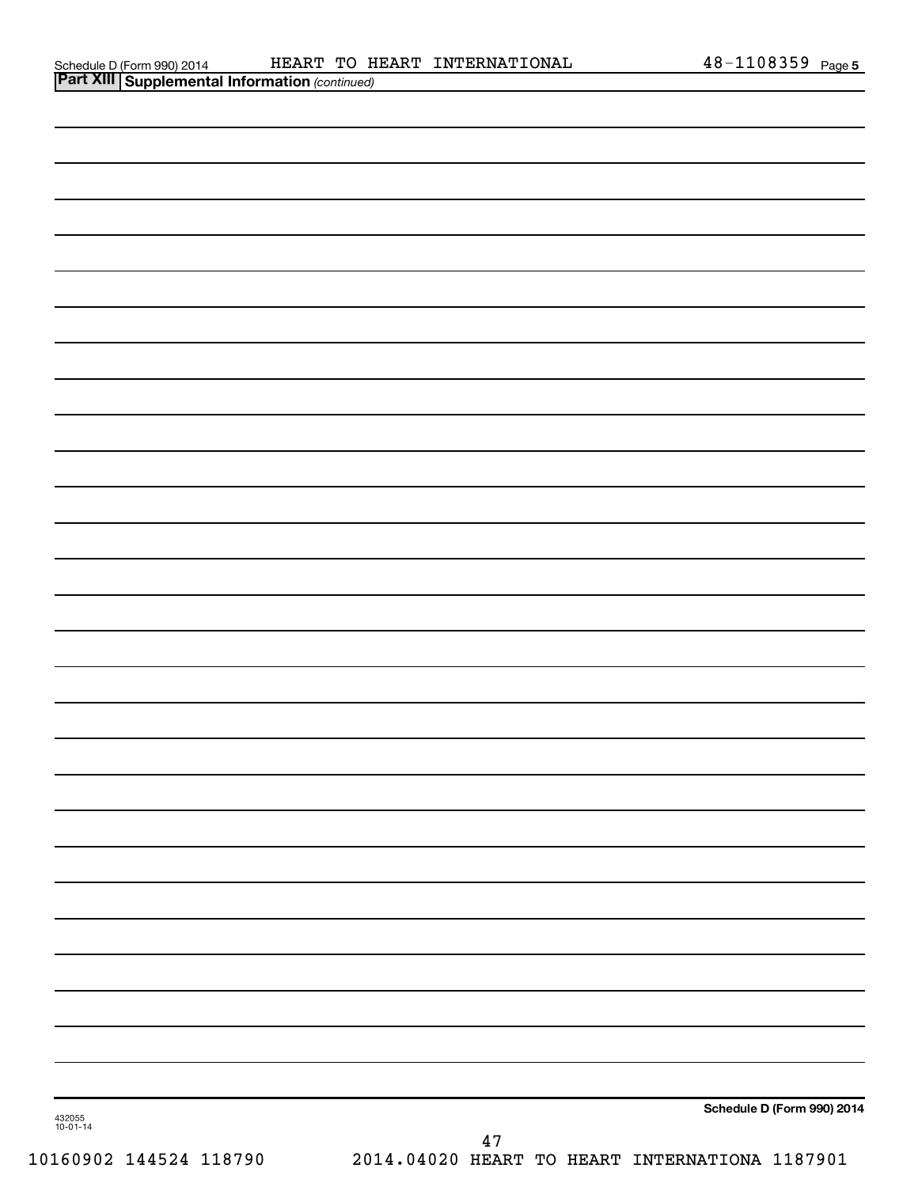Schedule D (Form 990) 2014 HEART TO HEART INTERNATIONAL 48-1108359 Page 5

**Part XIII Supplemental Information** *(continued)*

432055
10-01-14

**Schedule D (Form 990) 2014**

10160902 144524 118790 2014.04020 HEART TO HEART INTERNATIONA 1187901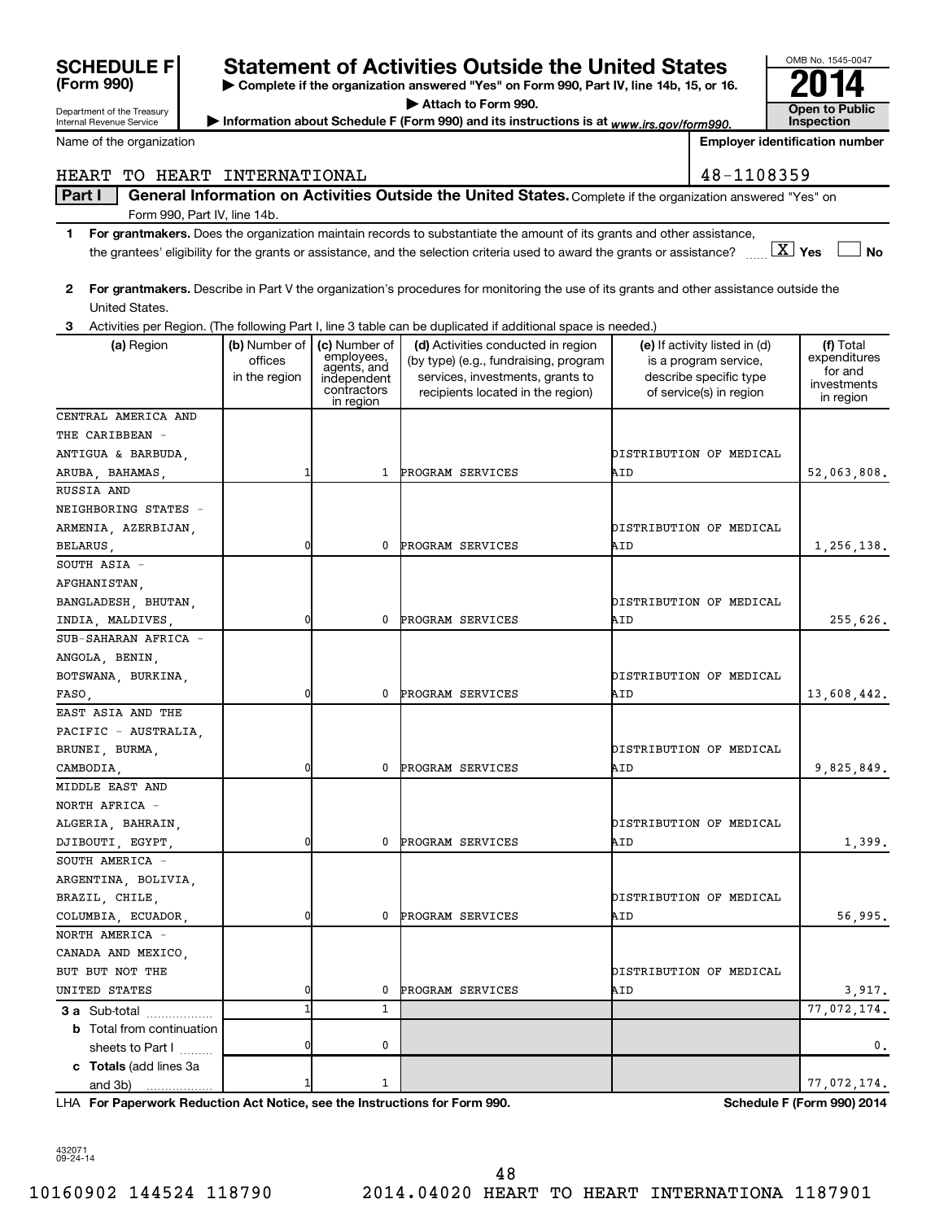# SCHEDULE F (Form 990)

Department of the Treasury
Internal Revenue Service

## Statement of Activities Outside the United States

▶ Complete if the organization answered "Yes" on Form 990, Part IV, line 14b, 15, or 16.
▶ Attach to Form 990.
▶ Information about Schedule F (Form 990) and its instructions is at www.irs.gov/form990.

OMB No. 1545-0047
**2014**
**Open to Public Inspection**

Name of the organization: HEART TO HEART INTERNATIONAL

Employer identification number: 48-1108359

**Part I** **General Information on Activities Outside the United States.** Complete if the organization answered "Yes" on Form 990, Part IV, line 14b.

1 **For grantmakers.** Does the organization maintain records to substantiate the amount of its grants and other assistance, the grantees' eligibility for the grants or assistance, and the selection criteria used to award the grants or assistance? [X] Yes [ ] No

2 **For grantmakers.** Describe in Part V the organization's procedures for monitoring the use of its grants and other assistance outside the United States.

3 Activities per Region. (The following Part I, line 3 table can be duplicated if additional space is needed.)

| (a) Region | (b) Number of offices in the region | (c) Number of employees, agents, and independent contractors in region | (d) Activities conducted in region (by type) (e.g., fundraising, program services, investments, grants to recipients located in the region) | (e) If activity listed in (d) is a program service, describe specific type of service(s) in region | (f) Total expenditures for and investments in region |
|---|---|---|---|---|---|
| CENTRAL AMERICA AND THE CARIBBEAN - ANTIGUA & BARBUDA, ARUBA, BAHAMAS, | 1 | 1 | PROGRAM SERVICES | DISTRIBUTION OF MEDICAL AID | 52,063,808. |
| RUSSIA AND NEIGHBORING STATES - ARMENIA, AZERBIJAN, BELARUS, | 0 | 0 | PROGRAM SERVICES | DISTRIBUTION OF MEDICAL AID | 1,256,138. |
| SOUTH ASIA - AFGHANISTAN, BANGLADESH, BHUTAN, INDIA, MALDIVES, | 0 | 0 | PROGRAM SERVICES | DISTRIBUTION OF MEDICAL AID | 255,626. |
| SUB-SAHARAN AFRICA - ANGOLA, BENIN, BOTSWANA, BURKINA, FASO, | 0 | 0 | PROGRAM SERVICES | DISTRIBUTION OF MEDICAL AID | 13,608,442. |
| EAST ASIA AND THE PACIFIC - AUSTRALIA, BRUNEI, BURMA, CAMBODIA, | 0 | 0 | PROGRAM SERVICES | DISTRIBUTION OF MEDICAL AID | 9,825,849. |
| MIDDLE EAST AND NORTH AFRICA - ALGERIA, BAHRAIN, DJIBOUTI, EGYPT, | 0 | 0 | PROGRAM SERVICES | DISTRIBUTION OF MEDICAL AID | 1,399. |
| SOUTH AMERICA - ARGENTINA, BOLIVIA, BRAZIL, CHILE, COLUMBIA, ECUADOR, | 0 | 0 | PROGRAM SERVICES | DISTRIBUTION OF MEDICAL AID | 56,995. |
| NORTH AMERICA - CANADA AND MEXICO, BUT BUT NOT THE UNITED STATES | 0 | 0 | PROGRAM SERVICES | DISTRIBUTION OF MEDICAL AID | 3,917. |
| **3 a** Sub-total | 1 | 1 | | | 77,072,174. |
| **b** Total from continuation sheets to Part I | 0 | 0 | | | 0. |
| **c Totals** (add lines 3a and 3b) | 1 | 1 | | | 77,072,174. |

LHA **For Paperwork Reduction Act Notice, see the Instructions for Form 990.** **Schedule F (Form 990) 2014**

432071 09-24-14

10160902 144524 118790 2014.04020 HEART TO HEART INTERNATIONA 1187901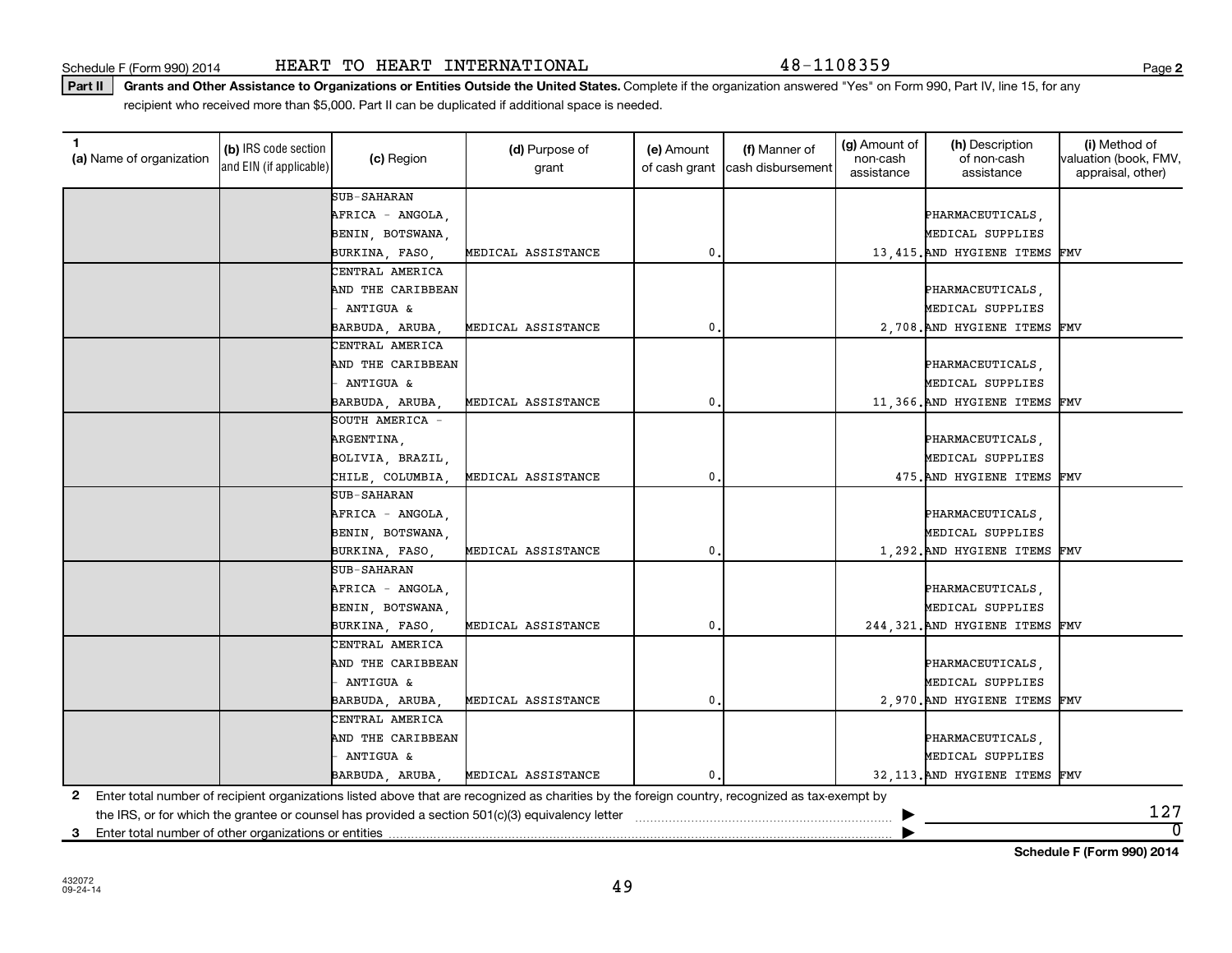Schedule F (Form 990) 2014 HEART TO HEART INTERNATIONAL 48-1108359

**Part II** **Grants and Other Assistance to Organizations or Entities Outside the United States.** Complete if the organization answered "Yes" on Form 990, Part IV, line 15, for any recipient who received more than $5,000. Part II can be duplicated if additional space is needed.

| 1 (a) Name of organization | (b) IRS code section and EIN (if applicable) | (c) Region | (d) Purpose of grant | (e) Amount of cash grant | (f) Manner of cash disbursement | (g) Amount of non-cash assistance | (h) Description of non-cash assistance | (i) Method of valuation (book, FMV, appraisal, other) |
|---|---|---|---|---|---|---|---|---|
| | | SUB-SAHARAN AFRICA - ANGOLA, BENIN, BOTSWANA, BURKINA, FASO, | MEDICAL ASSISTANCE | 0. | | 13,415. | PHARMACEUTICALS, MEDICAL SUPPLIES AND HYGIENE ITEMS | FMV |
| | | CENTRAL AMERICA AND THE CARIBBEAN - ANTIGUA & BARBUDA, ARUBA, | MEDICAL ASSISTANCE | 0. | | 2,708. | PHARMACEUTICALS, MEDICAL SUPPLIES AND HYGIENE ITEMS | FMV |
| | | CENTRAL AMERICA AND THE CARIBBEAN - ANTIGUA & BARBUDA, ARUBA, | MEDICAL ASSISTANCE | 0. | | 11,366. | PHARMACEUTICALS, MEDICAL SUPPLIES AND HYGIENE ITEMS | FMV |
| | | SOUTH AMERICA - ARGENTINA, BOLIVIA, BRAZIL, CHILE, COLUMBIA, | MEDICAL ASSISTANCE | 0. | | 475. | PHARMACEUTICALS, MEDICAL SUPPLIES AND HYGIENE ITEMS | FMV |
| | | SUB-SAHARAN AFRICA - ANGOLA, BENIN, BOTSWANA, BURKINA, FASO, | MEDICAL ASSISTANCE | 0. | | 1,292. | PHARMACEUTICALS, MEDICAL SUPPLIES AND HYGIENE ITEMS | FMV |
| | | SUB-SAHARAN AFRICA - ANGOLA, BENIN, BOTSWANA, BURKINA, FASO, | MEDICAL ASSISTANCE | 0. | | 244,321. | PHARMACEUTICALS, MEDICAL SUPPLIES AND HYGIENE ITEMS | FMV |
| | | CENTRAL AMERICA AND THE CARIBBEAN - ANTIGUA & BARBUDA, ARUBA, | MEDICAL ASSISTANCE | 0. | | 2,970. | PHARMACEUTICALS, MEDICAL SUPPLIES AND HYGIENE ITEMS | FMV |
| | | CENTRAL AMERICA AND THE CARIBBEAN - ANTIGUA & BARBUDA, ARUBA, | MEDICAL ASSISTANCE | 0. | | 32,113. | PHARMACEUTICALS, MEDICAL SUPPLIES AND HYGIENE ITEMS | FMV |

**2** Enter total number of recipient organizations listed above that are recognized as charities by the foreign country, recognized as tax-exempt by the IRS, or for which the grantee or counsel has provided a section 501(c)(3) equivalency letter ▶ 127

**3** Enter total number of other organizations or entities ▶ 0

**Schedule F (Form 990) 2014**

432072
09-24-14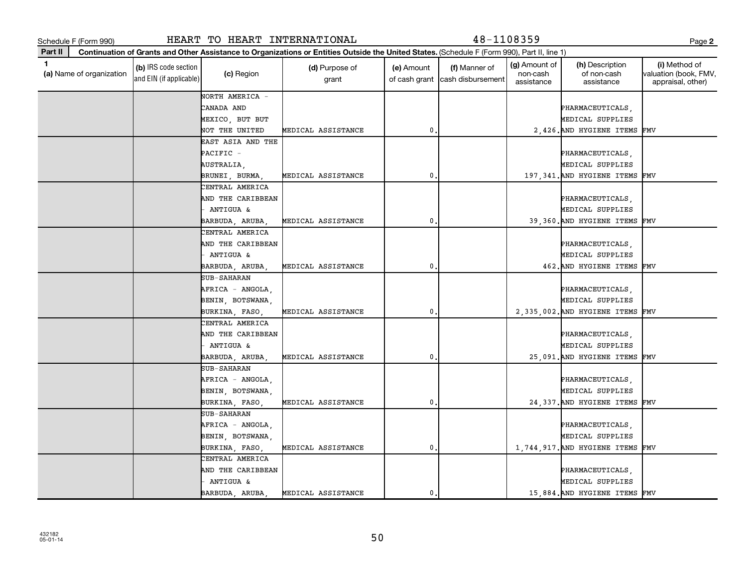Schedule F (Form 990) HEART TO HEART INTERNATIONAL 48-1108359

**Part II Continuation of Grants and Other Assistance to Organizations or Entities Outside the United States.** (Schedule F (Form 990), Part II, line 1)

| 1 (a) Name of organization | (b) IRS code section and EIN (if applicable) | (c) Region | (d) Purpose of grant | (e) Amount of cash grant | (f) Manner of cash disbursement | (g) Amount of non-cash assistance | (h) Description of non-cash assistance | (i) Method of valuation (book, FMV, appraisal, other) |
|---|---|---|---|---|---|---|---|---|
| | | NORTH AMERICA - CANADA AND MEXICO, BUT BUT NOT THE UNITED | MEDICAL ASSISTANCE | 0. | | 2,426. | PHARMACEUTICALS, MEDICAL SUPPLIES AND HYGIENE ITEMS | FMV |
| | | EAST ASIA AND THE PACIFIC - AUSTRALIA, BRUNEI, BURMA, | MEDICAL ASSISTANCE | 0. | | 197,341. | PHARMACEUTICALS, MEDICAL SUPPLIES AND HYGIENE ITEMS | FMV |
| | | CENTRAL AMERICA AND THE CARIBBEAN - ANTIGUA & BARBUDA, ARUBA, | MEDICAL ASSISTANCE | 0. | | 39,360. | PHARMACEUTICALS, MEDICAL SUPPLIES AND HYGIENE ITEMS | FMV |
| | | CENTRAL AMERICA AND THE CARIBBEAN - ANTIGUA & BARBUDA, ARUBA, | MEDICAL ASSISTANCE | 0. | | 462. | PHARMACEUTICALS, MEDICAL SUPPLIES AND HYGIENE ITEMS | FMV |
| | | SUB-SAHARAN AFRICA - ANGOLA, BENIN, BOTSWANA, BURKINA, FASO, | MEDICAL ASSISTANCE | 0. | | 2,335,002. | PHARMACEUTICALS, MEDICAL SUPPLIES AND HYGIENE ITEMS | FMV |
| | | CENTRAL AMERICA AND THE CARIBBEAN - ANTIGUA & BARBUDA, ARUBA, | MEDICAL ASSISTANCE | 0. | | 25,091. | PHARMACEUTICALS, MEDICAL SUPPLIES AND HYGIENE ITEMS | FMV |
| | | SUB-SAHARAN AFRICA - ANGOLA, BENIN, BOTSWANA, BURKINA, FASO, | MEDICAL ASSISTANCE | 0. | | 24,337. | PHARMACEUTICALS, MEDICAL SUPPLIES AND HYGIENE ITEMS | FMV |
| | | SUB-SAHARAN AFRICA - ANGOLA, BENIN, BOTSWANA, BURKINA, FASO, | MEDICAL ASSISTANCE | 0. | | 1,744,917. | PHARMACEUTICALS, MEDICAL SUPPLIES AND HYGIENE ITEMS | FMV |
| | | CENTRAL AMERICA AND THE CARIBBEAN - ANTIGUA & BARBUDA, ARUBA, | MEDICAL ASSISTANCE | 0. | | 15,884. | PHARMACEUTICALS, MEDICAL SUPPLIES AND HYGIENE ITEMS | FMV |

432182
05-01-14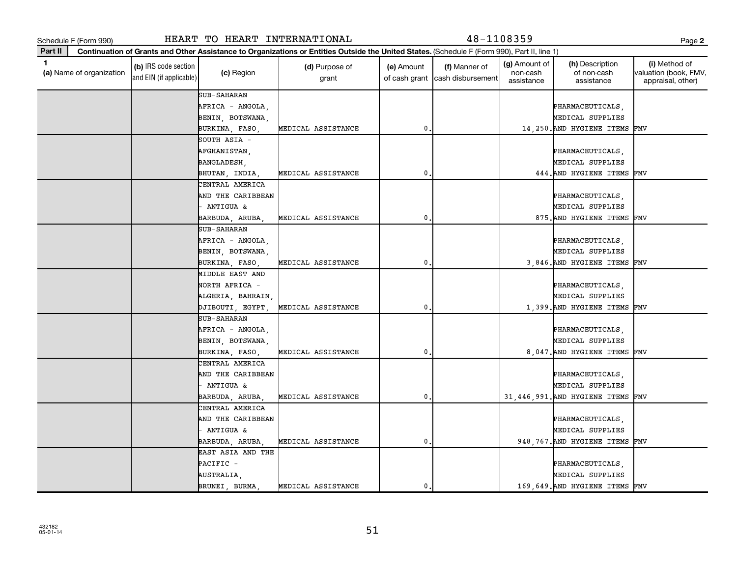Schedule F (Form 990) HEART TO HEART INTERNATIONAL 48-1108359

**Part II Continuation of Grants and Other Assistance to Organizations or Entities Outside the United States.** (Schedule F (Form 990), Part II, line 1)

| 1 (a) Name of organization | (b) IRS code section and EIN (if applicable) | (c) Region | (d) Purpose of grant | (e) Amount of cash grant | (f) Manner of cash disbursement | (g) Amount of non-cash assistance | (h) Description of non-cash assistance | (i) Method of valuation (book, FMV, appraisal, other) |
|---|---|---|---|---|---|---|---|---|
| | | SUB-SAHARAN AFRICA - ANGOLA, BENIN, BOTSWANA, BURKINA, FASO, | MEDICAL ASSISTANCE | 0. | | 14,250. | PHARMACEUTICALS, MEDICAL SUPPLIES AND HYGIENE ITEMS | FMV |
| | | SOUTH ASIA - AFGHANISTAN, BANGLADESH, BHUTAN, INDIA, | MEDICAL ASSISTANCE | 0. | | 444. | PHARMACEUTICALS, MEDICAL SUPPLIES AND HYGIENE ITEMS | FMV |
| | | CENTRAL AMERICA AND THE CARIBBEAN - ANTIGUA & BARBUDA, ARUBA, | MEDICAL ASSISTANCE | 0. | | 875. | PHARMACEUTICALS, MEDICAL SUPPLIES AND HYGIENE ITEMS | FMV |
| | | SUB-SAHARAN AFRICA - ANGOLA, BENIN, BOTSWANA, BURKINA, FASO, | MEDICAL ASSISTANCE | 0. | | 3,846. | PHARMACEUTICALS, MEDICAL SUPPLIES AND HYGIENE ITEMS | FMV |
| | | MIDDLE EAST AND NORTH AFRICA - ALGERIA, BAHRAIN, DJIBOUTI, EGYPT, | MEDICAL ASSISTANCE | 0. | | 1,399. | PHARMACEUTICALS, MEDICAL SUPPLIES AND HYGIENE ITEMS | FMV |
| | | SUB-SAHARAN AFRICA - ANGOLA, BENIN, BOTSWANA, BURKINA, FASO, | MEDICAL ASSISTANCE | 0. | | 8,047. | PHARMACEUTICALS, MEDICAL SUPPLIES AND HYGIENE ITEMS | FMV |
| | | CENTRAL AMERICA AND THE CARIBBEAN - ANTIGUA & BARBUDA, ARUBA, | MEDICAL ASSISTANCE | 0. | | 31,446,991. | PHARMACEUTICALS, MEDICAL SUPPLIES AND HYGIENE ITEMS | FMV |
| | | CENTRAL AMERICA AND THE CARIBBEAN - ANTIGUA & BARBUDA, ARUBA, | MEDICAL ASSISTANCE | 0. | | 948,767. | PHARMACEUTICALS, MEDICAL SUPPLIES AND HYGIENE ITEMS | FMV |
| | | EAST ASIA AND THE PACIFIC - AUSTRALIA, BRUNEI, BURMA, | MEDICAL ASSISTANCE | 0. | | 169,649. | PHARMACEUTICALS, MEDICAL SUPPLIES AND HYGIENE ITEMS | FMV |

432182 05-01-14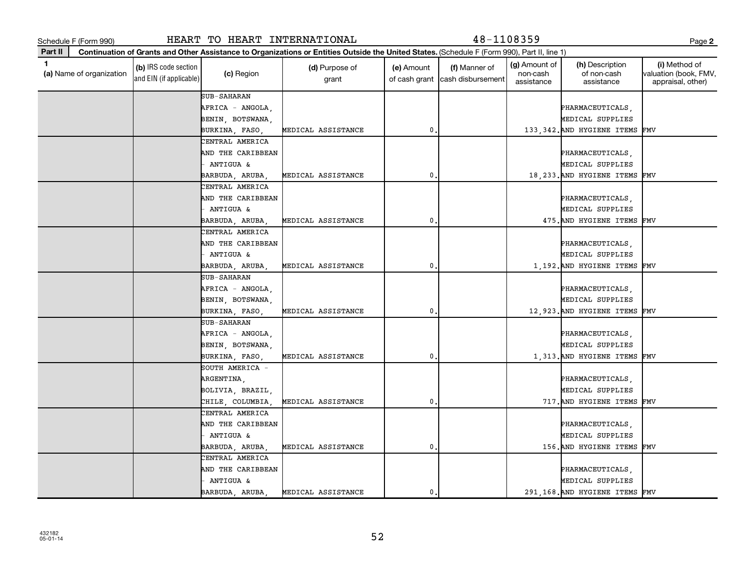Schedule F (Form 990) HEART TO HEART INTERNATIONAL 48-1108359 Page **2**

**Part II** **Continuation of Grants and Other Assistance to Organizations or Entities Outside the United States.** (Schedule F (Form 990), Part II, line 1)

| 1 (a) Name of organization | (b) IRS code section and EIN (if applicable) | (c) Region | (d) Purpose of grant | (e) Amount of cash grant | (f) Manner of cash disbursement | (g) Amount of non-cash assistance | (h) Description of non-cash assistance | (i) Method of valuation (book, FMV, appraisal, other) |
|---|---|---|---|---|---|---|---|---|
| | | SUB-SAHARAN AFRICA - ANGOLA, BENIN, BOTSWANA, BURKINA, FASO, | MEDICAL ASSISTANCE | 0. | | 133,342. | PHARMACEUTICALS, MEDICAL SUPPLIES AND HYGIENE ITEMS | FMV |
| | | CENTRAL AMERICA AND THE CARIBBEAN - ANTIGUA & BARBUDA, ARUBA, | MEDICAL ASSISTANCE | 0. | | 18,233. | PHARMACEUTICALS, MEDICAL SUPPLIES AND HYGIENE ITEMS | FMV |
| | | CENTRAL AMERICA AND THE CARIBBEAN - ANTIGUA & BARBUDA, ARUBA, | MEDICAL ASSISTANCE | 0. | | 475. | PHARMACEUTICALS, MEDICAL SUPPLIES AND HYGIENE ITEMS | FMV |
| | | CENTRAL AMERICA AND THE CARIBBEAN - ANTIGUA & BARBUDA, ARUBA, | MEDICAL ASSISTANCE | 0. | | 1,192. | PHARMACEUTICALS, MEDICAL SUPPLIES AND HYGIENE ITEMS | FMV |
| | | SUB-SAHARAN AFRICA - ANGOLA, BENIN, BOTSWANA, BURKINA, FASO, | MEDICAL ASSISTANCE | 0. | | 12,923. | PHARMACEUTICALS, MEDICAL SUPPLIES AND HYGIENE ITEMS | FMV |
| | | SUB-SAHARAN AFRICA - ANGOLA, BENIN, BOTSWANA, BURKINA, FASO, | MEDICAL ASSISTANCE | 0. | | 1,313. | PHARMACEUTICALS, MEDICAL SUPPLIES AND HYGIENE ITEMS | FMV |
| | | SOUTH AMERICA - ARGENTINA, BOLIVIA, BRAZIL, CHILE, COLUMBIA, | MEDICAL ASSISTANCE | 0. | | 717. | PHARMACEUTICALS, MEDICAL SUPPLIES AND HYGIENE ITEMS | FMV |
| | | CENTRAL AMERICA AND THE CARIBBEAN - ANTIGUA & BARBUDA, ARUBA, | MEDICAL ASSISTANCE | 0. | | 156. | PHARMACEUTICALS, MEDICAL SUPPLIES AND HYGIENE ITEMS | FMV |
| | | CENTRAL AMERICA AND THE CARIBBEAN - ANTIGUA & BARBUDA, ARUBA, | MEDICAL ASSISTANCE | 0. | | 291,168. | PHARMACEUTICALS, MEDICAL SUPPLIES AND HYGIENE ITEMS | FMV |

432182 05-01-14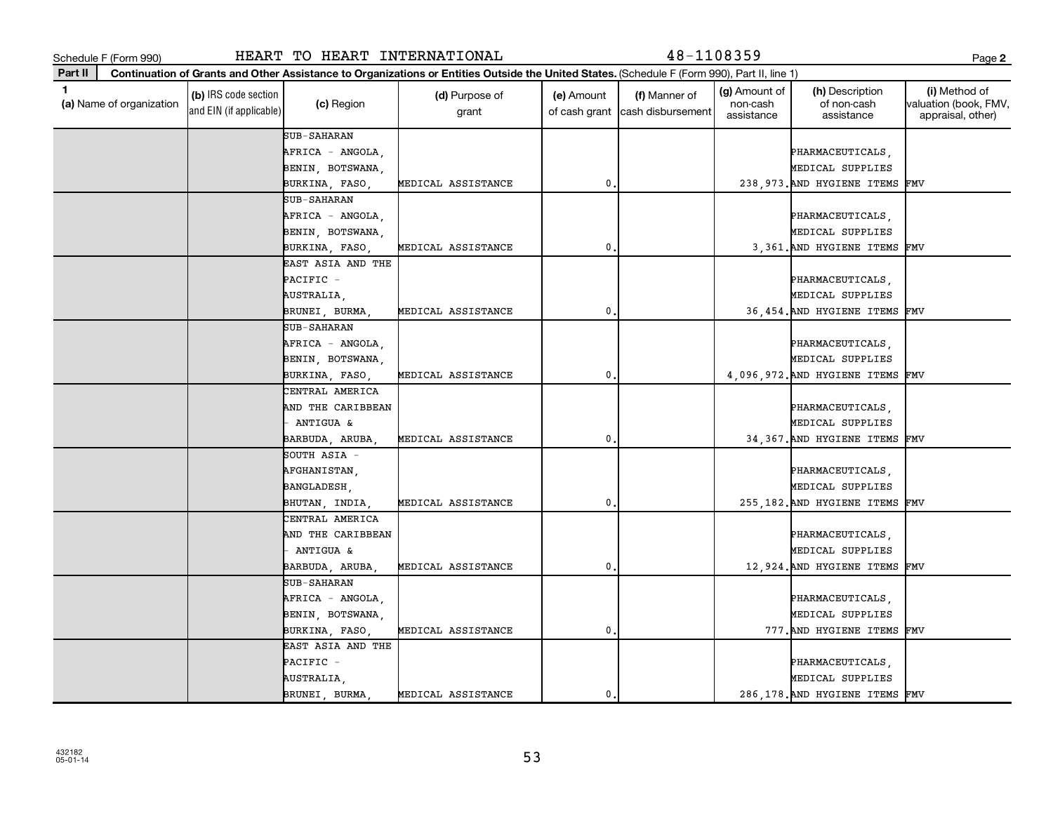Schedule F (Form 990) HEART TO HEART INTERNATIONAL 48-1108359

**Part II** **Continuation of Grants and Other Assistance to Organizations or Entities Outside the United States.** (Schedule F (Form 990), Part II, line 1)

| 1 (a) Name of organization | (b) IRS code section and EIN (if applicable) | (c) Region | (d) Purpose of grant | (e) Amount of cash grant | (f) Manner of cash disbursement | (g) Amount of non-cash assistance | (h) Description of non-cash assistance | (i) Method of valuation (book, FMV, appraisal, other) |
|---|---|---|---|---|---|---|---|---|
| | | SUB-SAHARAN AFRICA - ANGOLA, BENIN, BOTSWANA, BURKINA, FASO, | MEDICAL ASSISTANCE | 0. | | 238,973. | PHARMACEUTICALS, MEDICAL SUPPLIES AND HYGIENE ITEMS | FMV |
| | | SUB-SAHARAN AFRICA - ANGOLA, BENIN, BOTSWANA, BURKINA, FASO, | MEDICAL ASSISTANCE | 0. | | 3,361. | PHARMACEUTICALS, MEDICAL SUPPLIES AND HYGIENE ITEMS | FMV |
| | | EAST ASIA AND THE PACIFIC - AUSTRALIA, BRUNEI, BURMA, | MEDICAL ASSISTANCE | 0. | | 36,454. | PHARMACEUTICALS, MEDICAL SUPPLIES AND HYGIENE ITEMS | FMV |
| | | SUB-SAHARAN AFRICA - ANGOLA, BENIN, BOTSWANA, BURKINA, FASO, | MEDICAL ASSISTANCE | 0. | | 4,096,972. | PHARMACEUTICALS, MEDICAL SUPPLIES AND HYGIENE ITEMS | FMV |
| | | CENTRAL AMERICA AND THE CARIBBEAN - ANTIGUA & BARBUDA, ARUBA, | MEDICAL ASSISTANCE | 0. | | 34,367. | PHARMACEUTICALS, MEDICAL SUPPLIES AND HYGIENE ITEMS | FMV |
| | | SOUTH ASIA - AFGHANISTAN, BANGLADESH, BHUTAN, INDIA, | MEDICAL ASSISTANCE | 0. | | 255,182. | PHARMACEUTICALS, MEDICAL SUPPLIES AND HYGIENE ITEMS | FMV |
| | | CENTRAL AMERICA AND THE CARIBBEAN - ANTIGUA & BARBUDA, ARUBA, | MEDICAL ASSISTANCE | 0. | | 12,924. | PHARMACEUTICALS, MEDICAL SUPPLIES AND HYGIENE ITEMS | FMV |
| | | SUB-SAHARAN AFRICA - ANGOLA, BENIN, BOTSWANA, BURKINA, FASO, | MEDICAL ASSISTANCE | 0. | | 777. | PHARMACEUTICALS, MEDICAL SUPPLIES AND HYGIENE ITEMS | FMV |
| | | EAST ASIA AND THE PACIFIC - AUSTRALIA, BRUNEI, BURMA, | MEDICAL ASSISTANCE | 0. | | 286,178. | PHARMACEUTICALS, MEDICAL SUPPLIES AND HYGIENE ITEMS | FMV |

432182
05-01-14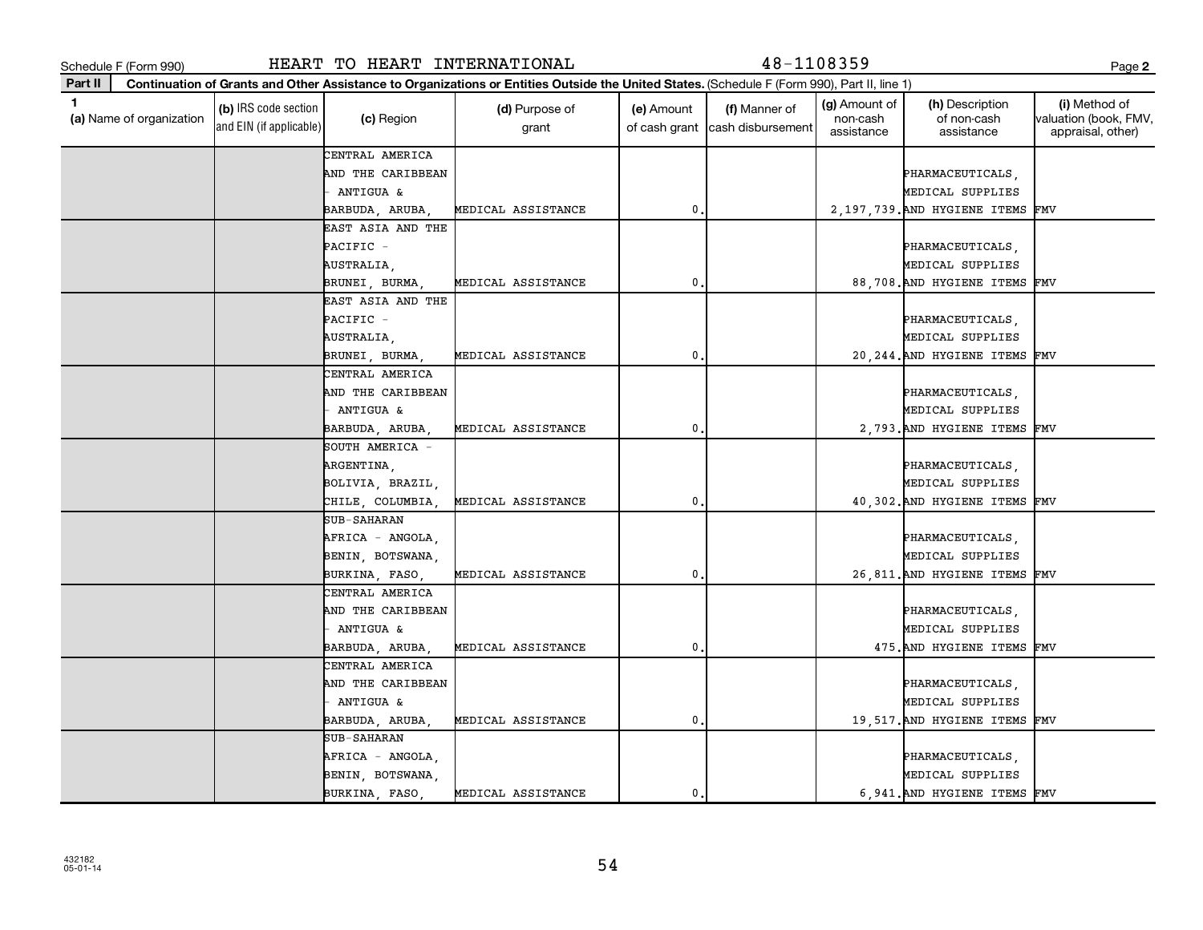Schedule F (Form 990) HEART TO HEART INTERNATIONAL 48-1108359

**Part II Continuation of Grants and Other Assistance to Organizations or Entities Outside the United States.** (Schedule F (Form 990), Part II, line 1)

| 1 (a) Name of organization | (b) IRS code section and EIN (if applicable) | (c) Region | (d) Purpose of grant | (e) Amount of cash grant | (f) Manner of cash disbursement | (g) Amount of non-cash assistance | (h) Description of non-cash assistance | (i) Method of valuation (book, FMV, appraisal, other) |
|---|---|---|---|---|---|---|---|---|
| | | CENTRAL AMERICA AND THE CARIBBEAN - ANTIGUA & BARBUDA, ARUBA, | MEDICAL ASSISTANCE | 0. | | 2,197,739. | PHARMACEUTICALS, MEDICAL SUPPLIES AND HYGIENE ITEMS | FMV |
| | | EAST ASIA AND THE PACIFIC - AUSTRALIA, BRUNEI, BURMA, | MEDICAL ASSISTANCE | 0. | | 88,708. | PHARMACEUTICALS, MEDICAL SUPPLIES AND HYGIENE ITEMS | FMV |
| | | EAST ASIA AND THE PACIFIC - AUSTRALIA, BRUNEI, BURMA, | MEDICAL ASSISTANCE | 0. | | 20,244. | PHARMACEUTICALS, MEDICAL SUPPLIES AND HYGIENE ITEMS | FMV |
| | | CENTRAL AMERICA AND THE CARIBBEAN - ANTIGUA & BARBUDA, ARUBA, | MEDICAL ASSISTANCE | 0. | | 2,793. | PHARMACEUTICALS, MEDICAL SUPPLIES AND HYGIENE ITEMS | FMV |
| | | SOUTH AMERICA - ARGENTINA, BOLIVIA, BRAZIL, CHILE, COLUMBIA, | MEDICAL ASSISTANCE | 0. | | 40,302. | PHARMACEUTICALS, MEDICAL SUPPLIES AND HYGIENE ITEMS | FMV |
| | | SUB-SAHARAN AFRICA - ANGOLA, BENIN, BOTSWANA, BURKINA, FASO, | MEDICAL ASSISTANCE | 0. | | 26,811. | PHARMACEUTICALS, MEDICAL SUPPLIES AND HYGIENE ITEMS | FMV |
| | | CENTRAL AMERICA AND THE CARIBBEAN - ANTIGUA & BARBUDA, ARUBA, | MEDICAL ASSISTANCE | 0. | | 475. | PHARMACEUTICALS, MEDICAL SUPPLIES AND HYGIENE ITEMS | FMV |
| | | CENTRAL AMERICA AND THE CARIBBEAN - ANTIGUA & BARBUDA, ARUBA, | MEDICAL ASSISTANCE | 0. | | 19,517. | PHARMACEUTICALS, MEDICAL SUPPLIES AND HYGIENE ITEMS | FMV |
| | | SUB-SAHARAN AFRICA - ANGOLA, BENIN, BOTSWANA, BURKINA, FASO, | MEDICAL ASSISTANCE | 0. | | 6,941. | PHARMACEUTICALS, MEDICAL SUPPLIES AND HYGIENE ITEMS | FMV |

432182 05-01-14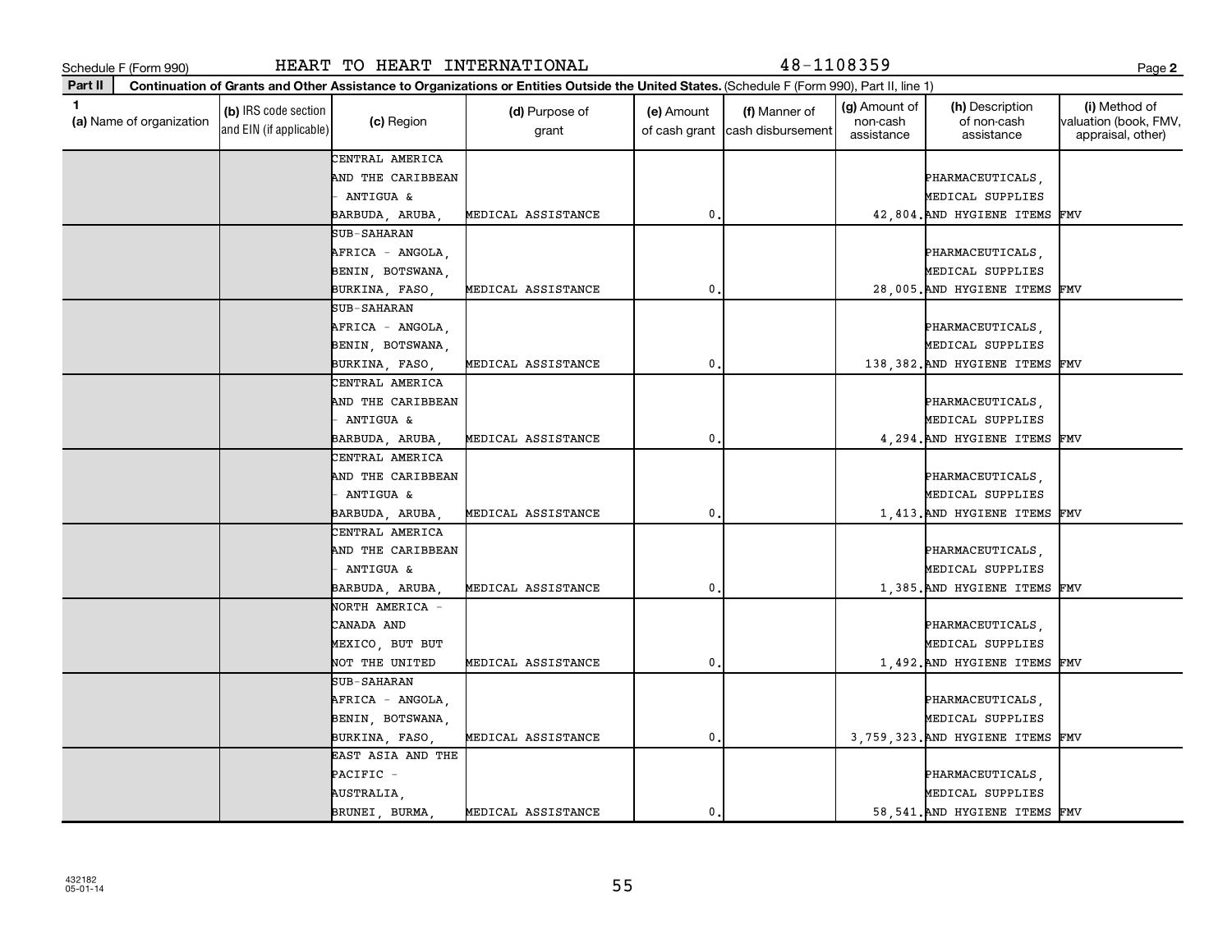Schedule F (Form 990) HEART TO HEART INTERNATIONAL 48-1108359 Page 2

**Part II** **Continuation of Grants and Other Assistance to Organizations or Entities Outside the United States.** (Schedule F (Form 990), Part II, line 1)

| 1 (a) Name of organization | (b) IRS code section and EIN (if applicable) | (c) Region | (d) Purpose of grant | (e) Amount of cash grant | (f) Manner of cash disbursement | (g) Amount of non-cash assistance | (h) Description of non-cash assistance | (i) Method of valuation (book, FMV, appraisal, other) |
|---|---|---|---|---|---|---|---|---|
| | | CENTRAL AMERICA AND THE CARIBBEAN - ANTIGUA & BARBUDA, ARUBA, | MEDICAL ASSISTANCE | 0. | | 42,804. | PHARMACEUTICALS, MEDICAL SUPPLIES AND HYGIENE ITEMS | FMV |
| | | SUB-SAHARAN AFRICA - ANGOLA, BENIN, BOTSWANA, BURKINA, FASO, | MEDICAL ASSISTANCE | 0. | | 28,005. | PHARMACEUTICALS, MEDICAL SUPPLIES AND HYGIENE ITEMS | FMV |
| | | SUB-SAHARAN AFRICA - ANGOLA, BENIN, BOTSWANA, BURKINA, FASO, | MEDICAL ASSISTANCE | 0. | | 138,382. | PHARMACEUTICALS, MEDICAL SUPPLIES AND HYGIENE ITEMS | FMV |
| | | CENTRAL AMERICA AND THE CARIBBEAN - ANTIGUA & BARBUDA, ARUBA, | MEDICAL ASSISTANCE | 0. | | 4,294. | PHARMACEUTICALS, MEDICAL SUPPLIES AND HYGIENE ITEMS | FMV |
| | | CENTRAL AMERICA AND THE CARIBBEAN - ANTIGUA & BARBUDA, ARUBA, | MEDICAL ASSISTANCE | 0. | | 1,413. | PHARMACEUTICALS, MEDICAL SUPPLIES AND HYGIENE ITEMS | FMV |
| | | CENTRAL AMERICA AND THE CARIBBEAN - ANTIGUA & BARBUDA, ARUBA, | MEDICAL ASSISTANCE | 0. | | 1,385. | PHARMACEUTICALS, MEDICAL SUPPLIES AND HYGIENE ITEMS | FMV |
| | | NORTH AMERICA - CANADA AND MEXICO, BUT BUT NOT THE UNITED | MEDICAL ASSISTANCE | 0. | | 1,492. | PHARMACEUTICALS, MEDICAL SUPPLIES AND HYGIENE ITEMS | FMV |
| | | SUB-SAHARAN AFRICA - ANGOLA, BENIN, BOTSWANA, BURKINA, FASO, | MEDICAL ASSISTANCE | 0. | | 3,759,323. | PHARMACEUTICALS, MEDICAL SUPPLIES AND HYGIENE ITEMS | FMV |
| | | EAST ASIA AND THE PACIFIC - AUSTRALIA, BRUNEI, BURMA, | MEDICAL ASSISTANCE | 0. | | 58,541. | PHARMACEUTICALS, MEDICAL SUPPLIES AND HYGIENE ITEMS | FMV |

432182
05-01-14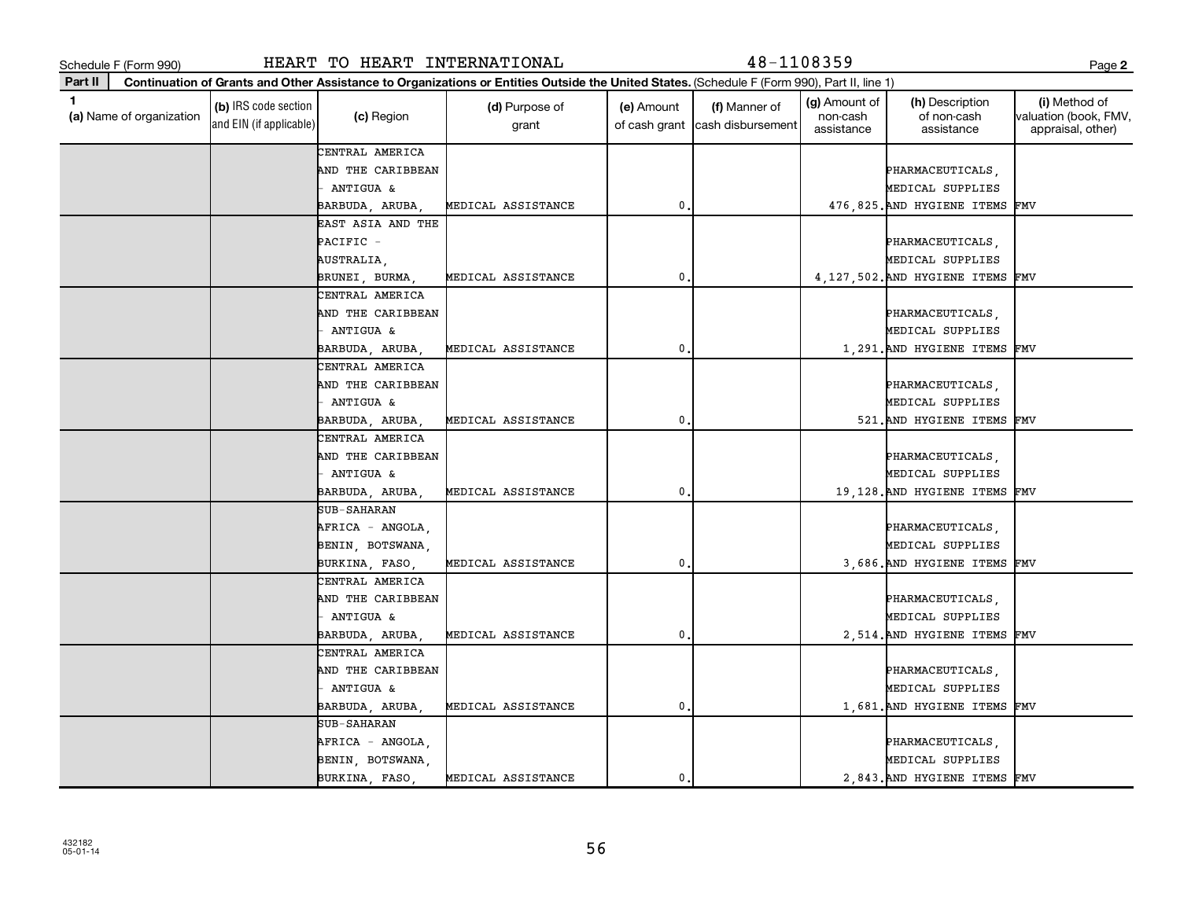Schedule F (Form 990) HEART TO HEART INTERNATIONAL 48-1108359

**Part II Continuation of Grants and Other Assistance to Organizations or Entities Outside the United States.** (Schedule F (Form 990), Part II, line 1)

| 1 (a) Name of organization | (b) IRS code section and EIN (if applicable) | (c) Region | (d) Purpose of grant | (e) Amount of cash grant | (f) Manner of cash disbursement | (g) Amount of non-cash assistance | (h) Description of non-cash assistance | (i) Method of valuation (book, FMV, appraisal, other) |
|---|---|---|---|---|---|---|---|---|
| | | CENTRAL AMERICA AND THE CARIBBEAN - ANTIGUA & BARBUDA, ARUBA, | MEDICAL ASSISTANCE | 0. | | 476,825. | PHARMACEUTICALS, MEDICAL SUPPLIES AND HYGIENE ITEMS | FMV |
| | | EAST ASIA AND THE PACIFIC - AUSTRALIA, BRUNEI, BURMA, | MEDICAL ASSISTANCE | 0. | | 4,127,502. | PHARMACEUTICALS, MEDICAL SUPPLIES AND HYGIENE ITEMS | FMV |
| | | CENTRAL AMERICA AND THE CARIBBEAN - ANTIGUA & BARBUDA, ARUBA, | MEDICAL ASSISTANCE | 0. | | 1,291. | PHARMACEUTICALS, MEDICAL SUPPLIES AND HYGIENE ITEMS | FMV |
| | | CENTRAL AMERICA AND THE CARIBBEAN - ANTIGUA & BARBUDA, ARUBA, | MEDICAL ASSISTANCE | 0. | | 521. | PHARMACEUTICALS, MEDICAL SUPPLIES AND HYGIENE ITEMS | FMV |
| | | CENTRAL AMERICA AND THE CARIBBEAN - ANTIGUA & BARBUDA, ARUBA, | MEDICAL ASSISTANCE | 0. | | 19,128. | PHARMACEUTICALS, MEDICAL SUPPLIES AND HYGIENE ITEMS | FMV |
| | | SUB-SAHARAN AFRICA - ANGOLA, BENIN, BOTSWANA, BURKINA, FASO, | MEDICAL ASSISTANCE | 0. | | 3,686. | PHARMACEUTICALS, MEDICAL SUPPLIES AND HYGIENE ITEMS | FMV |
| | | CENTRAL AMERICA AND THE CARIBBEAN - ANTIGUA & BARBUDA, ARUBA, | MEDICAL ASSISTANCE | 0. | | 2,514. | PHARMACEUTICALS, MEDICAL SUPPLIES AND HYGIENE ITEMS | FMV |
| | | CENTRAL AMERICA AND THE CARIBBEAN - ANTIGUA & BARBUDA, ARUBA, | MEDICAL ASSISTANCE | 0. | | 1,681. | PHARMACEUTICALS, MEDICAL SUPPLIES AND HYGIENE ITEMS | FMV |
| | | SUB-SAHARAN AFRICA - ANGOLA, BENIN, BOTSWANA, BURKINA, FASO, | MEDICAL ASSISTANCE | 0. | | 2,843. | PHARMACEUTICALS, MEDICAL SUPPLIES AND HYGIENE ITEMS | FMV |

432182
05-01-14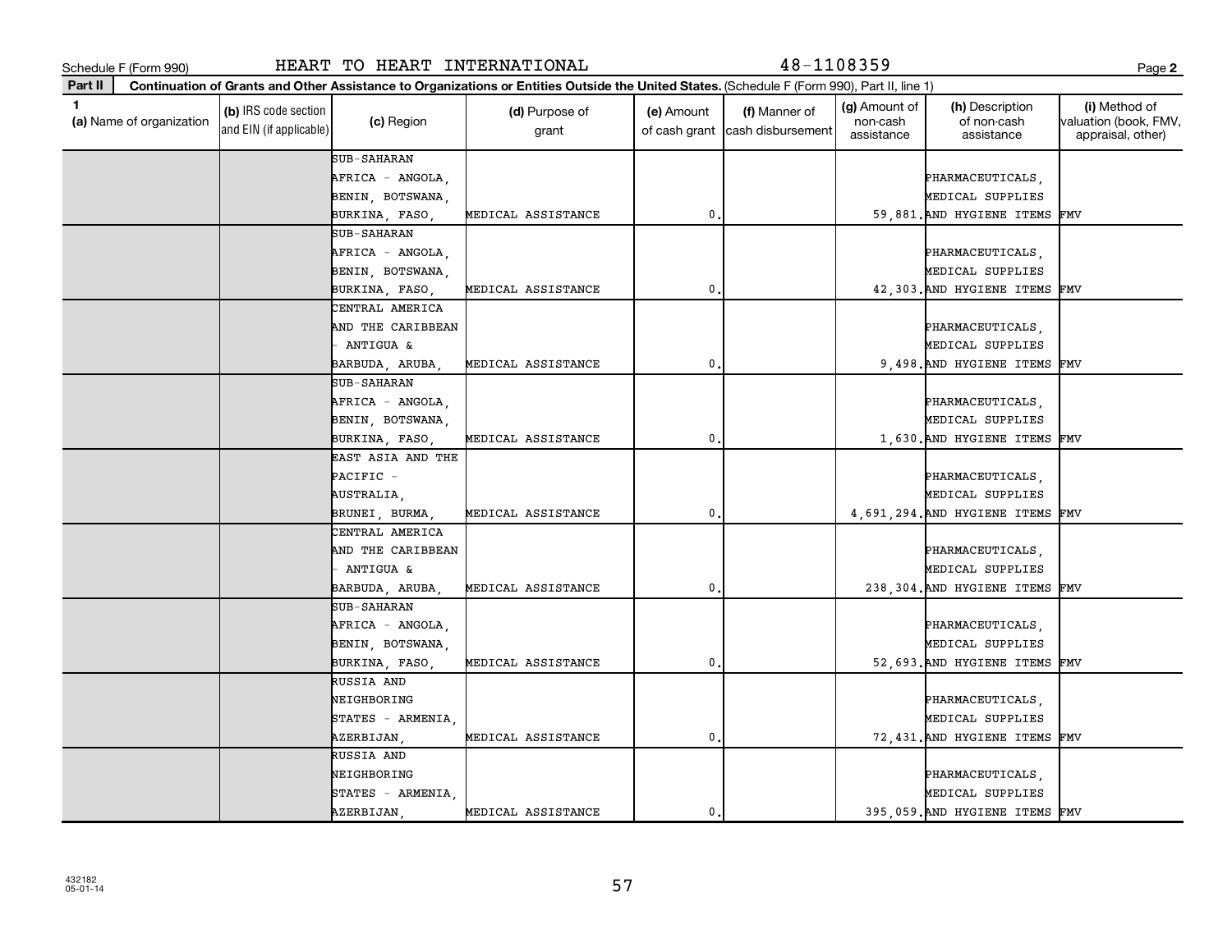Schedule F (Form 990) HEART TO HEART INTERNATIONAL 48-1108359 Page 2

**Part II** **Continuation of Grants and Other Assistance to Organizations or Entities Outside the United States.** (Schedule F (Form 990), Part II, line 1)

| 1 (a) Name of organization | (b) IRS code section and EIN (if applicable) | (c) Region | (d) Purpose of grant | (e) Amount of cash grant | (f) Manner of cash disbursement | (g) Amount of non-cash assistance | (h) Description of non-cash assistance | (i) Method of valuation (book, FMV, appraisal, other) |
|---|---|---|---|---|---|---|---|---|
| | | SUB-SAHARAN AFRICA - ANGOLA, BENIN, BOTSWANA, BURKINA, FASO, | MEDICAL ASSISTANCE | 0. | | 59,881. | PHARMACEUTICALS, MEDICAL SUPPLIES AND HYGIENE ITEMS | FMV |
| | | SUB-SAHARAN AFRICA - ANGOLA, BENIN, BOTSWANA, BURKINA, FASO, | MEDICAL ASSISTANCE | 0. | | 42,303. | PHARMACEUTICALS, MEDICAL SUPPLIES AND HYGIENE ITEMS | FMV |
| | | CENTRAL AMERICA AND THE CARIBBEAN - ANTIGUA & BARBUDA, ARUBA, | MEDICAL ASSISTANCE | 0. | | 9,498. | PHARMACEUTICALS, MEDICAL SUPPLIES AND HYGIENE ITEMS | FMV |
| | | SUB-SAHARAN AFRICA - ANGOLA, BENIN, BOTSWANA, BURKINA, FASO, | MEDICAL ASSISTANCE | 0. | | 1,630. | PHARMACEUTICALS, MEDICAL SUPPLIES AND HYGIENE ITEMS | FMV |
| | | EAST ASIA AND THE PACIFIC - AUSTRALIA, BRUNEI, BURMA, | MEDICAL ASSISTANCE | 0. | | 4,691,294. | PHARMACEUTICALS, MEDICAL SUPPLIES AND HYGIENE ITEMS | FMV |
| | | CENTRAL AMERICA AND THE CARIBBEAN - ANTIGUA & BARBUDA, ARUBA, | MEDICAL ASSISTANCE | 0. | | 238,304. | PHARMACEUTICALS, MEDICAL SUPPLIES AND HYGIENE ITEMS | FMV |
| | | SUB-SAHARAN AFRICA - ANGOLA, BENIN, BOTSWANA, BURKINA, FASO, | MEDICAL ASSISTANCE | 0. | | 52,693. | PHARMACEUTICALS, MEDICAL SUPPLIES AND HYGIENE ITEMS | FMV |
| | | RUSSIA AND NEIGHBORING STATES - ARMENIA, AZERBIJAN, | MEDICAL ASSISTANCE | 0. | | 72,431. | PHARMACEUTICALS, MEDICAL SUPPLIES AND HYGIENE ITEMS | FMV |
| | | RUSSIA AND NEIGHBORING STATES - ARMENIA, AZERBIJAN, | MEDICAL ASSISTANCE | 0. | | 395,059. | PHARMACEUTICALS, MEDICAL SUPPLIES AND HYGIENE ITEMS | FMV |

432182
05-01-14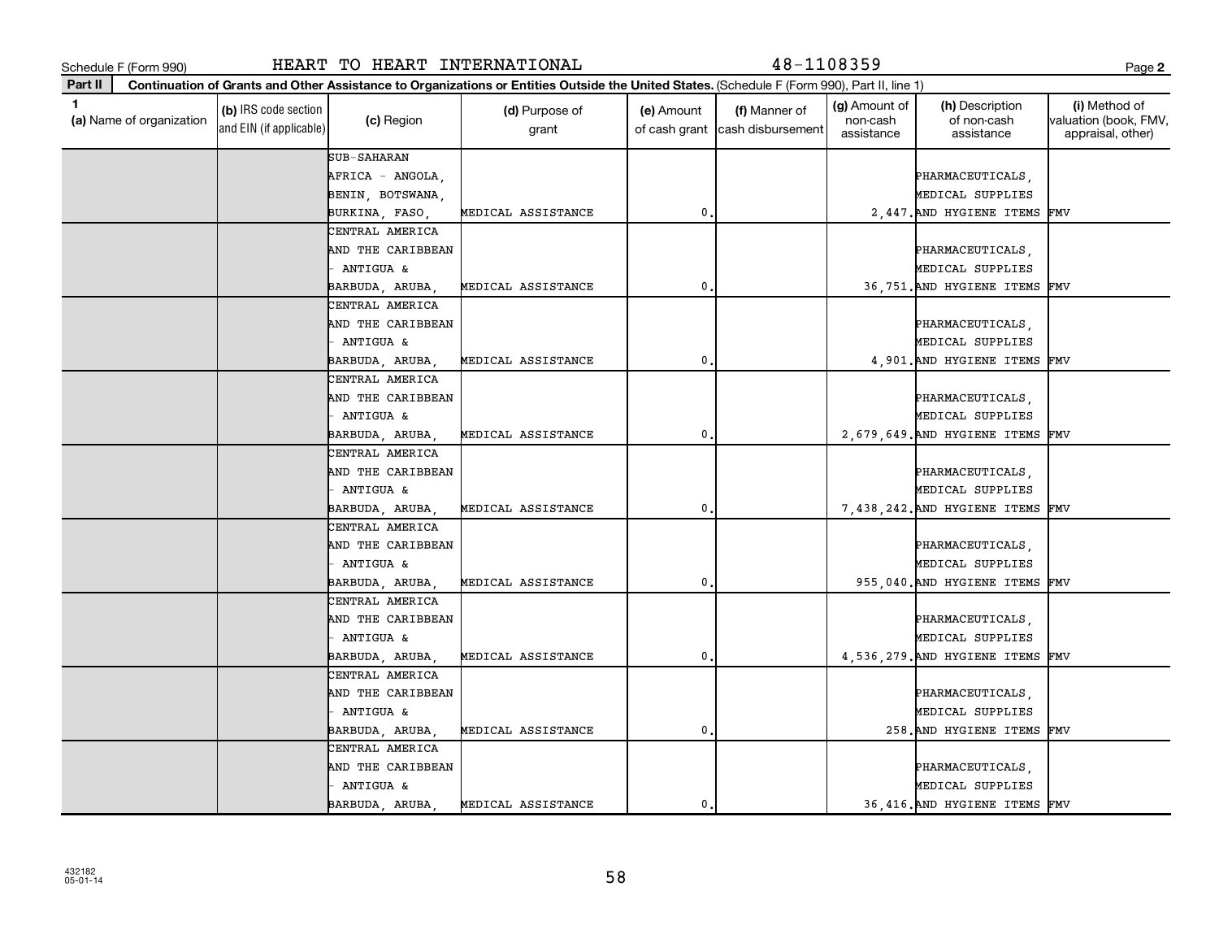Schedule F (Form 990) HEART TO HEART INTERNATIONAL 48-1108359

**Part II Continuation of Grants and Other Assistance to Organizations or Entities Outside the United States.** (Schedule F (Form 990), Part II, line 1)

| 1 (a) Name of organization | (b) IRS code section and EIN (if applicable) | (c) Region | (d) Purpose of grant | (e) Amount of cash grant | (f) Manner of cash disbursement | (g) Amount of non-cash assistance | (h) Description of non-cash assistance | (i) Method of valuation (book, FMV, appraisal, other) |
|---|---|---|---|---|---|---|---|---|
| | | SUB-SAHARAN AFRICA - ANGOLA, BENIN, BOTSWANA, BURKINA, FASO, | MEDICAL ASSISTANCE | 0. | | 2,447. | PHARMACEUTICALS, MEDICAL SUPPLIES AND HYGIENE ITEMS | FMV |
| | | CENTRAL AMERICA AND THE CARIBBEAN - ANTIGUA & BARBUDA, ARUBA, | MEDICAL ASSISTANCE | 0. | | 36,751. | PHARMACEUTICALS, MEDICAL SUPPLIES AND HYGIENE ITEMS | FMV |
| | | CENTRAL AMERICA AND THE CARIBBEAN - ANTIGUA & BARBUDA, ARUBA, | MEDICAL ASSISTANCE | 0. | | 4,901. | PHARMACEUTICALS, MEDICAL SUPPLIES AND HYGIENE ITEMS | FMV |
| | | CENTRAL AMERICA AND THE CARIBBEAN - ANTIGUA & BARBUDA, ARUBA, | MEDICAL ASSISTANCE | 0. | | 2,679,649. | PHARMACEUTICALS, MEDICAL SUPPLIES AND HYGIENE ITEMS | FMV |
| | | CENTRAL AMERICA AND THE CARIBBEAN - ANTIGUA & BARBUDA, ARUBA, | MEDICAL ASSISTANCE | 0. | | 7,438,242. | PHARMACEUTICALS, MEDICAL SUPPLIES AND HYGIENE ITEMS | FMV |
| | | CENTRAL AMERICA AND THE CARIBBEAN - ANTIGUA & BARBUDA, ARUBA, | MEDICAL ASSISTANCE | 0. | | 955,040. | PHARMACEUTICALS, MEDICAL SUPPLIES AND HYGIENE ITEMS | FMV |
| | | CENTRAL AMERICA AND THE CARIBBEAN - ANTIGUA & BARBUDA, ARUBA, | MEDICAL ASSISTANCE | 0. | | 4,536,279. | PHARMACEUTICALS, MEDICAL SUPPLIES AND HYGIENE ITEMS | FMV |
| | | CENTRAL AMERICA AND THE CARIBBEAN - ANTIGUA & BARBUDA, ARUBA, | MEDICAL ASSISTANCE | 0. | | 258. | PHARMACEUTICALS, MEDICAL SUPPLIES AND HYGIENE ITEMS | FMV |
| | | CENTRAL AMERICA AND THE CARIBBEAN - ANTIGUA & BARBUDA, ARUBA, | MEDICAL ASSISTANCE | 0. | | 36,416. | PHARMACEUTICALS, MEDICAL SUPPLIES AND HYGIENE ITEMS | FMV |

432182
05-01-14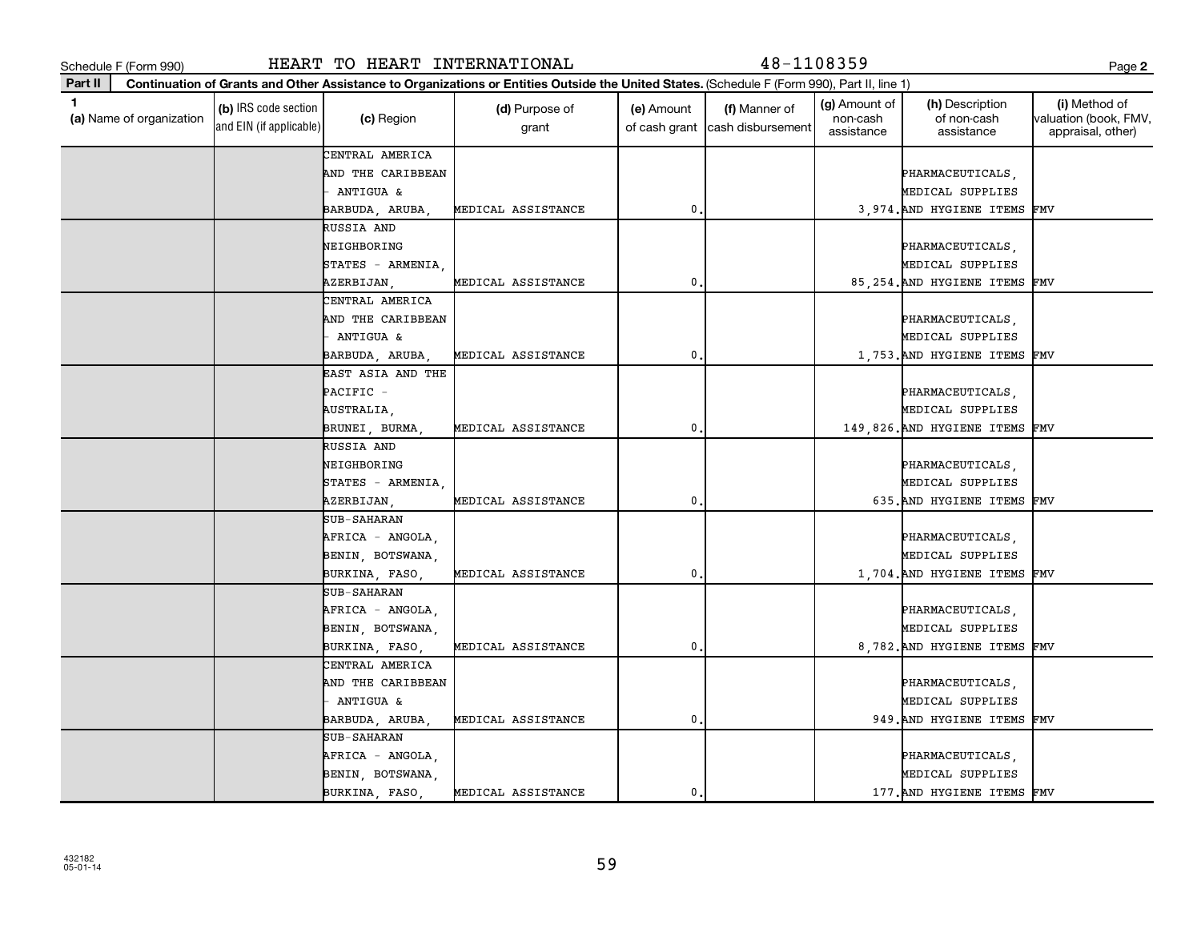Schedule F (Form 990) HEART TO HEART INTERNATIONAL 48-1108359

**Part II** **Continuation of Grants and Other Assistance to Organizations or Entities Outside the United States.** (Schedule F (Form 990), Part II, line 1)

| 1 (a) Name of organization | (b) IRS code section and EIN (if applicable) | (c) Region | (d) Purpose of grant | (e) Amount of cash grant | (f) Manner of cash disbursement | (g) Amount of non-cash assistance | (h) Description of non-cash assistance | (i) Method of valuation (book, FMV, appraisal, other) |
|---|---|---|---|---|---|---|---|---|
| | | CENTRAL AMERICA AND THE CARIBBEAN - ANTIGUA & BARBUDA, ARUBA, | MEDICAL ASSISTANCE | 0. | | 3,974. | PHARMACEUTICALS, MEDICAL SUPPLIES AND HYGIENE ITEMS | FMV |
| | | RUSSIA AND NEIGHBORING STATES - ARMENIA, AZERBIJAN, | MEDICAL ASSISTANCE | 0. | | 85,254. | PHARMACEUTICALS, MEDICAL SUPPLIES AND HYGIENE ITEMS | FMV |
| | | CENTRAL AMERICA AND THE CARIBBEAN - ANTIGUA & BARBUDA, ARUBA, | MEDICAL ASSISTANCE | 0. | | 1,753. | PHARMACEUTICALS, MEDICAL SUPPLIES AND HYGIENE ITEMS | FMV |
| | | EAST ASIA AND THE PACIFIC - AUSTRALIA, BRUNEI, BURMA, | MEDICAL ASSISTANCE | 0. | | 149,826. | PHARMACEUTICALS, MEDICAL SUPPLIES AND HYGIENE ITEMS | FMV |
| | | RUSSIA AND NEIGHBORING STATES - ARMENIA, AZERBIJAN, | MEDICAL ASSISTANCE | 0. | | 635. | PHARMACEUTICALS, MEDICAL SUPPLIES AND HYGIENE ITEMS | FMV |
| | | SUB-SAHARAN AFRICA - ANGOLA, BENIN, BOTSWANA, BURKINA, FASO, | MEDICAL ASSISTANCE | 0. | | 1,704. | PHARMACEUTICALS, MEDICAL SUPPLIES AND HYGIENE ITEMS | FMV |
| | | SUB-SAHARAN AFRICA - ANGOLA, BENIN, BOTSWANA, BURKINA, FASO, | MEDICAL ASSISTANCE | 0. | | 8,782. | PHARMACEUTICALS, MEDICAL SUPPLIES AND HYGIENE ITEMS | FMV |
| | | CENTRAL AMERICA AND THE CARIBBEAN - ANTIGUA & BARBUDA, ARUBA, | MEDICAL ASSISTANCE | 0. | | 949. | PHARMACEUTICALS, MEDICAL SUPPLIES AND HYGIENE ITEMS | FMV |
| | | SUB-SAHARAN AFRICA - ANGOLA, BENIN, BOTSWANA, BURKINA, FASO, | MEDICAL ASSISTANCE | 0. | | 177. | PHARMACEUTICALS, MEDICAL SUPPLIES AND HYGIENE ITEMS | FMV |

432182 05-01-14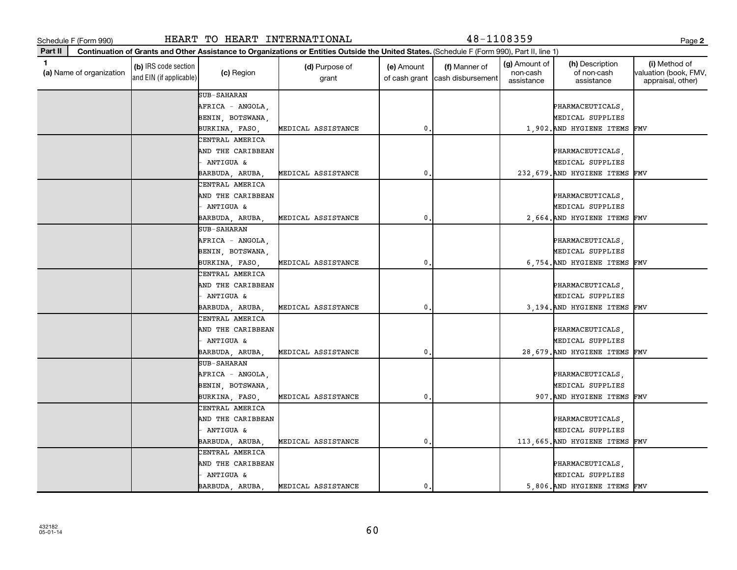Schedule F (Form 990) HEART TO HEART INTERNATIONAL 48-1108359 Page 2

**Part II** **Continuation of Grants and Other Assistance to Organizations or Entities Outside the United States.** (Schedule F (Form 990), Part II, line 1)

| 1 (a) Name of organization | (b) IRS code section and EIN (if applicable) | (c) Region | (d) Purpose of grant | (e) Amount of cash grant | (f) Manner of cash disbursement | (g) Amount of non-cash assistance | (h) Description of non-cash assistance | (i) Method of valuation (book, FMV, appraisal, other) |
|---|---|---|---|---|---|---|---|---|
| | | SUB-SAHARAN AFRICA - ANGOLA, BENIN, BOTSWANA, BURKINA, FASO, | MEDICAL ASSISTANCE | 0. | | 1,902. | PHARMACEUTICALS, MEDICAL SUPPLIES AND HYGIENE ITEMS | FMV |
| | | CENTRAL AMERICA AND THE CARIBBEAN - ANTIGUA & BARBUDA, ARUBA, | MEDICAL ASSISTANCE | 0. | | 232,679. | PHARMACEUTICALS, MEDICAL SUPPLIES AND HYGIENE ITEMS | FMV |
| | | CENTRAL AMERICA AND THE CARIBBEAN - ANTIGUA & BARBUDA, ARUBA, | MEDICAL ASSISTANCE | 0. | | 2,664. | PHARMACEUTICALS, MEDICAL SUPPLIES AND HYGIENE ITEMS | FMV |
| | | SUB-SAHARAN AFRICA - ANGOLA, BENIN, BOTSWANA, BURKINA, FASO, | MEDICAL ASSISTANCE | 0. | | 6,754. | PHARMACEUTICALS, MEDICAL SUPPLIES AND HYGIENE ITEMS | FMV |
| | | CENTRAL AMERICA AND THE CARIBBEAN - ANTIGUA & BARBUDA, ARUBA, | MEDICAL ASSISTANCE | 0. | | 3,194. | PHARMACEUTICALS, MEDICAL SUPPLIES AND HYGIENE ITEMS | FMV |
| | | CENTRAL AMERICA AND THE CARIBBEAN - ANTIGUA & BARBUDA, ARUBA, | MEDICAL ASSISTANCE | 0. | | 28,679. | PHARMACEUTICALS, MEDICAL SUPPLIES AND HYGIENE ITEMS | FMV |
| | | SUB-SAHARAN AFRICA - ANGOLA, BENIN, BOTSWANA, BURKINA, FASO, | MEDICAL ASSISTANCE | 0. | | 907. | PHARMACEUTICALS, MEDICAL SUPPLIES AND HYGIENE ITEMS | FMV |
| | | CENTRAL AMERICA AND THE CARIBBEAN - ANTIGUA & BARBUDA, ARUBA, | MEDICAL ASSISTANCE | 0. | | 113,665. | PHARMACEUTICALS, MEDICAL SUPPLIES AND HYGIENE ITEMS | FMV |
| | | CENTRAL AMERICA AND THE CARIBBEAN - ANTIGUA & BARBUDA, ARUBA, | MEDICAL ASSISTANCE | 0. | | 5,806. | PHARMACEUTICALS, MEDICAL SUPPLIES AND HYGIENE ITEMS | FMV |

432182
05-01-14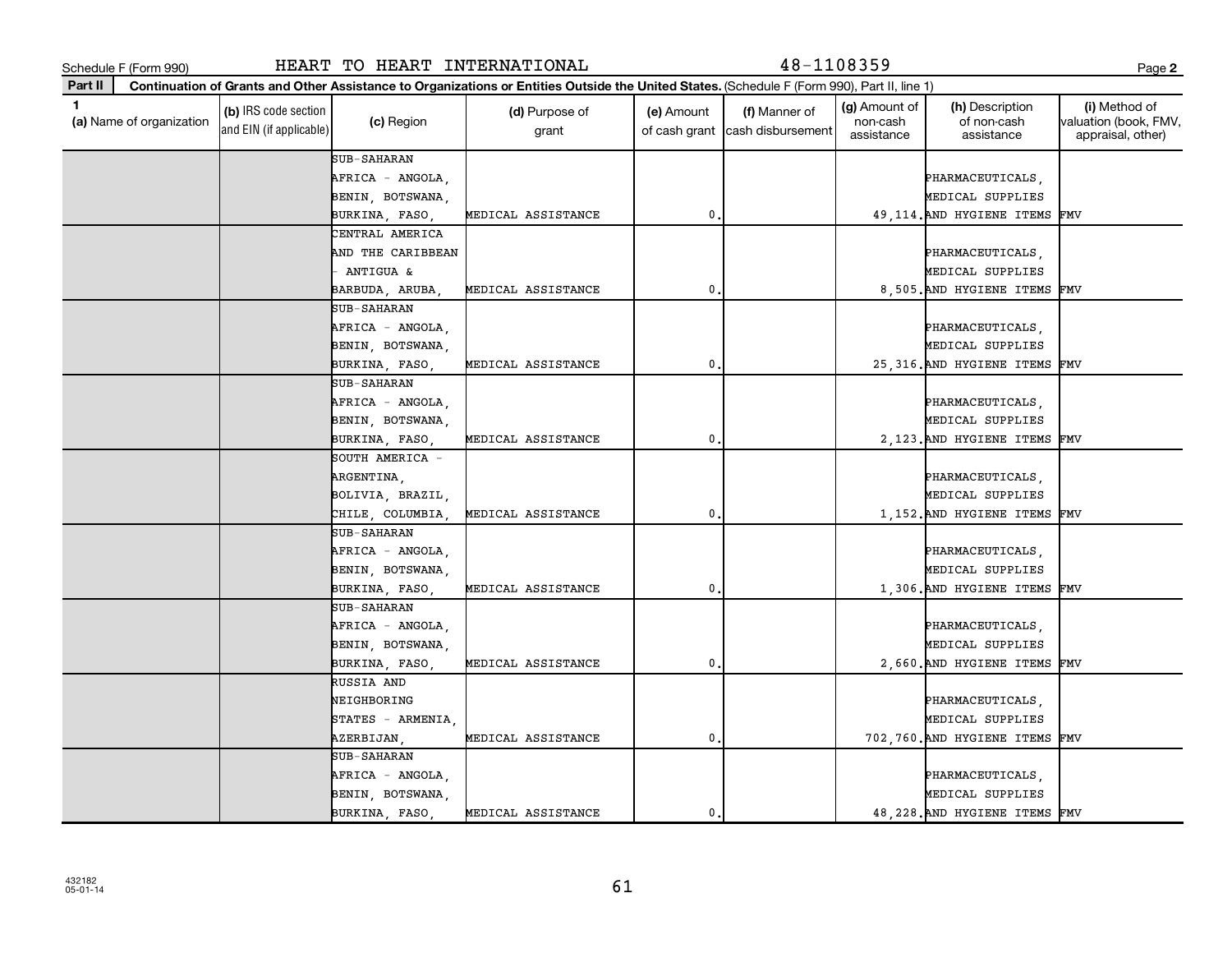Schedule F (Form 990) HEART TO HEART INTERNATIONAL 48-1108359 Page 2

**Part II** Continuation of Grants and Other Assistance to Organizations or Entities Outside the United States. (Schedule F (Form 990), Part II, line 1)

| 1 (a) Name of organization | (b) IRS code section and EIN (if applicable) | (c) Region | (d) Purpose of grant | (e) Amount of cash grant | (f) Manner of cash disbursement | (g) Amount of non-cash assistance | (h) Description of non-cash assistance | (i) Method of valuation (book, FMV, appraisal, other) |
|---|---|---|---|---|---|---|---|---|
| | | SUB-SAHARAN AFRICA - ANGOLA, BENIN, BOTSWANA, BURKINA, FASO, | MEDICAL ASSISTANCE | 0. | | 49,114. | PHARMACEUTICALS, MEDICAL SUPPLIES AND HYGIENE ITEMS | FMV |
| | | CENTRAL AMERICA AND THE CARIBBEAN - ANTIGUA & BARBUDA, ARUBA, | MEDICAL ASSISTANCE | 0. | | 8,505. | PHARMACEUTICALS, MEDICAL SUPPLIES AND HYGIENE ITEMS | FMV |
| | | SUB-SAHARAN AFRICA - ANGOLA, BENIN, BOTSWANA, BURKINA, FASO, | MEDICAL ASSISTANCE | 0. | | 25,316. | PHARMACEUTICALS, MEDICAL SUPPLIES AND HYGIENE ITEMS | FMV |
| | | SUB-SAHARAN AFRICA - ANGOLA, BENIN, BOTSWANA, BURKINA, FASO, | MEDICAL ASSISTANCE | 0. | | 2,123. | PHARMACEUTICALS, MEDICAL SUPPLIES AND HYGIENE ITEMS | FMV |
| | | SOUTH AMERICA - ARGENTINA, BOLIVIA, BRAZIL, CHILE, COLUMBIA, | MEDICAL ASSISTANCE | 0. | | 1,152. | PHARMACEUTICALS, MEDICAL SUPPLIES AND HYGIENE ITEMS | FMV |
| | | SUB-SAHARAN AFRICA - ANGOLA, BENIN, BOTSWANA, BURKINA, FASO, | MEDICAL ASSISTANCE | 0. | | 1,306. | PHARMACEUTICALS, MEDICAL SUPPLIES AND HYGIENE ITEMS | FMV |
| | | SUB-SAHARAN AFRICA - ANGOLA, BENIN, BOTSWANA, BURKINA, FASO, | MEDICAL ASSISTANCE | 0. | | 2,660. | PHARMACEUTICALS, MEDICAL SUPPLIES AND HYGIENE ITEMS | FMV |
| | | RUSSIA AND NEIGHBORING STATES - ARMENIA, AZERBIJAN, | MEDICAL ASSISTANCE | 0. | | 702,760. | PHARMACEUTICALS, MEDICAL SUPPLIES AND HYGIENE ITEMS | FMV |
| | | SUB-SAHARAN AFRICA - ANGOLA, BENIN, BOTSWANA, BURKINA, FASO, | MEDICAL ASSISTANCE | 0. | | 48,228. | PHARMACEUTICALS, MEDICAL SUPPLIES AND HYGIENE ITEMS | FMV |

432182 05-01-14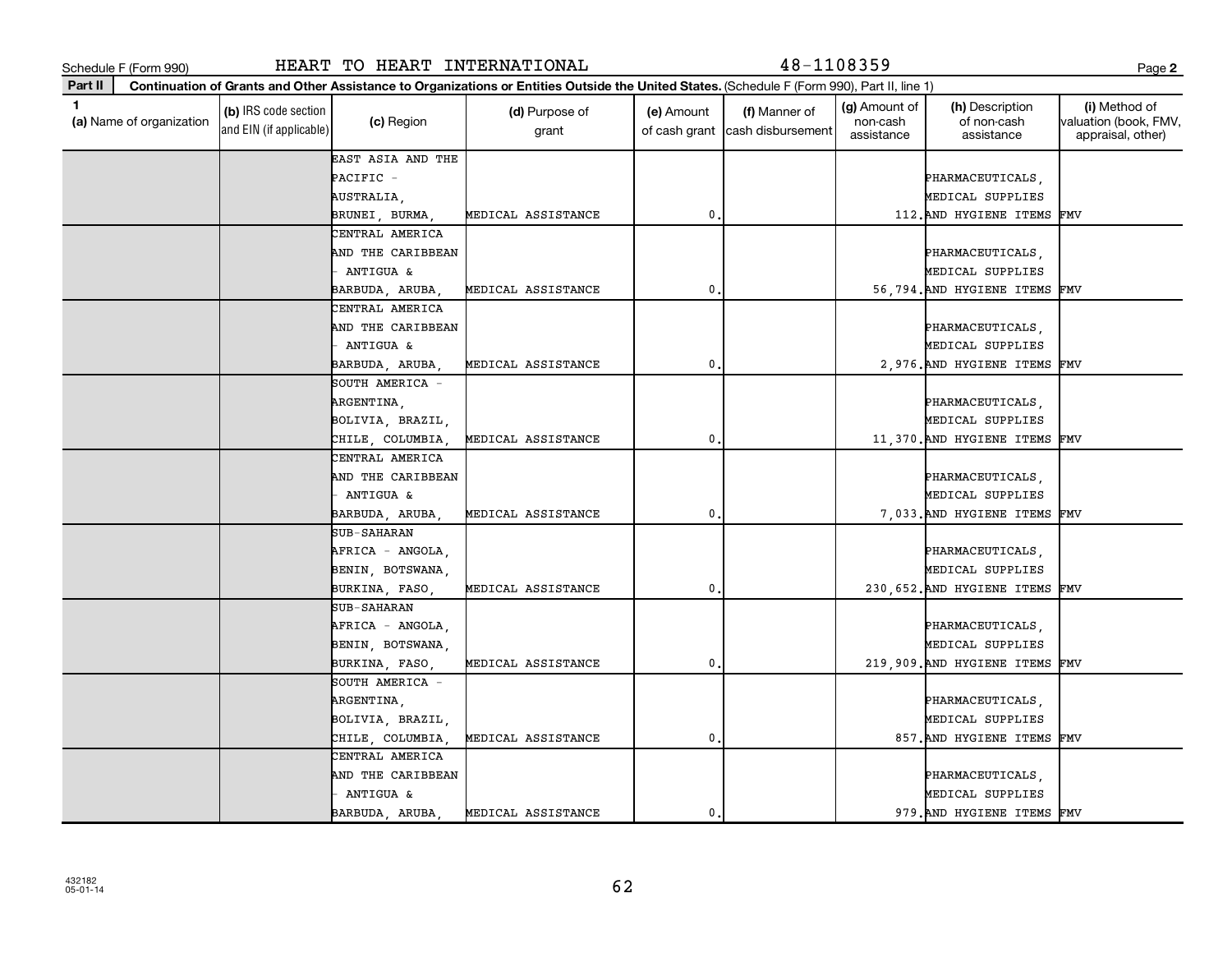Schedule F (Form 990) HEART TO HEART INTERNATIONAL 48-1108359 Page **2**

**Part II** **Continuation of Grants and Other Assistance to Organizations or Entities Outside the United States.** (Schedule F (Form 990), Part II, line 1)

| 1 (a) Name of organization | (b) IRS code section and EIN (if applicable) | (c) Region | (d) Purpose of grant | (e) Amount of cash grant | (f) Manner of cash disbursement | (g) Amount of non-cash assistance | (h) Description of non-cash assistance | (i) Method of valuation (book, FMV, appraisal, other) |
|---|---|---|---|---|---|---|---|---|
| | | EAST ASIA AND THE PACIFIC - AUSTRALIA, BRUNEI, BURMA, | MEDICAL ASSISTANCE | 0. | | 112. | PHARMACEUTICALS, MEDICAL SUPPLIES AND HYGIENE ITEMS | FMV |
| | | CENTRAL AMERICA AND THE CARIBBEAN - ANTIGUA & BARBUDA, ARUBA, | MEDICAL ASSISTANCE | 0. | | 56,794. | PHARMACEUTICALS, MEDICAL SUPPLIES AND HYGIENE ITEMS | FMV |
| | | CENTRAL AMERICA AND THE CARIBBEAN - ANTIGUA & BARBUDA, ARUBA, | MEDICAL ASSISTANCE | 0. | | 2,976. | PHARMACEUTICALS, MEDICAL SUPPLIES AND HYGIENE ITEMS | FMV |
| | | SOUTH AMERICA - ARGENTINA, BOLIVIA, BRAZIL, CHILE, COLUMBIA, | MEDICAL ASSISTANCE | 0. | | 11,370. | PHARMACEUTICALS, MEDICAL SUPPLIES AND HYGIENE ITEMS | FMV |
| | | CENTRAL AMERICA AND THE CARIBBEAN - ANTIGUA & BARBUDA, ARUBA, | MEDICAL ASSISTANCE | 0. | | 7,033. | PHARMACEUTICALS, MEDICAL SUPPLIES AND HYGIENE ITEMS | FMV |
| | | SUB-SAHARAN AFRICA - ANGOLA, BENIN, BOTSWANA, BURKINA, FASO, | MEDICAL ASSISTANCE | 0. | | 230,652. | PHARMACEUTICALS, MEDICAL SUPPLIES AND HYGIENE ITEMS | FMV |
| | | SUB-SAHARAN AFRICA - ANGOLA, BENIN, BOTSWANA, BURKINA, FASO, | MEDICAL ASSISTANCE | 0. | | 219,909. | PHARMACEUTICALS, MEDICAL SUPPLIES AND HYGIENE ITEMS | FMV |
| | | SOUTH AMERICA - ARGENTINA, BOLIVIA, BRAZIL, CHILE, COLUMBIA, | MEDICAL ASSISTANCE | 0. | | 857. | PHARMACEUTICALS, MEDICAL SUPPLIES AND HYGIENE ITEMS | FMV |
| | | CENTRAL AMERICA AND THE CARIBBEAN - ANTIGUA & BARBUDA, ARUBA, | MEDICAL ASSISTANCE | 0. | | 979. | PHARMACEUTICALS, MEDICAL SUPPLIES AND HYGIENE ITEMS | FMV |

432182
05-01-14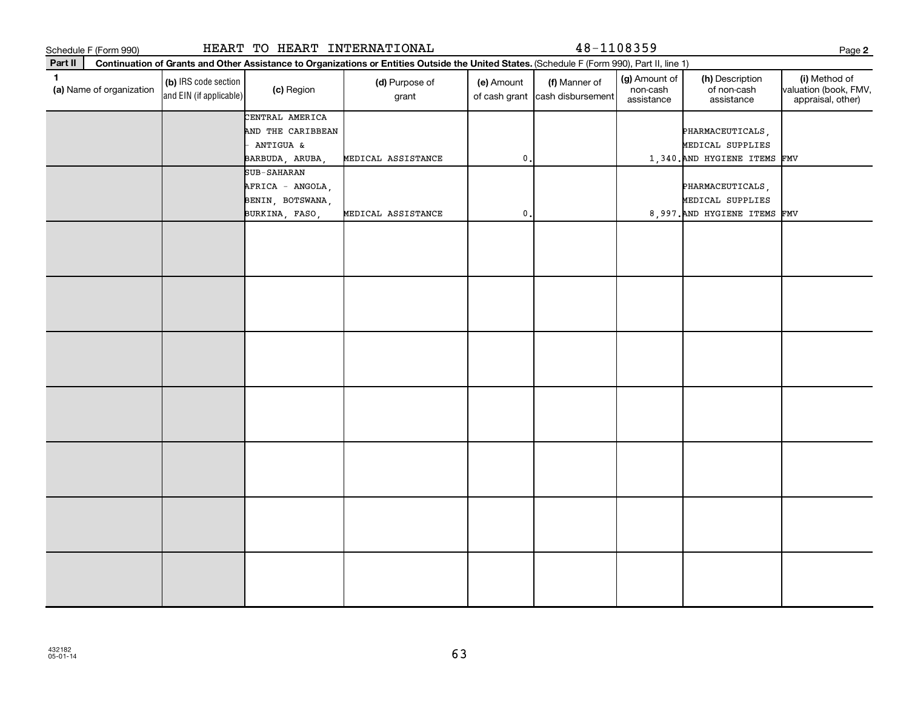Schedule F (Form 990) HEART TO HEART INTERNATIONAL 48-1108359

**Part II Continuation of Grants and Other Assistance to Organizations or Entities Outside the United States.** (Schedule F (Form 990), Part II, line 1)

| 1 (a) Name of organization | (b) IRS code section and EIN (if applicable) | (c) Region | (d) Purpose of grant | (e) Amount of cash grant | (f) Manner of cash disbursement | (g) Amount of non-cash assistance | (h) Description of non-cash assistance | (i) Method of valuation (book, FMV, appraisal, other) |
|---|---|---|---|---|---|---|---|---|
| | | CENTRAL AMERICA AND THE CARIBBEAN - ANTIGUA & BARBUDA, ARUBA, | MEDICAL ASSISTANCE | 0. | | 1,340. | PHARMACEUTICALS, MEDICAL SUPPLIES AND HYGIENE ITEMS | FMV |
| | | SUB-SAHARAN AFRICA - ANGOLA, BENIN, BOTSWANA, BURKINA, FASO, | MEDICAL ASSISTANCE | 0. | | 8,997. | PHARMACEUTICALS, MEDICAL SUPPLIES AND HYGIENE ITEMS | FMV |
| | | | | | | | | |
| | | | | | | | | |
| | | | | | | | | |
| | | | | | | | | |
| | | | | | | | | |
| | | | | | | | | |
| | | | | | | | | |

432182 05-01-14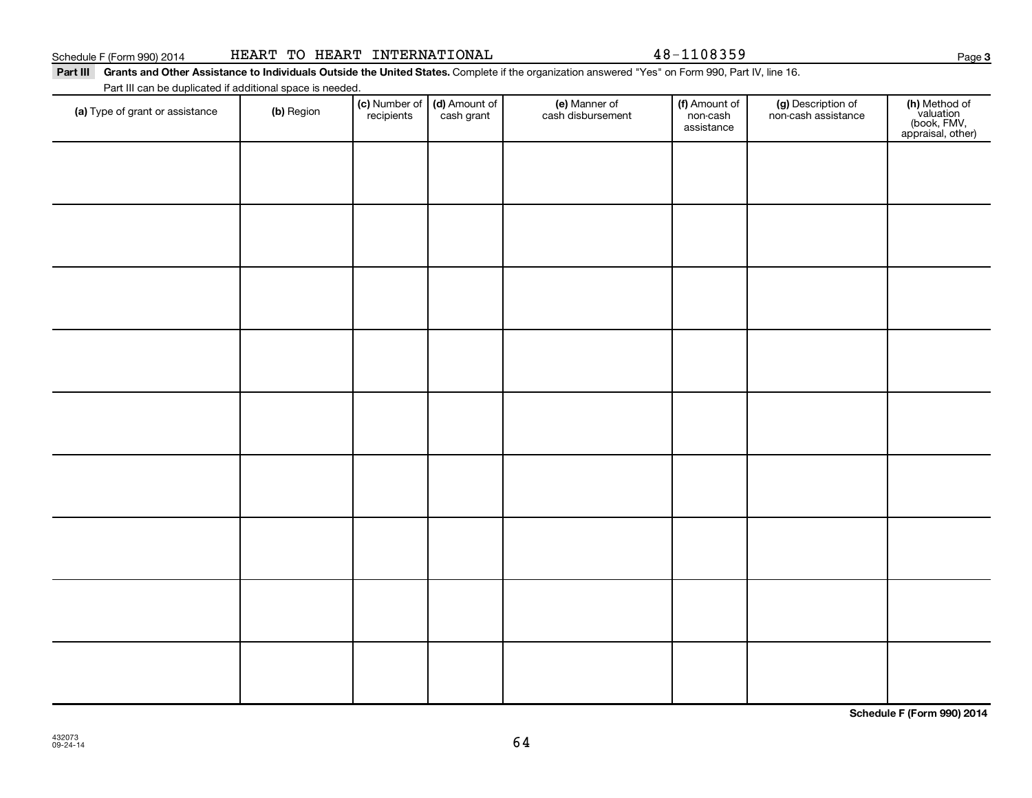Schedule F (Form 990) 2014 HEART TO HEART INTERNATIONAL 48-1108359

**Part III Grants and Other Assistance to Individuals Outside the United States.** Complete if the organization answered "Yes" on Form 990, Part IV, line 16.

Part III can be duplicated if additional space is needed.

| (a) Type of grant or assistance | (b) Region | (c) Number of recipients | (d) Amount of cash grant | (e) Manner of cash disbursement | (f) Amount of non-cash assistance | (g) Description of non-cash assistance | (h) Method of valuation (book, FMV, appraisal, other) |
|---|---|---|---|---|---|---|---|
| | | | | | | | |
| | | | | | | | |
| | | | | | | | |
| | | | | | | | |
| | | | | | | | |
| | | | | | | | |
| | | | | | | | |
| | | | | | | | |
| | | | | | | | |

**Schedule F (Form 990) 2014**

432073
09-24-14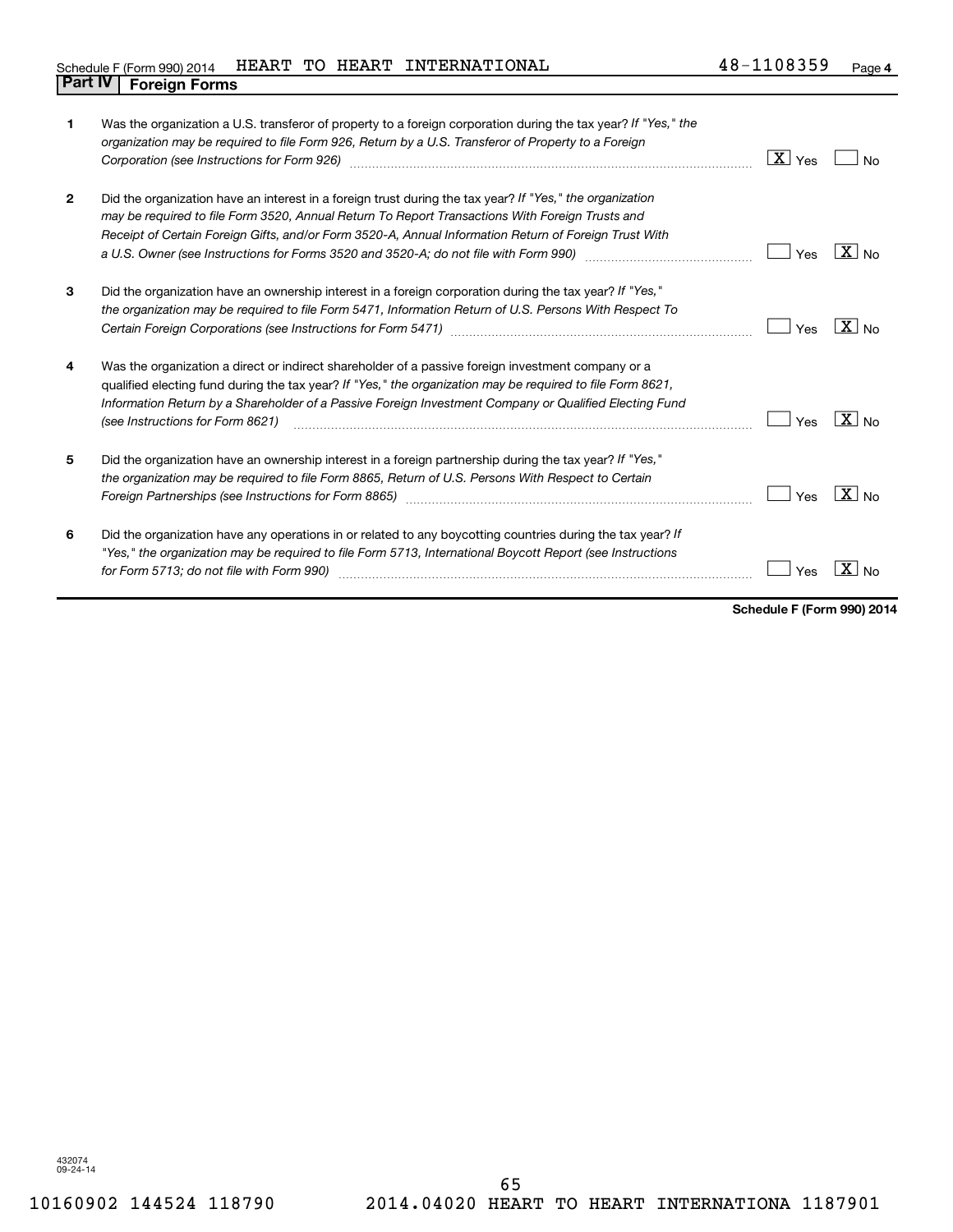Schedule F (Form 990) 2014 HEART TO HEART INTERNATIONAL 48-1108359 Page **4**

## Part IV Foreign Forms

| | | | |
|---|---|---|---|
| **1** | Was the organization a U.S. transferor of property to a foreign corporation during the tax year? *If "Yes," the organization may be required to file Form 926, Return by a U.S. Transferor of Property to a Foreign Corporation (see Instructions for Form 926)* | [X] Yes | [ ] No |
| **2** | Did the organization have an interest in a foreign trust during the tax year? *If "Yes," the organization may be required to file Form 3520, Annual Return To Report Transactions With Foreign Trusts and Receipt of Certain Foreign Gifts, and/or Form 3520-A, Annual Information Return of Foreign Trust With a U.S. Owner (see Instructions for Forms 3520 and 3520-A; do not file with Form 990)* | [ ] Yes | [X] No |
| **3** | Did the organization have an ownership interest in a foreign corporation during the tax year? *If "Yes," the organization may be required to file Form 5471, Information Return of U.S. Persons With Respect To Certain Foreign Corporations (see Instructions for Form 5471)* | [ ] Yes | [X] No |
| **4** | Was the organization a direct or indirect shareholder of a passive foreign investment company or a qualified electing fund during the tax year? *If "Yes," the organization may be required to file Form 8621, Information Return by a Shareholder of a Passive Foreign Investment Company or Qualified Electing Fund (see Instructions for Form 8621)* | [ ] Yes | [X] No |
| **5** | Did the organization have an ownership interest in a foreign partnership during the tax year? *If "Yes," the organization may be required to file Form 8865, Return of U.S. Persons With Respect to Certain Foreign Partnerships (see Instructions for Form 8865)* | [ ] Yes | [X] No |
| **6** | Did the organization have any operations in or related to any boycotting countries during the tax year? *If "Yes," the organization may be required to file Form 5713, International Boycott Report (see Instructions for Form 5713; do not file with Form 990)* | [ ] Yes | [X] No |

**Schedule F (Form 990) 2014**

432074
09-24-14

10160902 144524 118790 2014.04020 HEART TO HEART INTERNATIONA 1187901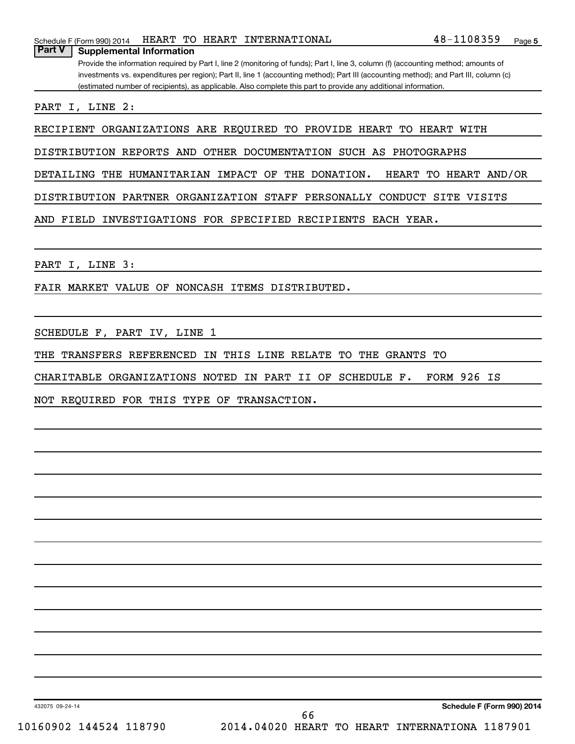Schedule F (Form 990) 2014 HEART TO HEART INTERNATIONAL 48-1108359 Page 5

## Part V Supplemental Information

Provide the information required by Part I, line 2 (monitoring of funds); Part I, line 3, column (f) (accounting method; amounts of investments vs. expenditures per region); Part II, line 1 (accounting method); Part III (accounting method); and Part III, column (c) (estimated number of recipients), as applicable. Also complete this part to provide any additional information.

PART I, LINE 2:

RECIPIENT ORGANIZATIONS ARE REQUIRED TO PROVIDE HEART TO HEART WITH DISTRIBUTION REPORTS AND OTHER DOCUMENTATION SUCH AS PHOTOGRAPHS DETAILING THE HUMANITARIAN IMPACT OF THE DONATION. HEART TO HEART AND/OR DISTRIBUTION PARTNER ORGANIZATION STAFF PERSONALLY CONDUCT SITE VISITS AND FIELD INVESTIGATIONS FOR SPECIFIED RECIPIENTS EACH YEAR.

PART I, LINE 3:

FAIR MARKET VALUE OF NONCASH ITEMS DISTRIBUTED.

SCHEDULE F, PART IV, LINE 1

THE TRANSFERS REFERENCED IN THIS LINE RELATE TO THE GRANTS TO CHARITABLE ORGANIZATIONS NOTED IN PART II OF SCHEDULE F. FORM 926 IS NOT REQUIRED FOR THIS TYPE OF TRANSACTION.

432075 09-24-14 **Schedule F (Form 990) 2014**

10160902 144524 118790 2014.04020 HEART TO HEART INTERNATIONA 1187901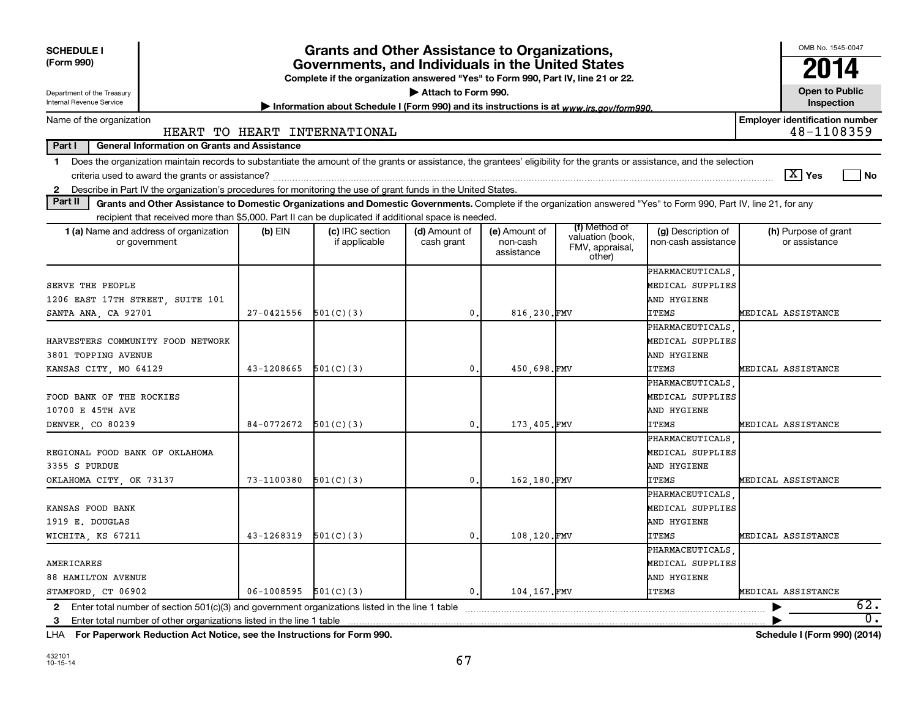**SCHEDULE I (Form 990)**

Department of the Treasury
Internal Revenue Service

# Grants and Other Assistance to Organizations, Governments, and Individuals in the United States

**Complete if the organization answered "Yes" to Form 990, Part IV, line 21 or 22.**

▶ **Attach to Form 990.**

▶ **Information about Schedule I (Form 990) and its instructions is at www.irs.gov/form990.**

OMB No. 1545-0047

**2014**

**Open to Public Inspection**

Name of the organization: HEART TO HEART INTERNATIONAL

**Employer identification number:** 48-1108359

**Part I — General Information on Grants and Assistance**

1 Does the organization maintain records to substantiate the amount of the grants or assistance, the grantees' eligibility for the grants or assistance, and the selection criteria used to award the grants or assistance? [X] Yes [ ] No

2 Describe in Part IV the organization's procedures for monitoring the use of grant funds in the United States.

**Part II — Grants and Other Assistance to Domestic Organizations and Domestic Governments.** Complete if the organization answered "Yes" to Form 990, Part IV, line 21, for any recipient that received more than $5,000. Part II can be duplicated if additional space is needed.

| 1 (a) Name and address of organization or government | (b) EIN | (c) IRC section if applicable | (d) Amount of cash grant | (e) Amount of non-cash assistance | (f) Method of valuation (book, FMV, appraisal, other) | (g) Description of non-cash assistance | (h) Purpose of grant or assistance |
|---|---|---|---|---|---|---|---|
| SERVE THE PEOPLE<br>1206 EAST 17TH STREET, SUITE 101<br>SANTA ANA, CA 92701 | 27-0421556 | 501(C)(3) | 0. | 816,230. | FMV | PHARMACEUTICALS, MEDICAL SUPPLIES AND HYGIENE ITEMS | MEDICAL ASSISTANCE |
| HARVESTERS COMMUNITY FOOD NETWORK<br>3801 TOPPING AVENUE<br>KANSAS CITY, MO 64129 | 43-1208665 | 501(C)(3) | 0. | 450,698. | FMV | PHARMACEUTICALS, MEDICAL SUPPLIES AND HYGIENE ITEMS | MEDICAL ASSISTANCE |
| FOOD BANK OF THE ROCKIES<br>10700 E 45TH AVE<br>DENVER, CO 80239 | 84-0772672 | 501(C)(3) | 0. | 173,405. | FMV | PHARMACEUTICALS, MEDICAL SUPPLIES AND HYGIENE ITEMS | MEDICAL ASSISTANCE |
| REGIONAL FOOD BANK OF OKLAHOMA<br>3355 S PURDUE<br>OKLAHOMA CITY, OK 73137 | 73-1100380 | 501(C)(3) | 0. | 162,180. | FMV | PHARMACEUTICALS, MEDICAL SUPPLIES AND HYGIENE ITEMS | MEDICAL ASSISTANCE |
| KANSAS FOOD BANK<br>1919 E. DOUGLAS<br>WICHITA, KS 67211 | 43-1268319 | 501(C)(3) | 0. | 108,120. | FMV | PHARMACEUTICALS, MEDICAL SUPPLIES AND HYGIENE ITEMS | MEDICAL ASSISTANCE |
| AMERICARES<br>88 HAMILTON AVENUE<br>STAMFORD, CT 06902 | 06-1008595 | 501(C)(3) | 0. | 104,167. | FMV | PHARMACEUTICALS, MEDICAL SUPPLIES AND HYGIENE ITEMS | MEDICAL ASSISTANCE |

2 Enter total number of section 501(c)(3) and government organizations listed in the line 1 table ▶ 62.

3 Enter total number of other organizations listed in the line 1 table ▶ 0.

LHA **For Paperwork Reduction Act Notice, see the Instructions for Form 990.** **Schedule I (Form 990) (2014)**

432101
10-15-14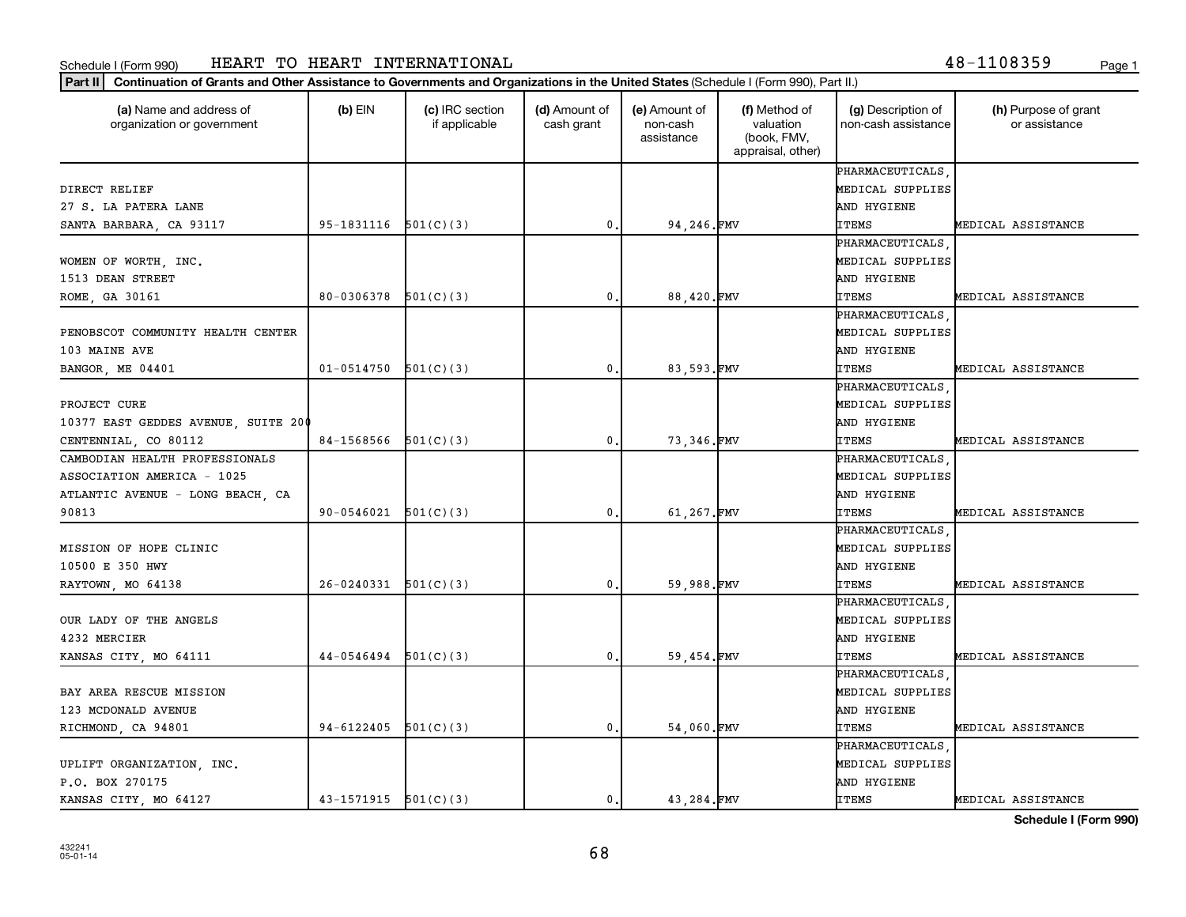Schedule I (Form 990) HEART TO HEART INTERNATIONAL 48-1108359

**Part II** **Continuation of Grants and Other Assistance to Governments and Organizations in the United States** (Schedule I (Form 990), Part II.)

| (a) Name and address of organization or government | (b) EIN | (c) IRC section if applicable | (d) Amount of cash grant | (e) Amount of non-cash assistance | (f) Method of valuation (book, FMV, appraisal, other) | (g) Description of non-cash assistance | (h) Purpose of grant or assistance |
|---|---|---|---|---|---|---|---|
| DIRECT RELIEF<br>27 S. LA PATERA LANE<br>SANTA BARBARA, CA 93117 | 95-1831116 | 501(C)(3) | 0. | 94,246. | FMV | PHARMACEUTICALS, MEDICAL SUPPLIES AND HYGIENE ITEMS | MEDICAL ASSISTANCE |
| WOMEN OF WORTH, INC.<br>1513 DEAN STREET<br>ROME, GA 30161 | 80-0306378 | 501(C)(3) | 0. | 88,420. | FMV | PHARMACEUTICALS, MEDICAL SUPPLIES AND HYGIENE ITEMS | MEDICAL ASSISTANCE |
| PENOBSCOT COMMUNITY HEALTH CENTER<br>103 MAINE AVE<br>BANGOR, ME 04401 | 01-0514750 | 501(C)(3) | 0. | 83,593. | FMV | PHARMACEUTICALS, MEDICAL SUPPLIES AND HYGIENE ITEMS | MEDICAL ASSISTANCE |
| PROJECT CURE<br>10377 EAST GEDDES AVENUE, SUITE 200<br>CENTENNIAL, CO 80112 | 84-1568566 | 501(C)(3) | 0. | 73,346. | FMV | PHARMACEUTICALS, MEDICAL SUPPLIES AND HYGIENE ITEMS | MEDICAL ASSISTANCE |
| CAMBODIAN HEALTH PROFESSIONALS ASSOCIATION AMERICA - 1025 ATLANTIC AVENUE - LONG BEACH, CA 90813 | 90-0546021 | 501(C)(3) | 0. | 61,267. | FMV | PHARMACEUTICALS, MEDICAL SUPPLIES AND HYGIENE ITEMS | MEDICAL ASSISTANCE |
| MISSION OF HOPE CLINIC<br>10500 E 350 HWY<br>RAYTOWN, MO 64138 | 26-0240331 | 501(C)(3) | 0. | 59,988. | FMV | PHARMACEUTICALS, MEDICAL SUPPLIES AND HYGIENE ITEMS | MEDICAL ASSISTANCE |
| OUR LADY OF THE ANGELS<br>4232 MERCIER<br>KANSAS CITY, MO 64111 | 44-0546494 | 501(C)(3) | 0. | 59,454. | FMV | PHARMACEUTICALS, MEDICAL SUPPLIES AND HYGIENE ITEMS | MEDICAL ASSISTANCE |
| BAY AREA RESCUE MISSION<br>123 MCDONALD AVENUE<br>RICHMOND, CA 94801 | 94-6122405 | 501(C)(3) | 0. | 54,060. | FMV | PHARMACEUTICALS, MEDICAL SUPPLIES AND HYGIENE ITEMS | MEDICAL ASSISTANCE |
| UPLIFT ORGANIZATION, INC.<br>P.O. BOX 270175<br>KANSAS CITY, MO 64127 | 43-1571915 | 501(C)(3) | 0. | 43,284. | FMV | PHARMACEUTICALS, MEDICAL SUPPLIES AND HYGIENE ITEMS | MEDICAL ASSISTANCE |

**Schedule I (Form 990)**

432241
05-01-14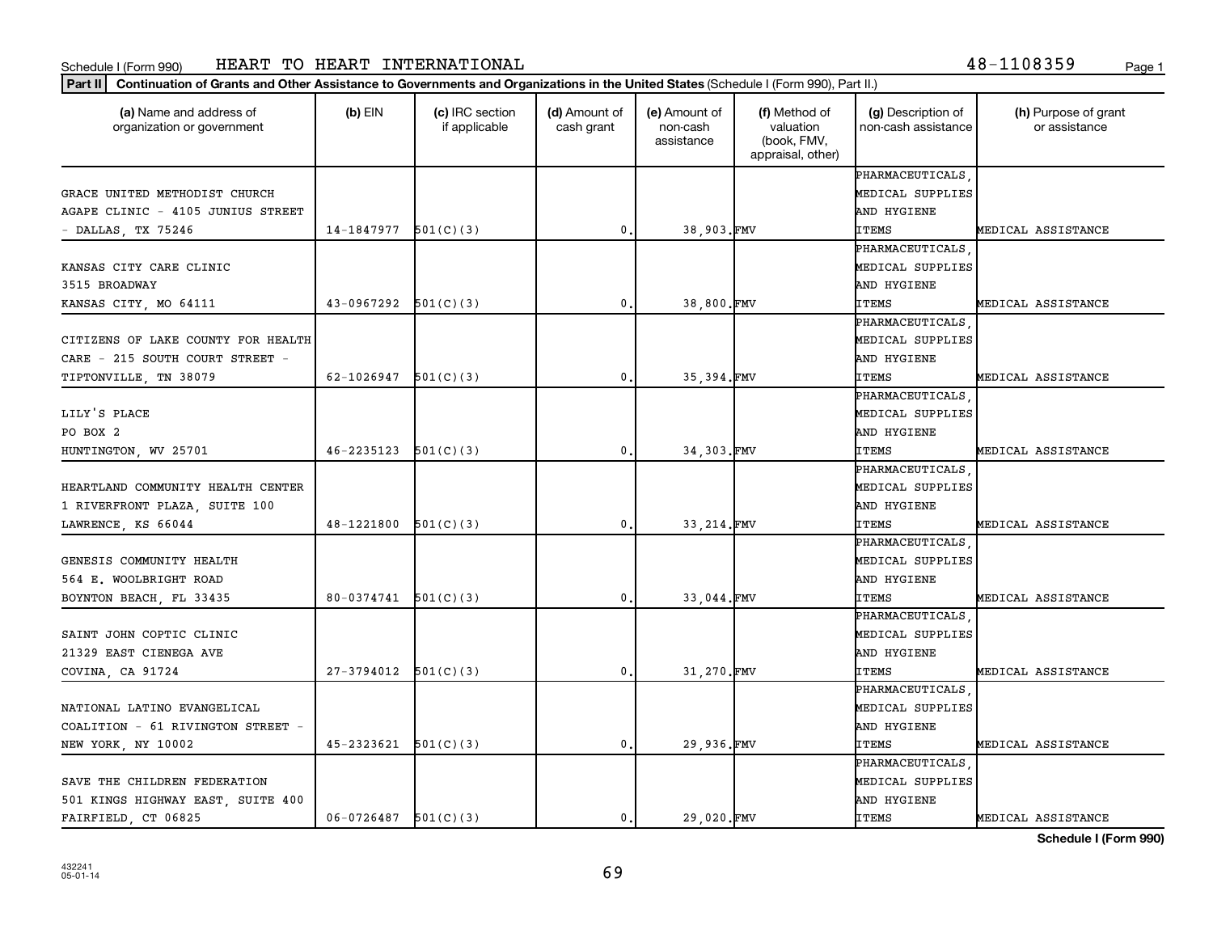Schedule I (Form 990) HEART TO HEART INTERNATIONAL 48-1108359

**Part II** **Continuation of Grants and Other Assistance to Governments and Organizations in the United States** (Schedule I (Form 990), Part II.)

| (a) Name and address of organization or government | (b) EIN | (c) IRC section if applicable | (d) Amount of cash grant | (e) Amount of non-cash assistance | (f) Method of valuation (book, FMV, appraisal, other) | (g) Description of non-cash assistance | (h) Purpose of grant or assistance |
|---|---|---|---|---|---|---|---|
| GRACE UNITED METHODIST CHURCH AGAPE CLINIC - 4105 JUNIUS STREET - DALLAS, TX 75246 | 14-1847977 | 501(C)(3) | 0. | 38,903. | FMV | PHARMACEUTICALS, MEDICAL SUPPLIES AND HYGIENE ITEMS | MEDICAL ASSISTANCE |
| KANSAS CITY CARE CLINIC 3515 BROADWAY KANSAS CITY, MO 64111 | 43-0967292 | 501(C)(3) | 0. | 38,800. | FMV | PHARMACEUTICALS, MEDICAL SUPPLIES AND HYGIENE ITEMS | MEDICAL ASSISTANCE |
| CITIZENS OF LAKE COUNTY FOR HEALTH CARE - 215 SOUTH COURT STREET - TIPTONVILLE, TN 38079 | 62-1026947 | 501(C)(3) | 0. | 35,394. | FMV | PHARMACEUTICALS, MEDICAL SUPPLIES AND HYGIENE ITEMS | MEDICAL ASSISTANCE |
| LILY'S PLACE PO BOX 2 HUNTINGTON, WV 25701 | 46-2235123 | 501(C)(3) | 0. | 34,303. | FMV | PHARMACEUTICALS, MEDICAL SUPPLIES AND HYGIENE ITEMS | MEDICAL ASSISTANCE |
| HEARTLAND COMMUNITY HEALTH CENTER 1 RIVERFRONT PLAZA, SUITE 100 LAWRENCE, KS 66044 | 48-1221800 | 501(C)(3) | 0. | 33,214. | FMV | PHARMACEUTICALS, MEDICAL SUPPLIES AND HYGIENE ITEMS | MEDICAL ASSISTANCE |
| GENESIS COMMUNITY HEALTH 564 E. WOOLBRIGHT ROAD BOYNTON BEACH, FL 33435 | 80-0374741 | 501(C)(3) | 0. | 33,044. | FMV | PHARMACEUTICALS, MEDICAL SUPPLIES AND HYGIENE ITEMS | MEDICAL ASSISTANCE |
| SAINT JOHN COPTIC CLINIC 21329 EAST CIENEGA AVE COVINA, CA 91724 | 27-3794012 | 501(C)(3) | 0. | 31,270. | FMV | PHARMACEUTICALS, MEDICAL SUPPLIES AND HYGIENE ITEMS | MEDICAL ASSISTANCE |
| NATIONAL LATINO EVANGELICAL COALITION - 61 RIVINGTON STREET - NEW YORK, NY 10002 | 45-2323621 | 501(C)(3) | 0. | 29,936. | FMV | PHARMACEUTICALS, MEDICAL SUPPLIES AND HYGIENE ITEMS | MEDICAL ASSISTANCE |
| SAVE THE CHILDREN FEDERATION 501 KINGS HIGHWAY EAST, SUITE 400 FAIRFIELD, CT 06825 | 06-0726487 | 501(C)(3) | 0. | 29,020. | FMV | PHARMACEUTICALS, MEDICAL SUPPLIES AND HYGIENE ITEMS | MEDICAL ASSISTANCE |

**Schedule I (Form 990)**

432241 05-01-14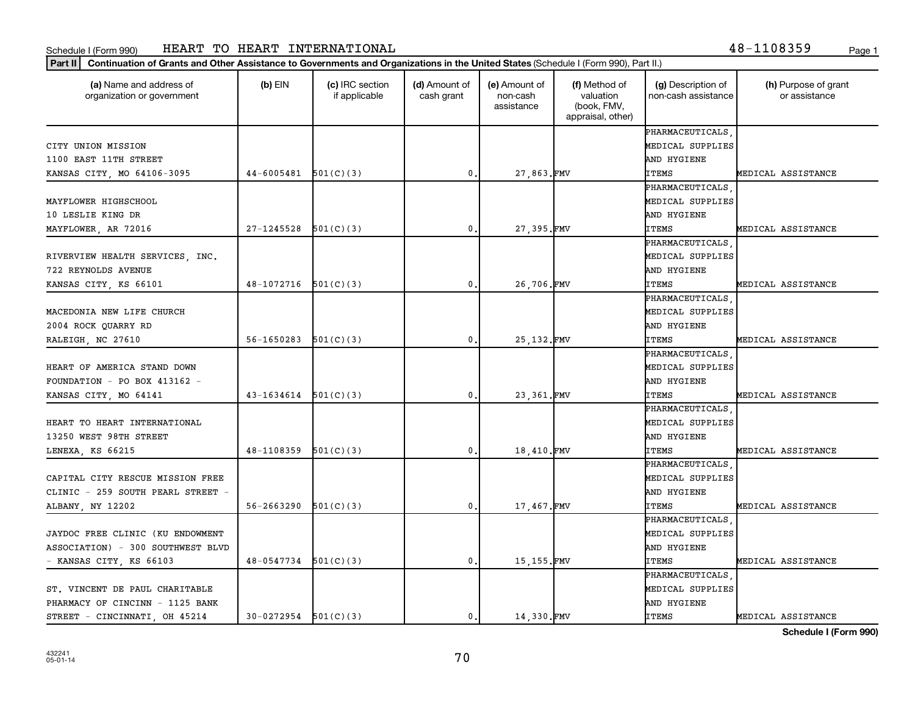Schedule I (Form 990) HEART TO HEART INTERNATIONAL 48-1108359

**Part II** **Continuation of Grants and Other Assistance to Governments and Organizations in the United States** (Schedule I (Form 990), Part II.)

| (a) Name and address of organization or government | (b) EIN | (c) IRC section if applicable | (d) Amount of cash grant | (e) Amount of non-cash assistance | (f) Method of valuation (book, FMV, appraisal, other) | (g) Description of non-cash assistance | (h) Purpose of grant or assistance |
|---|---|---|---|---|---|---|---|
| CITY UNION MISSION 1100 EAST 11TH STREET KANSAS CITY, MO 64106-3095 | 44-6005481 | 501(C)(3) | 0. | 27,863. | FMV | PHARMACEUTICALS, MEDICAL SUPPLIES AND HYGIENE ITEMS | MEDICAL ASSISTANCE |
| MAYFLOWER HIGHSCHOOL 10 LESLIE KING DR MAYFLOWER, AR 72016 | 27-1245528 | 501(C)(3) | 0. | 27,395. | FMV | PHARMACEUTICALS, MEDICAL SUPPLIES AND HYGIENE ITEMS | MEDICAL ASSISTANCE |
| RIVERVIEW HEALTH SERVICES, INC. 722 REYNOLDS AVENUE KANSAS CITY, KS 66101 | 48-1072716 | 501(C)(3) | 0. | 26,706. | FMV | PHARMACEUTICALS, MEDICAL SUPPLIES AND HYGIENE ITEMS | MEDICAL ASSISTANCE |
| MACEDONIA NEW LIFE CHURCH 2004 ROCK QUARRY RD RALEIGH, NC 27610 | 56-1650283 | 501(C)(3) | 0. | 25,132. | FMV | PHARMACEUTICALS, MEDICAL SUPPLIES AND HYGIENE ITEMS | MEDICAL ASSISTANCE |
| HEART OF AMERICA STAND DOWN FOUNDATION - PO BOX 413162 - KANSAS CITY, MO 64141 | 43-1634614 | 501(C)(3) | 0. | 23,361. | FMV | PHARMACEUTICALS, MEDICAL SUPPLIES AND HYGIENE ITEMS | MEDICAL ASSISTANCE |
| HEART TO HEART INTERNATIONAL 13250 WEST 98TH STREET LENEXA, KS 66215 | 48-1108359 | 501(C)(3) | 0. | 18,410. | FMV | PHARMACEUTICALS, MEDICAL SUPPLIES AND HYGIENE ITEMS | MEDICAL ASSISTANCE |
| CAPITAL CITY RESCUE MISSION FREE CLINIC - 259 SOUTH PEARL STREET - ALBANY, NY 12202 | 56-2663290 | 501(C)(3) | 0. | 17,467. | FMV | PHARMACEUTICALS, MEDICAL SUPPLIES AND HYGIENE ITEMS | MEDICAL ASSISTANCE |
| JAYDOC FREE CLINIC (KU ENDOWMENT ASSOCIATION) - 300 SOUTHWEST BLVD - KANSAS CITY, KS 66103 | 48-0547734 | 501(C)(3) | 0. | 15,155. | FMV | PHARMACEUTICALS, MEDICAL SUPPLIES AND HYGIENE ITEMS | MEDICAL ASSISTANCE |
| ST. VINCENT DE PAUL CHARITABLE PHARMACY OF CINCINN - 1125 BANK STREET - CINCINNATI, OH 45214 | 30-0272954 | 501(C)(3) | 0. | 14,330. | FMV | PHARMACEUTICALS, MEDICAL SUPPLIES AND HYGIENE ITEMS | MEDICAL ASSISTANCE |

**Schedule I (Form 990)**

432241
05-01-14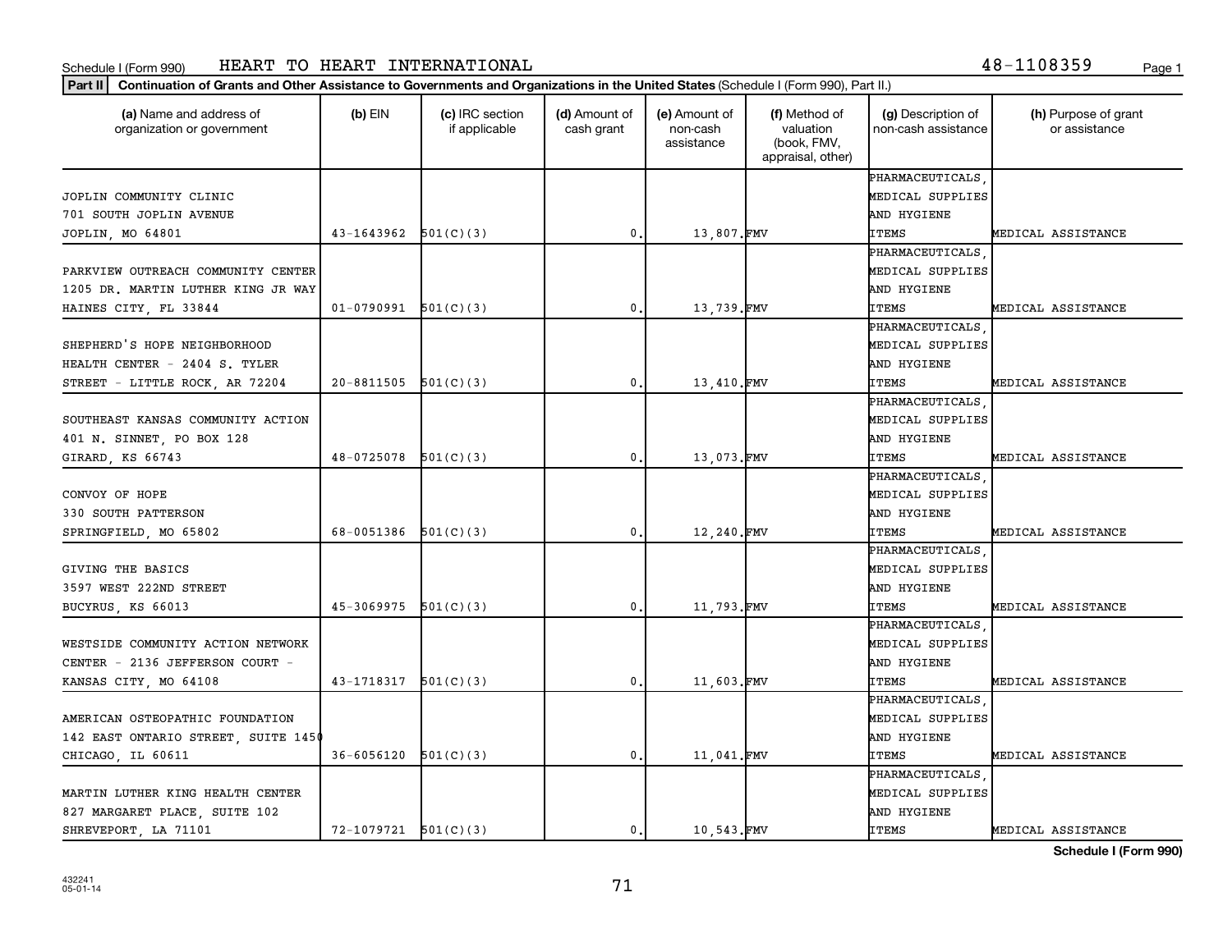Schedule I (Form 990) HEART TO HEART INTERNATIONAL 48-1108359

**Part II** **Continuation of Grants and Other Assistance to Governments and Organizations in the United States** (Schedule I (Form 990), Part II.)

| (a) Name and address of organization or government | (b) EIN | (c) IRC section if applicable | (d) Amount of cash grant | (e) Amount of non-cash assistance | (f) Method of valuation (book, FMV, appraisal, other) | (g) Description of non-cash assistance | (h) Purpose of grant or assistance |
|---|---|---|---|---|---|---|---|
| JOPLIN COMMUNITY CLINIC 701 SOUTH JOPLIN AVENUE JOPLIN, MO 64801 | 43-1643962 | 501(C)(3) | 0. | 13,807. | FMV | PHARMACEUTICALS, MEDICAL SUPPLIES AND HYGIENE ITEMS | MEDICAL ASSISTANCE |
| PARKVIEW OUTREACH COMMUNITY CENTER 1205 DR. MARTIN LUTHER KING JR WAY HAINES CITY, FL 33844 | 01-0790991 | 501(C)(3) | 0. | 13,739. | FMV | PHARMACEUTICALS, MEDICAL SUPPLIES AND HYGIENE ITEMS | MEDICAL ASSISTANCE |
| SHEPHERD'S HOPE NEIGHBORHOOD HEALTH CENTER - 2404 S. TYLER STREET - LITTLE ROCK, AR 72204 | 20-8811505 | 501(C)(3) | 0. | 13,410. | FMV | PHARMACEUTICALS, MEDICAL SUPPLIES AND HYGIENE ITEMS | MEDICAL ASSISTANCE |
| SOUTHEAST KANSAS COMMUNITY ACTION 401 N. SINNET, PO BOX 128 GIRARD, KS 66743 | 48-0725078 | 501(C)(3) | 0. | 13,073. | FMV | PHARMACEUTICALS, MEDICAL SUPPLIES AND HYGIENE ITEMS | MEDICAL ASSISTANCE |
| CONVOY OF HOPE 330 SOUTH PATTERSON SPRINGFIELD, MO 65802 | 68-0051386 | 501(C)(3) | 0. | 12,240. | FMV | PHARMACEUTICALS, MEDICAL SUPPLIES AND HYGIENE ITEMS | MEDICAL ASSISTANCE |
| GIVING THE BASICS 3597 WEST 222ND STREET BUCYRUS, KS 66013 | 45-3069975 | 501(C)(3) | 0. | 11,793. | FMV | PHARMACEUTICALS, MEDICAL SUPPLIES AND HYGIENE ITEMS | MEDICAL ASSISTANCE |
| WESTSIDE COMMUNITY ACTION NETWORK CENTER - 2136 JEFFERSON COURT - KANSAS CITY, MO 64108 | 43-1718317 | 501(C)(3) | 0. | 11,603. | FMV | PHARMACEUTICALS, MEDICAL SUPPLIES AND HYGIENE ITEMS | MEDICAL ASSISTANCE |
| AMERICAN OSTEOPATHIC FOUNDATION 142 EAST ONTARIO STREET, SUITE 1450 CHICAGO, IL 60611 | 36-6056120 | 501(C)(3) | 0. | 11,041. | FMV | PHARMACEUTICALS, MEDICAL SUPPLIES AND HYGIENE ITEMS | MEDICAL ASSISTANCE |
| MARTIN LUTHER KING HEALTH CENTER 827 MARGARET PLACE, SUITE 102 SHREVEPORT, LA 71101 | 72-1079721 | 501(C)(3) | 0. | 10,543. | FMV | PHARMACEUTICALS, MEDICAL SUPPLIES AND HYGIENE ITEMS | MEDICAL ASSISTANCE |

**Schedule I (Form 990)**

432241
05-01-14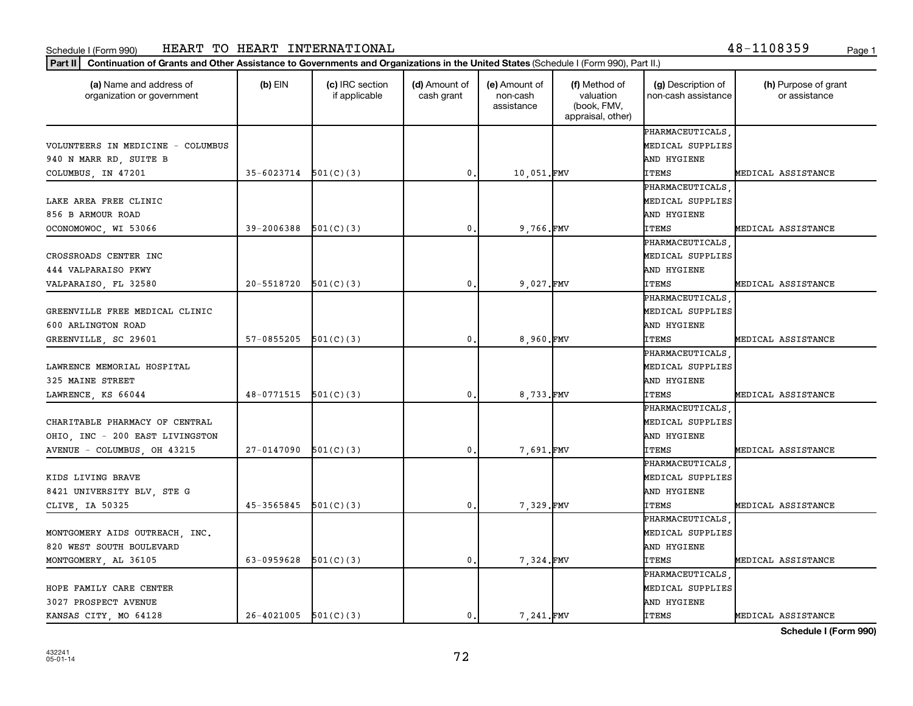Schedule I (Form 990) HEART TO HEART INTERNATIONAL 48-1108359

**Part II** **Continuation of Grants and Other Assistance to Governments and Organizations in the United States** (Schedule I (Form 990), Part II.)

| (a) Name and address of organization or government | (b) EIN | (c) IRC section if applicable | (d) Amount of cash grant | (e) Amount of non-cash assistance | (f) Method of valuation (book, FMV, appraisal, other) | (g) Description of non-cash assistance | (h) Purpose of grant or assistance |
|---|---|---|---|---|---|---|---|
| VOLUNTEERS IN MEDICINE - COLUMBUS 940 N MARR RD, SUITE B COLUMBUS, IN 47201 | 35-6023714 | 501(C)(3) | 0. | 10,051. | FMV | PHARMACEUTICALS, MEDICAL SUPPLIES AND HYGIENE ITEMS | MEDICAL ASSISTANCE |
| LAKE AREA FREE CLINIC 856 B ARMOUR ROAD OCONOMOWOC, WI 53066 | 39-2006388 | 501(C)(3) | 0. | 9,766. | FMV | PHARMACEUTICALS, MEDICAL SUPPLIES AND HYGIENE ITEMS | MEDICAL ASSISTANCE |
| CROSSROADS CENTER INC 444 VALPARAISO PKWY VALPARAISO, FL 32580 | 20-5518720 | 501(C)(3) | 0. | 9,027. | FMV | PHARMACEUTICALS, MEDICAL SUPPLIES AND HYGIENE ITEMS | MEDICAL ASSISTANCE |
| GREENVILLE FREE MEDICAL CLINIC 600 ARLINGTON ROAD GREENVILLE, SC 29601 | 57-0855205 | 501(C)(3) | 0. | 8,960. | FMV | PHARMACEUTICALS, MEDICAL SUPPLIES AND HYGIENE ITEMS | MEDICAL ASSISTANCE |
| LAWRENCE MEMORIAL HOSPITAL 325 MAINE STREET LAWRENCE, KS 66044 | 48-0771515 | 501(C)(3) | 0. | 8,733. | FMV | PHARMACEUTICALS, MEDICAL SUPPLIES AND HYGIENE ITEMS | MEDICAL ASSISTANCE |
| CHARITABLE PHARMACY OF CENTRAL OHIO, INC - 200 EAST LIVINGSTON AVENUE - COLUMBUS, OH 43215 | 27-0147090 | 501(C)(3) | 0. | 7,691. | FMV | PHARMACEUTICALS, MEDICAL SUPPLIES AND HYGIENE ITEMS | MEDICAL ASSISTANCE |
| KIDS LIVING BRAVE 8421 UNIVERSITY BLV, STE G CLIVE, IA 50325 | 45-3565845 | 501(C)(3) | 0. | 7,329. | FMV | PHARMACEUTICALS, MEDICAL SUPPLIES AND HYGIENE ITEMS | MEDICAL ASSISTANCE |
| MONTGOMERY AIDS OUTREACH, INC. 820 WEST SOUTH BOULEVARD MONTGOMERY, AL 36105 | 63-0959628 | 501(C)(3) | 0. | 7,324. | FMV | PHARMACEUTICALS, MEDICAL SUPPLIES AND HYGIENE ITEMS | MEDICAL ASSISTANCE |
| HOPE FAMILY CARE CENTER 3027 PROSPECT AVENUE KANSAS CITY, MO 64128 | 26-4021005 | 501(C)(3) | 0. | 7,241. | FMV | PHARMACEUTICALS, MEDICAL SUPPLIES AND HYGIENE ITEMS | MEDICAL ASSISTANCE |

**Schedule I (Form 990)**

432241
05-01-14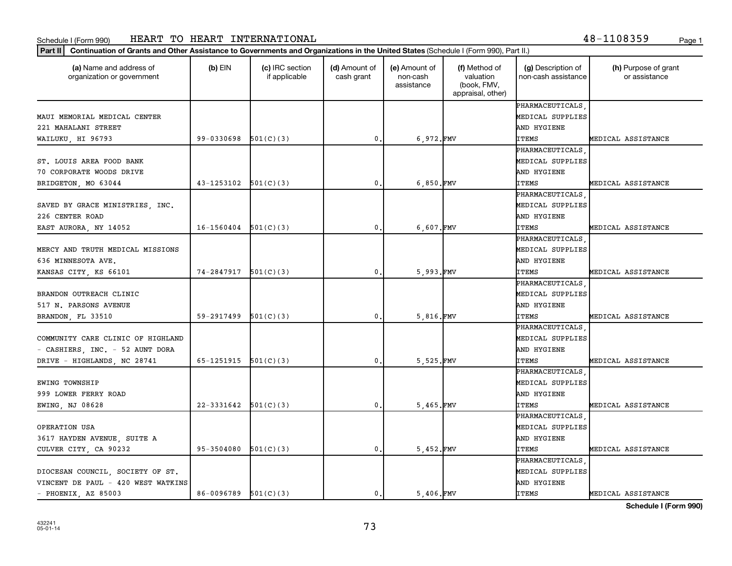Schedule I (Form 990) HEART TO HEART INTERNATIONAL 48-1108359

**Part II** **Continuation of Grants and Other Assistance to Governments and Organizations in the United States** (Schedule I (Form 990), Part II.)

| (a) Name and address of organization or government | (b) EIN | (c) IRC section if applicable | (d) Amount of cash grant | (e) Amount of non-cash assistance | (f) Method of valuation (book, FMV, appraisal, other) | (g) Description of non-cash assistance | (h) Purpose of grant or assistance |
|---|---|---|---|---|---|---|---|
| MAUI MEMORIAL MEDICAL CENTER 221 MAHALANI STREET WAILUKU, HI 96793 | 99-0330698 | 501(C)(3) | 0. | 6,972. | FMV | PHARMACEUTICALS, MEDICAL SUPPLIES AND HYGIENE ITEMS | MEDICAL ASSISTANCE |
| ST. LOUIS AREA FOOD BANK 70 CORPORATE WOODS DRIVE BRIDGETON, MO 63044 | 43-1253102 | 501(C)(3) | 0. | 6,850. | FMV | PHARMACEUTICALS, MEDICAL SUPPLIES AND HYGIENE ITEMS | MEDICAL ASSISTANCE |
| SAVED BY GRACE MINISTRIES, INC. 226 CENTER ROAD EAST AURORA, NY 14052 | 16-1560404 | 501(C)(3) | 0. | 6,607. | FMV | PHARMACEUTICALS, MEDICAL SUPPLIES AND HYGIENE ITEMS | MEDICAL ASSISTANCE |
| MERCY AND TRUTH MEDICAL MISSIONS 636 MINNESOTA AVE. KANSAS CITY, KS 66101 | 74-2847917 | 501(C)(3) | 0. | 5,993. | FMV | PHARMACEUTICALS, MEDICAL SUPPLIES AND HYGIENE ITEMS | MEDICAL ASSISTANCE |
| BRANDON OUTREACH CLINIC 517 N. PARSONS AVENUE BRANDON, FL 33510 | 59-2917499 | 501(C)(3) | 0. | 5,816. | FMV | PHARMACEUTICALS, MEDICAL SUPPLIES AND HYGIENE ITEMS | MEDICAL ASSISTANCE |
| COMMUNITY CARE CLINIC OF HIGHLAND - CASHIERS, INC. - 52 AUNT DORA DRIVE - HIGHLANDS, NC 28741 | 65-1251915 | 501(C)(3) | 0. | 5,525. | FMV | PHARMACEUTICALS, MEDICAL SUPPLIES AND HYGIENE ITEMS | MEDICAL ASSISTANCE |
| EWING TOWNSHIP 999 LOWER FERRY ROAD EWING, NJ 08628 | 22-3331642 | 501(C)(3) | 0. | 5,465. | FMV | PHARMACEUTICALS, MEDICAL SUPPLIES AND HYGIENE ITEMS | MEDICAL ASSISTANCE |
| OPERATION USA 3617 HAYDEN AVENUE, SUITE A CULVER CITY, CA 90232 | 95-3504080 | 501(C)(3) | 0. | 5,452. | FMV | PHARMACEUTICALS, MEDICAL SUPPLIES AND HYGIENE ITEMS | MEDICAL ASSISTANCE |
| DIOCESAN COUNCIL, SOCIETY OF ST. VINCENT DE PAUL - 420 WEST WATKINS - PHOENIX, AZ 85003 | 86-0096789 | 501(C)(3) | 0. | 5,406. | FMV | PHARMACEUTICALS, MEDICAL SUPPLIES AND HYGIENE ITEMS | MEDICAL ASSISTANCE |

**Schedule I (Form 990)**

432241
05-01-14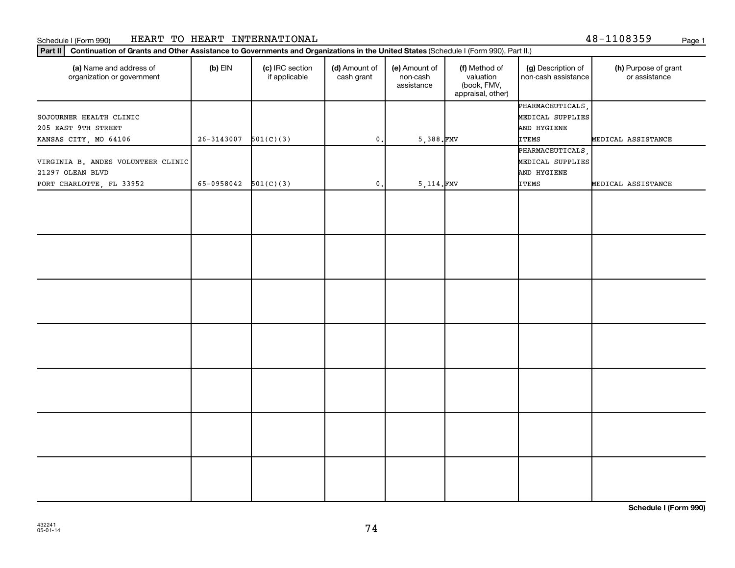Schedule I (Form 990) HEART TO HEART INTERNATIONAL 48-1108359

**Part II** **Continuation of Grants and Other Assistance to Governments and Organizations in the United States** (Schedule I (Form 990), Part II.)

| (a) Name and address of organization or government | (b) EIN | (c) IRC section if applicable | (d) Amount of cash grant | (e) Amount of non-cash assistance | (f) Method of valuation (book, FMV, appraisal, other) | (g) Description of non-cash assistance | (h) Purpose of grant or assistance |
|---|---|---|---|---|---|---|---|
| SOJOURNER HEALTH CLINIC<br>205 EAST 9TH STREET<br>KANSAS CITY, MO 64106 | 26-3143007 | 501(C)(3) | 0. | 5,388. | FMV | PHARMACEUTICALS, MEDICAL SUPPLIES AND HYGIENE ITEMS | MEDICAL ASSISTANCE |
| VIRGINIA B. ANDES VOLUNTEER CLINIC<br>21297 OLEAN BLVD<br>PORT CHARLOTTE, FL 33952 | 65-0958042 | 501(C)(3) | 0. | 5,114. | FMV | PHARMACEUTICALS, MEDICAL SUPPLIES AND HYGIENE ITEMS | MEDICAL ASSISTANCE |
| | | | | | | | |
| | | | | | | | |
| | | | | | | | |
| | | | | | | | |
| | | | | | | | |
| | | | | | | | |
| | | | | | | | |

**Schedule I (Form 990)**

432241
05-01-14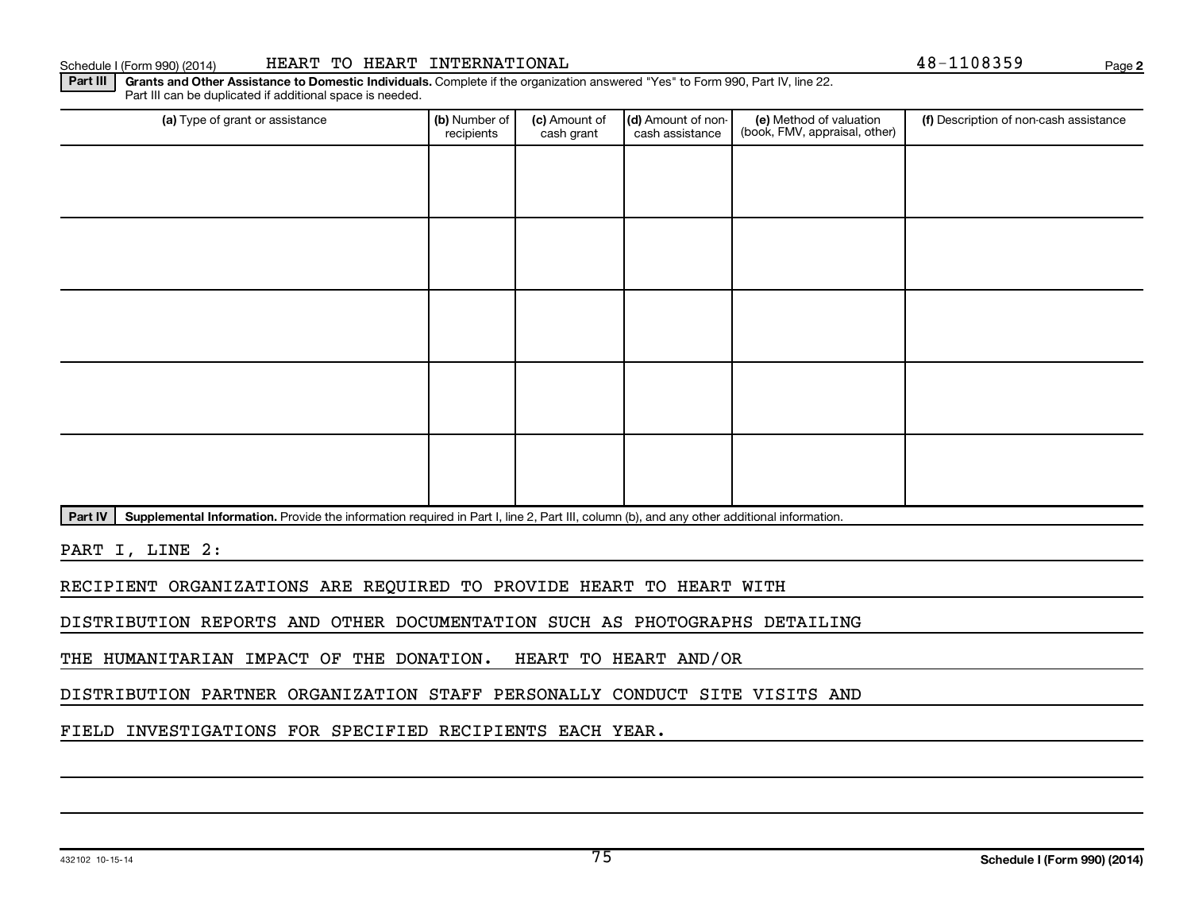Schedule I (Form 990) (2014) HEART TO HEART INTERNATIONAL 48-1108359 Page 2

**Part III** **Grants and Other Assistance to Domestic Individuals.** Complete if the organization answered "Yes" to Form 990, Part IV, line 22. Part III can be duplicated if additional space is needed.

| (a) Type of grant or assistance | (b) Number of recipients | (c) Amount of cash grant | (d) Amount of non-cash assistance | (e) Method of valuation (book, FMV, appraisal, other) | (f) Description of non-cash assistance |
|---|---|---|---|---|---|
| | | | | | |
| | | | | | |
| | | | | | |
| | | | | | |
| | | | | | |

**Part IV** **Supplemental Information.** Provide the information required in Part I, line 2, Part III, column (b), and any other additional information.

PART I, LINE 2:

RECIPIENT ORGANIZATIONS ARE REQUIRED TO PROVIDE HEART TO HEART WITH DISTRIBUTION REPORTS AND OTHER DOCUMENTATION SUCH AS PHOTOGRAPHS DETAILING THE HUMANITARIAN IMPACT OF THE DONATION. HEART TO HEART AND/OR DISTRIBUTION PARTNER ORGANIZATION STAFF PERSONALLY CONDUCT SITE VISITS AND FIELD INVESTIGATIONS FOR SPECIFIED RECIPIENTS EACH YEAR.

432102 10-15-14 **Schedule I (Form 990) (2014)**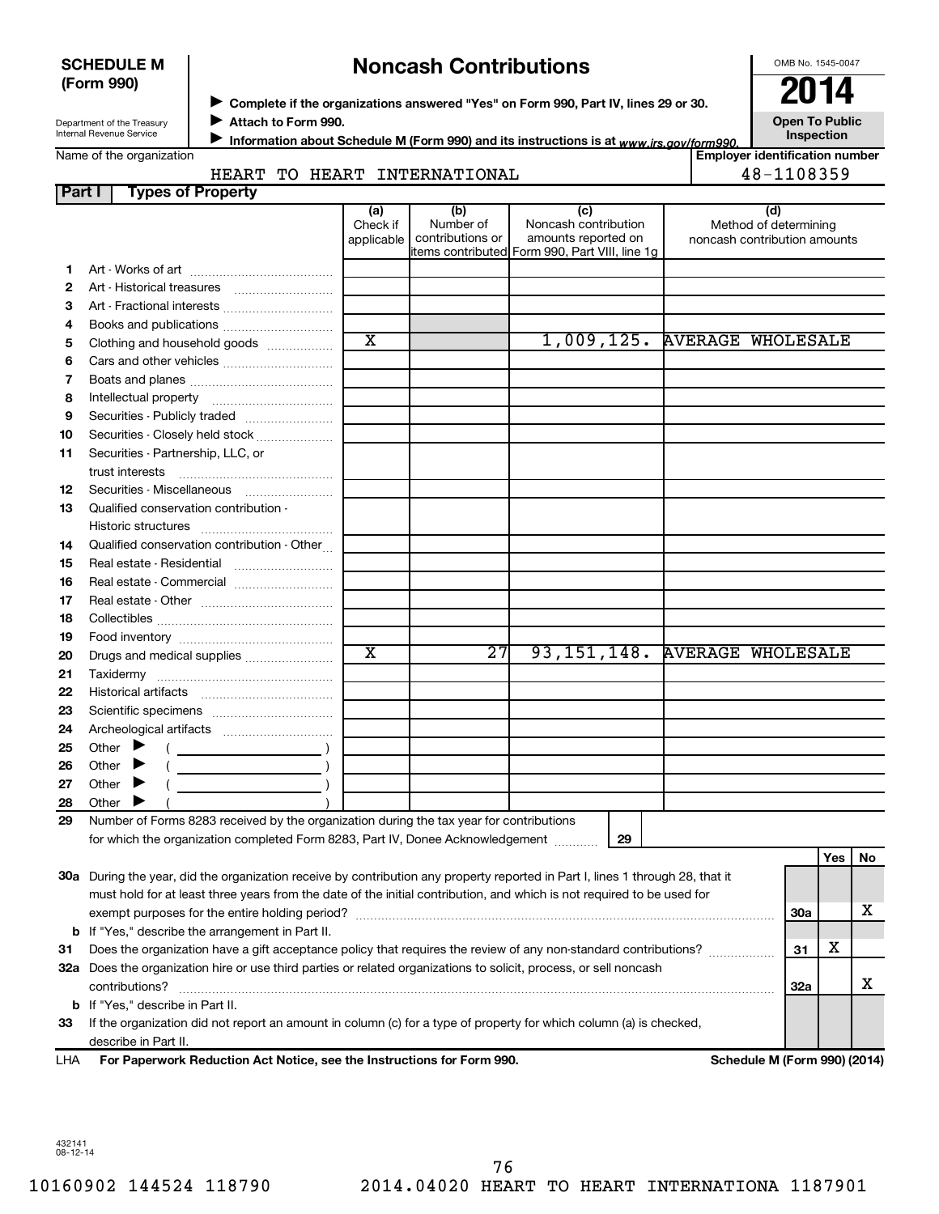**SCHEDULE M (Form 990)**

Department of the Treasury
Internal Revenue Service

# Noncash Contributions

▶ Complete if the organizations answered "Yes" on Form 990, Part IV, lines 29 or 30.
▶ Attach to Form 990.
▶ Information about Schedule M (Form 990) and its instructions is at www.irs.gov/form990.

OMB No. 1545-0047
**2014**
**Open To Public Inspection**

Name of the organization: HEART TO HEART INTERNATIONAL

Employer identification number: 48-1108359

**Part I — Types of Property**

| | | (a) Check if applicable | (b) Number of contributions or items contributed | (c) Noncash contribution amounts reported on Form 990, Part VIII, line 1g | (d) Method of determining noncash contribution amounts |
|---|---|---|---|---|---|
| 1 | Art - Works of art | | | | |
| 2 | Art - Historical treasures | | | | |
| 3 | Art - Fractional interests | | | | |
| 4 | Books and publications | | | | |
| 5 | Clothing and household goods | X | | 1,009,125. | AVERAGE WHOLESALE |
| 6 | Cars and other vehicles | | | | |
| 7 | Boats and planes | | | | |
| 8 | Intellectual property | | | | |
| 9 | Securities - Publicly traded | | | | |
| 10 | Securities - Closely held stock | | | | |
| 11 | Securities - Partnership, LLC, or trust interests | | | | |
| 12 | Securities - Miscellaneous | | | | |
| 13 | Qualified conservation contribution - Historic structures | | | | |
| 14 | Qualified conservation contribution - Other | | | | |
| 15 | Real estate - Residential | | | | |
| 16 | Real estate - Commercial | | | | |
| 17 | Real estate - Other | | | | |
| 18 | Collectibles | | | | |
| 19 | Food inventory | | | | |
| 20 | Drugs and medical supplies | X | 27 | 93,151,148. | AVERAGE WHOLESALE |
| 21 | Taxidermy | | | | |
| 22 | Historical artifacts | | | | |
| 23 | Scientific specimens | | | | |
| 24 | Archeological artifacts | | | | |
| 25 | Other ▶ ( ) | | | | |
| 26 | Other ▶ ( ) | | | | |
| 27 | Other ▶ ( ) | | | | |
| 28 | Other ▶ ( ) | | | | |

29 Number of Forms 8283 received by the organization during the tax year for contributions for which the organization completed Form 8283, Part IV, Donee Acknowledgement ..... 29

| | | | Yes | No |
|---|---|---|---|---|
| 30a | During the year, did the organization receive by contribution any property reported in Part I, lines 1 through 28, that it must hold for at least three years from the date of the initial contribution, and which is not required to be used for exempt purposes for the entire holding period? | 30a | | X |
| b | If "Yes," describe the arrangement in Part II. | | | |
| 31 | Does the organization have a gift acceptance policy that requires the review of any non-standard contributions? | 31 | X | |
| 32a | Does the organization hire or use third parties or related organizations to solicit, process, or sell noncash contributions? | 32a | | X |
| b | If "Yes," describe in Part II. | | | |
| 33 | If the organization did not report an amount in column (c) for a type of property for which column (a) is checked, describe in Part II. | | | |

LHA **For Paperwork Reduction Act Notice, see the Instructions for Form 990.** **Schedule M (Form 990) (2014)**

432141
08-12-14

10160902 144524 118790 2014.04020 HEART TO HEART INTERNATIONA 1187901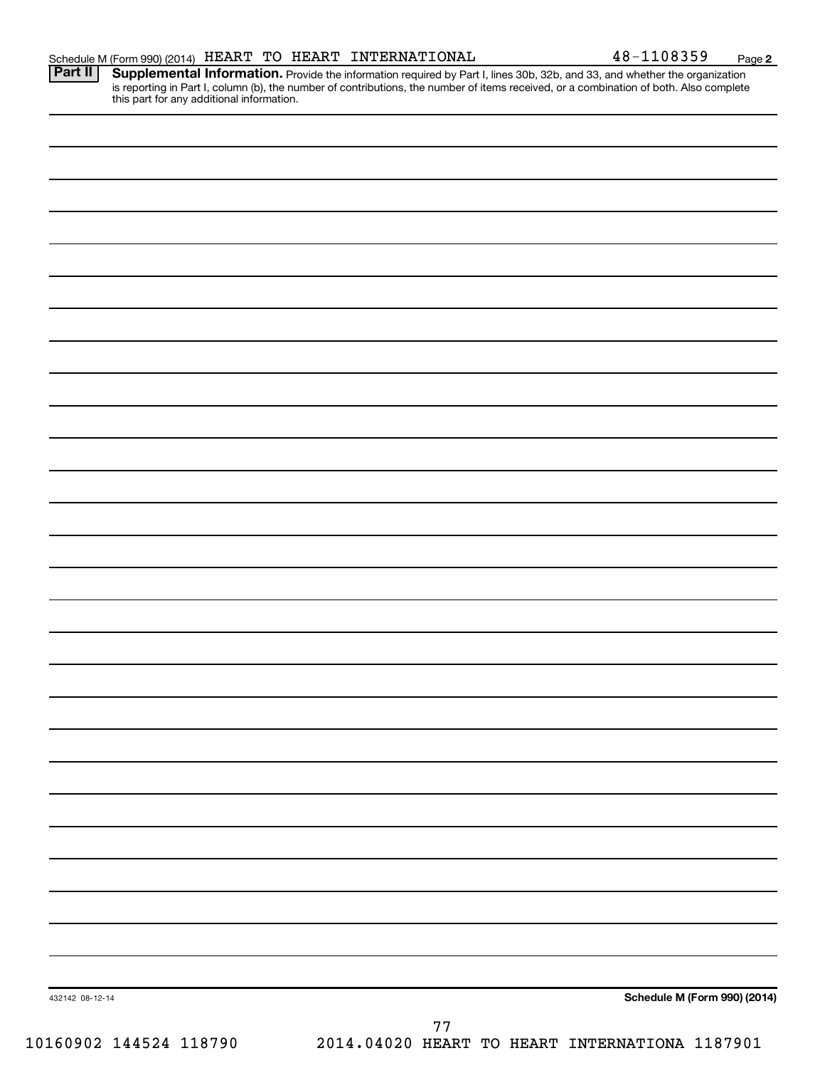Schedule M (Form 990) (2014) HEART TO HEART INTERNATIONAL 48-1108359 Page 2

**Part II** **Supplemental Information.** Provide the information required by Part I, lines 30b, 32b, and 33, and whether the organization is reporting in Part I, column (b), the number of contributions, the number of items received, or a combination of both. Also complete this part for any additional information.

432142 08-12-14 **Schedule M (Form 990) (2014)**

10160902 144524 118790 2014.04020 HEART TO HEART INTERNATIONA 1187901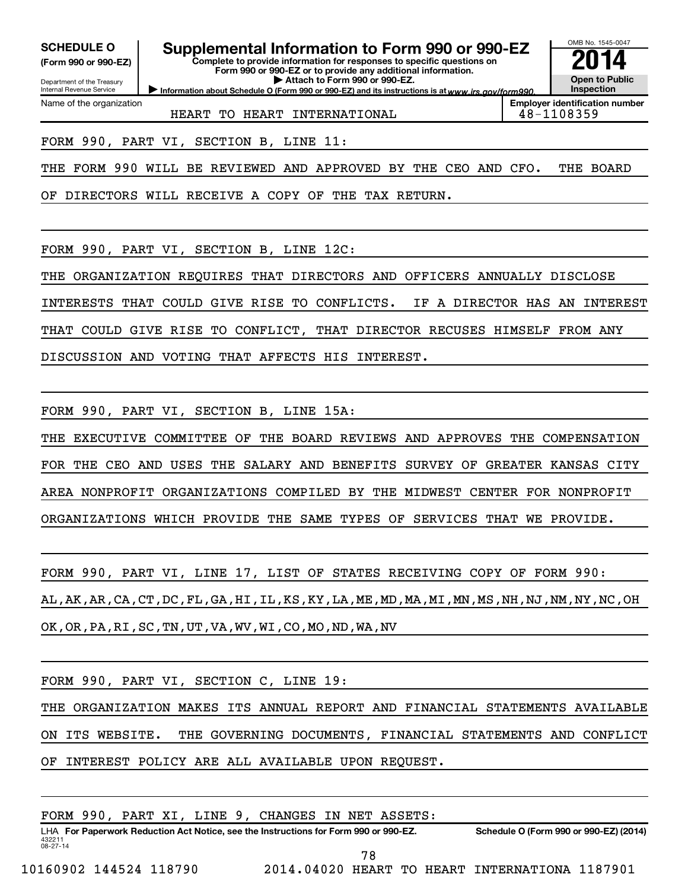**SCHEDULE O (Form 990 or 990-EZ)**

Department of the Treasury
Internal Revenue Service

# Supplemental Information to Form 990 or 990-EZ

**Complete to provide information for responses to specific questions on Form 990 or 990-EZ or to provide any additional information.**

▶ Attach to Form 990 or 990-EZ.

▶ Information about Schedule O (Form 990 or 990-EZ) and its instructions is at www.irs.gov/form990.

OMB No. 1545-0047

**2014**

**Open to Public Inspection**

| Name of the organization | Employer identification number |
|---|---|
| HEART TO HEART INTERNATIONAL | 48-1108359 |

FORM 990, PART VI, SECTION B, LINE 11:

THE FORM 990 WILL BE REVIEWED AND APPROVED BY THE CEO AND CFO. THE BOARD OF DIRECTORS WILL RECEIVE A COPY OF THE TAX RETURN.

FORM 990, PART VI, SECTION B, LINE 12C:

THE ORGANIZATION REQUIRES THAT DIRECTORS AND OFFICERS ANNUALLY DISCLOSE INTERESTS THAT COULD GIVE RISE TO CONFLICTS. IF A DIRECTOR HAS AN INTEREST THAT COULD GIVE RISE TO CONFLICT, THAT DIRECTOR RECUSES HIMSELF FROM ANY DISCUSSION AND VOTING THAT AFFECTS HIS INTEREST.

FORM 990, PART VI, SECTION B, LINE 15A:

THE EXECUTIVE COMMITTEE OF THE BOARD REVIEWS AND APPROVES THE COMPENSATION FOR THE CEO AND USES THE SALARY AND BENEFITS SURVEY OF GREATER KANSAS CITY AREA NONPROFIT ORGANIZATIONS COMPILED BY THE MIDWEST CENTER FOR NONPROFIT ORGANIZATIONS WHICH PROVIDE THE SAME TYPES OF SERVICES THAT WE PROVIDE.

FORM 990, PART VI, LINE 17, LIST OF STATES RECEIVING COPY OF FORM 990:

AL,AK,AR,CA,CT,DC,FL,GA,HI,IL,KS,KY,LA,ME,MD,MA,MI,MN,MS,NH,NJ,NM,NY,NC,OH OK,OR,PA,RI,SC,TN,UT,VA,WV,WI,CO,MO,ND,WA,NV

FORM 990, PART VI, SECTION C, LINE 19:

THE ORGANIZATION MAKES ITS ANNUAL REPORT AND FINANCIAL STATEMENTS AVAILABLE ON ITS WEBSITE. THE GOVERNING DOCUMENTS, FINANCIAL STATEMENTS AND CONFLICT OF INTEREST POLICY ARE ALL AVAILABLE UPON REQUEST.

FORM 990, PART XI, LINE 9, CHANGES IN NET ASSETS:

LHA **For Paperwork Reduction Act Notice, see the Instructions for Form 990 or 990-EZ.** **Schedule O (Form 990 or 990-EZ) (2014)**

432211
08-27-14

10160902 144524 118790 2014.04020 HEART TO HEART INTERNATIONA 1187901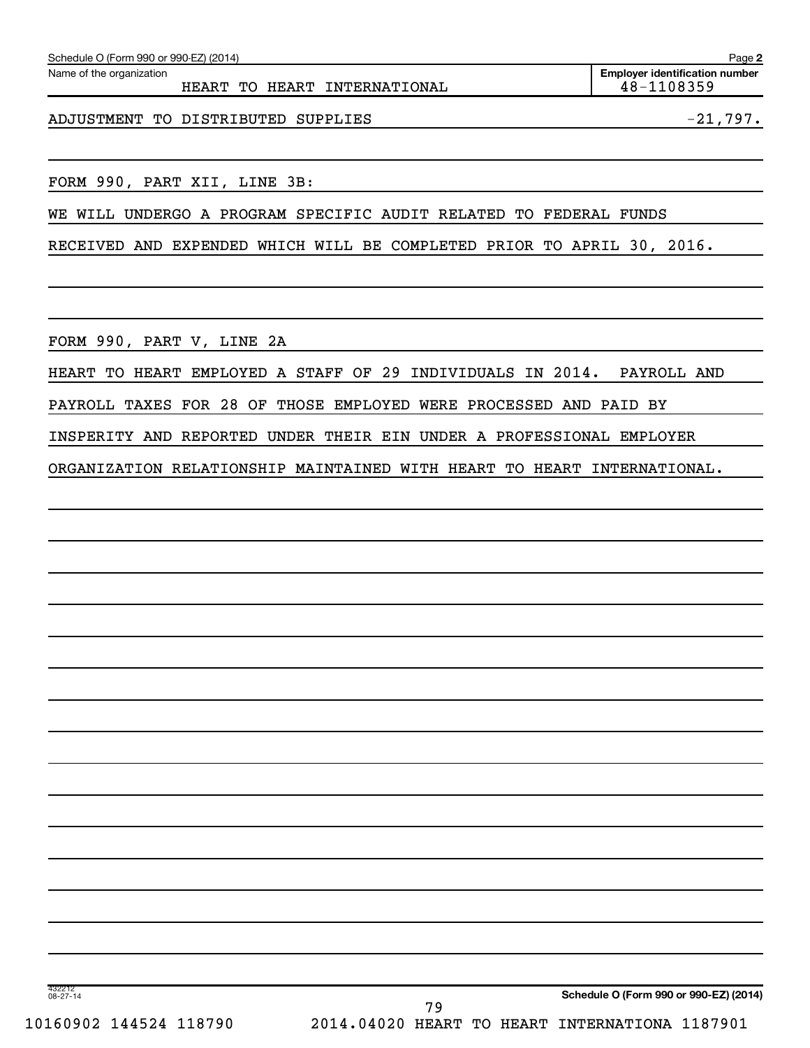Schedule O (Form 990 or 990-EZ) (2014)

Name of the organization: HEART TO HEART INTERNATIONAL

Employer identification number: 48-1108359

ADJUSTMENT TO DISTRIBUTED SUPPLIES -21,797.

FORM 990, PART XII, LINE 3B:

WE WILL UNDERGO A PROGRAM SPECIFIC AUDIT RELATED TO FEDERAL FUNDS RECEIVED AND EXPENDED WHICH WILL BE COMPLETED PRIOR TO APRIL 30, 2016.

FORM 990, PART V, LINE 2A

HEART TO HEART EMPLOYED A STAFF OF 29 INDIVIDUALS IN 2014. PAYROLL AND PAYROLL TAXES FOR 28 OF THOSE EMPLOYED WERE PROCESSED AND PAID BY INSPERITY AND REPORTED UNDER THEIR EIN UNDER A PROFESSIONAL EMPLOYER ORGANIZATION RELATIONSHIP MAINTAINED WITH HEART TO HEART INTERNATIONAL.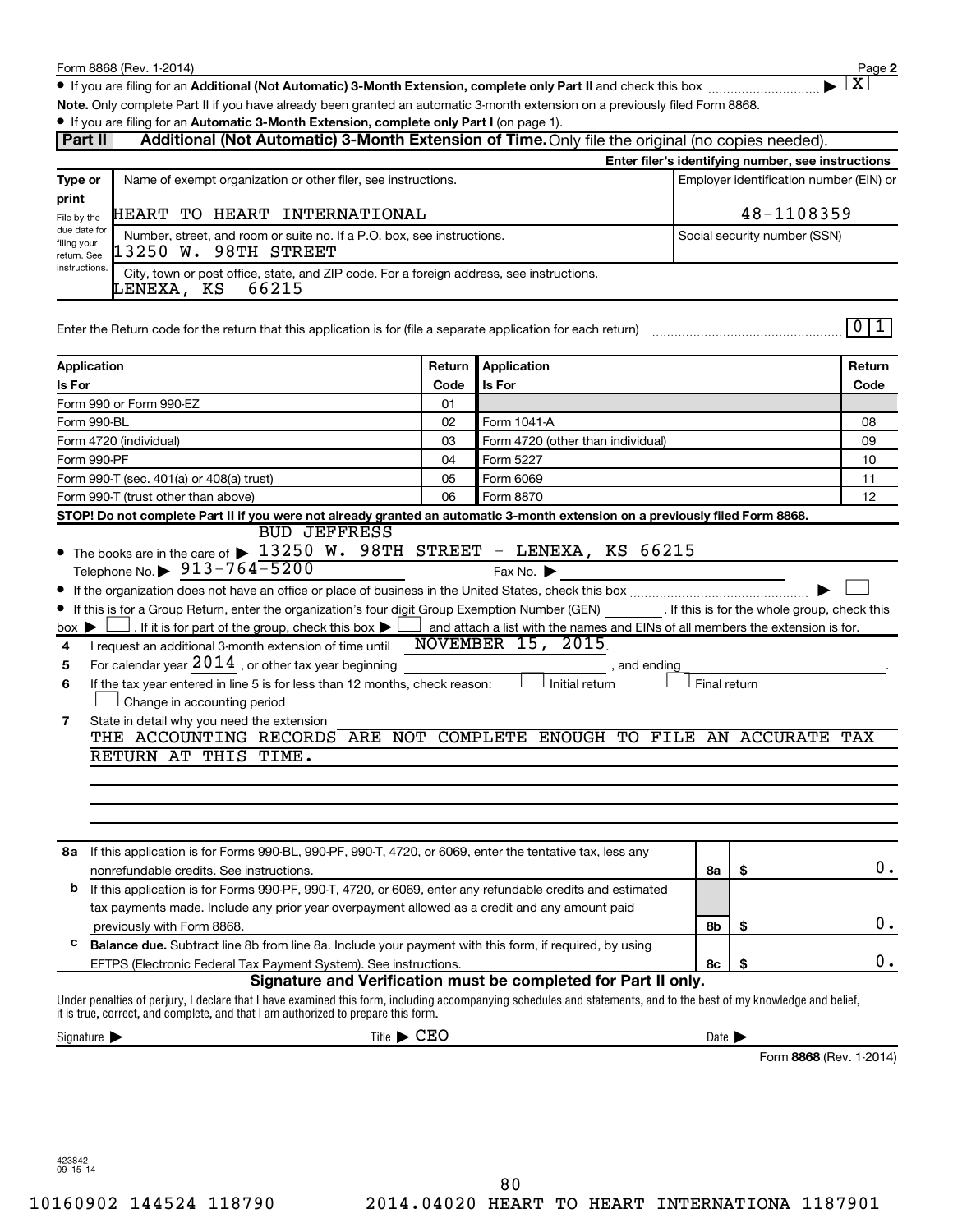Form 8868 (Rev. 1-2014)

- If you are filing for an **Additional (Not Automatic) 3-Month Extension, complete only Part II** and check this box ▶ X

**Note.** Only complete Part II if you have already been granted an automatic 3-month extension on a previously filed Form 8868.

- If you are filing for an **Automatic 3-Month Extension, complete only Part I** (on page 1).

## Part II Additional (Not Automatic) 3-Month Extension of Time. Only file the original (no copies needed).

**Enter filer's identifying number, see instructions**

| Type or print | Name of exempt organization or other filer, see instructions. | Employer identification number (EIN) or |
|---|---|---|
| File by the due date for filing your return. See instructions. | HEART TO HEART INTERNATIONAL | 48-1108359 |
| | Number, street, and room or suite no. If a P.O. box, see instructions. 13250 W. 98TH STREET | Social security number (SSN) |
| | City, town or post office, state, and ZIP code. For a foreign address, see instructions. LENEXA, KS 66215 | |

Enter the Return code for the return that this application is for (file a separate application for each return) 0 1

| Application Is For | Return Code | Application Is For | Return Code |
|---|---|---|---|
| Form 990 or Form 990-EZ | 01 | | |
| Form 990-BL | 02 | Form 1041-A | 08 |
| Form 4720 (individual) | 03 | Form 4720 (other than individual) | 09 |
| Form 990-PF | 04 | Form 5227 | 10 |
| Form 990-T (sec. 401(a) or 408(a) trust) | 05 | Form 6069 | 11 |
| Form 990-T (trust other than above) | 06 | Form 8870 | 12 |

**STOP! Do not complete Part II if you were not already granted an automatic 3-month extension on a previously filed Form 8868.**

- The books are in the care of ▶ BUD JEFFRESS 13250 W. 98TH STREET - LENEXA, KS 66215
  Telephone No. ▶ 913-764-5200 Fax No. ▶
- If the organization does not have an office or place of business in the United States, check this box ▶ ☐
- If this is for a Group Return, enter the organization's four digit Group Exemption Number (GEN) ______. If this is for the whole group, check this box ▶ ☐. If it is for part of the group, check this box ▶ ☐ and attach a list with the names and EINs of all members the extension is for.

4 I request an additional 3-month extension of time until NOVEMBER 15, 2015.

5 For calendar year 2014, or other tax year beginning ______, and ending ______.

6 If the tax year entered in line 5 is for less than 12 months, check reason: ☐ Initial return ☐ Final return ☐ Change in accounting period

7 State in detail why you need the extension
THE ACCOUNTING RECORDS ARE NOT COMPLETE ENOUGH TO FILE AN ACCURATE TAX RETURN AT THIS TIME.

| | | | |
|---|---|---|---|
| **8a** | If this application is for Forms 990-BL, 990-PF, 990-T, 4720, or 6069, enter the tentative tax, less any nonrefundable credits. See instructions. | 8a | $ 0. |
| **b** | If this application is for Forms 990-PF, 990-T, 4720, or 6069, enter any refundable credits and estimated tax payments made. Include any prior year overpayment allowed as a credit and any amount paid previously with Form 8868. | 8b | $ 0. |
| **c** | **Balance due.** Subtract line 8b from line 8a. Include your payment with this form, if required, by using EFTPS (Electronic Federal Tax Payment System). See instructions. | 8c | $ 0. |

**Signature and Verification must be completed for Part II only.**

Under penalties of perjury, I declare that I have examined this form, including accompanying schedules and statements, and to the best of my knowledge and belief, it is true, correct, and complete, and that I am authorized to prepare this form.

Signature ▶ Title ▶ CEO Date ▶

Form **8868** (Rev. 1-2014)

423842 09-15-14

10160902 144524 118790 2014.04020 HEART TO HEART INTERNATIONA 1187901